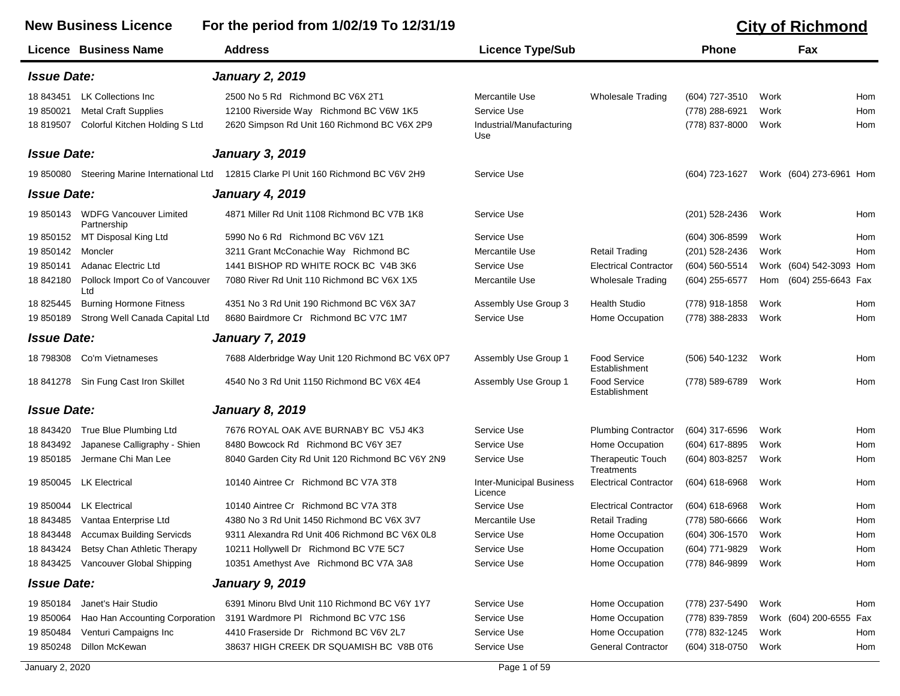# New Business Licence — For the period from 1/02/19 To 12/31/19

## City of Richmond

| Licence | Business Name | Address | Licence Type/Sub | | Phone | | Fax | |
|---|---|---|---|---|---|---|---|---|
| ***Issue Date:*** | | ***January 2, 2019*** | | | | | | |
| 18 843451 | LK Collections Inc | 2500 No 5 Rd Richmond BC V6X 2T1 | Mercantile Use | Wholesale Trading | (604) 727-3510 | Work | | Hom |
| 19 850021 | Metal Craft Supplies | 12100 Riverside Way Richmond BC V6W 1K5 | Service Use | | (778) 288-6921 | Work | | Hom |
| 18 819507 | Colorful Kitchen Holding S Ltd | 2620 Simpson Rd Unit 160 Richmond BC V6X 2P9 | Industrial/Manufacturing Use | | (778) 837-8000 | Work | | Hom |
| ***Issue Date:*** | | ***January 3, 2019*** | | | | | | |
| 19 850080 | Steering Marine International Ltd | 12815 Clarke Pl Unit 160 Richmond BC V6V 2H9 | Service Use | | (604) 723-1627 | Work | (604) 273-6961 | Hom |
| ***Issue Date:*** | | ***January 4, 2019*** | | | | | | |
| 19 850143 | WDFG Vancouver Limited Partnership | 4871 Miller Rd Unit 1108 Richmond BC V7B 1K8 | Service Use | | (201) 528-2436 | Work | | Hom |
| 19 850152 | MT Disposal King Ltd | 5990 No 6 Rd Richmond BC V6V 1Z1 | Service Use | | (604) 306-8599 | Work | | Hom |
| 19 850142 | Moncler | 3211 Grant McConachie Way Richmond BC | Mercantile Use | Retail Trading | (201) 528-2436 | Work | | Hom |
| 19 850141 | Adanac Electric Ltd | 1441 BISHOP RD WHITE ROCK BC V4B 3K6 | Service Use | Electrical Contractor | (604) 560-5514 | Work | (604) 542-3093 | Hom |
| 18 842180 | Pollock Import Co of Vancouver Ltd | 7080 River Rd Unit 110 Richmond BC V6X 1X5 | Mercantile Use | Wholesale Trading | (604) 255-6577 | Hom | (604) 255-6643 | Fax |
| 18 825445 | Burning Hormone Fitness | 4351 No 3 Rd Unit 190 Richmond BC V6X 3A7 | Assembly Use Group 3 | Health Studio | (778) 918-1858 | Work | | Hom |
| 19 850189 | Strong Well Canada Capital Ltd | 8680 Bairdmore Cr Richmond BC V7C 1M7 | Service Use | Home Occupation | (778) 388-2833 | Work | | Hom |
| ***Issue Date:*** | | ***January 7, 2019*** | | | | | | |
| 18 798308 | Co'm Vietnameses | 7688 Alderbridge Way Unit 120 Richmond BC V6X 0P7 | Assembly Use Group 1 | Food Service Establishment | (506) 540-1232 | Work | | Hom |
| 18 841278 | Sin Fung Cast Iron Skillet | 4540 No 3 Rd Unit 1150 Richmond BC V6X 4E4 | Assembly Use Group 1 | Food Service Establishment | (778) 589-6789 | Work | | Hom |
| ***Issue Date:*** | | ***January 8, 2019*** | | | | | | |
| 18 843420 | True Blue Plumbing Ltd | 7676 ROYAL OAK AVE BURNABY BC V5J 4K3 | Service Use | Plumbing Contractor | (604) 317-6596 | Work | | Hom |
| 18 843492 | Japanese Calligraphy - Shien | 8480 Bowcock Rd Richmond BC V6Y 3E7 | Service Use | Home Occupation | (604) 617-8895 | Work | | Hom |
| 19 850185 | Jermane Chi Man Lee | 8040 Garden City Rd Unit 120 Richmond BC V6Y 2N9 | Service Use | Therapeutic Touch Treatments | (604) 803-8257 | Work | | Hom |
| 19 850045 | LK Electrical | 10140 Aintree Cr Richmond BC V7A 3T8 | Inter-Municipal Business Licence | Electrical Contractor | (604) 618-6968 | Work | | Hom |
| 19 850044 | LK Electrical | 10140 Aintree Cr Richmond BC V7A 3T8 | Service Use | Electrical Contractor | (604) 618-6968 | Work | | Hom |
| 18 843485 | Vantaa Enterprise Ltd | 4380 No 3 Rd Unit 1450 Richmond BC V6X 3V7 | Mercantile Use | Retail Trading | (778) 580-6666 | Work | | Hom |
| 18 843448 | Accumax Building Servicds | 9311 Alexandra Rd Unit 406 Richmond BC V6X 0L8 | Service Use | Home Occupation | (604) 306-1570 | Work | | Hom |
| 18 843424 | Betsy Chan Athletic Therapy | 10211 Hollywell Dr Richmond BC V7E 5C7 | Service Use | Home Occupation | (604) 771-9829 | Work | | Hom |
| 18 843425 | Vancouver Global Shipping | 10351 Amethyst Ave Richmond BC V7A 3A8 | Service Use | Home Occupation | (778) 846-9899 | Work | | Hom |
| ***Issue Date:*** | | ***January 9, 2019*** | | | | | | |
| 19 850184 | Janet's Hair Studio | 6391 Minoru Blvd Unit 110 Richmond BC V6Y 1Y7 | Service Use | Home Occupation | (778) 237-5490 | Work | | Hom |
| 19 850064 | Hao Han Accounting Corporation | 3191 Wardmore Pl Richmond BC V7C 1S6 | Service Use | Home Occupation | (778) 839-7859 | Work | (604) 200-6555 | Fax |
| 19 850484 | Venturi Campaigns Inc | 4410 Fraserside Dr Richmond BC V6V 2L7 | Service Use | Home Occupation | (778) 832-1245 | Work | | Hom |
| 19 850248 | Dillon McKewan | 38637 HIGH CREEK DR SQUAMISH BC V8B 0T6 | Service Use | General Contractor | (604) 318-0750 | Work | | Hom |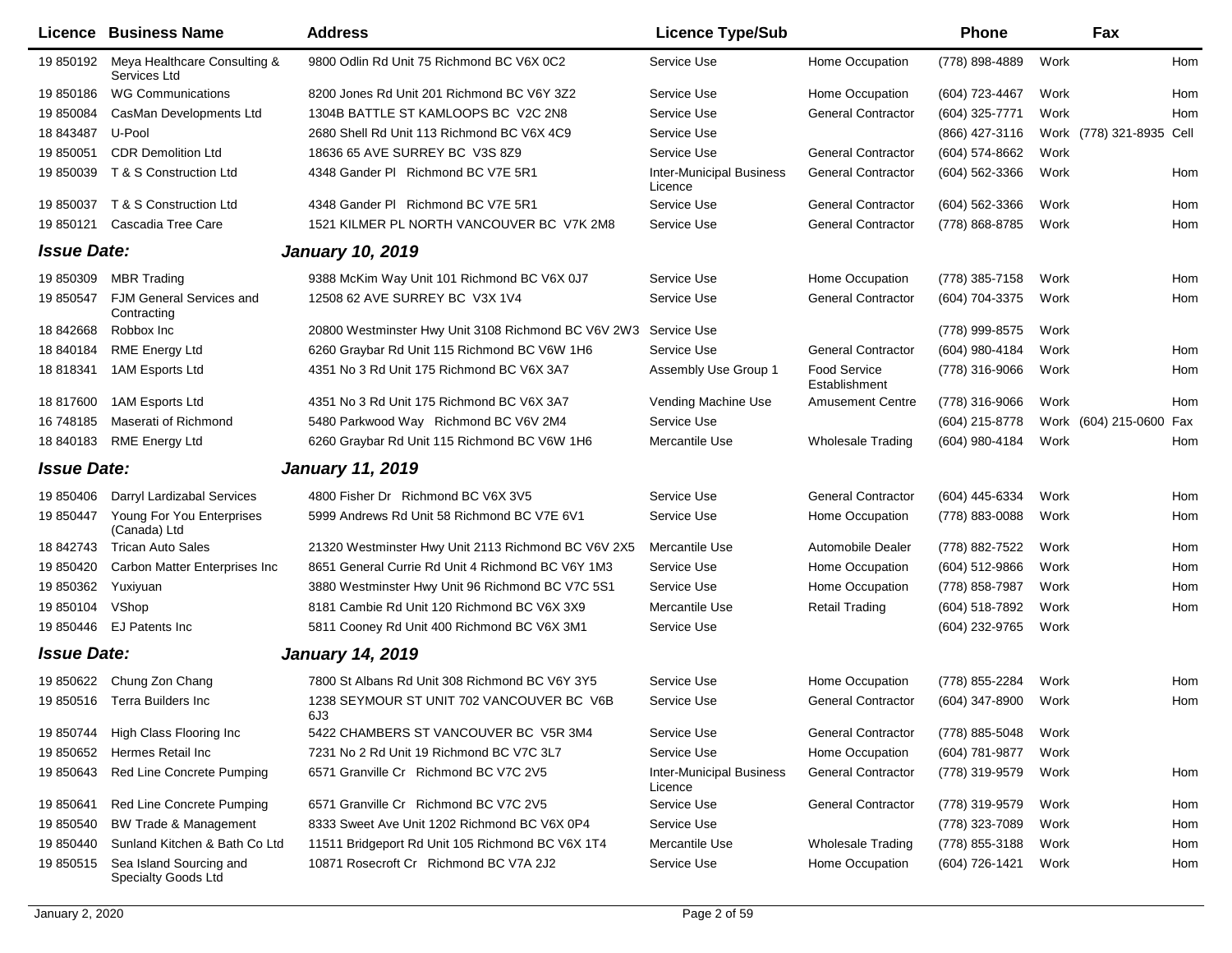| Licence | Business Name | Address | Licence Type/Sub | | Phone | | Fax | |
|---|---|---|---|---|---|---|---|---|
| 19 850192 | Meya Healthcare Consulting & Services Ltd | 9800 Odlin Rd Unit 75 Richmond BC V6X 0C2 | Service Use | Home Occupation | (778) 898-4889 | Work | | Hom |
| 19 850186 | WG Communications | 8200 Jones Rd Unit 201 Richmond BC V6Y 3Z2 | Service Use | Home Occupation | (604) 723-4467 | Work | | Hom |
| 19 850084 | CasMan Developments Ltd | 1304B BATTLE ST KAMLOOPS BC V2C 2N8 | Service Use | General Contractor | (604) 325-7771 | Work | | Hom |
| 18 843487 | U-Pool | 2680 Shell Rd Unit 113 Richmond BC V6X 4C9 | Service Use | | (866) 427-3116 | Work | (778) 321-8935 | Cell |
| 19 850051 | CDR Demolition Ltd | 18636 65 AVE SURREY BC V3S 8Z9 | Service Use | General Contractor | (604) 574-8662 | Work | | |
| 19 850039 | T & S Construction Ltd | 4348 Gander Pl Richmond BC V7E 5R1 | Inter-Municipal Business Licence | General Contractor | (604) 562-3366 | Work | | Hom |
| 19 850037 | T & S Construction Ltd | 4348 Gander Pl Richmond BC V7E 5R1 | Service Use | General Contractor | (604) 562-3366 | Work | | Hom |
| 19 850121 | Cascadia Tree Care | 1521 KILMER PL NORTH VANCOUVER BC V7K 2M8 | Service Use | General Contractor | (778) 868-8785 | Work | | Hom |
| ***Issue Date:*** | | ***January 10, 2019*** | | | | | | |
| 19 850309 | MBR Trading | 9388 McKim Way Unit 101 Richmond BC V6X 0J7 | Service Use | Home Occupation | (778) 385-7158 | Work | | Hom |
| 19 850547 | FJM General Services and Contracting | 12508 62 AVE SURREY BC V3X 1V4 | Service Use | General Contractor | (604) 704-3375 | Work | | Hom |
| 18 842668 | Robbox Inc | 20800 Westminster Hwy Unit 3108 Richmond BC V6V 2W3 | Service Use | | (778) 999-8575 | Work | | |
| 18 840184 | RME Energy Ltd | 6260 Graybar Rd Unit 115 Richmond BC V6W 1H6 | Service Use | General Contractor | (604) 980-4184 | Work | | Hom |
| 18 818341 | 1AM Esports Ltd | 4351 No 3 Rd Unit 175 Richmond BC V6X 3A7 | Assembly Use Group 1 | Food Service Establishment | (778) 316-9066 | Work | | Hom |
| 18 817600 | 1AM Esports Ltd | 4351 No 3 Rd Unit 175 Richmond BC V6X 3A7 | Vending Machine Use | Amusement Centre | (778) 316-9066 | Work | | Hom |
| 16 748185 | Maserati of Richmond | 5480 Parkwood Way Richmond BC V6V 2M4 | Service Use | | (604) 215-8778 | Work | (604) 215-0600 | Fax |
| 18 840183 | RME Energy Ltd | 6260 Graybar Rd Unit 115 Richmond BC V6W 1H6 | Mercantile Use | Wholesale Trading | (604) 980-4184 | Work | | Hom |
| ***Issue Date:*** | | ***January 11, 2019*** | | | | | | |
| 19 850406 | Darryl Lardizabal Services | 4800 Fisher Dr Richmond BC V6X 3V5 | Service Use | General Contractor | (604) 445-6334 | Work | | Hom |
| 19 850447 | Young For You Enterprises (Canada) Ltd | 5999 Andrews Rd Unit 58 Richmond BC V7E 6V1 | Service Use | Home Occupation | (778) 883-0088 | Work | | Hom |
| 18 842743 | Trican Auto Sales | 21320 Westminster Hwy Unit 2113 Richmond BC V6V 2X5 | Mercantile Use | Automobile Dealer | (778) 882-7522 | Work | | Hom |
| 19 850420 | Carbon Matter Enterprises Inc | 8651 General Currie Rd Unit 4 Richmond BC V6Y 1M3 | Service Use | Home Occupation | (604) 512-9866 | Work | | Hom |
| 19 850362 | Yuxiyuan | 3880 Westminster Hwy Unit 96 Richmond BC V7C 5S1 | Service Use | Home Occupation | (778) 858-7987 | Work | | Hom |
| 19 850104 | VShop | 8181 Cambie Rd Unit 120 Richmond BC V6X 3X9 | Mercantile Use | Retail Trading | (604) 518-7892 | Work | | Hom |
| 19 850446 | EJ Patents Inc | 5811 Cooney Rd Unit 400 Richmond BC V6X 3M1 | Service Use | | (604) 232-9765 | Work | | |
| ***Issue Date:*** | | ***January 14, 2019*** | | | | | | |
| 19 850622 | Chung Zon Chang | 7800 St Albans Rd Unit 308 Richmond BC V6Y 3Y5 | Service Use | Home Occupation | (778) 855-2284 | Work | | Hom |
| 19 850516 | Terra Builders Inc | 1238 SEYMOUR ST UNIT 702 VANCOUVER BC V6B 6J3 | Service Use | General Contractor | (604) 347-8900 | Work | | Hom |
| 19 850744 | High Class Flooring Inc | 5422 CHAMBERS ST VANCOUVER BC V5R 3M4 | Service Use | General Contractor | (778) 885-5048 | Work | | |
| 19 850652 | Hermes Retail Inc | 7231 No 2 Rd Unit 19 Richmond BC V7C 3L7 | Service Use | Home Occupation | (604) 781-9877 | Work | | |
| 19 850643 | Red Line Concrete Pumping | 6571 Granville Cr Richmond BC V7C 2V5 | Inter-Municipal Business Licence | General Contractor | (778) 319-9579 | Work | | Hom |
| 19 850641 | Red Line Concrete Pumping | 6571 Granville Cr Richmond BC V7C 2V5 | Service Use | General Contractor | (778) 319-9579 | Work | | Hom |
| 19 850540 | BW Trade & Management | 8333 Sweet Ave Unit 1202 Richmond BC V6X 0P4 | Service Use | | (778) 323-7089 | Work | | Hom |
| 19 850440 | Sunland Kitchen & Bath Co Ltd | 11511 Bridgeport Rd Unit 105 Richmond BC V6X 1T4 | Mercantile Use | Wholesale Trading | (778) 855-3188 | Work | | Hom |
| 19 850515 | Sea Island Sourcing and Specialty Goods Ltd | 10871 Rosecroft Cr Richmond BC V7A 2J2 | Service Use | Home Occupation | (604) 726-1421 | Work | | Hom |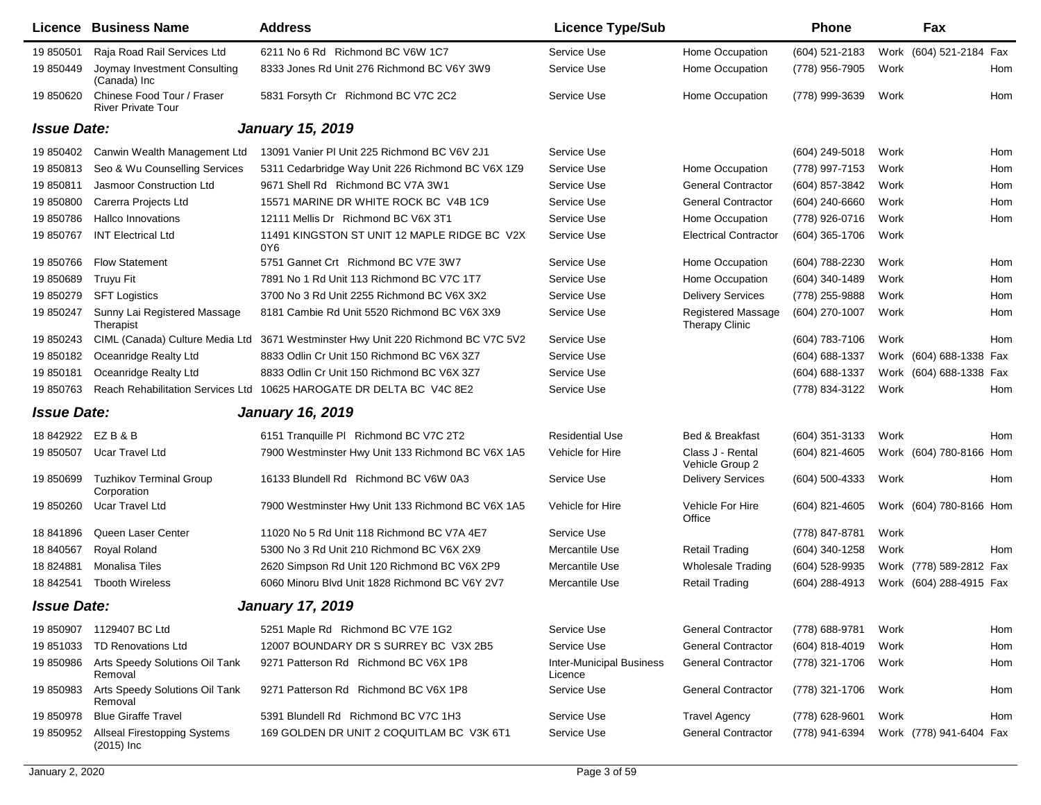| Licence | Business Name | Address | Licence Type/Sub | | Phone | | Fax | |
|---|---|---|---|---|---|---|---|---|
| 19 850501 | Raja Road Rail Services Ltd | 6211 No 6 Rd Richmond BC V6W 1C7 | Service Use | Home Occupation | (604) 521-2183 | Work | (604) 521-2184 | Fax |
| 19 850449 | Joymay Investment Consulting (Canada) Inc | 8333 Jones Rd Unit 276 Richmond BC V6Y 3W9 | Service Use | Home Occupation | (778) 956-7905 | Work | | Hom |
| 19 850620 | Chinese Food Tour / Fraser River Private Tour | 5831 Forsyth Cr Richmond BC V7C 2C2 | Service Use | Home Occupation | (778) 999-3639 | Work | | Hom |
| ***Issue Date:*** | | ***January 15, 2019*** | | | | | | |
| 19 850402 | Canwin Wealth Management Ltd | 13091 Vanier Pl Unit 225 Richmond BC V6V 2J1 | Service Use | | (604) 249-5018 | Work | | Hom |
| 19 850813 | Seo & Wu Counselling Services | 5311 Cedarbridge Way Unit 226 Richmond BC V6X 1Z9 | Service Use | Home Occupation | (778) 997-7153 | Work | | Hom |
| 19 850811 | Jasmoor Construction Ltd | 9671 Shell Rd Richmond BC V7A 3W1 | Service Use | General Contractor | (604) 857-3842 | Work | | Hom |
| 19 850800 | Carerra Projects Ltd | 15571 MARINE DR WHITE ROCK BC V4B 1C9 | Service Use | General Contractor | (604) 240-6660 | Work | | Hom |
| 19 850786 | Hallco Innovations | 12111 Mellis Dr Richmond BC V6X 3T1 | Service Use | Home Occupation | (778) 926-0716 | Work | | Hom |
| 19 850767 | INT Electrical Ltd | 11491 KINGSTON ST UNIT 12 MAPLE RIDGE BC V2X 0Y6 | Service Use | Electrical Contractor | (604) 365-1706 | Work | | |
| 19 850766 | Flow Statement | 5751 Gannet Crt Richmond BC V7E 3W7 | Service Use | Home Occupation | (604) 788-2230 | Work | | Hom |
| 19 850689 | Truyu Fit | 7891 No 1 Rd Unit 113 Richmond BC V7C 1T7 | Service Use | Home Occupation | (604) 340-1489 | Work | | Hom |
| 19 850279 | SFT Logistics | 3700 No 3 Rd Unit 2255 Richmond BC V6X 3X2 | Service Use | Delivery Services | (778) 255-9888 | Work | | Hom |
| 19 850247 | Sunny Lai Registered Massage Therapist | 8181 Cambie Rd Unit 5520 Richmond BC V6X 3X9 | Service Use | Registered Massage Therapy Clinic | (604) 270-1007 | Work | | Hom |
| 19 850243 | CIML (Canada) Culture Media Ltd | 3671 Westminster Hwy Unit 220 Richmond BC V7C 5V2 | Service Use | | (604) 783-7106 | Work | | Hom |
| 19 850182 | Oceanridge Realty Ltd | 8833 Odlin Cr Unit 150 Richmond BC V6X 3Z7 | Service Use | | (604) 688-1337 | Work | (604) 688-1338 | Fax |
| 19 850181 | Oceanridge Realty Ltd | 8833 Odlin Cr Unit 150 Richmond BC V6X 3Z7 | Service Use | | (604) 688-1337 | Work | (604) 688-1338 | Fax |
| 19 850763 | Reach Rehabilitation Services Ltd | 10625 HAROGATE DR DELTA BC V4C 8E2 | Service Use | | (778) 834-3122 | Work | | Hom |
| ***Issue Date:*** | | ***January 16, 2019*** | | | | | | |
| 18 842922 | EZ B & B | 6151 Tranquille Pl Richmond BC V7C 2T2 | Residential Use | Bed & Breakfast | (604) 351-3133 | Work | | Hom |
| 19 850507 | Ucar Travel Ltd | 7900 Westminster Hwy Unit 133 Richmond BC V6X 1A5 | Vehicle for Hire | Class J - Rental Vehicle Group 2 | (604) 821-4605 | Work | (604) 780-8166 | Hom |
| 19 850699 | Tuzhikov Terminal Group Corporation | 16133 Blundell Rd Richmond BC V6W 0A3 | Service Use | Delivery Services | (604) 500-4333 | Work | | Hom |
| 19 850260 | Ucar Travel Ltd | 7900 Westminster Hwy Unit 133 Richmond BC V6X 1A5 | Vehicle for Hire | Vehicle For Hire Office | (604) 821-4605 | Work | (604) 780-8166 | Hom |
| 18 841896 | Queen Laser Center | 11020 No 5 Rd Unit 118 Richmond BC V7A 4E7 | Service Use | | (778) 847-8781 | Work | | |
| 18 840567 | Royal Roland | 5300 No 3 Rd Unit 210 Richmond BC V6X 2X9 | Mercantile Use | Retail Trading | (604) 340-1258 | Work | | Hom |
| 18 824881 | Monalisa Tiles | 2620 Simpson Rd Unit 120 Richmond BC V6X 2P9 | Mercantile Use | Wholesale Trading | (604) 528-9935 | Work | (778) 589-2812 | Fax |
| 18 842541 | Tbooth Wireless | 6060 Minoru Blvd Unit 1828 Richmond BC V6Y 2V7 | Mercantile Use | Retail Trading | (604) 288-4913 | Work | (604) 288-4915 | Fax |
| ***Issue Date:*** | | ***January 17, 2019*** | | | | | | |
| 19 850907 | 1129407 BC Ltd | 5251 Maple Rd Richmond BC V7E 1G2 | Service Use | General Contractor | (778) 688-9781 | Work | | Hom |
| 19 851033 | TD Renovations Ltd | 12007 BOUNDARY DR S SURREY BC V3X 2B5 | Service Use | General Contractor | (604) 818-4019 | Work | | Hom |
| 19 850986 | Arts Speedy Solutions Oil Tank Removal | 9271 Patterson Rd Richmond BC V6X 1P8 | Inter-Municipal Business Licence | General Contractor | (778) 321-1706 | Work | | Hom |
| 19 850983 | Arts Speedy Solutions Oil Tank Removal | 9271 Patterson Rd Richmond BC V6X 1P8 | Service Use | General Contractor | (778) 321-1706 | Work | | Hom |
| 19 850978 | Blue Giraffe Travel | 5391 Blundell Rd Richmond BC V7C 1H3 | Service Use | Travel Agency | (778) 628-9601 | Work | | Hom |
| 19 850952 | Allseal Firestopping Systems (2015) Inc | 169 GOLDEN DR UNIT 2 COQUITLAM BC V3K 6T1 | Service Use | General Contractor | (778) 941-6394 | Work | (778) 941-6404 | Fax |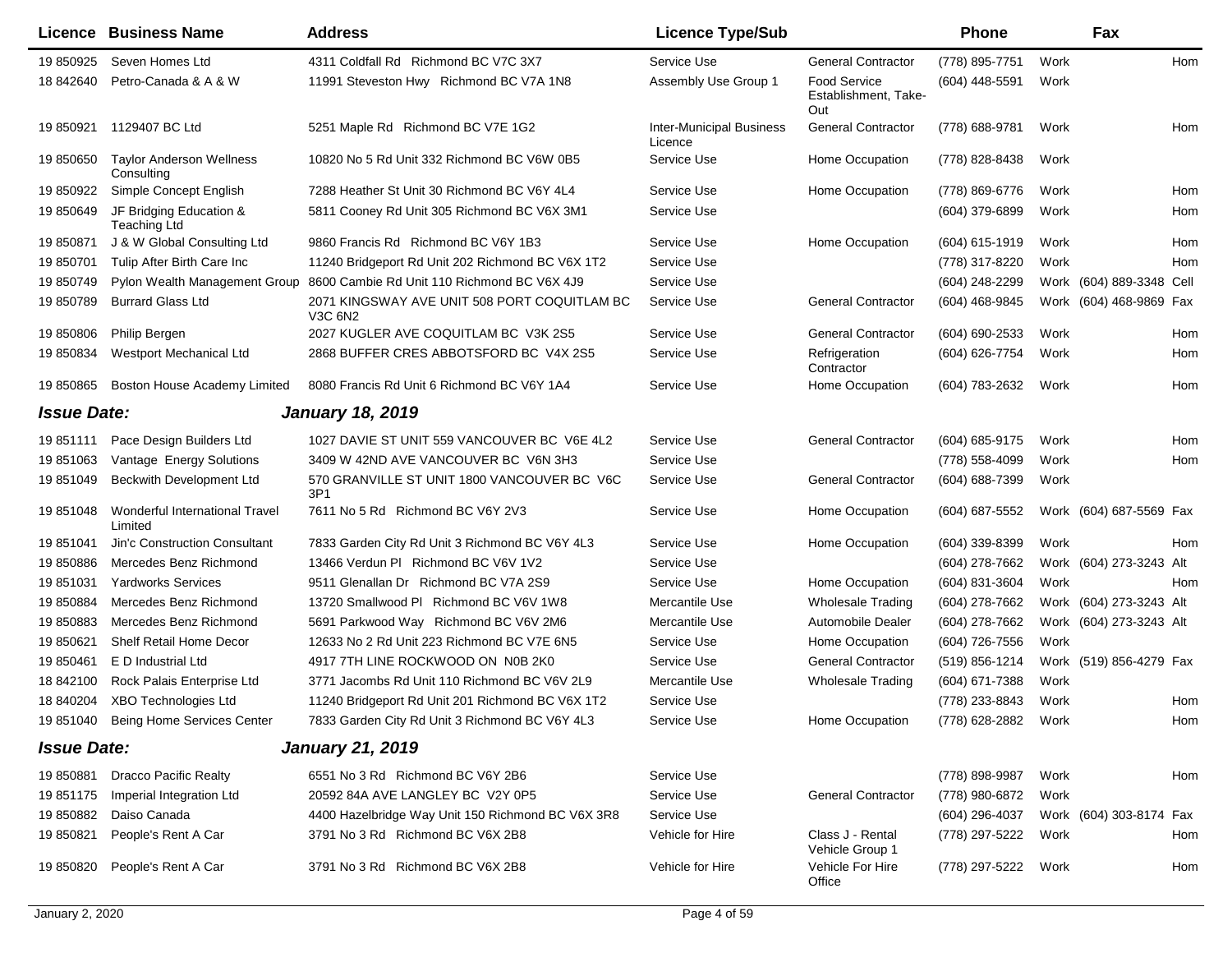| Licence | Business Name | Address | Licence Type/Sub | | Phone | | Fax | |
|---|---|---|---|---|---|---|---|---|
| 19 850925 | Seven Homes Ltd | 4311 Coldfall Rd Richmond BC V7C 3X7 | Service Use | General Contractor | (778) 895-7751 | Work | | Hom |
| 18 842640 | Petro-Canada & A & W | 11991 Steveston Hwy Richmond BC V7A 1N8 | Assembly Use Group 1 | Food Service Establishment, Take-Out | (604) 448-5591 | Work | | |
| 19 850921 | 1129407 BC Ltd | 5251 Maple Rd Richmond BC V7E 1G2 | Inter-Municipal Business Licence | General Contractor | (778) 688-9781 | Work | | Hom |
| 19 850650 | Taylor Anderson Wellness Consulting | 10820 No 5 Rd Unit 332 Richmond BC V6W 0B5 | Service Use | Home Occupation | (778) 828-8438 | Work | | |
| 19 850922 | Simple Concept English | 7288 Heather St Unit 30 Richmond BC V6Y 4L4 | Service Use | Home Occupation | (778) 869-6776 | Work | | Hom |
| 19 850649 | JF Bridging Education & Teaching Ltd | 5811 Cooney Rd Unit 305 Richmond BC V6X 3M1 | Service Use | | (604) 379-6899 | Work | | Hom |
| 19 850871 | J & W Global Consulting Ltd | 9860 Francis Rd Richmond BC V6Y 1B3 | Service Use | Home Occupation | (604) 615-1919 | Work | | Hom |
| 19 850701 | Tulip After Birth Care Inc | 11240 Bridgeport Rd Unit 202 Richmond BC V6X 1T2 | Service Use | | (778) 317-8220 | Work | | Hom |
| 19 850749 | Pylon Wealth Management Group | 8600 Cambie Rd Unit 110 Richmond BC V6X 4J9 | Service Use | | (604) 248-2299 | Work | (604) 889-3348 | Cell |
| 19 850789 | Burrard Glass Ltd | 2071 KINGSWAY AVE UNIT 508 PORT COQUITLAM BC V3C 6N2 | Service Use | General Contractor | (604) 468-9845 | Work | (604) 468-9869 | Fax |
| 19 850806 | Philip Bergen | 2027 KUGLER AVE COQUITLAM BC V3K 2S5 | Service Use | General Contractor | (604) 690-2533 | Work | | Hom |
| 19 850834 | Westport Mechanical Ltd | 2868 BUFFER CRES ABBOTSFORD BC V4X 2S5 | Service Use | Refrigeration Contractor | (604) 626-7754 | Work | | Hom |
| 19 850865 | Boston House Academy Limited | 8080 Francis Rd Unit 6 Richmond BC V6Y 1A4 | Service Use | Home Occupation | (604) 783-2632 | Work | | Hom |
| ***Issue Date:*** | | ***January 18, 2019*** | | | | | | |
| 19 851111 | Pace Design Builders Ltd | 1027 DAVIE ST UNIT 559 VANCOUVER BC V6E 4L2 | Service Use | General Contractor | (604) 685-9175 | Work | | Hom |
| 19 851063 | Vantage Energy Solutions | 3409 W 42ND AVE VANCOUVER BC V6N 3H3 | Service Use | | (778) 558-4099 | Work | | Hom |
| 19 851049 | Beckwith Development Ltd | 570 GRANVILLE ST UNIT 1800 VANCOUVER BC V6C 3P1 | Service Use | General Contractor | (604) 688-7399 | Work | | |
| 19 851048 | Wonderful International Travel Limited | 7611 No 5 Rd Richmond BC V6Y 2V3 | Service Use | Home Occupation | (604) 687-5552 | Work | (604) 687-5569 | Fax |
| 19 851041 | Jin'c Construction Consultant | 7833 Garden City Rd Unit 3 Richmond BC V6Y 4L3 | Service Use | Home Occupation | (604) 339-8399 | Work | | Hom |
| 19 850886 | Mercedes Benz Richmond | 13466 Verdun Pl Richmond BC V6V 1V2 | Service Use | | (604) 278-7662 | Work | (604) 273-3243 | Alt |
| 19 851031 | Yardworks Services | 9511 Glenallan Dr Richmond BC V7A 2S9 | Service Use | Home Occupation | (604) 831-3604 | Work | | Hom |
| 19 850884 | Mercedes Benz Richmond | 13720 Smallwood Pl Richmond BC V6V 1W8 | Mercantile Use | Wholesale Trading | (604) 278-7662 | Work | (604) 273-3243 | Alt |
| 19 850883 | Mercedes Benz Richmond | 5691 Parkwood Way Richmond BC V6V 2M6 | Mercantile Use | Automobile Dealer | (604) 278-7662 | Work | (604) 273-3243 | Alt |
| 19 850621 | Shelf Retail Home Decor | 12633 No 2 Rd Unit 223 Richmond BC V7E 6N5 | Service Use | Home Occupation | (604) 726-7556 | Work | | |
| 19 850461 | E D Industrial Ltd | 4917 7TH LINE ROCKWOOD ON N0B 2K0 | Service Use | General Contractor | (519) 856-1214 | Work | (519) 856-4279 | Fax |
| 18 842100 | Rock Palais Enterprise Ltd | 3771 Jacombs Rd Unit 110 Richmond BC V6V 2L9 | Mercantile Use | Wholesale Trading | (604) 671-7388 | Work | | |
| 18 840204 | XBO Technologies Ltd | 11240 Bridgeport Rd Unit 201 Richmond BC V6X 1T2 | Service Use | | (778) 233-8843 | Work | | Hom |
| 19 851040 | Being Home Services Center | 7833 Garden City Rd Unit 3 Richmond BC V6Y 4L3 | Service Use | Home Occupation | (778) 628-2882 | Work | | Hom |
| ***Issue Date:*** | | ***January 21, 2019*** | | | | | | |
| 19 850881 | Dracco Pacific Realty | 6551 No 3 Rd Richmond BC V6Y 2B6 | Service Use | | (778) 898-9987 | Work | | Hom |
| 19 851175 | Imperial Integration Ltd | 20592 84A AVE LANGLEY BC V2Y 0P5 | Service Use | General Contractor | (778) 980-6872 | Work | | |
| 19 850882 | Daiso Canada | 4400 Hazelbridge Way Unit 150 Richmond BC V6X 3R8 | Service Use | | (604) 296-4037 | Work | (604) 303-8174 | Fax |
| 19 850821 | People's Rent A Car | 3791 No 3 Rd Richmond BC V6X 2B8 | Vehicle for Hire | Class J - Rental Vehicle Group 1 | (778) 297-5222 | Work | | Hom |
| 19 850820 | People's Rent A Car | 3791 No 3 Rd Richmond BC V6X 2B8 | Vehicle for Hire | Vehicle For Hire Office | (778) 297-5222 | Work | | Hom |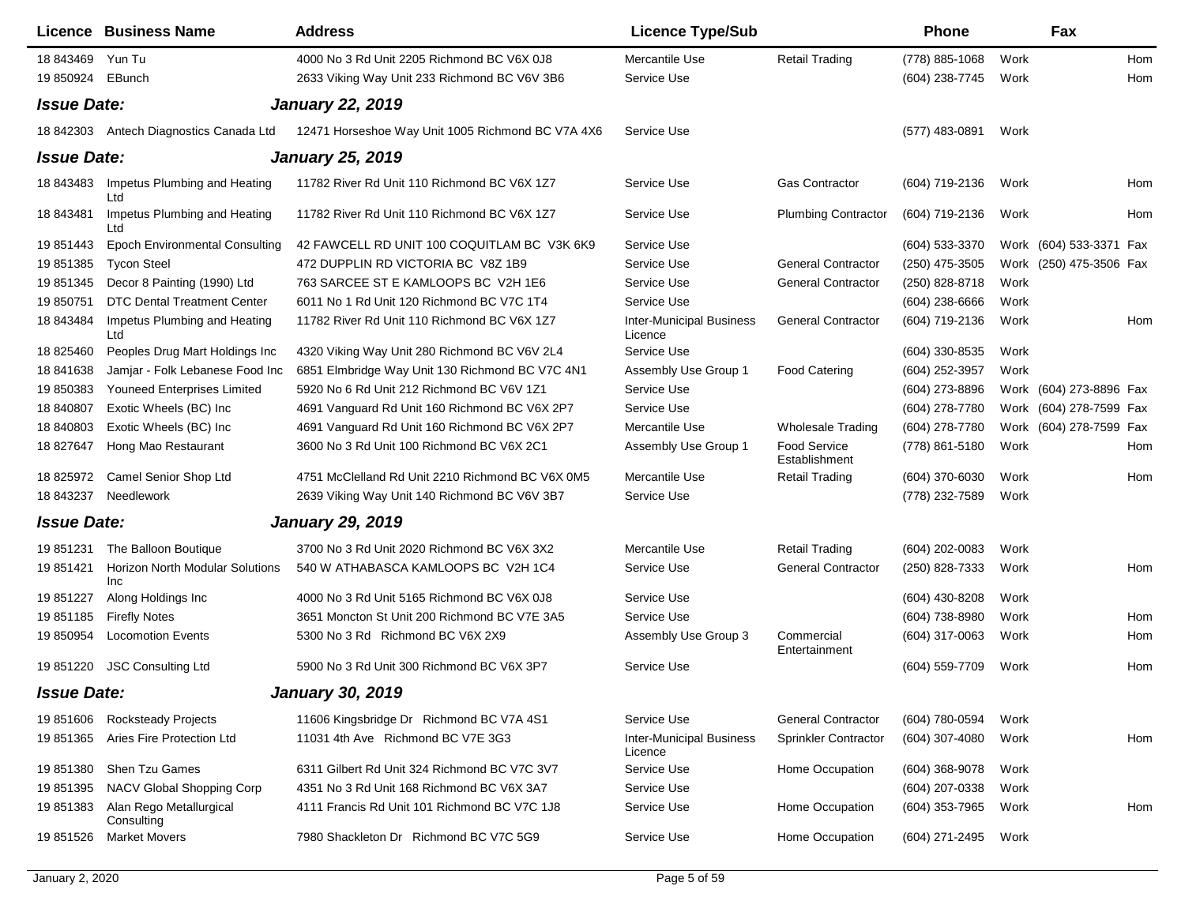| Licence | Business Name | Address | Licence Type/Sub | | Phone | | Fax | |
|---|---|---|---|---|---|---|---|---|
| 18 843469 | Yun Tu | 4000 No 3 Rd Unit 2205 Richmond BC V6X 0J8 | Mercantile Use | Retail Trading | (778) 885-1068 | Work | | Hom |
| 19 850924 | EBunch | 2633 Viking Way Unit 233 Richmond BC V6V 3B6 | Service Use | | (604) 238-7745 | Work | | Hom |
| ***Issue Date:*** | | ***January 22, 2019*** | | | | | | |
| 18 842303 | Antech Diagnostics Canada Ltd | 12471 Horseshoe Way Unit 1005 Richmond BC V7A 4X6 | Service Use | | (577) 483-0891 | Work | | |
| ***Issue Date:*** | | ***January 25, 2019*** | | | | | | |
| 18 843483 | Impetus Plumbing and Heating Ltd | 11782 River Rd Unit 110 Richmond BC V6X 1Z7 | Service Use | Gas Contractor | (604) 719-2136 | Work | | Hom |
| 18 843481 | Impetus Plumbing and Heating Ltd | 11782 River Rd Unit 110 Richmond BC V6X 1Z7 | Service Use | Plumbing Contractor | (604) 719-2136 | Work | | Hom |
| 19 851443 | Epoch Environmental Consulting | 42 FAWCELL RD UNIT 100 COQUITLAM BC V3K 6K9 | Service Use | | (604) 533-3370 | Work | (604) 533-3371 | Fax |
| 19 851385 | Tycon Steel | 472 DUPPLIN RD VICTORIA BC V8Z 1B9 | Service Use | General Contractor | (250) 475-3505 | Work | (250) 475-3506 | Fax |
| 19 851345 | Decor 8 Painting (1990) Ltd | 763 SARCEE ST E KAMLOOPS BC V2H 1E6 | Service Use | General Contractor | (250) 828-8718 | Work | | |
| 19 850751 | DTC Dental Treatment Center | 6011 No 1 Rd Unit 120 Richmond BC V7C 1T4 | Service Use | | (604) 238-6666 | Work | | |
| 18 843484 | Impetus Plumbing and Heating Ltd | 11782 River Rd Unit 110 Richmond BC V6X 1Z7 | Inter-Municipal Business Licence | General Contractor | (604) 719-2136 | Work | | Hom |
| 18 825460 | Peoples Drug Mart Holdings Inc | 4320 Viking Way Unit 280 Richmond BC V6V 2L4 | Service Use | | (604) 330-8535 | Work | | |
| 18 841638 | Jamjar - Folk Lebanese Food Inc | 6851 Elmbridge Way Unit 130 Richmond BC V7C 4N1 | Assembly Use Group 1 | Food Catering | (604) 252-3957 | Work | | |
| 19 850383 | Youneed Enterprises Limited | 5920 No 6 Rd Unit 212 Richmond BC V6V 1Z1 | Service Use | | (604) 273-8896 | Work | (604) 273-8896 | Fax |
| 18 840807 | Exotic Wheels (BC) Inc | 4691 Vanguard Rd Unit 160 Richmond BC V6X 2P7 | Service Use | | (604) 278-7780 | Work | (604) 278-7599 | Fax |
| 18 840803 | Exotic Wheels (BC) Inc | 4691 Vanguard Rd Unit 160 Richmond BC V6X 2P7 | Mercantile Use | Wholesale Trading | (604) 278-7780 | Work | (604) 278-7599 | Fax |
| 18 827647 | Hong Mao Restaurant | 3600 No 3 Rd Unit 100 Richmond BC V6X 2C1 | Assembly Use Group 1 | Food Service Establishment | (778) 861-5180 | Work | | Hom |
| 18 825972 | Camel Senior Shop Ltd | 4751 McClelland Rd Unit 2210 Richmond BC V6X 0M5 | Mercantile Use | Retail Trading | (604) 370-6030 | Work | | Hom |
| 18 843237 | Needlework | 2639 Viking Way Unit 140 Richmond BC V6V 3B7 | Service Use | | (778) 232-7589 | Work | | |
| ***Issue Date:*** | | ***January 29, 2019*** | | | | | | |
| 19 851231 | The Balloon Boutique | 3700 No 3 Rd Unit 2020 Richmond BC V6X 3X2 | Mercantile Use | Retail Trading | (604) 202-0083 | Work | | |
| 19 851421 | Horizon North Modular Solutions Inc | 540 W ATHABASCA KAMLOOPS BC V2H 1C4 | Service Use | General Contractor | (250) 828-7333 | Work | | Hom |
| 19 851227 | Along Holdings Inc | 4000 No 3 Rd Unit 5165 Richmond BC V6X 0J8 | Service Use | | (604) 430-8208 | Work | | |
| 19 851185 | Firefly Notes | 3651 Moncton St Unit 200 Richmond BC V7E 3A5 | Service Use | | (604) 738-8980 | Work | | Hom |
| 19 850954 | Locomotion Events | 5300 No 3 Rd Richmond BC V6X 2X9 | Assembly Use Group 3 | Commercial Entertainment | (604) 317-0063 | Work | | Hom |
| 19 851220 | JSC Consulting Ltd | 5900 No 3 Rd Unit 300 Richmond BC V6X 3P7 | Service Use | | (604) 559-7709 | Work | | Hom |
| ***Issue Date:*** | | ***January 30, 2019*** | | | | | | |
| 19 851606 | Rocksteady Projects | 11606 Kingsbridge Dr Richmond BC V7A 4S1 | Service Use | General Contractor | (604) 780-0594 | Work | | |
| 19 851365 | Aries Fire Protection Ltd | 11031 4th Ave Richmond BC V7E 3G3 | Inter-Municipal Business Licence | Sprinkler Contractor | (604) 307-4080 | Work | | Hom |
| 19 851380 | Shen Tzu Games | 6311 Gilbert Rd Unit 324 Richmond BC V7C 3V7 | Service Use | Home Occupation | (604) 368-9078 | Work | | |
| 19 851395 | NACV Global Shopping Corp | 4351 No 3 Rd Unit 168 Richmond BC V6X 3A7 | Service Use | | (604) 207-0338 | Work | | |
| 19 851383 | Alan Rego Metallurgical Consulting | 4111 Francis Rd Unit 101 Richmond BC V7C 1J8 | Service Use | Home Occupation | (604) 353-7965 | Work | | Hom |
| 19 851526 | Market Movers | 7980 Shackleton Dr Richmond BC V7C 5G9 | Service Use | Home Occupation | (604) 271-2495 | Work | | |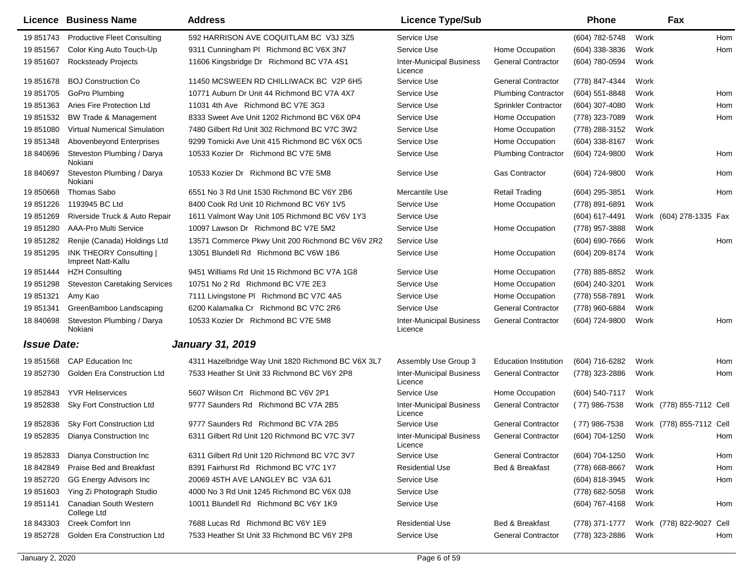| Licence | Business Name | Address | Licence Type/Sub | | Phone | | Fax | |
|---|---|---|---|---|---|---|---|---|
| 19 851743 | Productive Fleet Consulting | 592 HARRISON AVE COQUITLAM BC V3J 3Z5 | Service Use | | (604) 782-5748 | Work | | Hom |
| 19 851567 | Color King Auto Touch-Up | 9311 Cunningham Pl Richmond BC V6X 3N7 | Service Use | Home Occupation | (604) 338-3836 | Work | | Hom |
| 19 851607 | Rocksteady Projects | 11606 Kingsbridge Dr Richmond BC V7A 4S1 | Inter-Municipal Business Licence | General Contractor | (604) 780-0594 | Work | | |
| 19 851678 | BOJ Construction Co | 11450 MCSWEEN RD CHILLIWACK BC V2P 6H5 | Service Use | General Contractor | (778) 847-4344 | Work | | |
| 19 851705 | GoPro Plumbing | 10771 Auburn Dr Unit 44 Richmond BC V7A 4X7 | Service Use | Plumbing Contractor | (604) 551-8848 | Work | | Hom |
| 19 851363 | Aries Fire Protection Ltd | 11031 4th Ave Richmond BC V7E 3G3 | Service Use | Sprinkler Contractor | (604) 307-4080 | Work | | Hom |
| 19 851532 | BW Trade & Management | 8333 Sweet Ave Unit 1202 Richmond BC V6X 0P4 | Service Use | Home Occupation | (778) 323-7089 | Work | | Hom |
| 19 851080 | Virtual Numerical Simulation | 7480 Gilbert Rd Unit 302 Richmond BC V7C 3W2 | Service Use | Home Occupation | (778) 288-3152 | Work | | |
| 19 851348 | Abovenbeyond Enterprises | 9299 Tomicki Ave Unit 415 Richmond BC V6X 0C5 | Service Use | Home Occupation | (604) 338-8167 | Work | | |
| 18 840696 | Steveston Plumbing / Darya Nokiani | 10533 Kozier Dr Richmond BC V7E 5M8 | Service Use | Plumbing Contractor | (604) 724-9800 | Work | | Hom |
| 18 840697 | Steveston Plumbing / Darya Nokiani | 10533 Kozier Dr Richmond BC V7E 5M8 | Service Use | Gas Contractor | (604) 724-9800 | Work | | Hom |
| 19 850668 | Thomas Sabo | 6551 No 3 Rd Unit 1530 Richmond BC V6Y 2B6 | Mercantile Use | Retail Trading | (604) 295-3851 | Work | | Hom |
| 19 851226 | 1193945 BC Ltd | 8400 Cook Rd Unit 10 Richmond BC V6Y 1V5 | Service Use | Home Occupation | (778) 891-6891 | Work | | |
| 19 851269 | Riverside Truck & Auto Repair | 1611 Valmont Way Unit 105 Richmond BC V6V 1Y3 | Service Use | | (604) 617-4491 | Work | (604) 278-1335 | Fax |
| 19 851280 | AAA-Pro Multi Service | 10097 Lawson Dr Richmond BC V7E 5M2 | Service Use | Home Occupation | (778) 957-3888 | Work | | |
| 19 851282 | Renjie (Canada) Holdings Ltd | 13571 Commerce Pkwy Unit 200 Richmond BC V6V 2R2 | Service Use | | (604) 690-7666 | Work | | Hom |
| 19 851295 | INK THEORY Consulting \| Impreet Natt-Kallu | 13051 Blundell Rd Richmond BC V6W 1B6 | Service Use | Home Occupation | (604) 209-8174 | Work | | |
| 19 851444 | HZH Consulting | 9451 Williams Rd Unit 15 Richmond BC V7A 1G8 | Service Use | Home Occupation | (778) 885-8852 | Work | | |
| 19 851298 | Steveston Caretaking Services | 10751 No 2 Rd Richmond BC V7E 2E3 | Service Use | Home Occupation | (604) 240-3201 | Work | | |
| 19 851321 | Amy Kao | 7111 Livingstone Pl Richmond BC V7C 4A5 | Service Use | Home Occupation | (778) 558-7891 | Work | | |
| 19 851341 | GreenBamboo Landscaping | 6200 Kalamalka Cr Richmond BC V7C 2R6 | Service Use | General Contractor | (778) 960-6884 | Work | | |
| 18 840698 | Steveston Plumbing / Darya Nokiani | 10533 Kozier Dr Richmond BC V7E 5M8 | Inter-Municipal Business Licence | General Contractor | (604) 724-9800 | Work | | Hom |

***Issue Date:*** ***January 31, 2019***

| Licence | Business Name | Address | Licence Type/Sub | | Phone | | Fax | |
|---|---|---|---|---|---|---|---|---|
| 19 851568 | CAP Education Inc | 4311 Hazelbridge Way Unit 1820 Richmond BC V6X 3L7 | Assembly Use Group 3 | Education Institution | (604) 716-6282 | Work | | Hom |
| 19 852730 | Golden Era Construction Ltd | 7533 Heather St Unit 33 Richmond BC V6Y 2P8 | Inter-Municipal Business Licence | General Contractor | (778) 323-2886 | Work | | Hom |
| 19 852843 | YVR Heliservices | 5607 Wilson Crt Richmond BC V6V 2P1 | Service Use | Home Occupation | (604) 540-7117 | Work | | |
| 19 852838 | Sky Fort Construction Ltd | 9777 Saunders Rd Richmond BC V7A 2B5 | Inter-Municipal Business Licence | General Contractor | ( 77) 986-7538 | Work | (778) 855-7112 | Cell |
| 19 852836 | Sky Fort Construction Ltd | 9777 Saunders Rd Richmond BC V7A 2B5 | Service Use | General Contractor | ( 77) 986-7538 | Work | (778) 855-7112 | Cell |
| 19 852835 | Dianya Construction Inc | 6311 Gilbert Rd Unit 120 Richmond BC V7C 3V7 | Inter-Municipal Business Licence | General Contractor | (604) 704-1250 | Work | | Hom |
| 19 852833 | Dianya Construction Inc | 6311 Gilbert Rd Unit 120 Richmond BC V7C 3V7 | Service Use | General Contractor | (604) 704-1250 | Work | | Hom |
| 18 842849 | Praise Bed and Breakfast | 8391 Fairhurst Rd Richmond BC V7C 1Y7 | Residential Use | Bed & Breakfast | (778) 668-8667 | Work | | Hom |
| 19 852720 | GG Energy Advisors Inc | 20069 45TH AVE LANGLEY BC V3A 6J1 | Service Use | | (604) 818-3945 | Work | | Hom |
| 19 851603 | Ying Zi Photograph Studio | 4000 No 3 Rd Unit 1245 Richmond BC V6X 0J8 | Service Use | | (778) 682-5058 | Work | | |
| 19 851141 | Canadian South Western College Ltd | 10011 Blundell Rd Richmond BC V6Y 1K9 | Service Use | | (604) 767-4168 | Work | | Hom |
| 18 843303 | Creek Comfort Inn | 7688 Lucas Rd Richmond BC V6Y 1E9 | Residential Use | Bed & Breakfast | (778) 371-1777 | Work | (778) 822-9027 | Cell |
| 19 852728 | Golden Era Construction Ltd | 7533 Heather St Unit 33 Richmond BC V6Y 2P8 | Service Use | General Contractor | (778) 323-2886 | Work | | Hom |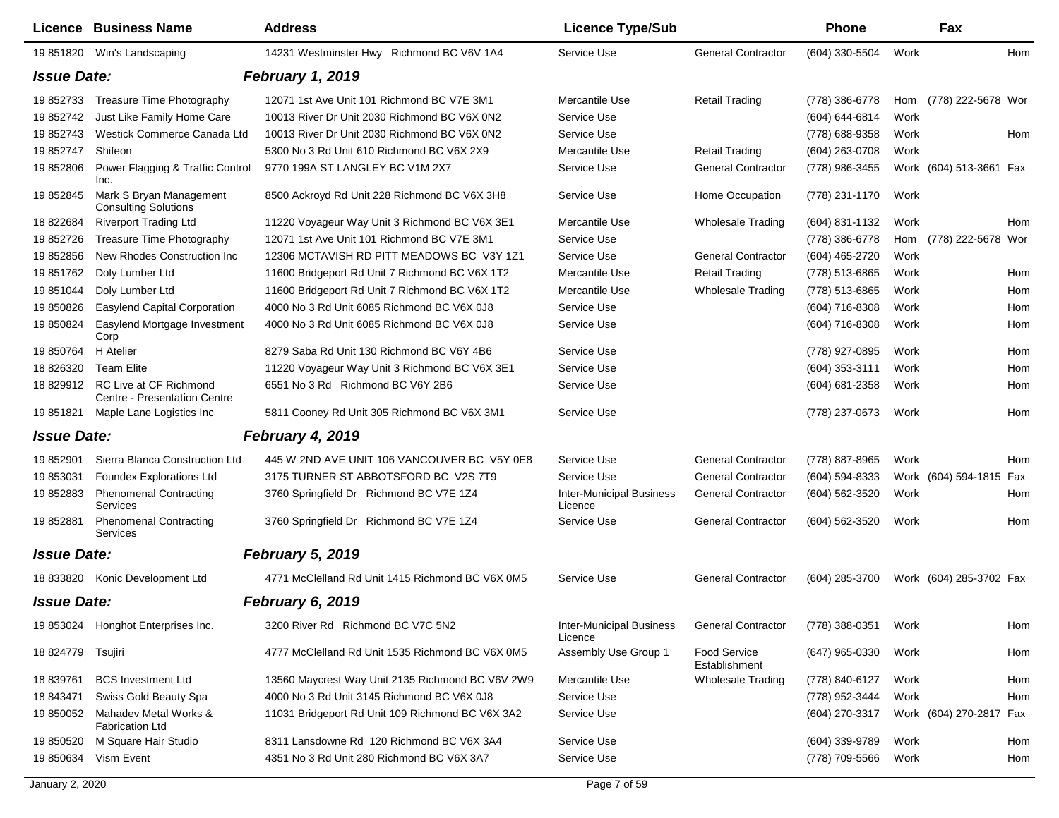| Licence | Business Name | Address | Licence Type/Sub | | Phone | | Fax | |
|---|---|---|---|---|---|---|---|---|
| 19 851820 | Win's Landscaping | 14231 Westminster Hwy Richmond BC V6V 1A4 | Service Use | General Contractor | (604) 330-5504 | Work | | Hom |
| ***Issue Date:*** | | ***February 1, 2019*** | | | | | | |
| 19 852733 | Treasure Time Photography | 12071 1st Ave Unit 101 Richmond BC V7E 3M1 | Mercantile Use | Retail Trading | (778) 386-6778 | Hom | (778) 222-5678 | Wor |
| 19 852742 | Just Like Family Home Care | 10013 River Dr Unit 2030 Richmond BC V6X 0N2 | Service Use | | (604) 644-6814 | Work | | |
| 19 852743 | Westick Commerce Canada Ltd | 10013 River Dr Unit 2030 Richmond BC V6X 0N2 | Service Use | | (778) 688-9358 | Work | | Hom |
| 19 852747 | Shifeon | 5300 No 3 Rd Unit 610 Richmond BC V6X 2X9 | Mercantile Use | Retail Trading | (604) 263-0708 | Work | | |
| 19 852806 | Power Flagging & Traffic Control Inc. | 9770 199A ST LANGLEY BC V1M 2X7 | Service Use | General Contractor | (778) 986-3455 | Work | (604) 513-3661 | Fax |
| 19 852845 | Mark S Bryan Management Consulting Solutions | 8500 Ackroyd Rd Unit 228 Richmond BC V6X 3H8 | Service Use | Home Occupation | (778) 231-1170 | Work | | |
| 18 822684 | Riverport Trading Ltd | 11220 Voyageur Way Unit 3 Richmond BC V6X 3E1 | Mercantile Use | Wholesale Trading | (604) 831-1132 | Work | | Hom |
| 19 852726 | Treasure Time Photography | 12071 1st Ave Unit 101 Richmond BC V7E 3M1 | Service Use | | (778) 386-6778 | Hom | (778) 222-5678 | Wor |
| 19 852856 | New Rhodes Construction Inc | 12306 MCTAVISH RD PITT MEADOWS BC V3Y 1Z1 | Service Use | General Contractor | (604) 465-2720 | Work | | |
| 19 851762 | Doly Lumber Ltd | 11600 Bridgeport Rd Unit 7 Richmond BC V6X 1T2 | Mercantile Use | Retail Trading | (778) 513-6865 | Work | | Hom |
| 19 851044 | Doly Lumber Ltd | 11600 Bridgeport Rd Unit 7 Richmond BC V6X 1T2 | Mercantile Use | Wholesale Trading | (778) 513-6865 | Work | | Hom |
| 19 850826 | Easylend Capital Corporation | 4000 No 3 Rd Unit 6085 Richmond BC V6X 0J8 | Service Use | | (604) 716-8308 | Work | | Hom |
| 19 850824 | Easylend Mortgage Investment Corp | 4000 No 3 Rd Unit 6085 Richmond BC V6X 0J8 | Service Use | | (604) 716-8308 | Work | | Hom |
| 19 850764 | H Atelier | 8279 Saba Rd Unit 130 Richmond BC V6Y 4B6 | Service Use | | (778) 927-0895 | Work | | Hom |
| 18 826320 | Team Elite | 11220 Voyageur Way Unit 3 Richmond BC V6X 3E1 | Service Use | | (604) 353-3111 | Work | | Hom |
| 18 829912 | RC Live at CF Richmond Centre - Presentation Centre | 6551 No 3 Rd Richmond BC V6Y 2B6 | Service Use | | (604) 681-2358 | Work | | Hom |
| 19 851821 | Maple Lane Logistics Inc | 5811 Cooney Rd Unit 305 Richmond BC V6X 3M1 | Service Use | | (778) 237-0673 | Work | | Hom |
| ***Issue Date:*** | | ***February 4, 2019*** | | | | | | |
| 19 852901 | Sierra Blanca Construction Ltd | 445 W 2ND AVE UNIT 106 VANCOUVER BC V5Y 0E8 | Service Use | General Contractor | (778) 887-8965 | Work | | Hom |
| 19 853031 | Foundex Explorations Ltd | 3175 TURNER ST ABBOTSFORD BC V2S 7T9 | Service Use | General Contractor | (604) 594-8333 | Work | (604) 594-1815 | Fax |
| 19 852883 | Phenomenal Contracting Services | 3760 Springfield Dr Richmond BC V7E 1Z4 | Inter-Municipal Business Licence | General Contractor | (604) 562-3520 | Work | | Hom |
| 19 852881 | Phenomenal Contracting Services | 3760 Springfield Dr Richmond BC V7E 1Z4 | Service Use | General Contractor | (604) 562-3520 | Work | | Hom |
| ***Issue Date:*** | | ***February 5, 2019*** | | | | | | |
| 18 833820 | Konic Development Ltd | 4771 McClelland Rd Unit 1415 Richmond BC V6X 0M5 | Service Use | General Contractor | (604) 285-3700 | Work | (604) 285-3702 | Fax |
| ***Issue Date:*** | | ***February 6, 2019*** | | | | | | |
| 19 853024 | Honghot Enterprises Inc. | 3200 River Rd Richmond BC V7C 5N2 | Inter-Municipal Business Licence | General Contractor | (778) 388-0351 | Work | | Hom |
| 18 824779 | Tsujiri | 4777 McClelland Rd Unit 1535 Richmond BC V6X 0M5 | Assembly Use Group 1 | Food Service Establishment | (647) 965-0330 | Work | | Hom |
| 18 839761 | BCS Investment Ltd | 13560 Maycrest Way Unit 2135 Richmond BC V6V 2W9 | Mercantile Use | Wholesale Trading | (778) 840-6127 | Work | | Hom |
| 18 843471 | Swiss Gold Beauty Spa | 4000 No 3 Rd Unit 3145 Richmond BC V6X 0J8 | Service Use | | (778) 952-3444 | Work | | Hom |
| 19 850052 | Mahadev Metal Works & Fabrication Ltd | 11031 Bridgeport Rd Unit 109 Richmond BC V6X 3A2 | Service Use | | (604) 270-3317 | Work | (604) 270-2817 | Fax |
| 19 850520 | M Square Hair Studio | 8311 Lansdowne Rd 120 Richmond BC V6X 3A4 | Service Use | | (604) 339-9789 | Work | | Hom |
| 19 850634 | Vism Event | 4351 No 3 Rd Unit 280 Richmond BC V6X 3A7 | Service Use | | (778) 709-5566 | Work | | Hom |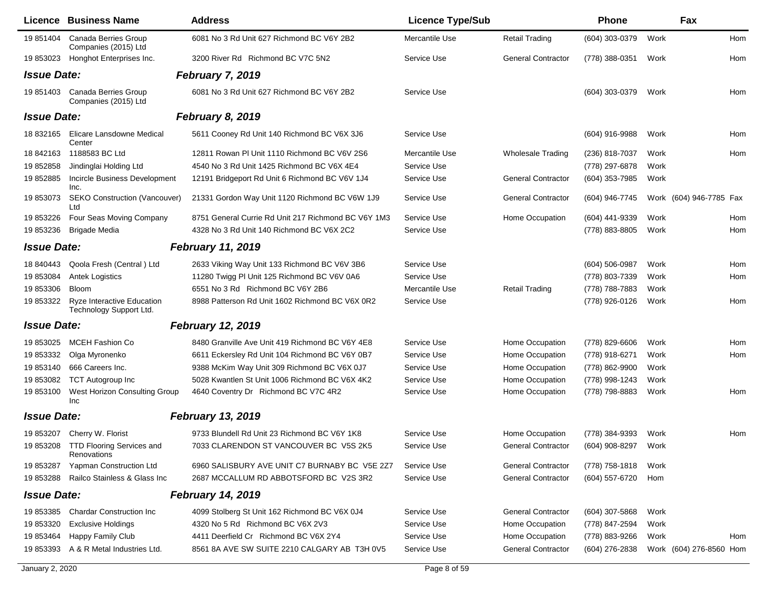| Licence | Business Name | Address | Licence Type/Sub | | Phone | | Fax | |
|---|---|---|---|---|---|---|---|---|
| 19 851404 | Canada Berries Group Companies (2015) Ltd | 6081 No 3 Rd Unit 627 Richmond BC V6Y 2B2 | Mercantile Use | Retail Trading | (604) 303-0379 | Work | | Hom |
| 19 853023 | Honghot Enterprises Inc. | 3200 River Rd Richmond BC V7C 5N2 | Service Use | General Contractor | (778) 388-0351 | Work | | Hom |
| ***Issue Date:*** | | ***February 7, 2019*** | | | | | | |
| 19 851403 | Canada Berries Group Companies (2015) Ltd | 6081 No 3 Rd Unit 627 Richmond BC V6Y 2B2 | Service Use | | (604) 303-0379 | Work | | Hom |
| ***Issue Date:*** | | ***February 8, 2019*** | | | | | | |
| 18 832165 | Elicare Lansdowne Medical Center | 5611 Cooney Rd Unit 140 Richmond BC V6X 3J6 | Service Use | | (604) 916-9988 | Work | | Hom |
| 18 842163 | 1188583 BC Ltd | 12811 Rowan Pl Unit 1110 Richmond BC V6V 2S6 | Mercantile Use | Wholesale Trading | (236) 818-7037 | Work | | Hom |
| 19 852858 | Jindinglai Holding Ltd | 4540 No 3 Rd Unit 1425 Richmond BC V6X 4E4 | Service Use | | (778) 297-6878 | Work | | |
| 19 852885 | Incircle Business Development Inc. | 12191 Bridgeport Rd Unit 6 Richmond BC V6V 1J4 | Service Use | General Contractor | (604) 353-7985 | Work | | |
| 19 853073 | SEKO Construction (Vancouver) Ltd | 21331 Gordon Way Unit 1120 Richmond BC V6W 1J9 | Service Use | General Contractor | (604) 946-7745 | Work | (604) 946-7785 | Fax |
| 19 853226 | Four Seas Moving Company | 8751 General Currie Rd Unit 217 Richmond BC V6Y 1M3 | Service Use | Home Occupation | (604) 441-9339 | Work | | Hom |
| 19 853236 | Brigade Media | 4328 No 3 Rd Unit 140 Richmond BC V6X 2C2 | Service Use | | (778) 883-8805 | Work | | Hom |
| ***Issue Date:*** | | ***February 11, 2019*** | | | | | | |
| 18 840443 | Qoola Fresh (Central ) Ltd | 2633 Viking Way Unit 133 Richmond BC V6V 3B6 | Service Use | | (604) 506-0987 | Work | | Hom |
| 19 853084 | Antek Logistics | 11280 Twigg Pl Unit 125 Richmond BC V6V 0A6 | Service Use | | (778) 803-7339 | Work | | Hom |
| 19 853306 | Bloom | 6551 No 3 Rd Richmond BC V6Y 2B6 | Mercantile Use | Retail Trading | (778) 788-7883 | Work | | |
| 19 853322 | Ryze Interactive Education Technology Support Ltd. | 8988 Patterson Rd Unit 1602 Richmond BC V6X 0R2 | Service Use | | (778) 926-0126 | Work | | Hom |
| ***Issue Date:*** | | ***February 12, 2019*** | | | | | | |
| 19 853025 | MCEH Fashion Co | 8480 Granville Ave Unit 419 Richmond BC V6Y 4E8 | Service Use | Home Occupation | (778) 829-6606 | Work | | Hom |
| 19 853332 | Olga Myronenko | 6611 Eckersley Rd Unit 104 Richmond BC V6Y 0B7 | Service Use | Home Occupation | (778) 918-6271 | Work | | Hom |
| 19 853140 | 666 Careers Inc. | 9388 McKim Way Unit 309 Richmond BC V6X 0J7 | Service Use | Home Occupation | (778) 862-9900 | Work | | |
| 19 853082 | TCT Autogroup Inc | 5028 Kwantlen St Unit 1006 Richmond BC V6X 4K2 | Service Use | Home Occupation | (778) 998-1243 | Work | | |
| 19 853100 | West Horizon Consulting Group Inc | 4640 Coventry Dr Richmond BC V7C 4R2 | Service Use | Home Occupation | (778) 798-8883 | Work | | Hom |
| ***Issue Date:*** | | ***February 13, 2019*** | | | | | | |
| 19 853207 | Cherry W. Florist | 9733 Blundell Rd Unit 23 Richmond BC V6Y 1K8 | Service Use | Home Occupation | (778) 384-9393 | Work | | Hom |
| 19 853208 | TTD Flooring Services and Renovations | 7033 CLARENDON ST VANCOUVER BC V5S 2K5 | Service Use | General Contractor | (604) 908-8297 | Work | | |
| 19 853287 | Yapman Construction Ltd | 6960 SALISBURY AVE UNIT C7 BURNABY BC V5E 2Z7 | Service Use | General Contractor | (778) 758-1818 | Work | | |
| 19 853288 | Railco Stainless & Glass Inc | 2687 MCCALLUM RD ABBOTSFORD BC V2S 3R2 | Service Use | General Contractor | (604) 557-6720 | Hom | | |
| ***Issue Date:*** | | ***February 14, 2019*** | | | | | | |
| 19 853385 | Chardar Construction Inc | 4099 Stolberg St Unit 162 Richmond BC V6X 0J4 | Service Use | General Contractor | (604) 307-5868 | Work | | |
| 19 853320 | Exclusive Holdings | 4320 No 5 Rd Richmond BC V6X 2V3 | Service Use | Home Occupation | (778) 847-2594 | Work | | |
| 19 853464 | Happy Family Club | 4411 Deerfield Cr Richmond BC V6X 2Y4 | Service Use | Home Occupation | (778) 883-9266 | Work | | Hom |
| 19 853393 | A & R Metal Industries Ltd. | 8561 8A AVE SW SUITE 2210 CALGARY AB T3H 0V5 | Service Use | General Contractor | (604) 276-2838 | Work | (604) 276-8560 | Hom |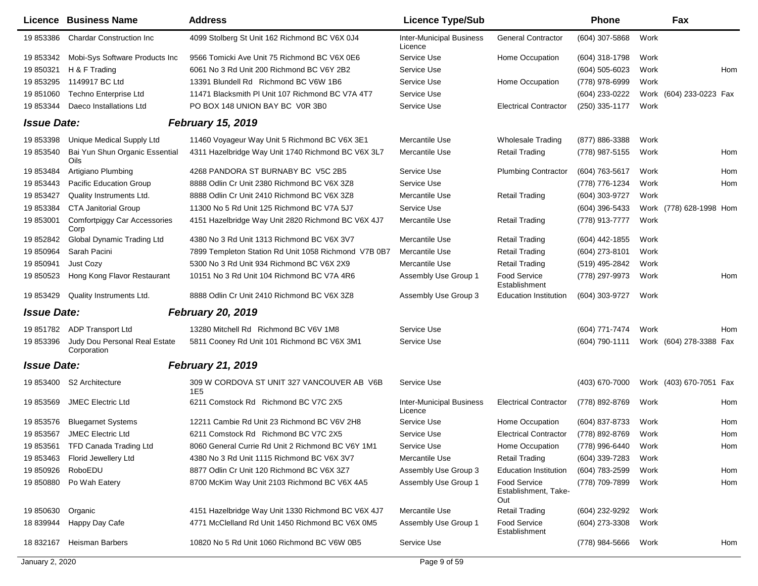| Licence | Business Name | Address | Licence Type/Sub | | Phone | | Fax | |
|---|---|---|---|---|---|---|---|---|
| 19 853386 | Chardar Construction Inc | 4099 Stolberg St Unit 162 Richmond BC V6X 0J4 | Inter-Municipal Business Licence | General Contractor | (604) 307-5868 | Work | | |
| 19 853342 | Mobi-Sys Software Products Inc | 9566 Tomicki Ave Unit 75 Richmond BC V6X 0E6 | Service Use | Home Occupation | (604) 318-1798 | Work | | |
| 19 850321 | H & F Trading | 6061 No 3 Rd Unit 200 Richmond BC V6Y 2B2 | Service Use | | (604) 505-6023 | Work | | Hom |
| 19 853295 | 1149917 BC Ltd | 13391 Blundell Rd Richmond BC V6W 1B6 | Service Use | Home Occupation | (778) 978-6999 | Work | | |
| 19 851060 | Techno Enterprise Ltd | 11471 Blacksmith Pl Unit 107 Richmond BC V7A 4T7 | Service Use | | (604) 233-0222 | Work | (604) 233-0223 | Fax |
| 19 853344 | Daeco Installations Ltd | PO BOX 148 UNION BAY BC V0R 3B0 | Service Use | Electrical Contractor | (250) 335-1177 | Work | | |
| ***Issue Date:*** | | ***February 15, 2019*** | | | | | | |
| 19 853398 | Unique Medical Supply Ltd | 11460 Voyageur Way Unit 5 Richmond BC V6X 3E1 | Mercantile Use | Wholesale Trading | (877) 886-3388 | Work | | |
| 19 853540 | Bai Yun Shun Organic Essential Oils | 4311 Hazelbridge Way Unit 1740 Richmond BC V6X 3L7 | Mercantile Use | Retail Trading | (778) 987-5155 | Work | | Hom |
| 19 853484 | Artigiano Plumbing | 4268 PANDORA ST BURNABY BC V5C 2B5 | Service Use | Plumbing Contractor | (604) 763-5617 | Work | | Hom |
| 19 853443 | Pacific Education Group | 8888 Odlin Cr Unit 2380 Richmond BC V6X 3Z8 | Service Use | | (778) 776-1234 | Work | | Hom |
| 19 853427 | Quality Instruments Ltd. | 8888 Odlin Cr Unit 2410 Richmond BC V6X 3Z8 | Mercantile Use | Retail Trading | (604) 303-9727 | Work | | |
| 19 853384 | CTA Janitorial Group | 11300 No 5 Rd Unit 125 Richmond BC V7A 5J7 | Service Use | | (604) 396-5433 | Work | (778) 628-1998 | Hom |
| 19 853001 | Comfortpiggy Car Accessories Corp | 4151 Hazelbridge Way Unit 2820 Richmond BC V6X 4J7 | Mercantile Use | Retail Trading | (778) 913-7777 | Work | | |
| 19 852842 | Global Dynamic Trading Ltd | 4380 No 3 Rd Unit 1313 Richmond BC V6X 3V7 | Mercantile Use | Retail Trading | (604) 442-1855 | Work | | |
| 19 850964 | Sarah Pacini | 7899 Templeton Station Rd Unit 1058 Richmond V7B 0B7 | Mercantile Use | Retail Trading | (604) 273-8101 | Work | | |
| 19 850941 | Just Cozy | 5300 No 3 Rd Unit 934 Richmond BC V6X 2X9 | Mercantile Use | Retail Trading | (519) 495-2842 | Work | | |
| 19 850523 | Hong Kong Flavor Restaurant | 10151 No 3 Rd Unit 104 Richmond BC V7A 4R6 | Assembly Use Group 1 | Food Service Establishment | (778) 297-9973 | Work | | Hom |
| 19 853429 | Quality Instruments Ltd. | 8888 Odlin Cr Unit 2410 Richmond BC V6X 3Z8 | Assembly Use Group 3 | Education Institution | (604) 303-9727 | Work | | |
| ***Issue Date:*** | | ***February 20, 2019*** | | | | | | |
| 19 851782 | ADP Transport Ltd | 13280 Mitchell Rd Richmond BC V6V 1M8 | Service Use | | (604) 771-7474 | Work | | Hom |
| 19 853396 | Judy Dou Personal Real Estate Corporation | 5811 Cooney Rd Unit 101 Richmond BC V6X 3M1 | Service Use | | (604) 790-1111 | Work | (604) 278-3388 | Fax |
| ***Issue Date:*** | | ***February 21, 2019*** | | | | | | |
| 19 853400 | S2 Architecture | 309 W CORDOVA ST UNIT 327 VANCOUVER AB V6B 1E5 | Service Use | | (403) 670-7000 | Work | (403) 670-7051 | Fax |
| 19 853569 | JMEC Electric Ltd | 6211 Comstock Rd Richmond BC V7C 2X5 | Inter-Municipal Business Licence | Electrical Contractor | (778) 892-8769 | Work | | Hom |
| 19 853576 | Bluegarnet Systems | 12211 Cambie Rd Unit 23 Richmond BC V6V 2H8 | Service Use | Home Occupation | (604) 837-8733 | Work | | Hom |
| 19 853567 | JMEC Electric Ltd | 6211 Comstock Rd Richmond BC V7C 2X5 | Service Use | Electrical Contractor | (778) 892-8769 | Work | | Hom |
| 19 853561 | TFD Canada Trading Ltd | 8060 General Currie Rd Unit 2 Richmond BC V6Y 1M1 | Service Use | Home Occupation | (778) 996-6440 | Work | | Hom |
| 19 853463 | Florid Jewellery Ltd | 4380 No 3 Rd Unit 1115 Richmond BC V6X 3V7 | Mercantile Use | Retail Trading | (604) 339-7283 | Work | | |
| 19 850926 | RoboEDU | 8877 Odlin Cr Unit 120 Richmond BC V6X 3Z7 | Assembly Use Group 3 | Education Institution | (604) 783-2599 | Work | | Hom |
| 19 850880 | Po Wah Eatery | 8700 McKim Way Unit 2103 Richmond BC V6X 4A5 | Assembly Use Group 1 | Food Service Establishment, Take-Out | (778) 709-7899 | Work | | Hom |
| 19 850630 | Organic | 4151 Hazelbridge Way Unit 1330 Richmond BC V6X 4J7 | Mercantile Use | Retail Trading | (604) 232-9292 | Work | | |
| 18 839944 | Happy Day Cafe | 4771 McClelland Rd Unit 1450 Richmond BC V6X 0M5 | Assembly Use Group 1 | Food Service Establishment | (604) 273-3308 | Work | | |
| 18 832167 | Heisman Barbers | 10820 No 5 Rd Unit 1060 Richmond BC V6W 0B5 | Service Use | | (778) 984-5666 | Work | | Hom |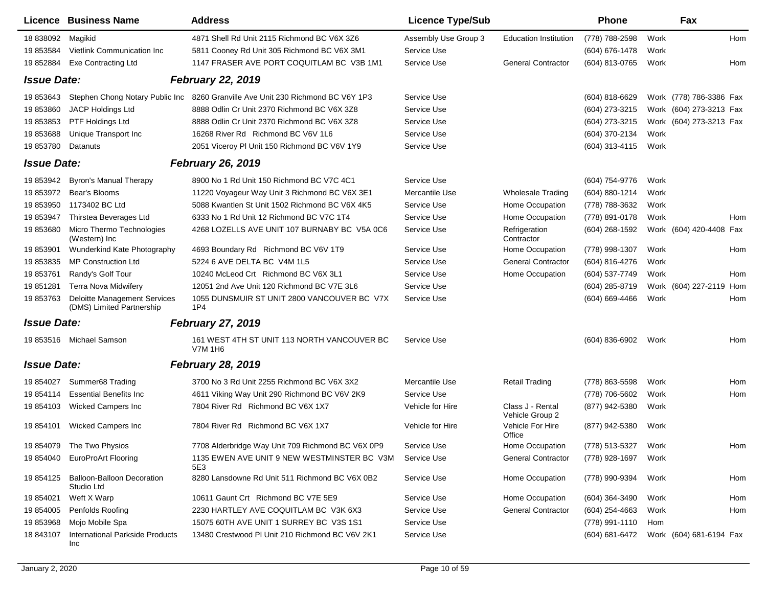| Licence | Business Name | Address | Licence Type/Sub | | Phone | Fax | |
|---|---|---|---|---|---|---|---|
| 18 838092 | Magikid | 4871 Shell Rd Unit 2115 Richmond BC V6X 3Z6 | Assembly Use Group 3 | Education Institution | (778) 788-2598 | Work | Hom |
| 19 853584 | Vietlink Communication Inc | 5811 Cooney Rd Unit 305 Richmond BC V6X 3M1 | Service Use | | (604) 676-1478 | Work | |
| 19 852884 | Exe Contracting Ltd | 1147 FRASER AVE PORT COQUITLAM BC V3B 1M1 | Service Use | General Contractor | (604) 813-0765 | Work | Hom |
| ***Issue Date:*** | | ***February 22, 2019*** | | | | | |
| 19 853643 | Stephen Chong Notary Public Inc | 8260 Granville Ave Unit 230 Richmond BC V6Y 1P3 | Service Use | | (604) 818-6629 | Work (778) 786-3386 | Fax |
| 19 853860 | JACP Holdings Ltd | 8888 Odlin Cr Unit 2370 Richmond BC V6X 3Z8 | Service Use | | (604) 273-3215 | Work (604) 273-3213 | Fax |
| 19 853853 | PTF Holdings Ltd | 8888 Odlin Cr Unit 2370 Richmond BC V6X 3Z8 | Service Use | | (604) 273-3215 | Work (604) 273-3213 | Fax |
| 19 853688 | Unique Transport Inc | 16268 River Rd Richmond BC V6V 1L6 | Service Use | | (604) 370-2134 | Work | |
| 19 853780 | Datanuts | 2051 Viceroy Pl Unit 150 Richmond BC V6V 1Y9 | Service Use | | (604) 313-4115 | Work | |
| ***Issue Date:*** | | ***February 26, 2019*** | | | | | |
| 19 853942 | Byron's Manual Therapy | 8900 No 1 Rd Unit 150 Richmond BC V7C 4C1 | Service Use | | (604) 754-9776 | Work | |
| 19 853972 | Bear's Blooms | 11220 Voyageur Way Unit 3 Richmond BC V6X 3E1 | Mercantile Use | Wholesale Trading | (604) 880-1214 | Work | |
| 19 853950 | 1173402 BC Ltd | 5088 Kwantlen St Unit 1502 Richmond BC V6X 4K5 | Service Use | Home Occupation | (778) 788-3632 | Work | |
| 19 853947 | Thirstea Beverages Ltd | 6333 No 1 Rd Unit 12 Richmond BC V7C 1T4 | Service Use | Home Occupation | (778) 891-0178 | Work | Hom |
| 19 853680 | Micro Thermo Technologies (Western) Inc | 4268 LOZELLS AVE UNIT 107 BURNABY BC V5A 0C6 | Service Use | Refrigeration Contractor | (604) 268-1592 | Work (604) 420-4408 | Fax |
| 19 853901 | Wunderkind Kate Photography | 4693 Boundary Rd Richmond BC V6V 1T9 | Service Use | Home Occupation | (778) 998-1307 | Work | Hom |
| 19 853835 | MP Construction Ltd | 5224 6 AVE DELTA BC V4M 1L5 | Service Use | General Contractor | (604) 816-4276 | Work | |
| 19 853761 | Randy's Golf Tour | 10240 McLeod Crt Richmond BC V6X 3L1 | Service Use | Home Occupation | (604) 537-7749 | Work | Hom |
| 19 851281 | Terra Nova Midwifery | 12051 2nd Ave Unit 120 Richmond BC V7E 3L6 | Service Use | | (604) 285-8719 | Work (604) 227-2119 | Hom |
| 19 853763 | Deloitte Management Services (DMS) Limited Partnership | 1055 DUNSMUIR ST UNIT 2800 VANCOUVER BC V7X 1P4 | Service Use | | (604) 669-4466 | Work | Hom |
| ***Issue Date:*** | | ***February 27, 2019*** | | | | | |
| 19 853516 | Michael Samson | 161 WEST 4TH ST UNIT 113 NORTH VANCOUVER BC V7M 1H6 | Service Use | | (604) 836-6902 | Work | Hom |
| ***Issue Date:*** | | ***February 28, 2019*** | | | | | |
| 19 854027 | Summer68 Trading | 3700 No 3 Rd Unit 2255 Richmond BC V6X 3X2 | Mercantile Use | Retail Trading | (778) 863-5598 | Work | Hom |
| 19 854114 | Essential Benefits Inc | 4611 Viking Way Unit 290 Richmond BC V6V 2K9 | Service Use | | (778) 706-5602 | Work | Hom |
| 19 854103 | Wicked Campers Inc | 7804 River Rd Richmond BC V6X 1X7 | Vehicle for Hire | Class J - Rental Vehicle Group 2 | (877) 942-5380 | Work | |
| 19 854101 | Wicked Campers Inc | 7804 River Rd Richmond BC V6X 1X7 | Vehicle for Hire | Vehicle For Hire Office | (877) 942-5380 | Work | |
| 19 854079 | The Two Physios | 7708 Alderbridge Way Unit 709 Richmond BC V6X 0P9 | Service Use | Home Occupation | (778) 513-5327 | Work | Hom |
| 19 854040 | EuroProArt Flooring | 1135 EWEN AVE UNIT 9 NEW WESTMINSTER BC V3M 5E3 | Service Use | General Contractor | (778) 928-1697 | Work | |
| 19 854125 | Balloon-Balloon Decoration Studio Ltd | 8280 Lansdowne Rd Unit 511 Richmond BC V6X 0B2 | Service Use | Home Occupation | (778) 990-9394 | Work | Hom |
| 19 854021 | Weft X Warp | 10611 Gaunt Crt Richmond BC V7E 5E9 | Service Use | Home Occupation | (604) 364-3490 | Work | Hom |
| 19 854005 | Penfolds Roofing | 2230 HARTLEY AVE COQUITLAM BC V3K 6X3 | Service Use | General Contractor | (604) 254-4663 | Work | Hom |
| 19 853968 | Mojo Mobile Spa | 15075 60TH AVE UNIT 1 SURREY BC V3S 1S1 | Service Use | | (778) 991-1110 | Hom | |
| 18 843107 | International Parkside Products Inc | 13480 Crestwood Pl Unit 210 Richmond BC V6V 2K1 | Service Use | | (604) 681-6472 | Work (604) 681-6194 | Fax |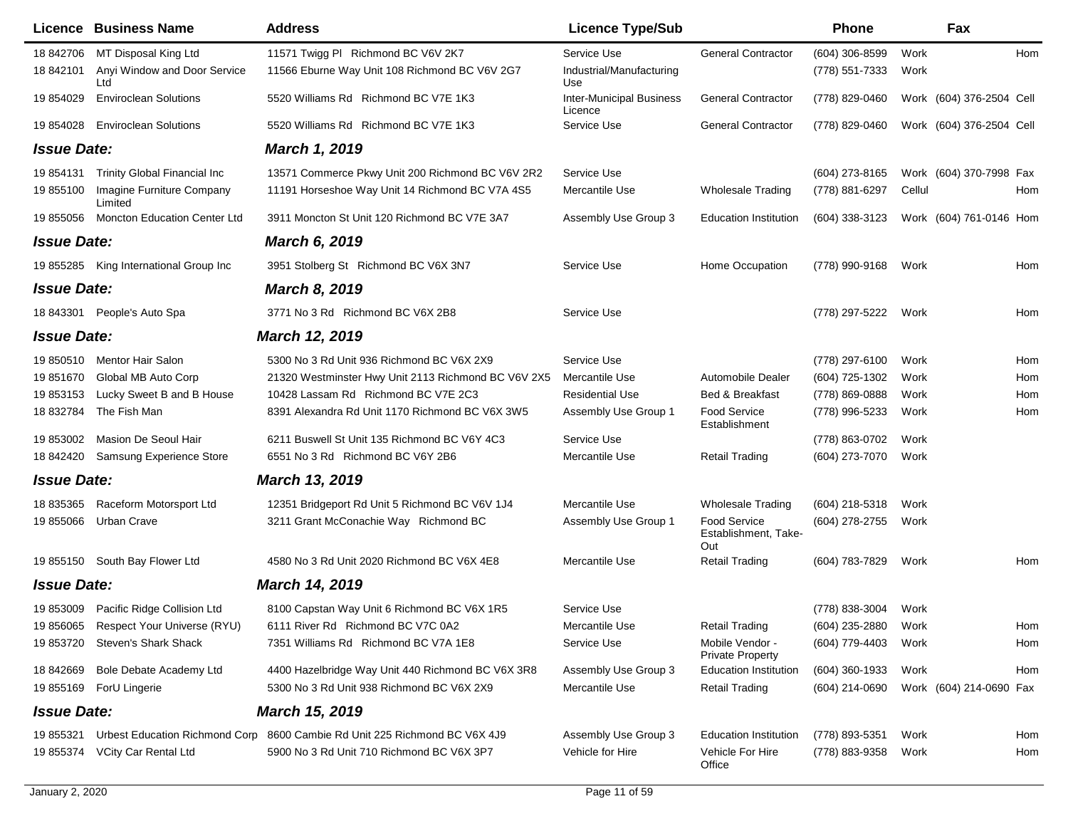| Licence | Business Name | Address | Licence Type/Sub | | Phone | | Fax | |
|---|---|---|---|---|---|---|---|---|
| 18 842706 | MT Disposal King Ltd | 11571 Twigg Pl Richmond BC V6V 2K7 | Service Use | General Contractor | (604) 306-8599 | Work | | Hom |
| 18 842101 | Anyi Window and Door Service Ltd | 11566 Eburne Way Unit 108 Richmond BC V6V 2G7 | Industrial/Manufacturing Use | | (778) 551-7333 | Work | | |
| 19 854029 | Enviroclean Solutions | 5520 Williams Rd Richmond BC V7E 1K3 | Inter-Municipal Business Licence | General Contractor | (778) 829-0460 | Work | (604) 376-2504 | Cell |
| 19 854028 | Enviroclean Solutions | 5520 Williams Rd Richmond BC V7E 1K3 | Service Use | General Contractor | (778) 829-0460 | Work | (604) 376-2504 | Cell |
| ***Issue Date:*** | | ***March 1, 2019*** | | | | | | |
| 19 854131 | Trinity Global Financial Inc | 13571 Commerce Pkwy Unit 200 Richmond BC V6V 2R2 | Service Use | | (604) 273-8165 | Work | (604) 370-7998 | Fax |
| 19 855100 | Imagine Furniture Company Limited | 11191 Horseshoe Way Unit 14 Richmond BC V7A 4S5 | Mercantile Use | Wholesale Trading | (778) 881-6297 | Cellul | | Hom |
| 19 855056 | Moncton Education Center Ltd | 3911 Moncton St Unit 120 Richmond BC V7E 3A7 | Assembly Use Group 3 | Education Institution | (604) 338-3123 | Work | (604) 761-0146 | Hom |
| ***Issue Date:*** | | ***March 6, 2019*** | | | | | | |
| 19 855285 | King International Group Inc | 3951 Stolberg St Richmond BC V6X 3N7 | Service Use | Home Occupation | (778) 990-9168 | Work | | Hom |
| ***Issue Date:*** | | ***March 8, 2019*** | | | | | | |
| 18 843301 | People's Auto Spa | 3771 No 3 Rd Richmond BC V6X 2B8 | Service Use | | (778) 297-5222 | Work | | Hom |
| ***Issue Date:*** | | ***March 12, 2019*** | | | | | | |
| 19 850510 | Mentor Hair Salon | 5300 No 3 Rd Unit 936 Richmond BC V6X 2X9 | Service Use | | (778) 297-6100 | Work | | Hom |
| 19 851670 | Global MB Auto Corp | 21320 Westminster Hwy Unit 2113 Richmond BC V6V 2X5 | Mercantile Use | Automobile Dealer | (604) 725-1302 | Work | | Hom |
| 19 853153 | Lucky Sweet B and B House | 10428 Lassam Rd Richmond BC V7E 2C3 | Residential Use | Bed & Breakfast | (778) 869-0888 | Work | | Hom |
| 18 832784 | The Fish Man | 8391 Alexandra Rd Unit 1170 Richmond BC V6X 3W5 | Assembly Use Group 1 | Food Service Establishment | (778) 996-5233 | Work | | Hom |
| 19 853002 | Masion De Seoul Hair | 6211 Buswell St Unit 135 Richmond BC V6Y 4C3 | Service Use | | (778) 863-0702 | Work | | |
| 18 842420 | Samsung Experience Store | 6551 No 3 Rd Richmond BC V6Y 2B6 | Mercantile Use | Retail Trading | (604) 273-7070 | Work | | |
| ***Issue Date:*** | | ***March 13, 2019*** | | | | | | |
| 18 835365 | Raceform Motorsport Ltd | 12351 Bridgeport Rd Unit 5 Richmond BC V6V 1J4 | Mercantile Use | Wholesale Trading | (604) 218-5318 | Work | | |
| 19 855066 | Urban Crave | 3211 Grant McConachie Way Richmond BC | Assembly Use Group 1 | Food Service Establishment, Take-Out | (604) 278-2755 | Work | | |
| 19 855150 | South Bay Flower Ltd | 4580 No 3 Rd Unit 2020 Richmond BC V6X 4E8 | Mercantile Use | Retail Trading | (604) 783-7829 | Work | | Hom |
| ***Issue Date:*** | | ***March 14, 2019*** | | | | | | |
| 19 853009 | Pacific Ridge Collision Ltd | 8100 Capstan Way Unit 6 Richmond BC V6X 1R5 | Service Use | | (778) 838-3004 | Work | | |
| 19 856065 | Respect Your Universe (RYU) | 6111 River Rd Richmond BC V7C 0A2 | Mercantile Use | Retail Trading | (604) 235-2880 | Work | | Hom |
| 19 853720 | Steven's Shark Shack | 7351 Williams Rd Richmond BC V7A 1E8 | Service Use | Mobile Vendor - Private Property | (604) 779-4403 | Work | | Hom |
| 18 842669 | Bole Debate Academy Ltd | 4400 Hazelbridge Way Unit 440 Richmond BC V6X 3R8 | Assembly Use Group 3 | Education Institution | (604) 360-1933 | Work | | Hom |
| 19 855169 | ForU Lingerie | 5300 No 3 Rd Unit 938 Richmond BC V6X 2X9 | Mercantile Use | Retail Trading | (604) 214-0690 | Work | (604) 214-0690 | Fax |
| ***Issue Date:*** | | ***March 15, 2019*** | | | | | | |
| 19 855321 | Urbest Education Richmond Corp | 8600 Cambie Rd Unit 225 Richmond BC V6X 4J9 | Assembly Use Group 3 | Education Institution | (778) 893-5351 | Work | | Hom |
| 19 855374 | VCity Car Rental Ltd | 5900 No 3 Rd Unit 710 Richmond BC V6X 3P7 | Vehicle for Hire | Vehicle For Hire Office | (778) 883-9358 | Work | | Hom |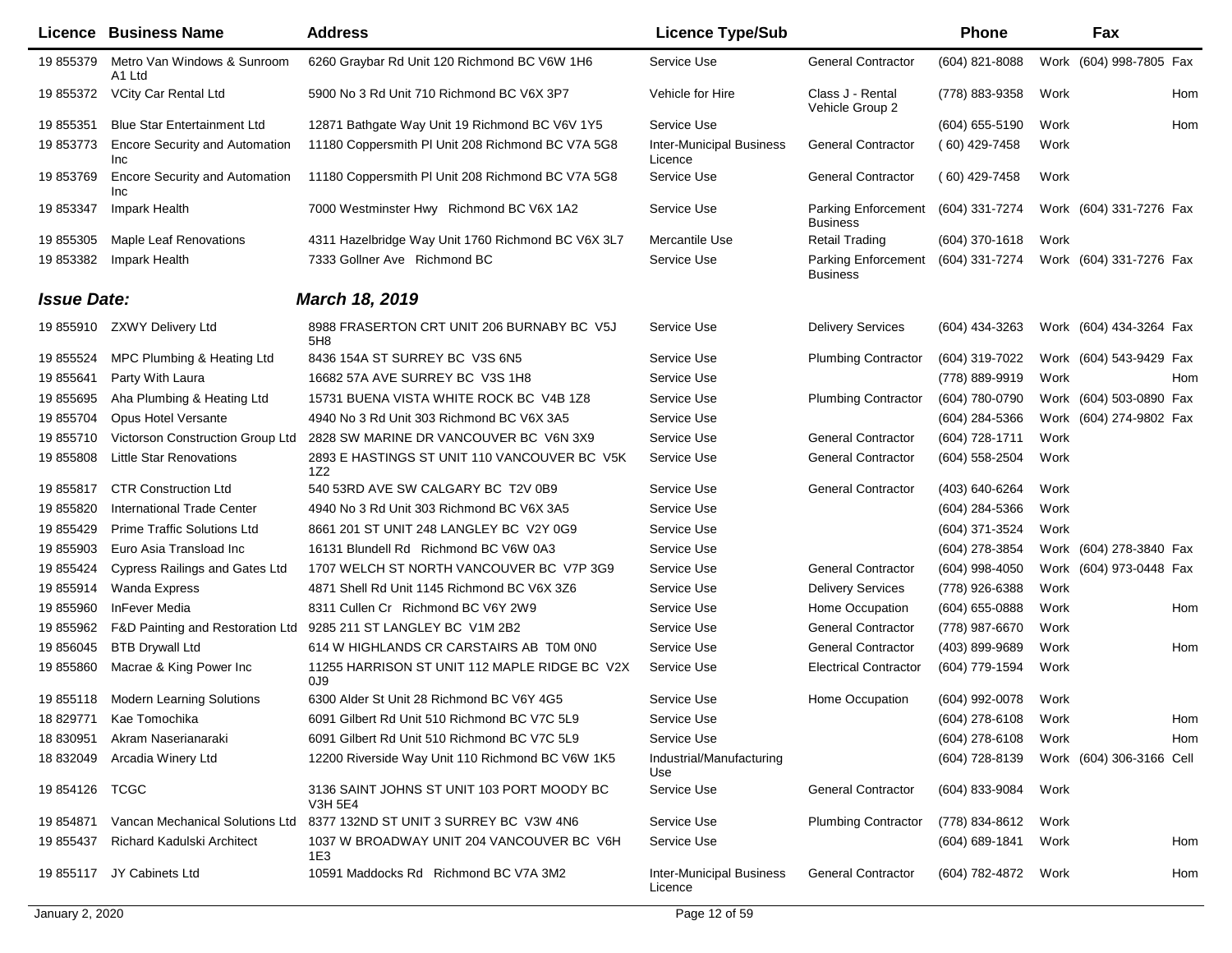| Licence | Business Name | Address | Licence Type/Sub | | Phone | | Fax | |
|---|---|---|---|---|---|---|---|---|
| 19 855379 | Metro Van Windows & Sunroom A1 Ltd | 6260 Graybar Rd Unit 120 Richmond BC V6W 1H6 | Service Use | General Contractor | (604) 821-8088 | Work | (604) 998-7805 | Fax |
| 19 855372 | VCity Car Rental Ltd | 5900 No 3 Rd Unit 710 Richmond BC V6X 3P7 | Vehicle for Hire | Class J - Rental Vehicle Group 2 | (778) 883-9358 | Work | | Hom |
| 19 855351 | Blue Star Entertainment Ltd | 12871 Bathgate Way Unit 19 Richmond BC V6V 1Y5 | Service Use | | (604) 655-5190 | Work | | Hom |
| 19 853773 | Encore Security and Automation Inc | 11180 Coppersmith Pl Unit 208 Richmond BC V7A 5G8 | Inter-Municipal Business Licence | General Contractor | ( 60) 429-7458 | Work | | |
| 19 853769 | Encore Security and Automation Inc | 11180 Coppersmith Pl Unit 208 Richmond BC V7A 5G8 | Service Use | General Contractor | ( 60) 429-7458 | Work | | |
| 19 853347 | Impark Health | 7000 Westminster Hwy Richmond BC V6X 1A2 | Service Use | Parking Enforcement Business | (604) 331-7274 | Work | (604) 331-7276 | Fax |
| 19 855305 | Maple Leaf Renovations | 4311 Hazelbridge Way Unit 1760 Richmond BC V6X 3L7 | Mercantile Use | Retail Trading | (604) 370-1618 | Work | | |
| 19 853382 | Impark Health | 7333 Gollner Ave Richmond BC | Service Use | Parking Enforcement Business | (604) 331-7274 | Work | (604) 331-7276 | Fax |

***Issue Date:*** ***March 18, 2019***

| Licence | Business Name | Address | Licence Type/Sub | | Phone | | Fax | |
|---|---|---|---|---|---|---|---|---|
| 19 855910 | ZXWY Delivery Ltd | 8988 FRASERTON CRT UNIT 206 BURNABY BC V5J 5H8 | Service Use | Delivery Services | (604) 434-3263 | Work | (604) 434-3264 | Fax |
| 19 855524 | MPC Plumbing & Heating Ltd | 8436 154A ST SURREY BC V3S 6N5 | Service Use | Plumbing Contractor | (604) 319-7022 | Work | (604) 543-9429 | Fax |
| 19 855641 | Party With Laura | 16682 57A AVE SURREY BC V3S 1H8 | Service Use | | (778) 889-9919 | Work | | Hom |
| 19 855695 | Aha Plumbing & Heating Ltd | 15731 BUENA VISTA WHITE ROCK BC V4B 1Z8 | Service Use | Plumbing Contractor | (604) 780-0790 | Work | (604) 503-0890 | Fax |
| 19 855704 | Opus Hotel Versante | 4940 No 3 Rd Unit 303 Richmond BC V6X 3A5 | Service Use | | (604) 284-5366 | Work | (604) 274-9802 | Fax |
| 19 855710 | Victorson Construction Group Ltd | 2828 SW MARINE DR VANCOUVER BC V6N 3X9 | Service Use | General Contractor | (604) 728-1711 | Work | | |
| 19 855808 | Little Star Renovations | 2893 E HASTINGS ST UNIT 110 VANCOUVER BC V5K 1Z2 | Service Use | General Contractor | (604) 558-2504 | Work | | |
| 19 855817 | CTR Construction Ltd | 540 53RD AVE SW CALGARY BC T2V 0B9 | Service Use | General Contractor | (403) 640-6264 | Work | | |
| 19 855820 | International Trade Center | 4940 No 3 Rd Unit 303 Richmond BC V6X 3A5 | Service Use | | (604) 284-5366 | Work | | |
| 19 855429 | Prime Traffic Solutions Ltd | 8661 201 ST UNIT 248 LANGLEY BC V2Y 0G9 | Service Use | | (604) 371-3524 | Work | | |
| 19 855903 | Euro Asia Transload Inc | 16131 Blundell Rd Richmond BC V6W 0A3 | Service Use | | (604) 278-3854 | Work | (604) 278-3840 | Fax |
| 19 855424 | Cypress Railings and Gates Ltd | 1707 WELCH ST NORTH VANCOUVER BC V7P 3G9 | Service Use | General Contractor | (604) 998-4050 | Work | (604) 973-0448 | Fax |
| 19 855914 | Wanda Express | 4871 Shell Rd Unit 1145 Richmond BC V6X 3Z6 | Service Use | Delivery Services | (778) 926-6388 | Work | | |
| 19 855960 | InFever Media | 8311 Cullen Cr Richmond BC V6Y 2W9 | Service Use | Home Occupation | (604) 655-0888 | Work | | Hom |
| 19 855962 | F&D Painting and Restoration Ltd | 9285 211 ST LANGLEY BC V1M 2B2 | Service Use | General Contractor | (778) 987-6670 | Work | | |
| 19 856045 | BTB Drywall Ltd | 614 W HIGHLANDS CR CARSTAIRS AB T0M 0N0 | Service Use | General Contractor | (403) 899-9689 | Work | | Hom |
| 19 855860 | Macrae & King Power Inc | 11255 HARRISON ST UNIT 112 MAPLE RIDGE BC V2X 0J9 | Service Use | Electrical Contractor | (604) 779-1594 | Work | | |
| 19 855118 | Modern Learning Solutions | 6300 Alder St Unit 28 Richmond BC V6Y 4G5 | Service Use | Home Occupation | (604) 992-0078 | Work | | |
| 18 829771 | Kae Tomochika | 6091 Gilbert Rd Unit 510 Richmond BC V7C 5L9 | Service Use | | (604) 278-6108 | Work | | Hom |
| 18 830951 | Akram Naserianaraki | 6091 Gilbert Rd Unit 510 Richmond BC V7C 5L9 | Service Use | | (604) 278-6108 | Work | | Hom |
| 18 832049 | Arcadia Winery Ltd | 12200 Riverside Way Unit 110 Richmond BC V6W 1K5 | Industrial/Manufacturing Use | | (604) 728-8139 | Work | (604) 306-3166 | Cell |
| 19 854126 | TCGC | 3136 SAINT JOHNS ST UNIT 103 PORT MOODY BC V3H 5E4 | Service Use | General Contractor | (604) 833-9084 | Work | | |
| 19 854871 | Vancan Mechanical Solutions Ltd | 8377 132ND ST UNIT 3 SURREY BC V3W 4N6 | Service Use | Plumbing Contractor | (778) 834-8612 | Work | | |
| 19 855437 | Richard Kadulski Architect | 1037 W BROADWAY UNIT 204 VANCOUVER BC V6H 1E3 | Service Use | | (604) 689-1841 | Work | | Hom |
| 19 855117 | JY Cabinets Ltd | 10591 Maddocks Rd Richmond BC V7A 3M2 | Inter-Municipal Business Licence | General Contractor | (604) 782-4872 | Work | | Hom |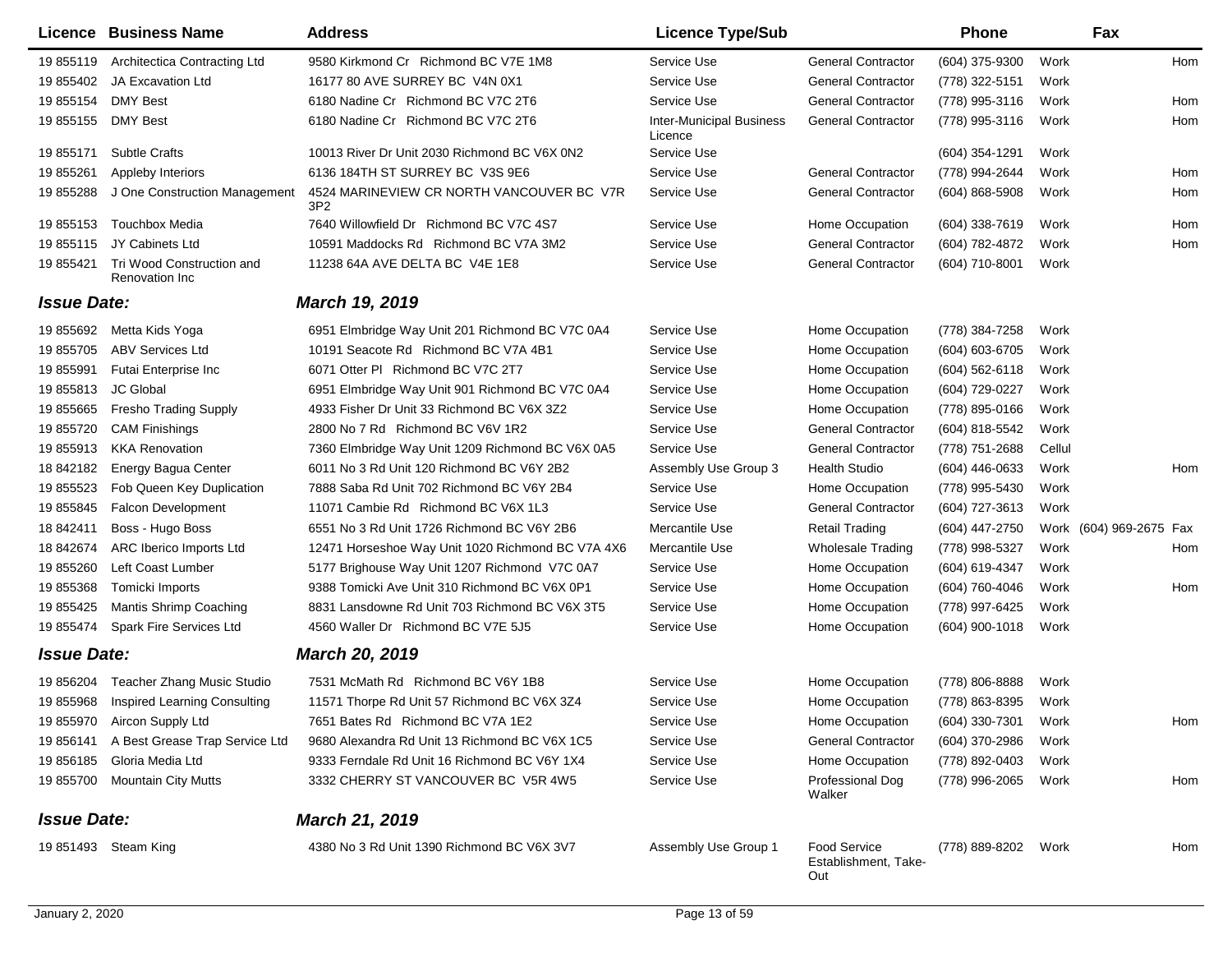| Licence | Business Name | Address | Licence Type/Sub | | Phone | | Fax | |
|---|---|---|---|---|---|---|---|---|
| 19 855119 | Architectica Contracting Ltd | 9580 Kirkmond Cr Richmond BC V7E 1M8 | Service Use | General Contractor | (604) 375-9300 | Work | | Hom |
| 19 855402 | JA Excavation Ltd | 16177 80 AVE SURREY BC V4N 0X1 | Service Use | General Contractor | (778) 322-5151 | Work | | |
| 19 855154 | DMY Best | 6180 Nadine Cr Richmond BC V7C 2T6 | Service Use | General Contractor | (778) 995-3116 | Work | | Hom |
| 19 855155 | DMY Best | 6180 Nadine Cr Richmond BC V7C 2T6 | Inter-Municipal Business Licence | General Contractor | (778) 995-3116 | Work | | Hom |
| 19 855171 | Subtle Crafts | 10013 River Dr Unit 2030 Richmond BC V6X 0N2 | Service Use | | (604) 354-1291 | Work | | |
| 19 855261 | Appleby Interiors | 6136 184TH ST SURREY BC V3S 9E6 | Service Use | General Contractor | (778) 994-2644 | Work | | Hom |
| 19 855288 | J One Construction Management | 4524 MARINEVIEW CR NORTH VANCOUVER BC V7R 3P2 | Service Use | General Contractor | (604) 868-5908 | Work | | Hom |
| 19 855153 | Touchbox Media | 7640 Willowfield Dr Richmond BC V7C 4S7 | Service Use | Home Occupation | (604) 338-7619 | Work | | Hom |
| 19 855115 | JY Cabinets Ltd | 10591 Maddocks Rd Richmond BC V7A 3M2 | Service Use | General Contractor | (604) 782-4872 | Work | | Hom |
| 19 855421 | Tri Wood Construction and Renovation Inc | 11238 64A AVE DELTA BC V4E 1E8 | Service Use | General Contractor | (604) 710-8001 | Work | | |
| ***Issue Date:*** | | ***March 19, 2019*** | | | | | | |
| 19 855692 | Metta Kids Yoga | 6951 Elmbridge Way Unit 201 Richmond BC V7C 0A4 | Service Use | Home Occupation | (778) 384-7258 | Work | | |
| 19 855705 | ABV Services Ltd | 10191 Seacote Rd Richmond BC V7A 4B1 | Service Use | Home Occupation | (604) 603-6705 | Work | | |
| 19 855991 | Futai Enterprise Inc | 6071 Otter Pl Richmond BC V7C 2T7 | Service Use | Home Occupation | (604) 562-6118 | Work | | |
| 19 855813 | JC Global | 6951 Elmbridge Way Unit 901 Richmond BC V7C 0A4 | Service Use | Home Occupation | (604) 729-0227 | Work | | |
| 19 855665 | Fresho Trading Supply | 4933 Fisher Dr Unit 33 Richmond BC V6X 3Z2 | Service Use | Home Occupation | (778) 895-0166 | Work | | |
| 19 855720 | CAM Finishings | 2800 No 7 Rd Richmond BC V6V 1R2 | Service Use | General Contractor | (604) 818-5542 | Work | | |
| 19 855913 | KKA Renovation | 7360 Elmbridge Way Unit 1209 Richmond BC V6X 0A5 | Service Use | General Contractor | (778) 751-2688 | Cellul | | |
| 18 842182 | Energy Bagua Center | 6011 No 3 Rd Unit 120 Richmond BC V6Y 2B2 | Assembly Use Group 3 | Health Studio | (604) 446-0633 | Work | | Hom |
| 19 855523 | Fob Queen Key Duplication | 7888 Saba Rd Unit 702 Richmond BC V6Y 2B4 | Service Use | Home Occupation | (778) 995-5430 | Work | | |
| 19 855845 | Falcon Development | 11071 Cambie Rd Richmond BC V6X 1L3 | Service Use | General Contractor | (604) 727-3613 | Work | | |
| 18 842411 | Boss - Hugo Boss | 6551 No 3 Rd Unit 1726 Richmond BC V6Y 2B6 | Mercantile Use | Retail Trading | (604) 447-2750 | Work | (604) 969-2675 | Fax |
| 18 842674 | ARC Iberico Imports Ltd | 12471 Horseshoe Way Unit 1020 Richmond BC V7A 4X6 | Mercantile Use | Wholesale Trading | (778) 998-5327 | Work | | Hom |
| 19 855260 | Left Coast Lumber | 5177 Brighouse Way Unit 1207 Richmond V7C 0A7 | Service Use | Home Occupation | (604) 619-4347 | Work | | |
| 19 855368 | Tomicki Imports | 9388 Tomicki Ave Unit 310 Richmond BC V6X 0P1 | Service Use | Home Occupation | (604) 760-4046 | Work | | Hom |
| 19 855425 | Mantis Shrimp Coaching | 8831 Lansdowne Rd Unit 703 Richmond BC V6X 3T5 | Service Use | Home Occupation | (778) 997-6425 | Work | | |
| 19 855474 | Spark Fire Services Ltd | 4560 Waller Dr Richmond BC V7E 5J5 | Service Use | Home Occupation | (604) 900-1018 | Work | | |
| ***Issue Date:*** | | ***March 20, 2019*** | | | | | | |
| 19 856204 | Teacher Zhang Music Studio | 7531 McMath Rd Richmond BC V6Y 1B8 | Service Use | Home Occupation | (778) 806-8888 | Work | | |
| 19 855968 | Inspired Learning Consulting | 11571 Thorpe Rd Unit 57 Richmond BC V6X 3Z4 | Service Use | Home Occupation | (778) 863-8395 | Work | | |
| 19 855970 | Aircon Supply Ltd | 7651 Bates Rd Richmond BC V7A 1E2 | Service Use | Home Occupation | (604) 330-7301 | Work | | Hom |
| 19 856141 | A Best Grease Trap Service Ltd | 9680 Alexandra Rd Unit 13 Richmond BC V6X 1C5 | Service Use | General Contractor | (604) 370-2986 | Work | | |
| 19 856185 | Gloria Media Ltd | 9333 Ferndale Rd Unit 16 Richmond BC V6Y 1X4 | Service Use | Home Occupation | (778) 892-0403 | Work | | |
| 19 855700 | Mountain City Mutts | 3332 CHERRY ST VANCOUVER BC V5R 4W5 | Service Use | Professional Dog Walker | (778) 996-2065 | Work | | Hom |
| ***Issue Date:*** | | ***March 21, 2019*** | | | | | | |
| 19 851493 | Steam King | 4380 No 3 Rd Unit 1390 Richmond BC V6X 3V7 | Assembly Use Group 1 | Food Service Establishment, Take-Out | (778) 889-8202 | Work | | Hom |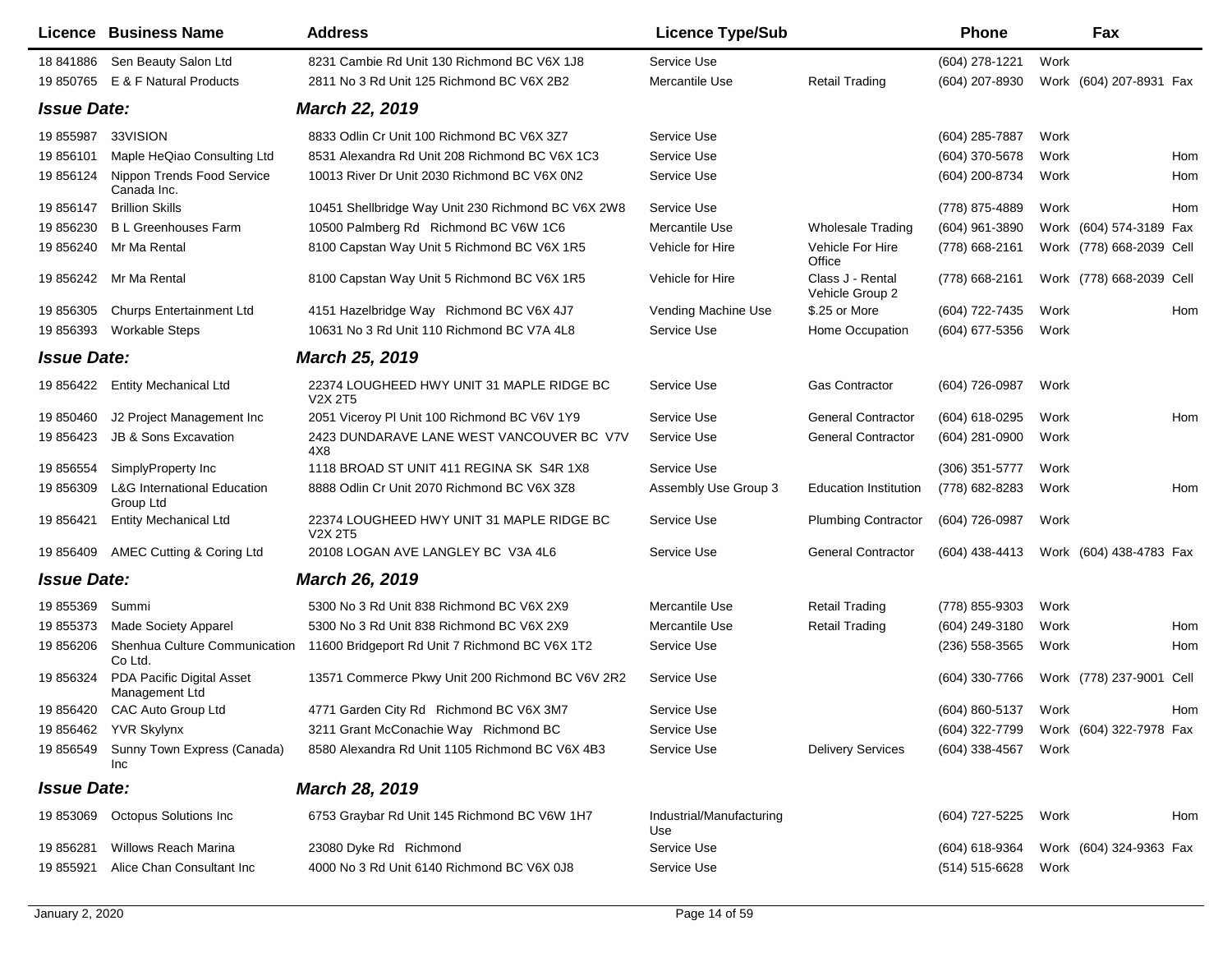| Licence | Business Name | Address | Licence Type/Sub | | Phone | | Fax | |
|---|---|---|---|---|---|---|---|---|
| 18 841886 | Sen Beauty Salon Ltd | 8231 Cambie Rd Unit 130 Richmond BC V6X 1J8 | Service Use | | (604) 278-1221 | Work | | |
| 19 850765 | E & F Natural Products | 2811 No 3 Rd Unit 125 Richmond BC V6X 2B2 | Mercantile Use | Retail Trading | (604) 207-8930 | Work | (604) 207-8931 | Fax |
| ***Issue Date:*** | | ***March 22, 2019*** | | | | | | |
| 19 855987 | 33VISION | 8833 Odlin Cr Unit 100 Richmond BC V6X 3Z7 | Service Use | | (604) 285-7887 | Work | | |
| 19 856101 | Maple HeQiao Consulting Ltd | 8531 Alexandra Rd Unit 208 Richmond BC V6X 1C3 | Service Use | | (604) 370-5678 | Work | | Hom |
| 19 856124 | Nippon Trends Food Service Canada Inc. | 10013 River Dr Unit 2030 Richmond BC V6X 0N2 | Service Use | | (604) 200-8734 | Work | | Hom |
| 19 856147 | Brillion Skills | 10451 Shellbridge Way Unit 230 Richmond BC V6X 2W8 | Service Use | | (778) 875-4889 | Work | | Hom |
| 19 856230 | B L Greenhouses Farm | 10500 Palmberg Rd Richmond BC V6W 1C6 | Mercantile Use | Wholesale Trading | (604) 961-3890 | Work | (604) 574-3189 | Fax |
| 19 856240 | Mr Ma Rental | 8100 Capstan Way Unit 5 Richmond BC V6X 1R5 | Vehicle for Hire | Vehicle For Hire Office | (778) 668-2161 | Work | (778) 668-2039 | Cell |
| 19 856242 | Mr Ma Rental | 8100 Capstan Way Unit 5 Richmond BC V6X 1R5 | Vehicle for Hire | Class J - Rental Vehicle Group 2 | (778) 668-2161 | Work | (778) 668-2039 | Cell |
| 19 856305 | Churps Entertainment Ltd | 4151 Hazelbridge Way Richmond BC V6X 4J7 | Vending Machine Use | $.25 or More | (604) 722-7435 | Work | | Hom |
| 19 856393 | Workable Steps | 10631 No 3 Rd Unit 110 Richmond BC V7A 4L8 | Service Use | Home Occupation | (604) 677-5356 | Work | | |
| ***Issue Date:*** | | ***March 25, 2019*** | | | | | | |
| 19 856422 | Entity Mechanical Ltd | 22374 LOUGHEED HWY UNIT 31 MAPLE RIDGE BC V2X 2T5 | Service Use | Gas Contractor | (604) 726-0987 | Work | | |
| 19 850460 | J2 Project Management Inc | 2051 Viceroy Pl Unit 100 Richmond BC V6V 1Y9 | Service Use | General Contractor | (604) 618-0295 | Work | | Hom |
| 19 856423 | JB & Sons Excavation | 2423 DUNDARAVE LANE WEST VANCOUVER BC V7V 4X8 | Service Use | General Contractor | (604) 281-0900 | Work | | |
| 19 856554 | SimplyProperty Inc | 1118 BROAD ST UNIT 411 REGINA SK S4R 1X8 | Service Use | | (306) 351-5777 | Work | | |
| 19 856309 | L&G International Education Group Ltd | 8888 Odlin Cr Unit 2070 Richmond BC V6X 3Z8 | Assembly Use Group 3 | Education Institution | (778) 682-8283 | Work | | Hom |
| 19 856421 | Entity Mechanical Ltd | 22374 LOUGHEED HWY UNIT 31 MAPLE RIDGE BC V2X 2T5 | Service Use | Plumbing Contractor | (604) 726-0987 | Work | | |
| 19 856409 | AMEC Cutting & Coring Ltd | 20108 LOGAN AVE LANGLEY BC V3A 4L6 | Service Use | General Contractor | (604) 438-4413 | Work | (604) 438-4783 | Fax |
| ***Issue Date:*** | | ***March 26, 2019*** | | | | | | |
| 19 855369 | Summi | 5300 No 3 Rd Unit 838 Richmond BC V6X 2X9 | Mercantile Use | Retail Trading | (778) 855-9303 | Work | | |
| 19 855373 | Made Society Apparel | 5300 No 3 Rd Unit 838 Richmond BC V6X 2X9 | Mercantile Use | Retail Trading | (604) 249-3180 | Work | | Hom |
| 19 856206 | Shenhua Culture Communication Co Ltd. | 11600 Bridgeport Rd Unit 7 Richmond BC V6X 1T2 | Service Use | | (236) 558-3565 | Work | | Hom |
| 19 856324 | PDA Pacific Digital Asset Management Ltd | 13571 Commerce Pkwy Unit 200 Richmond BC V6V 2R2 | Service Use | | (604) 330-7766 | Work | (778) 237-9001 | Cell |
| 19 856420 | CAC Auto Group Ltd | 4771 Garden City Rd Richmond BC V6X 3M7 | Service Use | | (604) 860-5137 | Work | | Hom |
| 19 856462 | YVR Skylynx | 3211 Grant McConachie Way Richmond BC | Service Use | | (604) 322-7799 | Work | (604) 322-7978 | Fax |
| 19 856549 | Sunny Town Express (Canada) Inc | 8580 Alexandra Rd Unit 1105 Richmond BC V6X 4B3 | Service Use | Delivery Services | (604) 338-4567 | Work | | |
| ***Issue Date:*** | | ***March 28, 2019*** | | | | | | |
| 19 853069 | Octopus Solutions Inc | 6753 Graybar Rd Unit 145 Richmond BC V6W 1H7 | Industrial/Manufacturing Use | | (604) 727-5225 | Work | | Hom |
| 19 856281 | Willows Reach Marina | 23080 Dyke Rd Richmond | Service Use | | (604) 618-9364 | Work | (604) 324-9363 | Fax |
| 19 855921 | Alice Chan Consultant Inc | 4000 No 3 Rd Unit 6140 Richmond BC V6X 0J8 | Service Use | | (514) 515-6628 | Work | | |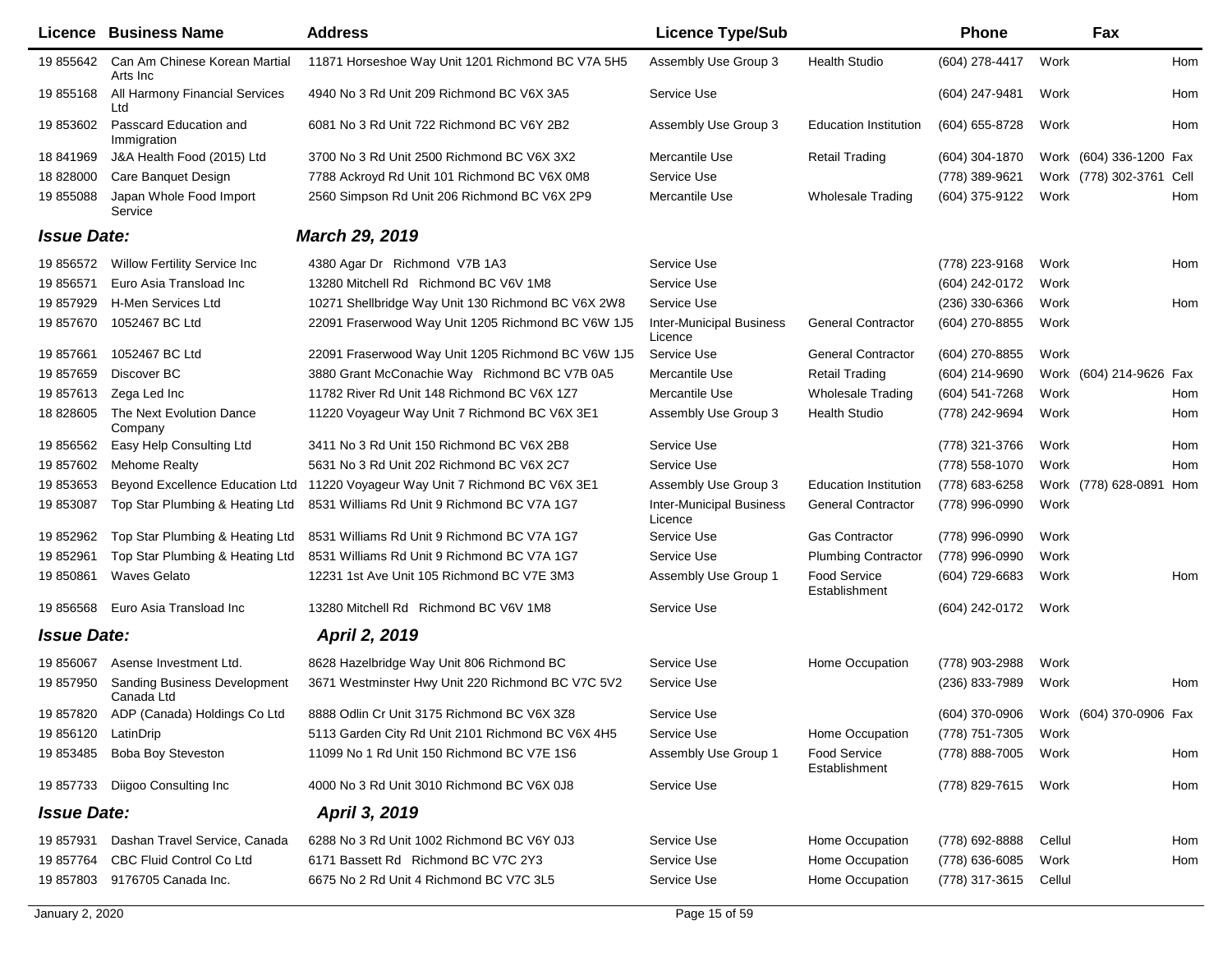| Licence | Business Name | Address | Licence Type/Sub | | Phone | | Fax | |
|---|---|---|---|---|---|---|---|---|
| 19 855642 | Can Am Chinese Korean Martial Arts Inc | 11871 Horseshoe Way Unit 1201 Richmond BC V7A 5H5 | Assembly Use Group 3 | Health Studio | (604) 278-4417 | Work | | Hom |
| 19 855168 | All Harmony Financial Services Ltd | 4940 No 3 Rd Unit 209 Richmond BC V6X 3A5 | Service Use | | (604) 247-9481 | Work | | Hom |
| 19 853602 | Passcard Education and Immigration | 6081 No 3 Rd Unit 722 Richmond BC V6Y 2B2 | Assembly Use Group 3 | Education Institution | (604) 655-8728 | Work | | Hom |
| 18 841969 | J&A Health Food (2015) Ltd | 3700 No 3 Rd Unit 2500 Richmond BC V6X 3X2 | Mercantile Use | Retail Trading | (604) 304-1870 | Work | (604) 336-1200 | Fax |
| 18 828000 | Care Banquet Design | 7788 Ackroyd Rd Unit 101 Richmond BC V6X 0M8 | Service Use | | (778) 389-9621 | Work | (778) 302-3761 | Cell |
| 19 855088 | Japan Whole Food Import Service | 2560 Simpson Rd Unit 206 Richmond BC V6X 2P9 | Mercantile Use | Wholesale Trading | (604) 375-9122 | Work | | Hom |
| ***Issue Date:*** | | ***March 29, 2019*** | | | | | | |
| 19 856572 | Willow Fertility Service Inc | 4380 Agar Dr Richmond V7B 1A3 | Service Use | | (778) 223-9168 | Work | | Hom |
| 19 856571 | Euro Asia Transload Inc | 13280 Mitchell Rd Richmond BC V6V 1M8 | Service Use | | (604) 242-0172 | Work | | |
| 19 857929 | H-Men Services Ltd | 10271 Shellbridge Way Unit 130 Richmond BC V6X 2W8 | Service Use | | (236) 330-6366 | Work | | Hom |
| 19 857670 | 1052467 BC Ltd | 22091 Fraserwood Way Unit 1205 Richmond BC V6W 1J5 | Inter-Municipal Business Licence | General Contractor | (604) 270-8855 | Work | | |
| 19 857661 | 1052467 BC Ltd | 22091 Fraserwood Way Unit 1205 Richmond BC V6W 1J5 | Service Use | General Contractor | (604) 270-8855 | Work | | |
| 19 857659 | Discover BC | 3880 Grant McConachie Way Richmond BC V7B 0A5 | Mercantile Use | Retail Trading | (604) 214-9690 | Work | (604) 214-9626 | Fax |
| 19 857613 | Zega Led Inc | 11782 River Rd Unit 148 Richmond BC V6X 1Z7 | Mercantile Use | Wholesale Trading | (604) 541-7268 | Work | | Hom |
| 18 828605 | The Next Evolution Dance Company | 11220 Voyageur Way Unit 7 Richmond BC V6X 3E1 | Assembly Use Group 3 | Health Studio | (778) 242-9694 | Work | | Hom |
| 19 856562 | Easy Help Consulting Ltd | 3411 No 3 Rd Unit 150 Richmond BC V6X 2B8 | Service Use | | (778) 321-3766 | Work | | Hom |
| 19 857602 | Mehome Realty | 5631 No 3 Rd Unit 202 Richmond BC V6X 2C7 | Service Use | | (778) 558-1070 | Work | | Hom |
| 19 853653 | Beyond Excellence Education Ltd | 11220 Voyageur Way Unit 7 Richmond BC V6X 3E1 | Assembly Use Group 3 | Education Institution | (778) 683-6258 | Work | (778) 628-0891 | Hom |
| 19 853087 | Top Star Plumbing & Heating Ltd | 8531 Williams Rd Unit 9 Richmond BC V7A 1G7 | Inter-Municipal Business Licence | General Contractor | (778) 996-0990 | Work | | |
| 19 852962 | Top Star Plumbing & Heating Ltd | 8531 Williams Rd Unit 9 Richmond BC V7A 1G7 | Service Use | Gas Contractor | (778) 996-0990 | Work | | |
| 19 852961 | Top Star Plumbing & Heating Ltd | 8531 Williams Rd Unit 9 Richmond BC V7A 1G7 | Service Use | Plumbing Contractor | (778) 996-0990 | Work | | |
| 19 850861 | Waves Gelato | 12231 1st Ave Unit 105 Richmond BC V7E 3M3 | Assembly Use Group 1 | Food Service Establishment | (604) 729-6683 | Work | | Hom |
| 19 856568 | Euro Asia Transload Inc | 13280 Mitchell Rd Richmond BC V6V 1M8 | Service Use | | (604) 242-0172 | Work | | |
| ***Issue Date:*** | | ***April 2, 2019*** | | | | | | |
| 19 856067 | Asense Investment Ltd. | 8628 Hazelbridge Way Unit 806 Richmond BC | Service Use | Home Occupation | (778) 903-2988 | Work | | |
| 19 857950 | Sanding Business Development Canada Ltd | 3671 Westminster Hwy Unit 220 Richmond BC V7C 5V2 | Service Use | | (236) 833-7989 | Work | | Hom |
| 19 857820 | ADP (Canada) Holdings Co Ltd | 8888 Odlin Cr Unit 3175 Richmond BC V6X 3Z8 | Service Use | | (604) 370-0906 | Work | (604) 370-0906 | Fax |
| 19 856120 | LatinDrip | 5113 Garden City Rd Unit 2101 Richmond BC V6X 4H5 | Service Use | Home Occupation | (778) 751-7305 | Work | | |
| 19 853485 | Boba Boy Steveston | 11099 No 1 Rd Unit 150 Richmond BC V7E 1S6 | Assembly Use Group 1 | Food Service Establishment | (778) 888-7005 | Work | | Hom |
| 19 857733 | Diigoo Consulting Inc | 4000 No 3 Rd Unit 3010 Richmond BC V6X 0J8 | Service Use | | (778) 829-7615 | Work | | Hom |
| ***Issue Date:*** | | ***April 3, 2019*** | | | | | | |
| 19 857931 | Dashan Travel Service, Canada | 6288 No 3 Rd Unit 1002 Richmond BC V6Y 0J3 | Service Use | Home Occupation | (778) 692-8888 | Cellul | | Hom |
| 19 857764 | CBC Fluid Control Co Ltd | 6171 Bassett Rd Richmond BC V7C 2Y3 | Service Use | Home Occupation | (778) 636-6085 | Work | | Hom |
| 19 857803 | 9176705 Canada Inc. | 6675 No 2 Rd Unit 4 Richmond BC V7C 3L5 | Service Use | Home Occupation | (778) 317-3615 | Cellul | | |

January 2, 2020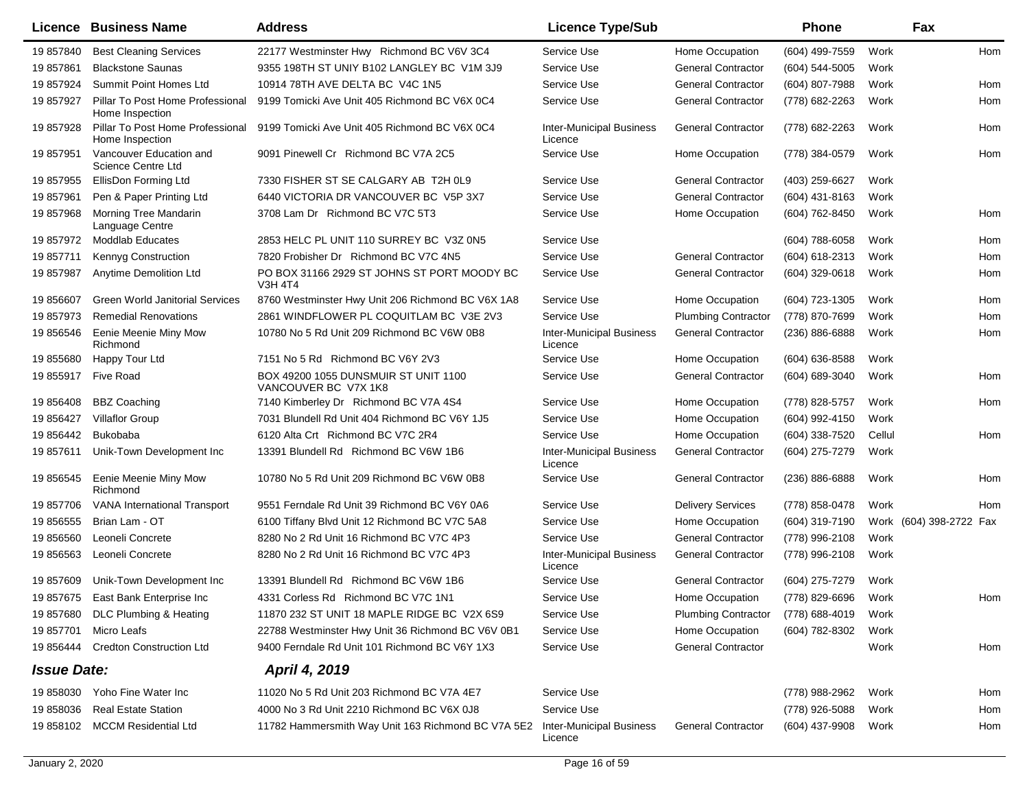| Licence | Business Name | Address | Licence Type/Sub | | Phone | | Fax | |
|---|---|---|---|---|---|---|---|---|
| 19 857840 | Best Cleaning Services | 22177 Westminster Hwy Richmond BC V6V 3C4 | Service Use | Home Occupation | (604) 499-7559 | Work | | Hom |
| 19 857861 | Blackstone Saunas | 9355 198TH ST UNIY B102 LANGLEY BC V1M 3J9 | Service Use | General Contractor | (604) 544-5005 | Work | | |
| 19 857924 | Summit Point Homes Ltd | 10914 78TH AVE DELTA BC V4C 1N5 | Service Use | General Contractor | (604) 807-7988 | Work | | Hom |
| 19 857927 | Pillar To Post Home Professional Home Inspection | 9199 Tomicki Ave Unit 405 Richmond BC V6X 0C4 | Service Use | General Contractor | (778) 682-2263 | Work | | Hom |
| 19 857928 | Pillar To Post Home Professional Home Inspection | 9199 Tomicki Ave Unit 405 Richmond BC V6X 0C4 | Inter-Municipal Business Licence | General Contractor | (778) 682-2263 | Work | | Hom |
| 19 857951 | Vancouver Education and Science Centre Ltd | 9091 Pinewell Cr Richmond BC V7A 2C5 | Service Use | Home Occupation | (778) 384-0579 | Work | | Hom |
| 19 857955 | EllisDon Forming Ltd | 7330 FISHER ST SE CALGARY AB T2H 0L9 | Service Use | General Contractor | (403) 259-6627 | Work | | |
| 19 857961 | Pen & Paper Printing Ltd | 6440 VICTORIA DR VANCOUVER BC V5P 3X7 | Service Use | General Contractor | (604) 431-8163 | Work | | |
| 19 857968 | Morning Tree Mandarin Language Centre | 3708 Lam Dr Richmond BC V7C 5T3 | Service Use | Home Occupation | (604) 762-8450 | Work | | Hom |
| 19 857972 | Moddlab Educates | 2853 HELC PL UNIT 110 SURREY BC V3Z 0N5 | Service Use | | (604) 788-6058 | Work | | Hom |
| 19 857711 | Kennyg Construction | 7820 Frobisher Dr Richmond BC V7C 4N5 | Service Use | General Contractor | (604) 618-2313 | Work | | Hom |
| 19 857987 | Anytime Demolition Ltd | PO BOX 31166 2929 ST JOHNS ST PORT MOODY BC V3H 4T4 | Service Use | General Contractor | (604) 329-0618 | Work | | Hom |
| 19 856607 | Green World Janitorial Services | 8760 Westminster Hwy Unit 206 Richmond BC V6X 1A8 | Service Use | Home Occupation | (604) 723-1305 | Work | | Hom |
| 19 857973 | Remedial Renovations | 2861 WINDFLOWER PL COQUITLAM BC V3E 2V3 | Service Use | Plumbing Contractor | (778) 870-7699 | Work | | Hom |
| 19 856546 | Eenie Meenie Miny Mow Richmond | 10780 No 5 Rd Unit 209 Richmond BC V6W 0B8 | Inter-Municipal Business Licence | General Contractor | (236) 886-6888 | Work | | Hom |
| 19 855680 | Happy Tour Ltd | 7151 No 5 Rd Richmond BC V6Y 2V3 | Service Use | Home Occupation | (604) 636-8588 | Work | | |
| 19 855917 | Five Road | BOX 49200 1055 DUNSMUIR ST UNIT 1100 VANCOUVER BC V7X 1K8 | Service Use | General Contractor | (604) 689-3040 | Work | | Hom |
| 19 856408 | BBZ Coaching | 7140 Kimberley Dr Richmond BC V7A 4S4 | Service Use | Home Occupation | (778) 828-5757 | Work | | Hom |
| 19 856427 | Villaflor Group | 7031 Blundell Rd Unit 404 Richmond BC V6Y 1J5 | Service Use | Home Occupation | (604) 992-4150 | Work | | |
| 19 856442 | Bukobaba | 6120 Alta Crt Richmond BC V7C 2R4 | Service Use | Home Occupation | (604) 338-7520 | Cellul | | Hom |
| 19 857611 | Unik-Town Development Inc | 13391 Blundell Rd Richmond BC V6W 1B6 | Inter-Municipal Business Licence | General Contractor | (604) 275-7279 | Work | | |
| 19 856545 | Eenie Meenie Miny Mow Richmond | 10780 No 5 Rd Unit 209 Richmond BC V6W 0B8 | Service Use | General Contractor | (236) 886-6888 | Work | | Hom |
| 19 857706 | VANA International Transport | 9551 Ferndale Rd Unit 39 Richmond BC V6Y 0A6 | Service Use | Delivery Services | (778) 858-0478 | Work | | Hom |
| 19 856555 | Brian Lam - OT | 6100 Tiffany Blvd Unit 12 Richmond BC V7C 5A8 | Service Use | Home Occupation | (604) 319-7190 | Work | (604) 398-2722 | Fax |
| 19 856560 | Leoneli Concrete | 8280 No 2 Rd Unit 16 Richmond BC V7C 4P3 | Service Use | General Contractor | (778) 996-2108 | Work | | |
| 19 856563 | Leoneli Concrete | 8280 No 2 Rd Unit 16 Richmond BC V7C 4P3 | Inter-Municipal Business Licence | General Contractor | (778) 996-2108 | Work | | |
| 19 857609 | Unik-Town Development Inc | 13391 Blundell Rd Richmond BC V6W 1B6 | Service Use | General Contractor | (604) 275-7279 | Work | | |
| 19 857675 | East Bank Enterprise Inc | 4331 Corless Rd Richmond BC V7C 1N1 | Service Use | Home Occupation | (778) 829-6696 | Work | | Hom |
| 19 857680 | DLC Plumbing & Heating | 11870 232 ST UNIT 18 MAPLE RIDGE BC V2X 6S9 | Service Use | Plumbing Contractor | (778) 688-4019 | Work | | |
| 19 857701 | Micro Leafs | 22788 Westminster Hwy Unit 36 Richmond BC V6V 0B1 | Service Use | Home Occupation | (604) 782-8302 | Work | | |
| 19 856444 | Credton Construction Ltd | 9400 Ferndale Rd Unit 101 Richmond BC V6Y 1X3 | Service Use | General Contractor | | Work | | Hom |

***Issue Date:*** ***April 4, 2019***

| Licence | Business Name | Address | Licence Type/Sub | | Phone | | Fax | |
|---|---|---|---|---|---|---|---|---|
| 19 858030 | Yoho Fine Water Inc | 11020 No 5 Rd Unit 203 Richmond BC V7A 4E7 | Service Use | | (778) 988-2962 | Work | | Hom |
| 19 858036 | Real Estate Station | 4000 No 3 Rd Unit 2210 Richmond BC V6X 0J8 | Service Use | | (778) 926-5088 | Work | | Hom |
| 19 858102 | MCCM Residential Ltd | 11782 Hammersmith Way Unit 163 Richmond BC V7A 5E2 | Inter-Municipal Business Licence | General Contractor | (604) 437-9908 | Work | | Hom |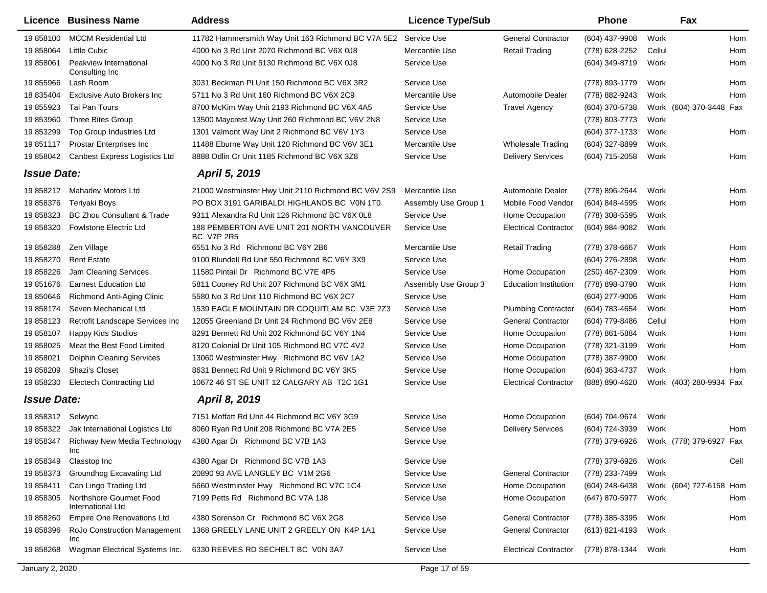| Licence | Business Name | Address | Licence Type/Sub | | Phone | | Fax | |
|---|---|---|---|---|---|---|---|---|
| 19 858100 | MCCM Residential Ltd | 11782 Hammersmith Way Unit 163 Richmond BC V7A 5E2 | Service Use | General Contractor | (604) 437-9908 | Work | | Hom |
| 19 858064 | Little Cubic | 4000 No 3 Rd Unit 2070 Richmond BC V6X 0J8 | Mercantile Use | Retail Trading | (778) 628-2252 | Cellul | | Hom |
| 19 858061 | Peakview International Consulting Inc | 4000 No 3 Rd Unit 5130 Richmond BC V6X 0J8 | Service Use | | (604) 349-8719 | Work | | Hom |
| 19 855966 | Lash Room | 3031 Beckman Pl Unit 150 Richmond BC V6X 3R2 | Service Use | | (778) 893-1779 | Work | | Hom |
| 18 835404 | Exclusive Auto Brokers Inc | 5711 No 3 Rd Unit 160 Richmond BC V6X 2C9 | Mercantile Use | Automobile Dealer | (778) 882-9243 | Work | | Hom |
| 19 855923 | Tai Pan Tours | 8700 McKim Way Unit 2193 Richmond BC V6X 4A5 | Service Use | Travel Agency | (604) 370-5738 | Work | (604) 370-3448 | Fax |
| 19 853960 | Three Bites Group | 13500 Maycrest Way Unit 260 Richmond BC V6V 2N8 | Service Use | | (778) 803-7773 | Work | | |
| 19 853299 | Top Group Industries Ltd | 1301 Valmont Way Unit 2 Richmond BC V6V 1Y3 | Service Use | | (604) 377-1733 | Work | | Hom |
| 19 851117 | Prostar Enterprises Inc | 11488 Eburne Way Unit 120 Richmond BC V6V 3E1 | Mercantile Use | Wholesale Trading | (604) 327-8899 | Work | | |
| 19 858042 | Canbest Express Logistics Ltd | 8888 Odlin Cr Unit 1185 Richmond BC V6X 3Z8 | Service Use | Delivery Services | (604) 715-2058 | Work | | Hom |
| ***Issue Date:*** | | ***April 5, 2019*** | | | | | | |
| 19 858212 | Mahadev Motors Ltd | 21000 Westminster Hwy Unit 2110 Richmond BC V6V 2S9 | Mercantile Use | Automobile Dealer | (778) 896-2644 | Work | | Hom |
| 19 858376 | Teriyaki Boys | PO BOX 3191 GARIBALDI HIGHLANDS BC V0N 1T0 | Assembly Use Group 1 | Mobile Food Vendor | (604) 848-4595 | Work | | Hom |
| 19 858323 | BC Zhou Consultant & Trade | 9311 Alexandra Rd Unit 126 Richmond BC V6X 0L8 | Service Use | Home Occupation | (778) 308-5595 | Work | | |
| 19 858320 | Fowlstone Electric Ltd | 188 PEMBERTON AVE UNIT 201 NORTH VANCOUVER BC V7P 2R5 | Service Use | Electrical Contractor | (604) 984-9082 | Work | | |
| 19 858288 | Zen Village | 6551 No 3 Rd Richmond BC V6Y 2B6 | Mercantile Use | Retail Trading | (778) 378-6667 | Work | | Hom |
| 19 858270 | Rent Estate | 9100 Blundell Rd Unit 550 Richmond BC V6Y 3X9 | Service Use | | (604) 276-2898 | Work | | Hom |
| 19 858226 | Jam Cleaning Services | 11580 Pintail Dr Richmond BC V7E 4P5 | Service Use | Home Occupation | (250) 467-2309 | Work | | Hom |
| 19 851676 | Earnest Education Ltd | 5811 Cooney Rd Unit 207 Richmond BC V6X 3M1 | Assembly Use Group 3 | Education Institution | (778) 898-3790 | Work | | Hom |
| 19 850646 | Richmond Anti-Aging Clinic | 5580 No 3 Rd Unit 110 Richmond BC V6X 2C7 | Service Use | | (604) 277-9006 | Work | | Hom |
| 19 858174 | Seven Mechanical Ltd | 1539 EAGLE MOUNTAIN DR COQUITLAM BC V3E 2Z3 | Service Use | Plumbing Contractor | (604) 783-4654 | Work | | Hom |
| 19 858123 | Retrofit Landscape Services Inc | 12055 Greenland Dr Unit 24 Richmond BC V6V 2E8 | Service Use | General Contractor | (604) 779-8486 | Cellul | | Hom |
| 19 858107 | Happy Kids Studios | 8291 Bennett Rd Unit 202 Richmond BC V6Y 1N4 | Service Use | Home Occupation | (778) 861-5884 | Work | | Hom |
| 19 858025 | Meat the Best Food Limited | 8120 Colonial Dr Unit 105 Richmond BC V7C 4V2 | Service Use | Home Occupation | (778) 321-3199 | Work | | Hom |
| 19 858021 | Dolphin Cleaning Services | 13060 Westminster Hwy Richmond BC V6V 1A2 | Service Use | Home Occupation | (778) 387-9900 | Work | | |
| 19 858209 | Shazi's Closet | 8631 Bennett Rd Unit 9 Richmond BC V6Y 3K5 | Service Use | Home Occupation | (604) 363-4737 | Work | | Hom |
| 19 858230 | Electech Contracting Ltd | 10672 46 ST SE UNIT 12 CALGARY AB T2C 1G1 | Service Use | Electrical Contractor | (888) 890-4620 | Work | (403) 280-9934 | Fax |
| ***Issue Date:*** | | ***April 8, 2019*** | | | | | | |
| 19 858312 | Selwync | 7151 Moffatt Rd Unit 44 Richmond BC V6Y 3G9 | Service Use | Home Occupation | (604) 704-9674 | Work | | |
| 19 858322 | Jak International Logistics Ltd | 8060 Ryan Rd Unit 208 Richmond BC V7A 2E5 | Service Use | Delivery Services | (604) 724-3939 | Work | | Hom |
| 19 858347 | Richway New Media Technology Inc | 4380 Agar Dr Richmond BC V7B 1A3 | Service Use | | (778) 379-6926 | Work | (778) 379-6927 | Fax |
| 19 858349 | Classtop Inc | 4380 Agar Dr Richmond BC V7B 1A3 | Service Use | | (778) 379-6926 | Work | | Cell |
| 19 858373 | Groundhog Excavating Ltd | 20890 93 AVE LANGLEY BC V1M 2G6 | Service Use | General Contractor | (778) 233-7499 | Work | | |
| 19 858411 | Can Lingo Trading Ltd | 5660 Westminster Hwy Richmond BC V7C 1C4 | Service Use | Home Occupation | (604) 248-6438 | Work | (604) 727-6158 | Hom |
| 19 858305 | Northshore Gourmet Food International Ltd | 7199 Petts Rd Richmond BC V7A 1J8 | Service Use | Home Occupation | (647) 870-5977 | Work | | Hom |
| 19 858260 | Empire One Renovations Ltd | 4380 Sorenson Cr Richmond BC V6X 2G8 | Service Use | General Contractor | (778) 385-3395 | Work | | Hom |
| 19 858396 | RoJo Construction Management Inc | 1368 GREELY LANE UNIT 2 GREELY ON K4P 1A1 | Service Use | General Contractor | (613) 821-4193 | Work | | |
| 19 858268 | Wagman Electrical Systems Inc. | 6330 REEVES RD SECHELT BC V0N 3A7 | Service Use | Electrical Contractor | (778) 878-1344 | Work | | Hom |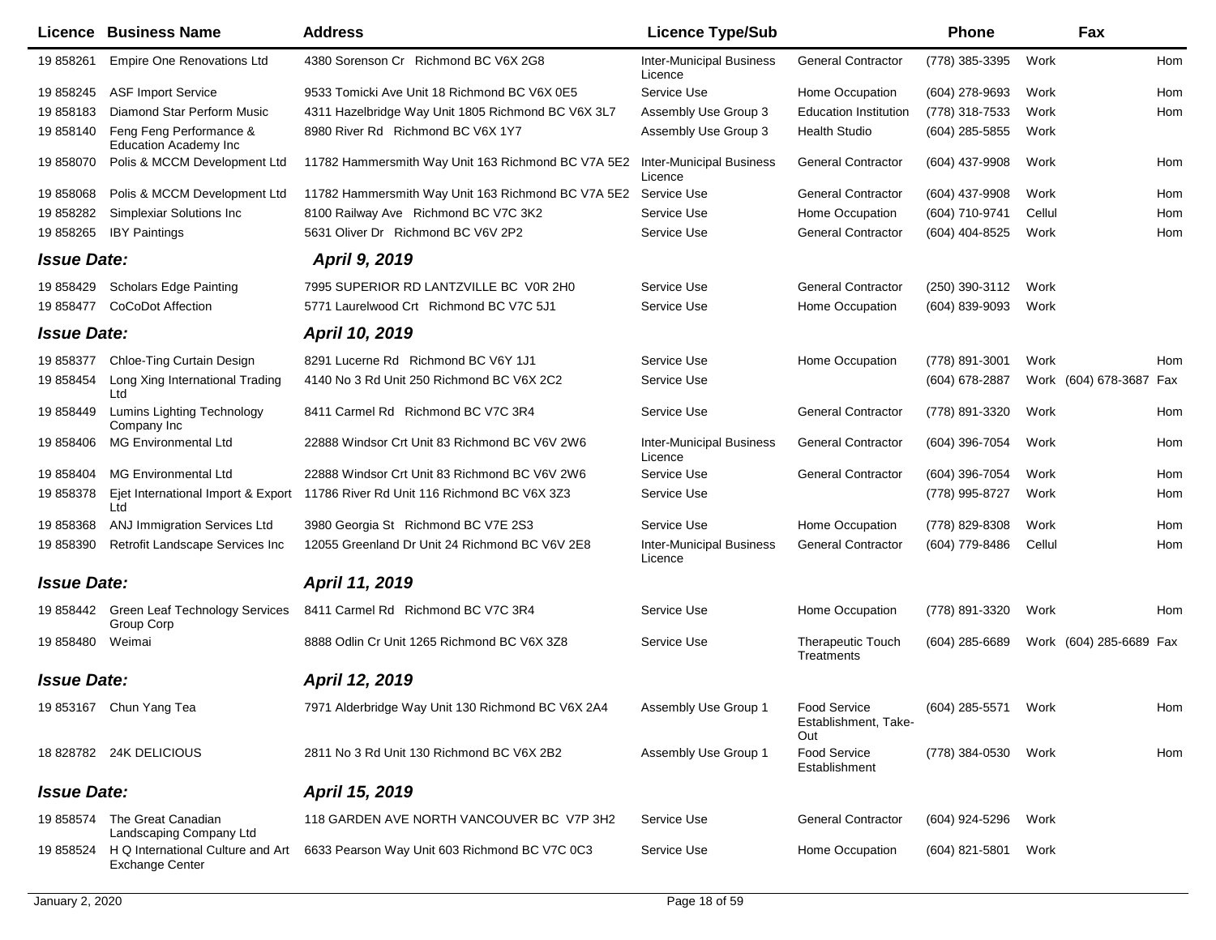| Licence | Business Name | Address | Licence Type/Sub | | Phone | | Fax | |
|---|---|---|---|---|---|---|---|---|
| 19 858261 | Empire One Renovations Ltd | 4380 Sorenson Cr Richmond BC V6X 2G8 | Inter-Municipal Business Licence | General Contractor | (778) 385-3395 | Work | | Hom |
| 19 858245 | ASF Import Service | 9533 Tomicki Ave Unit 18 Richmond BC V6X 0E5 | Service Use | Home Occupation | (604) 278-9693 | Work | | Hom |
| 19 858183 | Diamond Star Perform Music | 4311 Hazelbridge Way Unit 1805 Richmond BC V6X 3L7 | Assembly Use Group 3 | Education Institution | (778) 318-7533 | Work | | Hom |
| 19 858140 | Feng Feng Performance & Education Academy Inc | 8980 River Rd Richmond BC V6X 1Y7 | Assembly Use Group 3 | Health Studio | (604) 285-5855 | Work | | |
| 19 858070 | Polis & MCCM Development Ltd | 11782 Hammersmith Way Unit 163 Richmond BC V7A 5E2 | Inter-Municipal Business Licence | General Contractor | (604) 437-9908 | Work | | Hom |
| 19 858068 | Polis & MCCM Development Ltd | 11782 Hammersmith Way Unit 163 Richmond BC V7A 5E2 | Service Use | General Contractor | (604) 437-9908 | Work | | Hom |
| 19 858282 | Simplexiar Solutions Inc | 8100 Railway Ave Richmond BC V7C 3K2 | Service Use | Home Occupation | (604) 710-9741 | Cellul | | Hom |
| 19 858265 | IBY Paintings | 5631 Oliver Dr Richmond BC V6V 2P2 | Service Use | General Contractor | (604) 404-8525 | Work | | Hom |
| ***Issue Date:*** | | ***April 9, 2019*** | | | | | | |
| 19 858429 | Scholars Edge Painting | 7995 SUPERIOR RD LANTZVILLE BC V0R 2H0 | Service Use | General Contractor | (250) 390-3112 | Work | | |
| 19 858477 | CoCoDot Affection | 5771 Laurelwood Crt Richmond BC V7C 5J1 | Service Use | Home Occupation | (604) 839-9093 | Work | | |
| ***Issue Date:*** | | ***April 10, 2019*** | | | | | | |
| 19 858377 | Chloe-Ting Curtain Design | 8291 Lucerne Rd Richmond BC V6Y 1J1 | Service Use | Home Occupation | (778) 891-3001 | Work | | Hom |
| 19 858454 | Long Xing International Trading Ltd | 4140 No 3 Rd Unit 250 Richmond BC V6X 2C2 | Service Use | | (604) 678-2887 | Work | (604) 678-3687 | Fax |
| 19 858449 | Lumins Lighting Technology Company Inc | 8411 Carmel Rd Richmond BC V7C 3R4 | Service Use | General Contractor | (778) 891-3320 | Work | | Hom |
| 19 858406 | MG Environmental Ltd | 22888 Windsor Crt Unit 83 Richmond BC V6V 2W6 | Inter-Municipal Business Licence | General Contractor | (604) 396-7054 | Work | | Hom |
| 19 858404 | MG Environmental Ltd | 22888 Windsor Crt Unit 83 Richmond BC V6V 2W6 | Service Use | General Contractor | (604) 396-7054 | Work | | Hom |
| 19 858378 | Ejet International Import & Export Ltd | 11786 River Rd Unit 116 Richmond BC V6X 3Z3 | Service Use | | (778) 995-8727 | Work | | Hom |
| 19 858368 | ANJ Immigration Services Ltd | 3980 Georgia St Richmond BC V7E 2S3 | Service Use | Home Occupation | (778) 829-8308 | Work | | Hom |
| 19 858390 | Retrofit Landscape Services Inc | 12055 Greenland Dr Unit 24 Richmond BC V6V 2E8 | Inter-Municipal Business Licence | General Contractor | (604) 779-8486 | Cellul | | Hom |
| ***Issue Date:*** | | ***April 11, 2019*** | | | | | | |
| 19 858442 | Green Leaf Technology Services Group Corp | 8411 Carmel Rd Richmond BC V7C 3R4 | Service Use | Home Occupation | (778) 891-3320 | Work | | Hom |
| 19 858480 | Weimai | 8888 Odlin Cr Unit 1265 Richmond BC V6X 3Z8 | Service Use | Therapeutic Touch Treatments | (604) 285-6689 | Work | (604) 285-6689 | Fax |
| ***Issue Date:*** | | ***April 12, 2019*** | | | | | | |
| 19 853167 | Chun Yang Tea | 7971 Alderbridge Way Unit 130 Richmond BC V6X 2A4 | Assembly Use Group 1 | Food Service Establishment, Take-Out | (604) 285-5571 | Work | | Hom |
| 18 828782 | 24K DELICIOUS | 2811 No 3 Rd Unit 130 Richmond BC V6X 2B2 | Assembly Use Group 1 | Food Service Establishment | (778) 384-0530 | Work | | Hom |
| ***Issue Date:*** | | ***April 15, 2019*** | | | | | | |
| 19 858574 | The Great Canadian Landscaping Company Ltd | 118 GARDEN AVE NORTH VANCOUVER BC V7P 3H2 | Service Use | General Contractor | (604) 924-5296 | Work | | |
| 19 858524 | H Q International Culture and Art Exchange Center | 6633 Pearson Way Unit 603 Richmond BC V7C 0C3 | Service Use | Home Occupation | (604) 821-5801 | Work | | |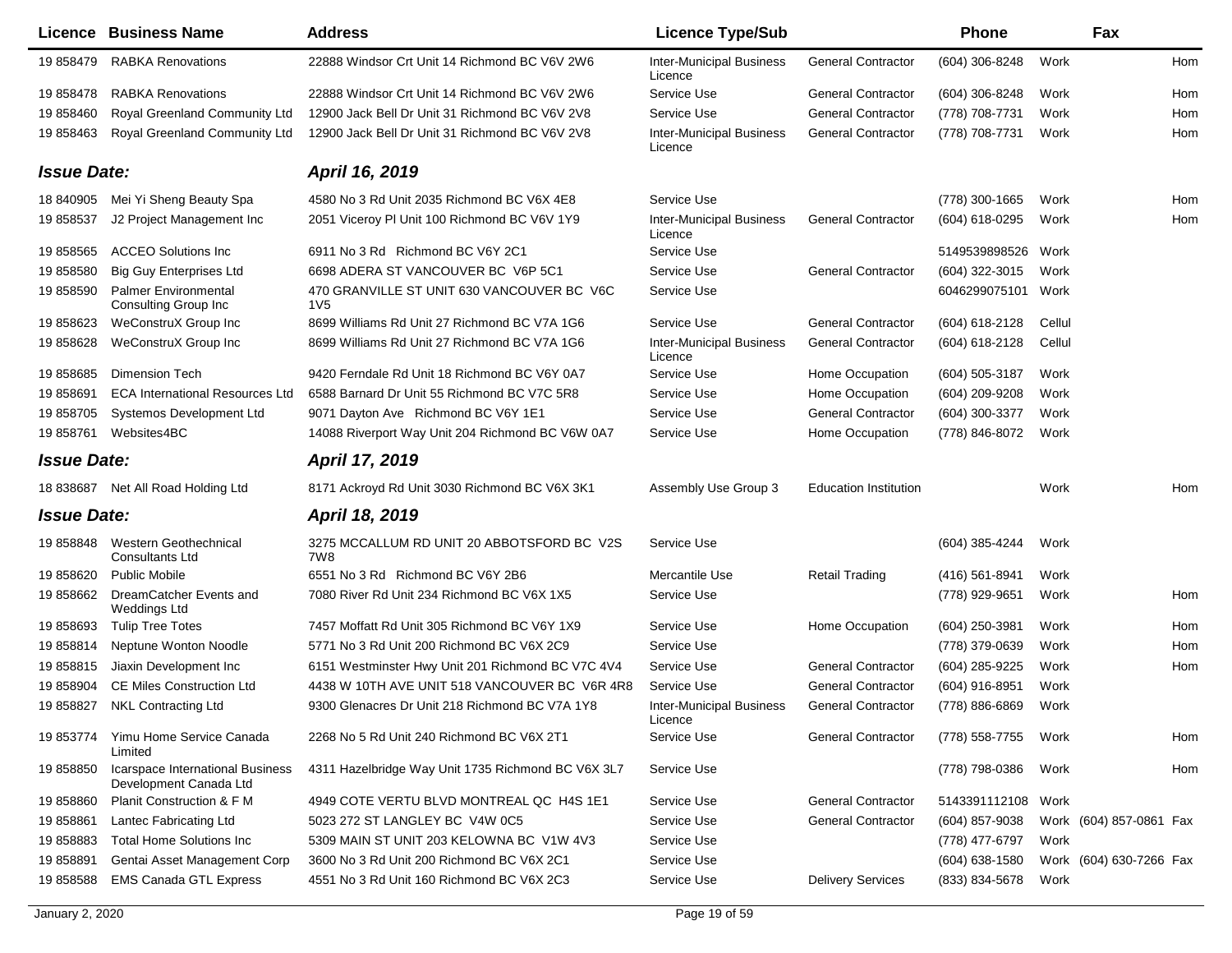| Licence | Business Name | Address | Licence Type/Sub | | Phone | | Fax | |
|---|---|---|---|---|---|---|---|---|
| 19 858479 | RABKA Renovations | 22888 Windsor Crt Unit 14 Richmond BC V6V 2W6 | Inter-Municipal Business Licence | General Contractor | (604) 306-8248 | Work | | Hom |
| 19 858478 | RABKA Renovations | 22888 Windsor Crt Unit 14 Richmond BC V6V 2W6 | Service Use | General Contractor | (604) 306-8248 | Work | | Hom |
| 19 858460 | Royal Greenland Community Ltd | 12900 Jack Bell Dr Unit 31 Richmond BC V6V 2V8 | Service Use | General Contractor | (778) 708-7731 | Work | | Hom |
| 19 858463 | Royal Greenland Community Ltd | 12900 Jack Bell Dr Unit 31 Richmond BC V6V 2V8 | Inter-Municipal Business Licence | General Contractor | (778) 708-7731 | Work | | Hom |
| ***Issue Date:*** | | ***April 16, 2019*** | | | | | | |
| 18 840905 | Mei Yi Sheng Beauty Spa | 4580 No 3 Rd Unit 2035 Richmond BC V6X 4E8 | Service Use | | (778) 300-1665 | Work | | Hom |
| 19 858537 | J2 Project Management Inc | 2051 Viceroy Pl Unit 100 Richmond BC V6V 1Y9 | Inter-Municipal Business Licence | General Contractor | (604) 618-0295 | Work | | Hom |
| 19 858565 | ACCEO Solutions Inc | 6911 No 3 Rd Richmond BC V6Y 2C1 | Service Use | | 5149539898526 | Work | | |
| 19 858580 | Big Guy Enterprises Ltd | 6698 ADERA ST VANCOUVER BC V6P 5C1 | Service Use | General Contractor | (604) 322-3015 | Work | | |
| 19 858590 | Palmer Environmental Consulting Group Inc | 470 GRANVILLE ST UNIT 630 VANCOUVER BC V6C 1V5 | Service Use | | 6046299075101 | Work | | |
| 19 858623 | WeConstruX Group Inc | 8699 Williams Rd Unit 27 Richmond BC V7A 1G6 | Service Use | General Contractor | (604) 618-2128 | Cellul | | |
| 19 858628 | WeConstruX Group Inc | 8699 Williams Rd Unit 27 Richmond BC V7A 1G6 | Inter-Municipal Business Licence | General Contractor | (604) 618-2128 | Cellul | | |
| 19 858685 | Dimension Tech | 9420 Ferndale Rd Unit 18 Richmond BC V6Y 0A7 | Service Use | Home Occupation | (604) 505-3187 | Work | | |
| 19 858691 | ECA International Resources Ltd | 6588 Barnard Dr Unit 55 Richmond BC V7C 5R8 | Service Use | Home Occupation | (604) 209-9208 | Work | | |
| 19 858705 | Systemos Development Ltd | 9071 Dayton Ave Richmond BC V6Y 1E1 | Service Use | General Contractor | (604) 300-3377 | Work | | |
| 19 858761 | Websites4BC | 14088 Riverport Way Unit 204 Richmond BC V6W 0A7 | Service Use | Home Occupation | (778) 846-8072 | Work | | |
| ***Issue Date:*** | | ***April 17, 2019*** | | | | | | |
| 18 838687 | Net All Road Holding Ltd | 8171 Ackroyd Rd Unit 3030 Richmond BC V6X 3K1 | Assembly Use Group 3 | Education Institution | | Work | | Hom |
| ***Issue Date:*** | | ***April 18, 2019*** | | | | | | |
| 19 858848 | Western Geotechnical Consultants Ltd | 3275 MCCALLUM RD UNIT 20 ABBOTSFORD BC V2S 7W8 | Service Use | | (604) 385-4244 | Work | | |
| 19 858620 | Public Mobile | 6551 No 3 Rd Richmond BC V6Y 2B6 | Mercantile Use | Retail Trading | (416) 561-8941 | Work | | |
| 19 858662 | DreamCatcher Events and Weddings Ltd | 7080 River Rd Unit 234 Richmond BC V6X 1X5 | Service Use | | (778) 929-9651 | Work | | Hom |
| 19 858693 | Tulip Tree Totes | 7457 Moffatt Rd Unit 305 Richmond BC V6Y 1X9 | Service Use | Home Occupation | (604) 250-3981 | Work | | Hom |
| 19 858814 | Neptune Wonton Noodle | 5771 No 3 Rd Unit 200 Richmond BC V6X 2C9 | Service Use | | (778) 379-0639 | Work | | Hom |
| 19 858815 | Jiaxin Development Inc | 6151 Westminster Hwy Unit 201 Richmond BC V7C 4V4 | Service Use | General Contractor | (604) 285-9225 | Work | | Hom |
| 19 858904 | CE Miles Construction Ltd | 4438 W 10TH AVE UNIT 518 VANCOUVER BC V6R 4R8 | Service Use | General Contractor | (604) 916-8951 | Work | | |
| 19 858827 | NKL Contracting Ltd | 9300 Glenacres Dr Unit 218 Richmond BC V7A 1Y8 | Inter-Municipal Business Licence | General Contractor | (778) 886-6869 | Work | | |
| 19 853774 | Yimu Home Service Canada Limited | 2268 No 5 Rd Unit 240 Richmond BC V6X 2T1 | Service Use | General Contractor | (778) 558-7755 | Work | | Hom |
| 19 858850 | Icarspace International Business Development Canada Ltd | 4311 Hazelbridge Way Unit 1735 Richmond BC V6X 3L7 | Service Use | | (778) 798-0386 | Work | | Hom |
| 19 858860 | Planit Construction & F M | 4949 COTE VERTU BLVD MONTREAL QC H4S 1E1 | Service Use | General Contractor | 5143391112108 | Work | | |
| 19 858861 | Lantec Fabricating Ltd | 5023 272 ST LANGLEY BC V4W 0C5 | Service Use | General Contractor | (604) 857-9038 | Work | (604) 857-0861 | Fax |
| 19 858883 | Total Home Solutions Inc | 5309 MAIN ST UNIT 203 KELOWNA BC V1W 4V3 | Service Use | | (778) 477-6797 | Work | | |
| 19 858891 | Gentai Asset Management Corp | 3600 No 3 Rd Unit 200 Richmond BC V6X 2C1 | Service Use | | (604) 638-1580 | Work | (604) 630-7266 | Fax |
| 19 858588 | EMS Canada GTL Express | 4551 No 3 Rd Unit 160 Richmond BC V6X 2C3 | Service Use | Delivery Services | (833) 834-5678 | Work | | |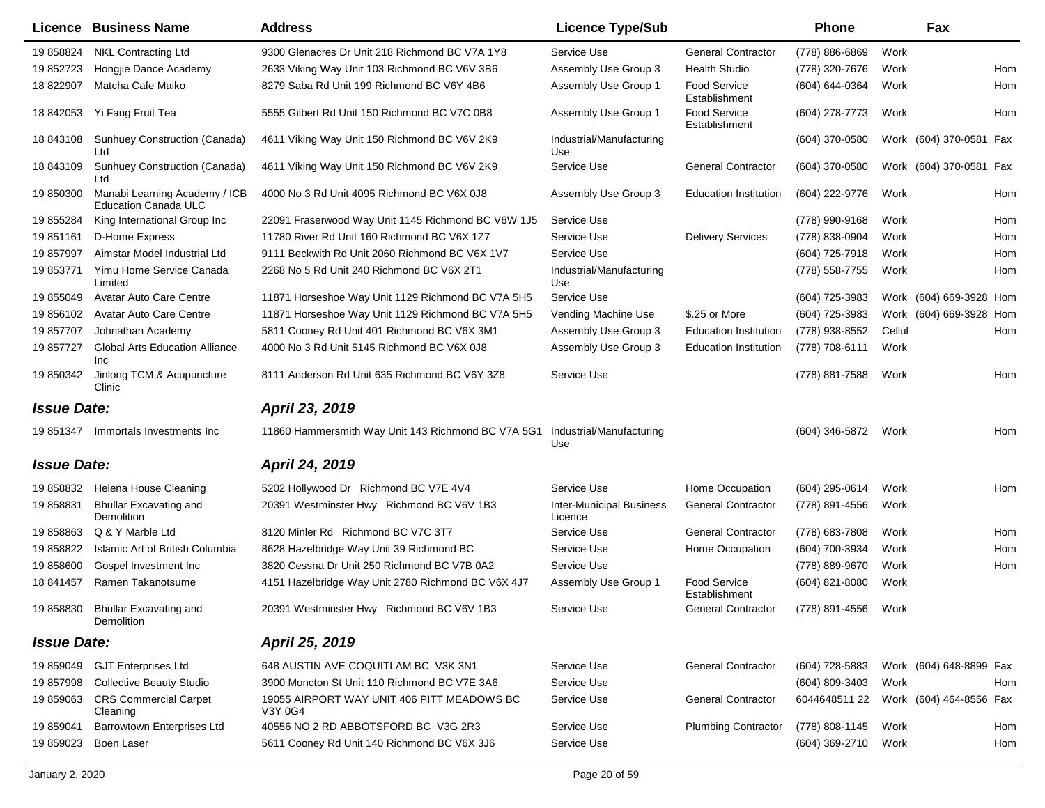| Licence | Business Name | Address | Licence Type/Sub | | Phone | | Fax | |
|---|---|---|---|---|---|---|---|---|
| 19 858824 | NKL Contracting Ltd | 9300 Glenacres Dr Unit 218 Richmond BC V7A 1Y8 | Service Use | General Contractor | (778) 886-6869 | Work | | |
| 19 852723 | Hongjie Dance Academy | 2633 Viking Way Unit 103 Richmond BC V6V 3B6 | Assembly Use Group 3 | Health Studio | (778) 320-7676 | Work | | Hom |
| 18 822907 | Matcha Cafe Maiko | 8279 Saba Rd Unit 199 Richmond BC V6Y 4B6 | Assembly Use Group 1 | Food Service Establishment | (604) 644-0364 | Work | | Hom |
| 18 842053 | Yi Fang Fruit Tea | 5555 Gilbert Rd Unit 150 Richmond BC V7C 0B8 | Assembly Use Group 1 | Food Service Establishment | (604) 278-7773 | Work | | Hom |
| 18 843108 | Sunhuey Construction (Canada) Ltd | 4611 Viking Way Unit 150 Richmond BC V6V 2K9 | Industrial/Manufacturing Use | | (604) 370-0580 | Work | (604) 370-0581 | Fax |
| 18 843109 | Sunhuey Construction (Canada) Ltd | 4611 Viking Way Unit 150 Richmond BC V6V 2K9 | Service Use | General Contractor | (604) 370-0580 | Work | (604) 370-0581 | Fax |
| 19 850300 | Manabi Learning Academy / ICB Education Canada ULC | 4000 No 3 Rd Unit 4095 Richmond BC V6X 0J8 | Assembly Use Group 3 | Education Institution | (604) 222-9776 | Work | | Hom |
| 19 855284 | King International Group Inc | 22091 Fraserwood Way Unit 1145 Richmond BC V6W 1J5 | Service Use | | (778) 990-9168 | Work | | Hom |
| 19 851161 | D-Home Express | 11780 River Rd Unit 160 Richmond BC V6X 1Z7 | Service Use | Delivery Services | (778) 838-0904 | Work | | Hom |
| 19 857997 | Aimstar Model Industrial Ltd | 9111 Beckwith Rd Unit 2060 Richmond BC V6X 1V7 | Service Use | | (604) 725-7918 | Work | | Hom |
| 19 853771 | Yimu Home Service Canada Limited | 2268 No 5 Rd Unit 240 Richmond BC V6X 2T1 | Industrial/Manufacturing Use | | (778) 558-7755 | Work | | Hom |
| 19 855049 | Avatar Auto Care Centre | 11871 Horseshoe Way Unit 1129 Richmond BC V7A 5H5 | Service Use | | (604) 725-3983 | Work | (604) 669-3928 | Hom |
| 19 856102 | Avatar Auto Care Centre | 11871 Horseshoe Way Unit 1129 Richmond BC V7A 5H5 | Vending Machine Use | $.25 or More | (604) 725-3983 | Work | (604) 669-3928 | Hom |
| 19 857707 | Johnathan Academy | 5811 Cooney Rd Unit 401 Richmond BC V6X 3M1 | Assembly Use Group 3 | Education Institution | (778) 938-8552 | Cellul | | Hom |
| 19 857727 | Global Arts Education Alliance Inc | 4000 No 3 Rd Unit 5145 Richmond BC V6X 0J8 | Assembly Use Group 3 | Education Institution | (778) 708-6111 | Work | | |
| 19 850342 | Jinlong TCM & Acupuncture Clinic | 8111 Anderson Rd Unit 635 Richmond BC V6Y 3Z8 | Service Use | | (778) 881-7588 | Work | | Hom |
| ***Issue Date:*** | | ***April 23, 2019*** | | | | | | |
| 19 851347 | Immortals Investments Inc | 11860 Hammersmith Way Unit 143 Richmond BC V7A 5G1 | Industrial/Manufacturing Use | | (604) 346-5872 | Work | | Hom |
| ***Issue Date:*** | | ***April 24, 2019*** | | | | | | |
| 19 858832 | Helena House Cleaning | 5202 Hollywood Dr Richmond BC V7E 4V4 | Service Use | Home Occupation | (604) 295-0614 | Work | | Hom |
| 19 858831 | Bhullar Excavating and Demolition | 20391 Westminster Hwy Richmond BC V6V 1B3 | Inter-Municipal Business Licence | General Contractor | (778) 891-4556 | Work | | |
| 19 858863 | Q & Y Marble Ltd | 8120 Minler Rd Richmond BC V7C 3T7 | Service Use | General Contractor | (778) 683-7808 | Work | | Hom |
| 19 858822 | Islamic Art of British Columbia | 8628 Hazelbridge Way Unit 39 Richmond BC | Service Use | Home Occupation | (604) 700-3934 | Work | | Hom |
| 19 858600 | Gospel Investment Inc | 3820 Cessna Dr Unit 250 Richmond BC V7B 0A2 | Service Use | | (778) 889-9670 | Work | | Hom |
| 18 841457 | Ramen Takanotsume | 4151 Hazelbridge Way Unit 2780 Richmond BC V6X 4J7 | Assembly Use Group 1 | Food Service Establishment | (604) 821-8080 | Work | | |
| 19 858830 | Bhullar Excavating and Demolition | 20391 Westminster Hwy Richmond BC V6V 1B3 | Service Use | General Contractor | (778) 891-4556 | Work | | |
| ***Issue Date:*** | | ***April 25, 2019*** | | | | | | |
| 19 859049 | GJT Enterprises Ltd | 648 AUSTIN AVE COQUITLAM BC V3K 3N1 | Service Use | General Contractor | (604) 728-5883 | Work | (604) 648-8899 | Fax |
| 19 857998 | Collective Beauty Studio | 3900 Moncton St Unit 110 Richmond BC V7E 3A6 | Service Use | | (604) 809-3403 | Work | | Hom |
| 19 859063 | CRS Commercial Carpet Cleaning | 19055 AIRPORT WAY UNIT 406 PITT MEADOWS BC V3Y 0G4 | Service Use | General Contractor | 6044648511 22 | Work | (604) 464-8556 | Fax |
| 19 859041 | Barrowtown Enterprises Ltd | 40556 NO 2 RD ABBOTSFORD BC V3G 2R3 | Service Use | Plumbing Contractor | (778) 808-1145 | Work | | Hom |
| 19 859023 | Boen Laser | 5611 Cooney Rd Unit 140 Richmond BC V6X 3J6 | Service Use | | (604) 369-2710 | Work | | Hom |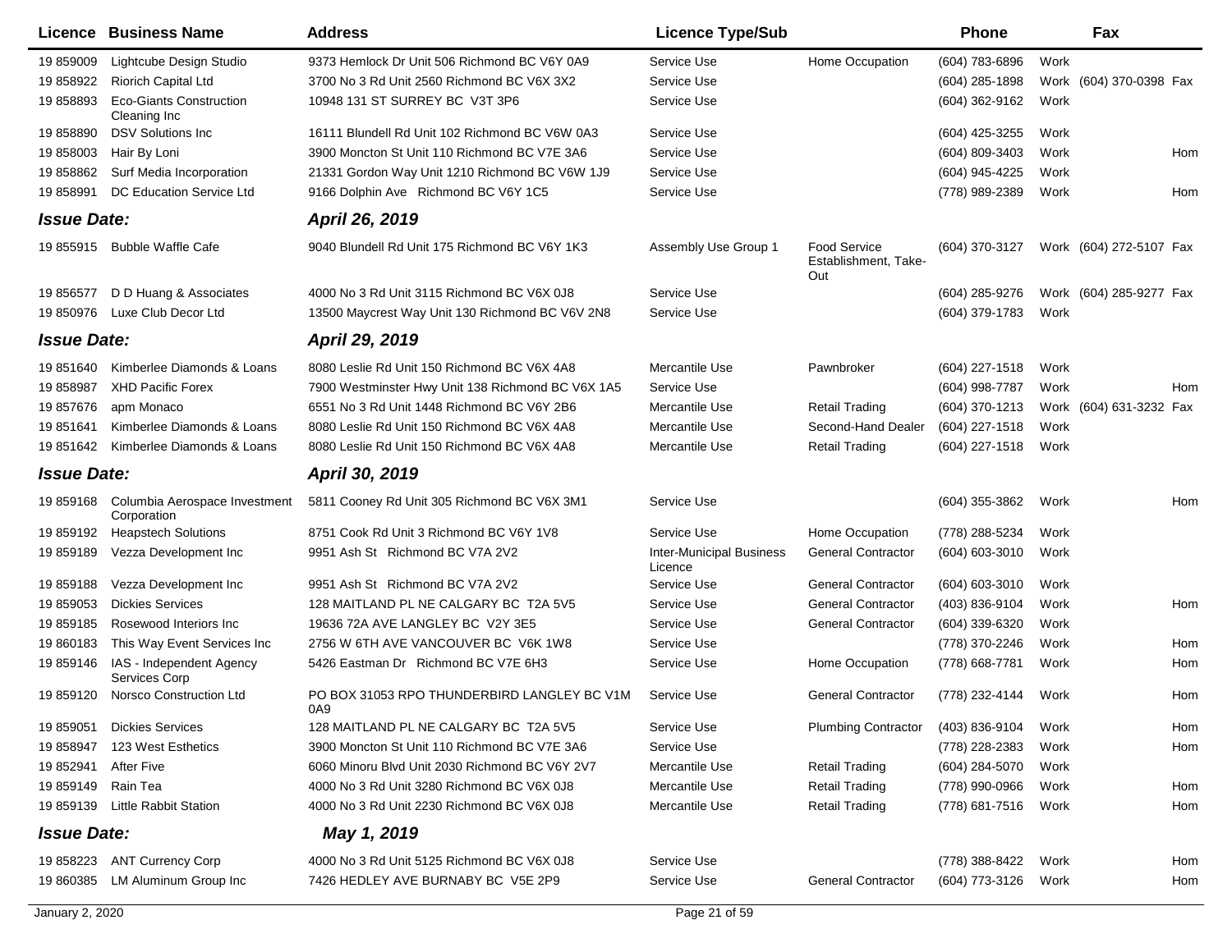| Licence | Business Name | Address | Licence Type/Sub | | Phone | | Fax | |
|---|---|---|---|---|---|---|---|---|
| 19 859009 | Lightcube Design Studio | 9373 Hemlock Dr Unit 506 Richmond BC V6Y 0A9 | Service Use | Home Occupation | (604) 783-6896 | Work | | |
| 19 858922 | Riorich Capital Ltd | 3700 No 3 Rd Unit 2560 Richmond BC V6X 3X2 | Service Use | | (604) 285-1898 | Work | (604) 370-0398 | Fax |
| 19 858893 | Eco-Giants Construction Cleaning Inc | 10948 131 ST SURREY BC V3T 3P6 | Service Use | | (604) 362-9162 | Work | | |
| 19 858890 | DSV Solutions Inc | 16111 Blundell Rd Unit 102 Richmond BC V6W 0A3 | Service Use | | (604) 425-3255 | Work | | |
| 19 858003 | Hair By Loni | 3900 Moncton St Unit 110 Richmond BC V7E 3A6 | Service Use | | (604) 809-3403 | Work | | Hom |
| 19 858862 | Surf Media Incorporation | 21331 Gordon Way Unit 1210 Richmond BC V6W 1J9 | Service Use | | (604) 945-4225 | Work | | |
| 19 858991 | DC Education Service Ltd | 9166 Dolphin Ave Richmond BC V6Y 1C5 | Service Use | | (778) 989-2389 | Work | | Hom |
| ***Issue Date:*** | | ***April 26, 2019*** | | | | | | |
| 19 855915 | Bubble Waffle Cafe | 9040 Blundell Rd Unit 175 Richmond BC V6Y 1K3 | Assembly Use Group 1 | Food Service Establishment, Take-Out | (604) 370-3127 | Work | (604) 272-5107 | Fax |
| 19 856577 | D D Huang & Associates | 4000 No 3 Rd Unit 3115 Richmond BC V6X 0J8 | Service Use | | (604) 285-9276 | Work | (604) 285-9277 | Fax |
| 19 850976 | Luxe Club Decor Ltd | 13500 Maycrest Way Unit 130 Richmond BC V6V 2N8 | Service Use | | (604) 379-1783 | Work | | |
| ***Issue Date:*** | | ***April 29, 2019*** | | | | | | |
| 19 851640 | Kimberlee Diamonds & Loans | 8080 Leslie Rd Unit 150 Richmond BC V6X 4A8 | Mercantile Use | Pawnbroker | (604) 227-1518 | Work | | |
| 19 858987 | XHD Pacific Forex | 7900 Westminster Hwy Unit 138 Richmond BC V6X 1A5 | Service Use | | (604) 998-7787 | Work | | Hom |
| 19 857676 | apm Monaco | 6551 No 3 Rd Unit 1448 Richmond BC V6Y 2B6 | Mercantile Use | Retail Trading | (604) 370-1213 | Work | (604) 631-3232 | Fax |
| 19 851641 | Kimberlee Diamonds & Loans | 8080 Leslie Rd Unit 150 Richmond BC V6X 4A8 | Mercantile Use | Second-Hand Dealer | (604) 227-1518 | Work | | |
| 19 851642 | Kimberlee Diamonds & Loans | 8080 Leslie Rd Unit 150 Richmond BC V6X 4A8 | Mercantile Use | Retail Trading | (604) 227-1518 | Work | | |
| ***Issue Date:*** | | ***April 30, 2019*** | | | | | | |
| 19 859168 | Columbia Aerospace Investment Corporation | 5811 Cooney Rd Unit 305 Richmond BC V6X 3M1 | Service Use | | (604) 355-3862 | Work | | Hom |
| 19 859192 | Heapstech Solutions | 8751 Cook Rd Unit 3 Richmond BC V6Y 1V8 | Service Use | Home Occupation | (778) 288-5234 | Work | | |
| 19 859189 | Vezza Development Inc | 9951 Ash St Richmond BC V7A 2V2 | Inter-Municipal Business Licence | General Contractor | (604) 603-3010 | Work | | |
| 19 859188 | Vezza Development Inc | 9951 Ash St Richmond BC V7A 2V2 | Service Use | General Contractor | (604) 603-3010 | Work | | |
| 19 859053 | Dickies Services | 128 MAITLAND PL NE CALGARY BC T2A 5V5 | Service Use | General Contractor | (403) 836-9104 | Work | | Hom |
| 19 859185 | Rosewood Interiors Inc | 19636 72A AVE LANGLEY BC V2Y 3E5 | Service Use | General Contractor | (604) 339-6320 | Work | | |
| 19 860183 | This Way Event Services Inc | 2756 W 6TH AVE VANCOUVER BC V6K 1W8 | Service Use | | (778) 370-2246 | Work | | Hom |
| 19 859146 | IAS - Independent Agency Services Corp | 5426 Eastman Dr Richmond BC V7E 6H3 | Service Use | Home Occupation | (778) 668-7781 | Work | | Hom |
| 19 859120 | Norsco Construction Ltd | PO BOX 31053 RPO THUNDERBIRD LANGLEY BC V1M 0A9 | Service Use | General Contractor | (778) 232-4144 | Work | | Hom |
| 19 859051 | Dickies Services | 128 MAITLAND PL NE CALGARY BC T2A 5V5 | Service Use | Plumbing Contractor | (403) 836-9104 | Work | | Hom |
| 19 858947 | 123 West Esthetics | 3900 Moncton St Unit 110 Richmond BC V7E 3A6 | Service Use | | (778) 228-2383 | Work | | Hom |
| 19 852941 | After Five | 6060 Minoru Blvd Unit 2030 Richmond BC V6Y 2V7 | Mercantile Use | Retail Trading | (604) 284-5070 | Work | | |
| 19 859149 | Rain Tea | 4000 No 3 Rd Unit 3280 Richmond BC V6X 0J8 | Mercantile Use | Retail Trading | (778) 990-0966 | Work | | Hom |
| 19 859139 | Little Rabbit Station | 4000 No 3 Rd Unit 2230 Richmond BC V6X 0J8 | Mercantile Use | Retail Trading | (778) 681-7516 | Work | | Hom |
| ***Issue Date:*** | | ***May 1, 2019*** | | | | | | |
| 19 858223 | ANT Currency Corp | 4000 No 3 Rd Unit 5125 Richmond BC V6X 0J8 | Service Use | | (778) 388-8422 | Work | | Hom |
| 19 860385 | LM Aluminum Group Inc | 7426 HEDLEY AVE BURNABY BC V5E 2P9 | Service Use | General Contractor | (604) 773-3126 | Work | | Hom |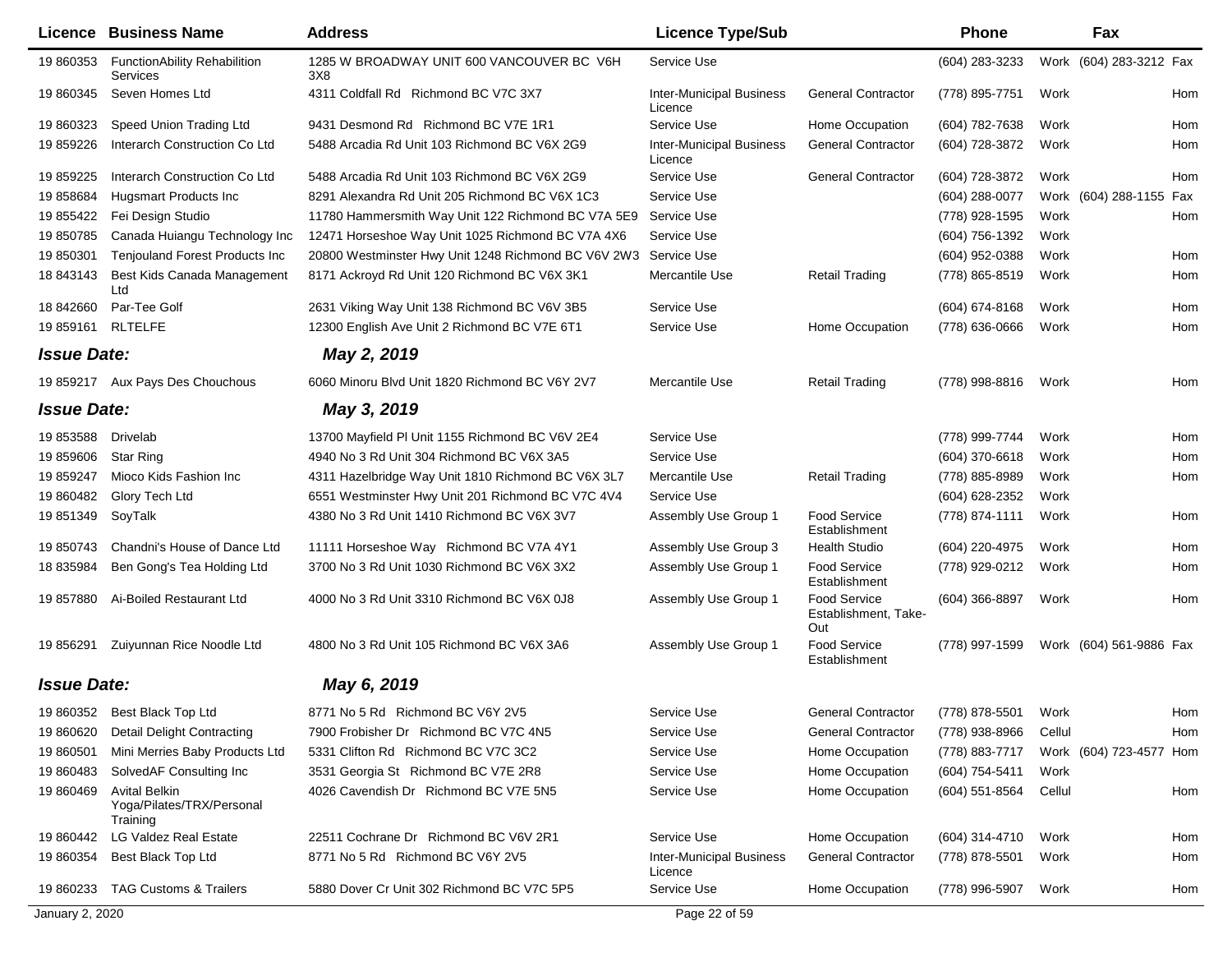| Licence | Business Name | Address | Licence Type/Sub | | Phone | | Fax | |
|---|---|---|---|---|---|---|---|---|
| 19 860353 | FunctionAbility Rehabilitation Services | 1285 W BROADWAY UNIT 600 VANCOUVER BC V6H 3X8 | Service Use | | (604) 283-3233 | Work | (604) 283-3212 | Fax |
| 19 860345 | Seven Homes Ltd | 4311 Coldfall Rd Richmond BC V7C 3X7 | Inter-Municipal Business Licence | General Contractor | (778) 895-7751 | Work | | Hom |
| 19 860323 | Speed Union Trading Ltd | 9431 Desmond Rd Richmond BC V7E 1R1 | Service Use | Home Occupation | (604) 782-7638 | Work | | Hom |
| 19 859226 | Interarch Construction Co Ltd | 5488 Arcadia Rd Unit 103 Richmond BC V6X 2G9 | Inter-Municipal Business Licence | General Contractor | (604) 728-3872 | Work | | Hom |
| 19 859225 | Interarch Construction Co Ltd | 5488 Arcadia Rd Unit 103 Richmond BC V6X 2G9 | Service Use | General Contractor | (604) 728-3872 | Work | | Hom |
| 19 858684 | Hugsmart Products Inc | 8291 Alexandra Rd Unit 205 Richmond BC V6X 1C3 | Service Use | | (604) 288-0077 | Work | (604) 288-1155 | Fax |
| 19 855422 | Fei Design Studio | 11780 Hammersmith Way Unit 122 Richmond BC V7A 5E9 | Service Use | | (778) 928-1595 | Work | | Hom |
| 19 850785 | Canada Huiangu Technology Inc | 12471 Horseshoe Way Unit 1025 Richmond BC V7A 4X6 | Service Use | | (604) 756-1392 | Work | | |
| 19 850301 | Tenjouland Forest Products Inc | 20800 Westminster Hwy Unit 1248 Richmond BC V6V 2W3 | Service Use | | (604) 952-0388 | Work | | Hom |
| 18 843143 | Best Kids Canada Management Ltd | 8171 Ackroyd Rd Unit 120 Richmond BC V6X 3K1 | Mercantile Use | Retail Trading | (778) 865-8519 | Work | | Hom |
| 18 842660 | Par-Tee Golf | 2631 Viking Way Unit 138 Richmond BC V6V 3B5 | Service Use | | (604) 674-8168 | Work | | Hom |
| 19 859161 | RLTELFE | 12300 English Ave Unit 2 Richmond BC V7E 6T1 | Service Use | Home Occupation | (778) 636-0666 | Work | | Hom |
| ***Issue Date:*** | | ***May 2, 2019*** | | | | | | |
| 19 859217 | Aux Pays Des Chouchous | 6060 Minoru Blvd Unit 1820 Richmond BC V6Y 2V7 | Mercantile Use | Retail Trading | (778) 998-8816 | Work | | Hom |
| ***Issue Date:*** | | ***May 3, 2019*** | | | | | | |
| 19 853588 | Drivelab | 13700 Mayfield Pl Unit 1155 Richmond BC V6V 2E4 | Service Use | | (778) 999-7744 | Work | | Hom |
| 19 859606 | Star Ring | 4940 No 3 Rd Unit 304 Richmond BC V6X 3A5 | Service Use | | (604) 370-6618 | Work | | Hom |
| 19 859247 | Mioco Kids Fashion Inc | 4311 Hazelbridge Way Unit 1810 Richmond BC V6X 3L7 | Mercantile Use | Retail Trading | (778) 885-8989 | Work | | Hom |
| 19 860482 | Glory Tech Ltd | 6551 Westminster Hwy Unit 201 Richmond BC V7C 4V4 | Service Use | | (604) 628-2352 | Work | | |
| 19 851349 | SoyTalk | 4380 No 3 Rd Unit 1410 Richmond BC V6X 3V7 | Assembly Use Group 1 | Food Service Establishment | (778) 874-1111 | Work | | Hom |
| 19 850743 | Chandni's House of Dance Ltd | 11111 Horseshoe Way Richmond BC V7A 4Y1 | Assembly Use Group 3 | Health Studio | (604) 220-4975 | Work | | Hom |
| 18 835984 | Ben Gong's Tea Holding Ltd | 3700 No 3 Rd Unit 1030 Richmond BC V6X 3X2 | Assembly Use Group 1 | Food Service Establishment | (778) 929-0212 | Work | | Hom |
| 19 857880 | Ai-Boiled Restaurant Ltd | 4000 No 3 Rd Unit 3310 Richmond BC V6X 0J8 | Assembly Use Group 1 | Food Service Establishment, Take-Out | (604) 366-8897 | Work | | Hom |
| 19 856291 | Zuiyunnan Rice Noodle Ltd | 4800 No 3 Rd Unit 105 Richmond BC V6X 3A6 | Assembly Use Group 1 | Food Service Establishment | (778) 997-1599 | Work | (604) 561-9886 | Fax |
| ***Issue Date:*** | | ***May 6, 2019*** | | | | | | |
| 19 860352 | Best Black Top Ltd | 8771 No 5 Rd Richmond BC V6Y 2V5 | Service Use | General Contractor | (778) 878-5501 | Work | | Hom |
| 19 860620 | Detail Delight Contracting | 7900 Frobisher Dr Richmond BC V7C 4N5 | Service Use | General Contractor | (778) 938-8966 | Cellul | | Hom |
| 19 860501 | Mini Merries Baby Products Ltd | 5331 Clifton Rd Richmond BC V7C 3C2 | Service Use | Home Occupation | (778) 883-7717 | Work | (604) 723-4577 | Hom |
| 19 860483 | SolvedAF Consulting Inc | 3531 Georgia St Richmond BC V7E 2R8 | Service Use | Home Occupation | (604) 754-5411 | Work | | |
| 19 860469 | Avital Belkin Yoga/Pilates/TRX/Personal Training | 4026 Cavendish Dr Richmond BC V7E 5N5 | Service Use | Home Occupation | (604) 551-8564 | Cellul | | Hom |
| 19 860442 | LG Valdez Real Estate | 22511 Cochrane Dr Richmond BC V6V 2R1 | Service Use | Home Occupation | (604) 314-4710 | Work | | Hom |
| 19 860354 | Best Black Top Ltd | 8771 No 5 Rd Richmond BC V6Y 2V5 | Inter-Municipal Business Licence | General Contractor | (778) 878-5501 | Work | | Hom |
| 19 860233 | TAG Customs & Trailers | 5880 Dover Cr Unit 302 Richmond BC V7C 5P5 | Service Use | Home Occupation | (778) 996-5907 | Work | | Hom |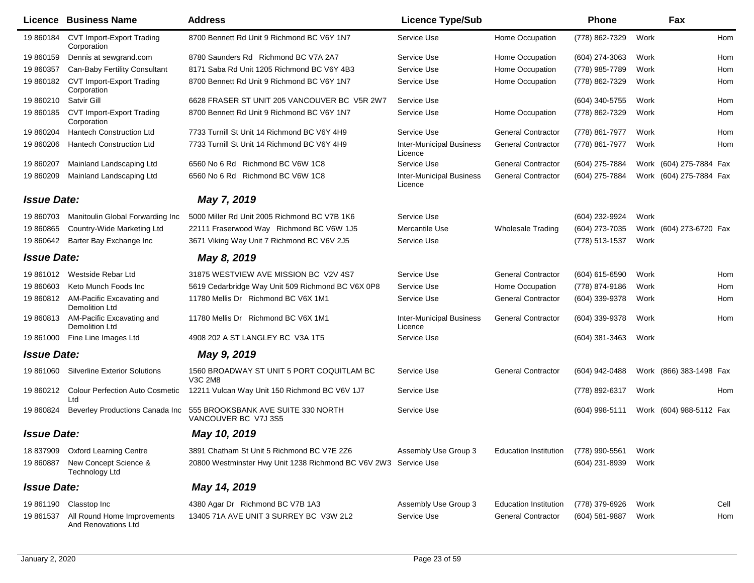| Licence | Business Name | Address | Licence Type/Sub | | Phone | | Fax | |
|---|---|---|---|---|---|---|---|---|
| 19 860184 | CVT Import-Export Trading Corporation | 8700 Bennett Rd Unit 9 Richmond BC V6Y 1N7 | Service Use | Home Occupation | (778) 862-7329 | Work | | Hom |
| 19 860159 | Dennis at sewgrand.com | 8780 Saunders Rd Richmond BC V7A 2A7 | Service Use | Home Occupation | (604) 274-3063 | Work | | Hom |
| 19 860357 | Can-Baby Fertility Consultant | 8171 Saba Rd Unit 1205 Richmond BC V6Y 4B3 | Service Use | Home Occupation | (778) 985-7789 | Work | | Hom |
| 19 860182 | CVT Import-Export Trading Corporation | 8700 Bennett Rd Unit 9 Richmond BC V6Y 1N7 | Service Use | Home Occupation | (778) 862-7329 | Work | | Hom |
| 19 860210 | Satvir Gill | 6628 FRASER ST UNIT 205 VANCOUVER BC V5R 2W7 | Service Use | | (604) 340-5755 | Work | | Hom |
| 19 860185 | CVT Import-Export Trading Corporation | 8700 Bennett Rd Unit 9 Richmond BC V6Y 1N7 | Service Use | Home Occupation | (778) 862-7329 | Work | | Hom |
| 19 860204 | Hantech Construction Ltd | 7733 Turnill St Unit 14 Richmond BC V6Y 4H9 | Service Use | General Contractor | (778) 861-7977 | Work | | Hom |
| 19 860206 | Hantech Construction Ltd | 7733 Turnill St Unit 14 Richmond BC V6Y 4H9 | Inter-Municipal Business Licence | General Contractor | (778) 861-7977 | Work | | Hom |
| 19 860207 | Mainland Landscaping Ltd | 6560 No 6 Rd Richmond BC V6W 1C8 | Service Use | General Contractor | (604) 275-7884 | Work | (604) 275-7884 | Fax |
| 19 860209 | Mainland Landscaping Ltd | 6560 No 6 Rd Richmond BC V6W 1C8 | Inter-Municipal Business Licence | General Contractor | (604) 275-7884 | Work | (604) 275-7884 | Fax |
| ***Issue Date:*** | | ***May 7, 2019*** | | | | | | |
| 19 860703 | Manitoulin Global Forwarding Inc | 5000 Miller Rd Unit 2005 Richmond BC V7B 1K6 | Service Use | | (604) 232-9924 | Work | | |
| 19 860865 | Country-Wide Marketing Ltd | 22111 Fraserwood Way Richmond BC V6W 1J5 | Mercantile Use | Wholesale Trading | (604) 273-7035 | Work | (604) 273-6720 | Fax |
| 19 860642 | Barter Bay Exchange Inc | 3671 Viking Way Unit 7 Richmond BC V6V 2J5 | Service Use | | (778) 513-1537 | Work | | |
| ***Issue Date:*** | | ***May 8, 2019*** | | | | | | |
| 19 861012 | Westside Rebar Ltd | 31875 WESTVIEW AVE MISSION BC V2V 4S7 | Service Use | General Contractor | (604) 615-6590 | Work | | Hom |
| 19 860603 | Keto Munch Foods Inc | 5619 Cedarbridge Way Unit 509 Richmond BC V6X 0P8 | Service Use | Home Occupation | (778) 874-9186 | Work | | Hom |
| 19 860812 | AM-Pacific Excavating and Demolition Ltd | 11780 Mellis Dr Richmond BC V6X 1M1 | Service Use | General Contractor | (604) 339-9378 | Work | | Hom |
| 19 860813 | AM-Pacific Excavating and Demolition Ltd | 11780 Mellis Dr Richmond BC V6X 1M1 | Inter-Municipal Business Licence | General Contractor | (604) 339-9378 | Work | | Hom |
| 19 861000 | Fine Line Images Ltd | 4908 202 A ST LANGLEY BC V3A 1T5 | Service Use | | (604) 381-3463 | Work | | |
| ***Issue Date:*** | | ***May 9, 2019*** | | | | | | |
| 19 861060 | Silverline Exterior Solutions | 1560 BROADWAY ST UNIT 5 PORT COQUITLAM BC V3C 2M8 | Service Use | General Contractor | (604) 942-0488 | Work | (866) 383-1498 | Fax |
| 19 860212 | Colour Perfection Auto Cosmetic Ltd | 12211 Vulcan Way Unit 150 Richmond BC V6V 1J7 | Service Use | | (778) 892-6317 | Work | | Hom |
| 19 860824 | Beverley Productions Canada Inc | 555 BROOKSBANK AVE SUITE 330 NORTH VANCOUVER BC V7J 3S5 | Service Use | | (604) 998-5111 | Work | (604) 988-5112 | Fax |
| ***Issue Date:*** | | ***May 10, 2019*** | | | | | | |
| 18 837909 | Oxford Learning Centre | 3891 Chatham St Unit 5 Richmond BC V7E 2Z6 | Assembly Use Group 3 | Education Institution | (778) 990-5561 | Work | | |
| 19 860887 | New Concept Science & Technology Ltd | 20800 Westminster Hwy Unit 1238 Richmond BC V6V 2W3 | Service Use | | (604) 231-8939 | Work | | |
| ***Issue Date:*** | | ***May 14, 2019*** | | | | | | |
| 19 861190 | Classtop Inc | 4380 Agar Dr Richmond BC V7B 1A3 | Assembly Use Group 3 | Education Institution | (778) 379-6926 | Work | | Cell |
| 19 861537 | All Round Home Improvements And Renovations Ltd | 13405 71A AVE UNIT 3 SURREY BC V3W 2L2 | Service Use | General Contractor | (604) 581-9887 | Work | | Hom |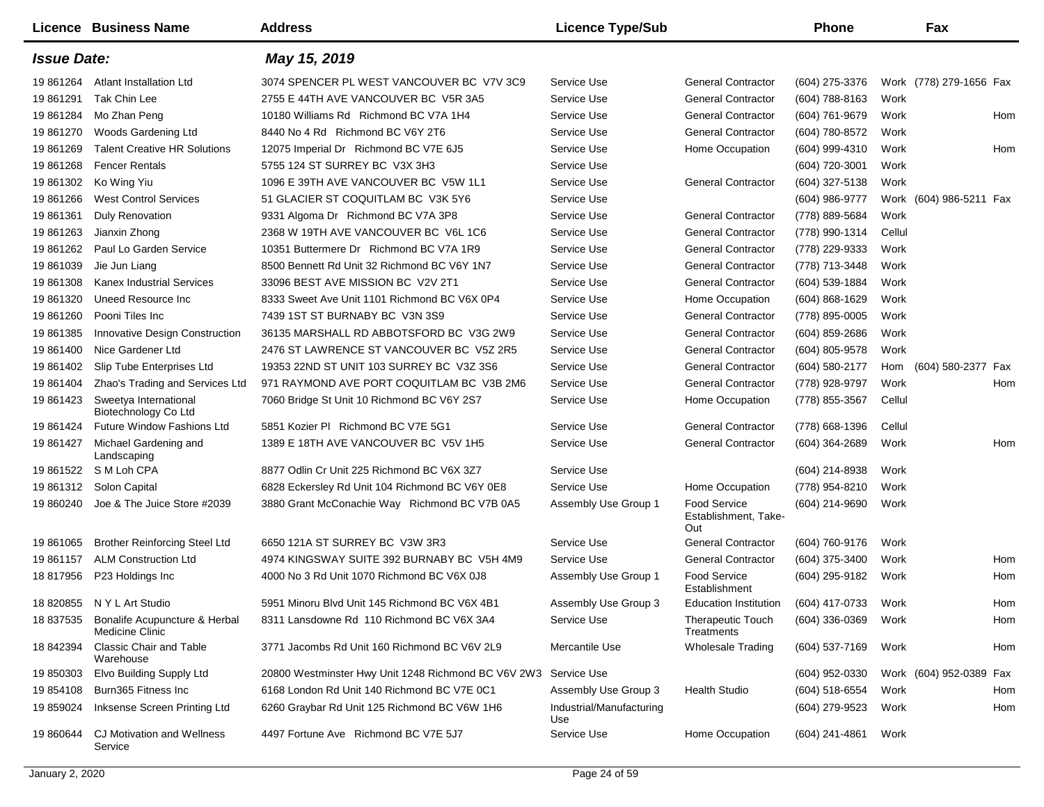| Licence | Business Name | Address | Licence Type/Sub | | Phone | | Fax | |
|---|---|---|---|---|---|---|---|---|
| ***Issue Date:*** | | ***May 15, 2019*** | | | | | | |
| 19 861264 | Atlant Installation Ltd | 3074 SPENCER PL WEST VANCOUVER BC V7V 3C9 | Service Use | General Contractor | (604) 275-3376 | Work | (778) 279-1656 | Fax |
| 19 861291 | Tak Chin Lee | 2755 E 44TH AVE VANCOUVER BC V5R 3A5 | Service Use | General Contractor | (604) 788-8163 | Work | | |
| 19 861284 | Mo Zhan Peng | 10180 Williams Rd Richmond BC V7A 1H4 | Service Use | General Contractor | (604) 761-9679 | Work | | Hom |
| 19 861270 | Woods Gardening Ltd | 8440 No 4 Rd Richmond BC V6Y 2T6 | Service Use | General Contractor | (604) 780-8572 | Work | | |
| 19 861269 | Talent Creative HR Solutions | 12075 Imperial Dr Richmond BC V7E 6J5 | Service Use | Home Occupation | (604) 999-4310 | Work | | Hom |
| 19 861268 | Fencer Rentals | 5755 124 ST SURREY BC V3X 3H3 | Service Use | | (604) 720-3001 | Work | | |
| 19 861302 | Ko Wing Yiu | 1096 E 39TH AVE VANCOUVER BC V5W 1L1 | Service Use | General Contractor | (604) 327-5138 | Work | | |
| 19 861266 | West Control Services | 51 GLACIER ST COQUITLAM BC V3K 5Y6 | Service Use | | (604) 986-9777 | Work | (604) 986-5211 | Fax |
| 19 861361 | Duly Renovation | 9331 Algoma Dr Richmond BC V7A 3P8 | Service Use | General Contractor | (778) 889-5684 | Work | | |
| 19 861263 | Jianxin Zhong | 2368 W 19TH AVE VANCOUVER BC V6L 1C6 | Service Use | General Contractor | (778) 990-1314 | Cellul | | |
| 19 861262 | Paul Lo Garden Service | 10351 Buttermere Dr Richmond BC V7A 1R9 | Service Use | General Contractor | (778) 229-9333 | Work | | |
| 19 861039 | Jie Jun Liang | 8500 Bennett Rd Unit 32 Richmond BC V6Y 1N7 | Service Use | General Contractor | (778) 713-3448 | Work | | |
| 19 861308 | Kanex Industrial Services | 33096 BEST AVE MISSION BC V2V 2T1 | Service Use | General Contractor | (604) 539-1884 | Work | | |
| 19 861320 | Uneed Resource Inc | 8333 Sweet Ave Unit 1101 Richmond BC V6X 0P4 | Service Use | Home Occupation | (604) 868-1629 | Work | | |
| 19 861260 | Pooni Tiles Inc | 7439 1ST ST BURNABY BC V3N 3S9 | Service Use | General Contractor | (778) 895-0005 | Work | | |
| 19 861385 | Innovative Design Construction | 36135 MARSHALL RD ABBOTSFORD BC V3G 2W9 | Service Use | General Contractor | (604) 859-2686 | Work | | |
| 19 861400 | Nice Gardener Ltd | 2476 ST LAWRENCE ST VANCOUVER BC V5Z 2R5 | Service Use | General Contractor | (604) 805-9578 | Work | | |
| 19 861402 | Slip Tube Enterprises Ltd | 19353 22ND ST UNIT 103 SURREY BC V3Z 3S6 | Service Use | General Contractor | (604) 580-2177 | Hom | (604) 580-2377 | Fax |
| 19 861404 | Zhao's Trading and Services Ltd | 971 RAYMOND AVE PORT COQUITLAM BC V3B 2M6 | Service Use | General Contractor | (778) 928-9797 | Work | | Hom |
| 19 861423 | Sweetya International Biotechnology Co Ltd | 7060 Bridge St Unit 10 Richmond BC V6Y 2S7 | Service Use | Home Occupation | (778) 855-3567 | Cellul | | |
| 19 861424 | Future Window Fashions Ltd | 5851 Kozier Pl Richmond BC V7E 5G1 | Service Use | General Contractor | (778) 668-1396 | Cellul | | |
| 19 861427 | Michael Gardening and Landscaping | 1389 E 18TH AVE VANCOUVER BC V5V 1H5 | Service Use | General Contractor | (604) 364-2689 | Work | | Hom |
| 19 861522 | S M Loh CPA | 8877 Odlin Cr Unit 225 Richmond BC V6X 3Z7 | Service Use | | (604) 214-8938 | Work | | |
| 19 861312 | Solon Capital | 6828 Eckersley Rd Unit 104 Richmond BC V6Y 0E8 | Service Use | Home Occupation | (778) 954-8210 | Work | | |
| 19 860240 | Joe & The Juice Store #2039 | 3880 Grant McConachie Way Richmond BC V7B 0A5 | Assembly Use Group 1 | Food Service Establishment, Take-Out | (604) 214-9690 | Work | | |
| 19 861065 | Brother Reinforcing Steel Ltd | 6650 121A ST SURREY BC V3W 3R3 | Service Use | General Contractor | (604) 760-9176 | Work | | |
| 19 861157 | ALM Construction Ltd | 4974 KINGSWAY SUITE 392 BURNABY BC V5H 4M9 | Service Use | General Contractor | (604) 375-3400 | Work | | Hom |
| 18 817956 | P23 Holdings Inc | 4000 No 3 Rd Unit 1070 Richmond BC V6X 0J8 | Assembly Use Group 1 | Food Service Establishment | (604) 295-9182 | Work | | Hom |
| 18 820855 | N Y L Art Studio | 5951 Minoru Blvd Unit 145 Richmond BC V6X 4B1 | Assembly Use Group 3 | Education Institution | (604) 417-0733 | Work | | Hom |
| 18 837535 | Bonalife Acupuncture & Herbal Medicine Clinic | 8311 Lansdowne Rd 110 Richmond BC V6X 3A4 | Service Use | Therapeutic Touch Treatments | (604) 336-0369 | Work | | Hom |
| 18 842394 | Classic Chair and Table Warehouse | 3771 Jacombs Rd Unit 160 Richmond BC V6V 2L9 | Mercantile Use | Wholesale Trading | (604) 537-7169 | Work | | Hom |
| 19 850303 | Elvo Building Supply Ltd | 20800 Westminster Hwy Unit 1248 Richmond BC V6V 2W3 | Service Use | | (604) 952-0330 | Work | (604) 952-0389 | Fax |
| 19 854108 | Burn365 Fitness Inc | 6168 London Rd Unit 140 Richmond BC V7E 0C1 | Assembly Use Group 3 | Health Studio | (604) 518-6554 | Work | | Hom |
| 19 859024 | Inksense Screen Printing Ltd | 6260 Graybar Rd Unit 125 Richmond BC V6W 1H6 | Industrial/Manufacturing Use | | (604) 279-9523 | Work | | Hom |
| 19 860644 | CJ Motivation and Wellness Service | 4497 Fortune Ave Richmond BC V7E 5J7 | Service Use | Home Occupation | (604) 241-4861 | Work | | |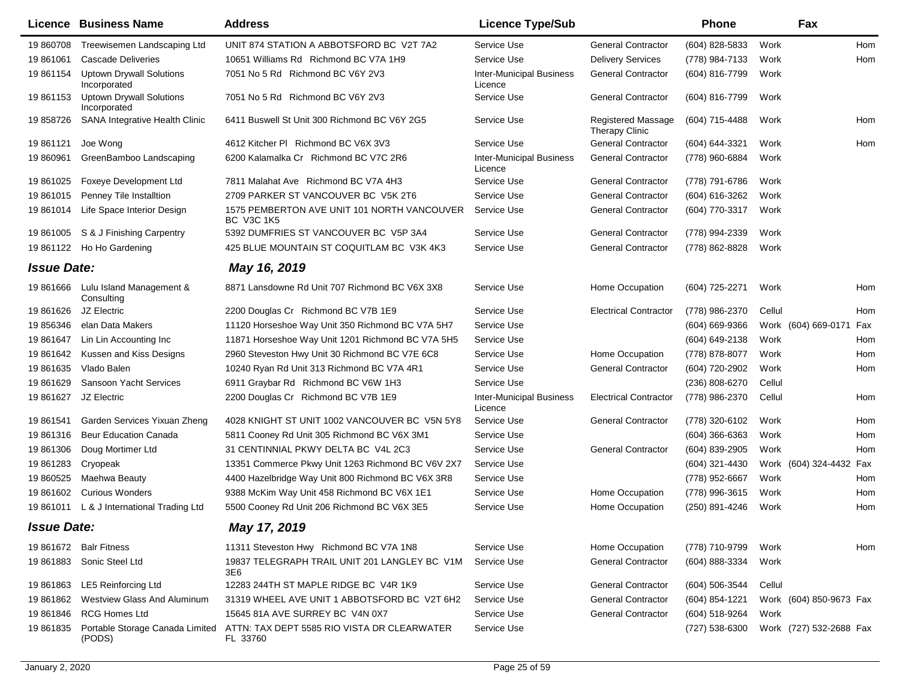| Licence | Business Name | Address | Licence Type/Sub | | Phone | | Fax | |
|---|---|---|---|---|---|---|---|---|
| 19 860708 | Treewisemen Landscaping Ltd | UNIT 874 STATION A ABBOTSFORD BC V2T 7A2 | Service Use | General Contractor | (604) 828-5833 | Work | | Hom |
| 19 861061 | Cascade Deliveries | 10651 Williams Rd Richmond BC V7A 1H9 | Service Use | Delivery Services | (778) 984-7133 | Work | | Hom |
| 19 861154 | Uptown Drywall Solutions Incorporated | 7051 No 5 Rd Richmond BC V6Y 2V3 | Inter-Municipal Business Licence | General Contractor | (604) 816-7799 | Work | | |
| 19 861153 | Uptown Drywall Solutions Incorporated | 7051 No 5 Rd Richmond BC V6Y 2V3 | Service Use | General Contractor | (604) 816-7799 | Work | | |
| 19 858726 | SANA Integrative Health Clinic | 6411 Buswell St Unit 300 Richmond BC V6Y 2G5 | Service Use | Registered Massage Therapy Clinic | (604) 715-4488 | Work | | Hom |
| 19 861121 | Joe Wong | 4612 Kitcher Pl Richmond BC V6X 3V3 | Service Use | General Contractor | (604) 644-3321 | Work | | Hom |
| 19 860961 | GreenBamboo Landscaping | 6200 Kalamalka Cr Richmond BC V7C 2R6 | Inter-Municipal Business Licence | General Contractor | (778) 960-6884 | Work | | |
| 19 861025 | Foxeye Development Ltd | 7811 Malahat Ave Richmond BC V7A 4H3 | Service Use | General Contractor | (778) 791-6786 | Work | | |
| 19 861015 | Penney Tile Installtion | 2709 PARKER ST VANCOUVER BC V5K 2T6 | Service Use | General Contractor | (604) 616-3262 | Work | | |
| 19 861014 | Life Space Interior Design | 1575 PEMBERTON AVE UNIT 101 NORTH VANCOUVER BC V3C 1K5 | Service Use | General Contractor | (604) 770-3317 | Work | | |
| 19 861005 | S & J Finishing Carpentry | 5392 DUMFRIES ST VANCOUVER BC V5P 3A4 | Service Use | General Contractor | (778) 994-2339 | Work | | |
| 19 861122 | Ho Ho Gardening | 425 BLUE MOUNTAIN ST COQUITLAM BC V3K 4K3 | Service Use | General Contractor | (778) 862-8828 | Work | | |
| ***Issue Date:*** | | ***May 16, 2019*** | | | | | | |
| 19 861666 | Lulu Island Management & Consulting | 8871 Lansdowne Rd Unit 707 Richmond BC V6X 3X8 | Service Use | Home Occupation | (604) 725-2271 | Work | | Hom |
| 19 861626 | JZ Electric | 2200 Douglas Cr Richmond BC V7B 1E9 | Service Use | Electrical Contractor | (778) 986-2370 | Cellul | | Hom |
| 19 856346 | elan Data Makers | 11120 Horseshoe Way Unit 350 Richmond BC V7A 5H7 | Service Use | | (604) 669-9366 | Work | (604) 669-0171 | Fax |
| 19 861647 | Lin Lin Accounting Inc | 11871 Horseshoe Way Unit 1201 Richmond BC V7A 5H5 | Service Use | | (604) 649-2138 | Work | | Hom |
| 19 861642 | Kussen and Kiss Designs | 2960 Steveston Hwy Unit 30 Richmond BC V7E 6C8 | Service Use | Home Occupation | (778) 878-8077 | Work | | Hom |
| 19 861635 | Vlado Balen | 10240 Ryan Rd Unit 313 Richmond BC V7A 4R1 | Service Use | General Contractor | (604) 720-2902 | Work | | Hom |
| 19 861629 | Sansoon Yacht Services | 6911 Graybar Rd Richmond BC V6W 1H3 | Service Use | | (236) 808-6270 | Cellul | | |
| 19 861627 | JZ Electric | 2200 Douglas Cr Richmond BC V7B 1E9 | Inter-Municipal Business Licence | Electrical Contractor | (778) 986-2370 | Cellul | | Hom |
| 19 861541 | Garden Services Yixuan Zheng | 4028 KNIGHT ST UNIT 1002 VANCOUVER BC V5N 5Y8 | Service Use | General Contractor | (778) 320-6102 | Work | | Hom |
| 19 861316 | Beur Education Canada | 5811 Cooney Rd Unit 305 Richmond BC V6X 3M1 | Service Use | | (604) 366-6363 | Work | | Hom |
| 19 861306 | Doug Mortimer Ltd | 31 CENTINNIAL PKWY DELTA BC V4L 2C3 | Service Use | General Contractor | (604) 839-2905 | Work | | Hom |
| 19 861283 | Cryopeak | 13351 Commerce Pkwy Unit 1263 Richmond BC V6V 2X7 | Service Use | | (604) 321-4430 | Work | (604) 324-4432 | Fax |
| 19 860525 | Maehwa Beauty | 4400 Hazelbridge Way Unit 800 Richmond BC V6X 3R8 | Service Use | | (778) 952-6667 | Work | | Hom |
| 19 861602 | Curious Wonders | 9388 McKim Way Unit 458 Richmond BC V6X 1E1 | Service Use | Home Occupation | (778) 996-3615 | Work | | Hom |
| 19 861011 | L & J International Trading Ltd | 5500 Cooney Rd Unit 206 Richmond BC V6X 3E5 | Service Use | Home Occupation | (250) 891-4246 | Work | | Hom |
| ***Issue Date:*** | | ***May 17, 2019*** | | | | | | |
| 19 861672 | Balr Fitness | 11311 Steveston Hwy Richmond BC V7A 1N8 | Service Use | Home Occupation | (778) 710-9799 | Work | | Hom |
| 19 861883 | Sonic Steel Ltd | 19837 TELEGRAPH TRAIL UNIT 201 LANGLEY BC V1M 3E6 | Service Use | General Contractor | (604) 888-3334 | Work | | |
| 19 861863 | LE5 Reinforcing Ltd | 12283 244TH ST MAPLE RIDGE BC V4R 1K9 | Service Use | General Contractor | (604) 506-3544 | Cellul | | |
| 19 861862 | Westview Glass And Aluminum | 31319 WHEEL AVE UNIT 1 ABBOTSFORD BC V2T 6H2 | Service Use | General Contractor | (604) 854-1221 | Work | (604) 850-9673 | Fax |
| 19 861846 | RCG Homes Ltd | 15645 81A AVE SURREY BC V4N 0X7 | Service Use | General Contractor | (604) 518-9264 | Work | | |
| 19 861835 | Portable Storage Canada Limited (PODS) | ATTN: TAX DEPT 5585 RIO VISTA DR CLEARWATER FL 33760 | Service Use | | (727) 538-6300 | Work | (727) 532-2688 | Fax |

January 2, 2020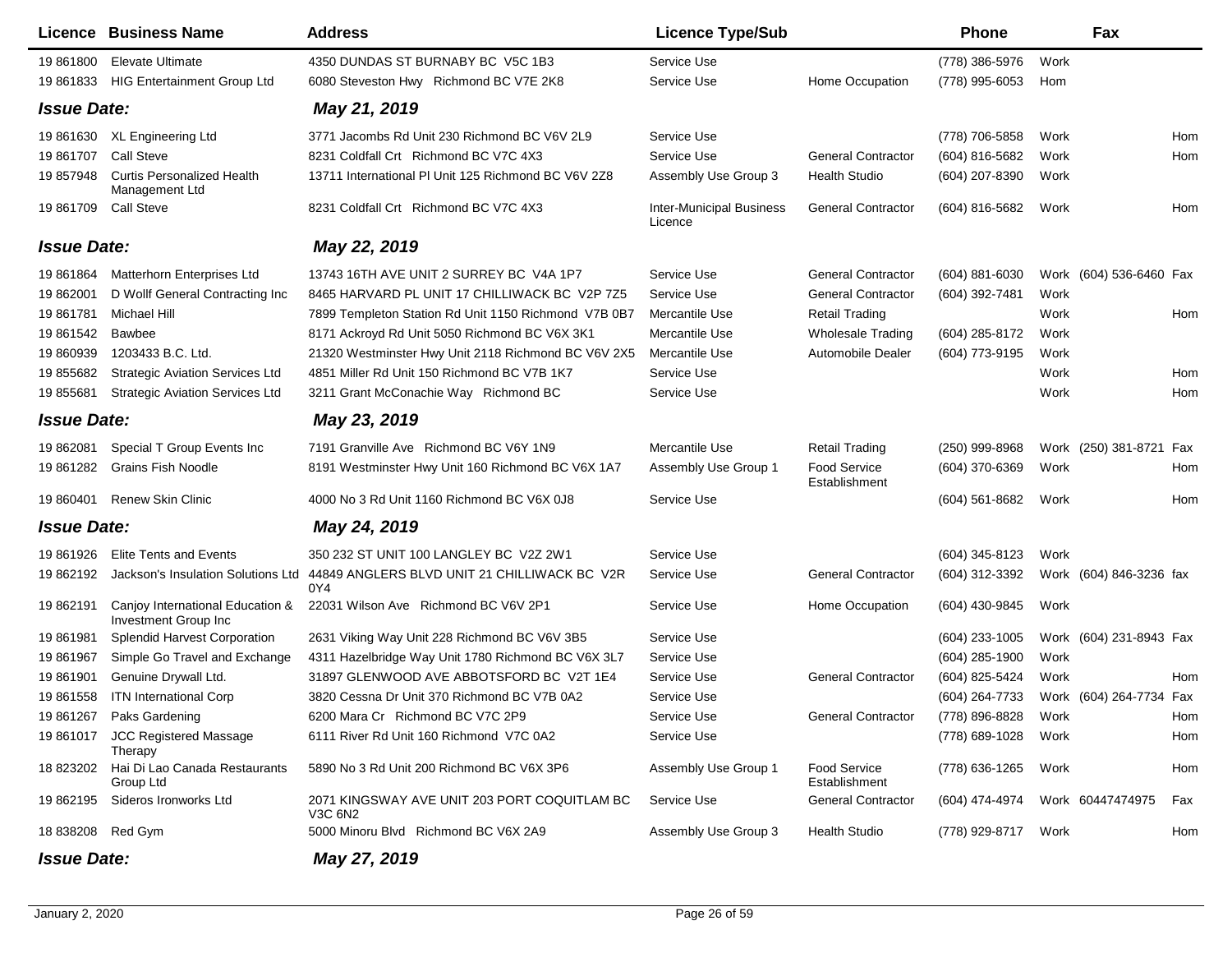| Licence | Business Name | Address | Licence Type/Sub | | Phone | | Fax | |
|---|---|---|---|---|---|---|---|---|
| 19 861800 | Elevate Ultimate | 4350 DUNDAS ST BURNABY BC V5C 1B3 | Service Use | | (778) 386-5976 | Work | | |
| 19 861833 | HIG Entertainment Group Ltd | 6080 Steveston Hwy Richmond BC V7E 2K8 | Service Use | Home Occupation | (778) 995-6053 | Hom | | |
| ***Issue Date:*** | | ***May 21, 2019*** | | | | | | |
| 19 861630 | XL Engineering Ltd | 3771 Jacombs Rd Unit 230 Richmond BC V6V 2L9 | Service Use | | (778) 706-5858 | Work | | Hom |
| 19 861707 | Call Steve | 8231 Coldfall Crt Richmond BC V7C 4X3 | Service Use | General Contractor | (604) 816-5682 | Work | | Hom |
| 19 857948 | Curtis Personalized Health Management Ltd | 13711 International Pl Unit 125 Richmond BC V6V 2Z8 | Assembly Use Group 3 | Health Studio | (604) 207-8390 | Work | | |
| 19 861709 | Call Steve | 8231 Coldfall Crt Richmond BC V7C 4X3 | Inter-Municipal Business Licence | General Contractor | (604) 816-5682 | Work | | Hom |
| ***Issue Date:*** | | ***May 22, 2019*** | | | | | | |
| 19 861864 | Matterhorn Enterprises Ltd | 13743 16TH AVE UNIT 2 SURREY BC V4A 1P7 | Service Use | General Contractor | (604) 881-6030 | Work | (604) 536-6460 | Fax |
| 19 862001 | D Wollf General Contracting Inc | 8465 HARVARD PL UNIT 17 CHILLIWACK BC V2P 7Z5 | Service Use | General Contractor | (604) 392-7481 | Work | | |
| 19 861781 | Michael Hill | 7899 Templeton Station Rd Unit 1150 Richmond V7B 0B7 | Mercantile Use | Retail Trading | | Work | | Hom |
| 19 861542 | Bawbee | 8171 Ackroyd Rd Unit 5050 Richmond BC V6X 3K1 | Mercantile Use | Wholesale Trading | (604) 285-8172 | Work | | |
| 19 860939 | 1203433 B.C. Ltd. | 21320 Westminster Hwy Unit 2118 Richmond BC V6V 2X5 | Mercantile Use | Automobile Dealer | (604) 773-9195 | Work | | |
| 19 855682 | Strategic Aviation Services Ltd | 4851 Miller Rd Unit 150 Richmond BC V7B 1K7 | Service Use | | | Work | | Hom |
| 19 855681 | Strategic Aviation Services Ltd | 3211 Grant McConachie Way Richmond BC | Service Use | | | Work | | Hom |
| ***Issue Date:*** | | ***May 23, 2019*** | | | | | | |
| 19 862081 | Special T Group Events Inc | 7191 Granville Ave Richmond BC V6Y 1N9 | Mercantile Use | Retail Trading | (250) 999-8968 | Work | (250) 381-8721 | Fax |
| 19 861282 | Grains Fish Noodle | 8191 Westminster Hwy Unit 160 Richmond BC V6X 1A7 | Assembly Use Group 1 | Food Service Establishment | (604) 370-6369 | Work | | Hom |
| 19 860401 | Renew Skin Clinic | 4000 No 3 Rd Unit 1160 Richmond BC V6X 0J8 | Service Use | | (604) 561-8682 | Work | | Hom |
| ***Issue Date:*** | | ***May 24, 2019*** | | | | | | |
| 19 861926 | Elite Tents and Events | 350 232 ST UNIT 100 LANGLEY BC V2Z 2W1 | Service Use | | (604) 345-8123 | Work | | |
| 19 862192 | Jackson's Insulation Solutions Ltd | 44849 ANGLERS BLVD UNIT 21 CHILLIWACK BC V2R 0Y4 | Service Use | General Contractor | (604) 312-3392 | Work | (604) 846-3236 | fax |
| 19 862191 | Canjoy International Education & Investment Group Inc | 22031 Wilson Ave Richmond BC V6V 2P1 | Service Use | Home Occupation | (604) 430-9845 | Work | | |
| 19 861981 | Splendid Harvest Corporation | 2631 Viking Way Unit 228 Richmond BC V6V 3B5 | Service Use | | (604) 233-1005 | Work | (604) 231-8943 | Fax |
| 19 861967 | Simple Go Travel and Exchange | 4311 Hazelbridge Way Unit 1780 Richmond BC V6X 3L7 | Service Use | | (604) 285-1900 | Work | | |
| 19 861901 | Genuine Drywall Ltd. | 31897 GLENWOOD AVE ABBOTSFORD BC V2T 1E4 | Service Use | General Contractor | (604) 825-5424 | Work | | Hom |
| 19 861558 | ITN International Corp | 3820 Cessna Dr Unit 370 Richmond BC V7B 0A2 | Service Use | | (604) 264-7733 | Work | (604) 264-7734 | Fax |
| 19 861267 | Paks Gardening | 6200 Mara Cr Richmond BC V7C 2P9 | Service Use | General Contractor | (778) 896-8828 | Work | | Hom |
| 19 861017 | JCC Registered Massage Therapy | 6111 River Rd Unit 160 Richmond V7C 0A2 | Service Use | | (778) 689-1028 | Work | | Hom |
| 18 823202 | Hai Di Lao Canada Restaurants Group Ltd | 5890 No 3 Rd Unit 200 Richmond BC V6X 3P6 | Assembly Use Group 1 | Food Service Establishment | (778) 636-1265 | Work | | Hom |
| 19 862195 | Sideros Ironworks Ltd | 2071 KINGSWAY AVE UNIT 203 PORT COQUITLAM BC V3C 6N2 | Service Use | General Contractor | (604) 474-4974 | Work | 60447474975 | Fax |
| 18 838208 | Red Gym | 5000 Minoru Blvd Richmond BC V6X 2A9 | Assembly Use Group 3 | Health Studio | (778) 929-8717 | Work | | Hom |
| ***Issue Date:*** | | ***May 27, 2019*** | | | | | | |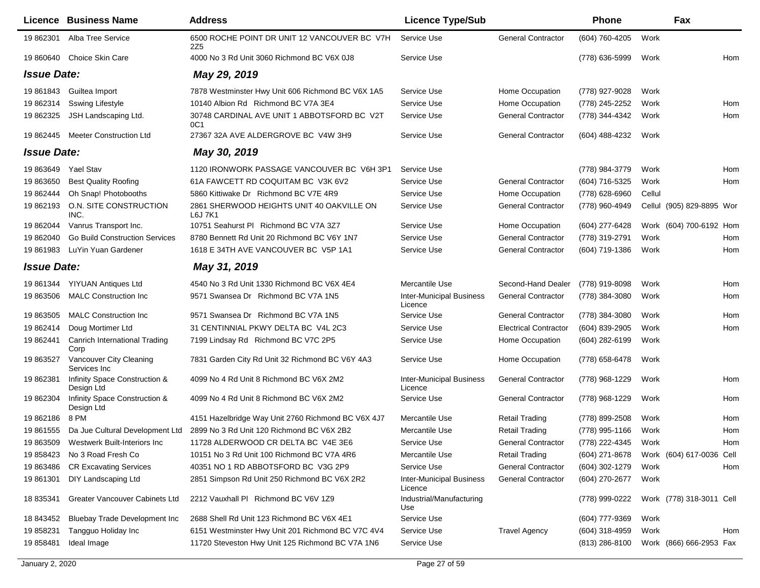| Licence | Business Name | Address | Licence Type/Sub | | Phone | | Fax | |
|---|---|---|---|---|---|---|---|---|
| 19 862301 | Alba Tree Service | 6500 ROCHE POINT DR UNIT 12 VANCOUVER BC V7H 2Z5 | Service Use | General Contractor | (604) 760-4205 | Work | | |
| 19 860640 | Choice Skin Care | 4000 No 3 Rd Unit 3060 Richmond BC V6X 0J8 | Service Use | | (778) 636-5999 | Work | | Hom |
| ***Issue Date:*** | | ***May 29, 2019*** | | | | | | |
| 19 861843 | Guiltea Import | 7878 Westminster Hwy Unit 606 Richmond BC V6X 1A5 | Service Use | Home Occupation | (778) 927-9028 | Work | | |
| 19 862314 | Sswing Lifestyle | 10140 Albion Rd Richmond BC V7A 3E4 | Service Use | Home Occupation | (778) 245-2252 | Work | | Hom |
| 19 862325 | JSH Landscaping Ltd. | 30748 CARDINAL AVE UNIT 1 ABBOTSFORD BC V2T 0C1 | Service Use | General Contractor | (778) 344-4342 | Work | | Hom |
| 19 862445 | Meeter Construction Ltd | 27367 32A AVE ALDERGROVE BC V4W 3H9 | Service Use | General Contractor | (604) 488-4232 | Work | | |
| ***Issue Date:*** | | ***May 30, 2019*** | | | | | | |
| 19 863649 | Yael Stav | 1120 IRONWORK PASSAGE VANCOUVER BC V6H 3P1 | Service Use | | (778) 984-3779 | Work | | Hom |
| 19 863650 | Best Quality Roofing | 61A FAWCETT RD COQUITAM BC V3K 6V2 | Service Use | General Contractor | (604) 716-5325 | Work | | Hom |
| 19 862444 | Oh Snap! Photobooths | 5860 Kittiwake Dr Richmond BC V7E 4R9 | Service Use | Home Occupation | (778) 628-6960 | Cellul | | |
| 19 862193 | O.N. SITE CONSTRUCTION INC. | 2861 SHERWOOD HEIGHTS UNIT 40 OAKVILLE ON L6J 7K1 | Service Use | General Contractor | (778) 960-4949 | Cellul | (905) 829-8895 | Wor |
| 19 862044 | Vanrus Transport Inc. | 10751 Seahurst Pl Richmond BC V7A 3Z7 | Service Use | Home Occupation | (604) 277-6428 | Work | (604) 700-6192 | Hom |
| 19 862040 | Go Build Construction Services | 8780 Bennett Rd Unit 20 Richmond BC V6Y 1N7 | Service Use | General Contractor | (778) 319-2791 | Work | | Hom |
| 19 861983 | LuYin Yuan Gardener | 1618 E 34TH AVE VANCOUVER BC V5P 1A1 | Service Use | General Contractor | (604) 719-1386 | Work | | Hom |
| ***Issue Date:*** | | ***May 31, 2019*** | | | | | | |
| 19 861344 | YIYUAN Antiques Ltd | 4540 No 3 Rd Unit 1330 Richmond BC V6X 4E4 | Mercantile Use | Second-Hand Dealer | (778) 919-8098 | Work | | Hom |
| 19 863506 | MALC Construction Inc | 9571 Swansea Dr Richmond BC V7A 1N5 | Inter-Municipal Business Licence | General Contractor | (778) 384-3080 | Work | | Hom |
| 19 863505 | MALC Construction Inc | 9571 Swansea Dr Richmond BC V7A 1N5 | Service Use | General Contractor | (778) 384-3080 | Work | | Hom |
| 19 862414 | Doug Mortimer Ltd | 31 CENTINNIAL PKWY DELTA BC V4L 2C3 | Service Use | Electrical Contractor | (604) 839-2905 | Work | | Hom |
| 19 862441 | Canrich International Trading Corp | 7199 Lindsay Rd Richmond BC V7C 2P5 | Service Use | Home Occupation | (604) 282-6199 | Work | | |
| 19 863527 | Vancouver City Cleaning Services Inc | 7831 Garden City Rd Unit 32 Richmond BC V6Y 4A3 | Service Use | Home Occupation | (778) 658-6478 | Work | | |
| 19 862381 | Infinity Space Construction & Design Ltd | 4099 No 4 Rd Unit 8 Richmond BC V6X 2M2 | Inter-Municipal Business Licence | General Contractor | (778) 968-1229 | Work | | Hom |
| 19 862304 | Infinity Space Construction & Design Ltd | 4099 No 4 Rd Unit 8 Richmond BC V6X 2M2 | Service Use | General Contractor | (778) 968-1229 | Work | | Hom |
| 19 862186 | 8 PM | 4151 Hazelbridge Way Unit 2760 Richmond BC V6X 4J7 | Mercantile Use | Retail Trading | (778) 899-2508 | Work | | Hom |
| 19 861555 | Da Jue Cultural Development Ltd | 2899 No 3 Rd Unit 120 Richmond BC V6X 2B2 | Mercantile Use | Retail Trading | (778) 995-1166 | Work | | Hom |
| 19 863509 | Westwerk Built-Interiors Inc | 11728 ALDERWOOD CR DELTA BC V4E 3E6 | Service Use | General Contractor | (778) 222-4345 | Work | | Hom |
| 19 858423 | No 3 Road Fresh Co | 10151 No 3 Rd Unit 100 Richmond BC V7A 4R6 | Mercantile Use | Retail Trading | (604) 271-8678 | Work | (604) 617-0036 | Cell |
| 19 863486 | CR Excavating Services | 40351 NO 1 RD ABBOTSFORD BC V3G 2P9 | Service Use | General Contractor | (604) 302-1279 | Work | | Hom |
| 19 861301 | DIY Landscaping Ltd | 2851 Simpson Rd Unit 250 Richmond BC V6X 2R2 | Inter-Municipal Business Licence | General Contractor | (604) 270-2677 | Work | | |
| 18 835341 | Greater Vancouver Cabinets Ltd | 2212 Vauxhall Pl Richmond BC V6V 1Z9 | Industrial/Manufacturing Use | | (778) 999-0222 | Work | (778) 318-3011 | Cell |
| 18 843452 | Bluebay Trade Development Inc | 2688 Shell Rd Unit 123 Richmond BC V6X 4E1 | Service Use | | (604) 777-9369 | Work | | |
| 19 858231 | Tangguo Holiday Inc | 6151 Westminster Hwy Unit 201 Richmond BC V7C 4V4 | Service Use | Travel Agency | (604) 318-4959 | Work | | Hom |
| 19 858481 | Ideal Image | 11720 Steveston Hwy Unit 125 Richmond BC V7A 1N6 | Service Use | | (813) 286-8100 | Work | (866) 666-2953 | Fax |

January 2, 2020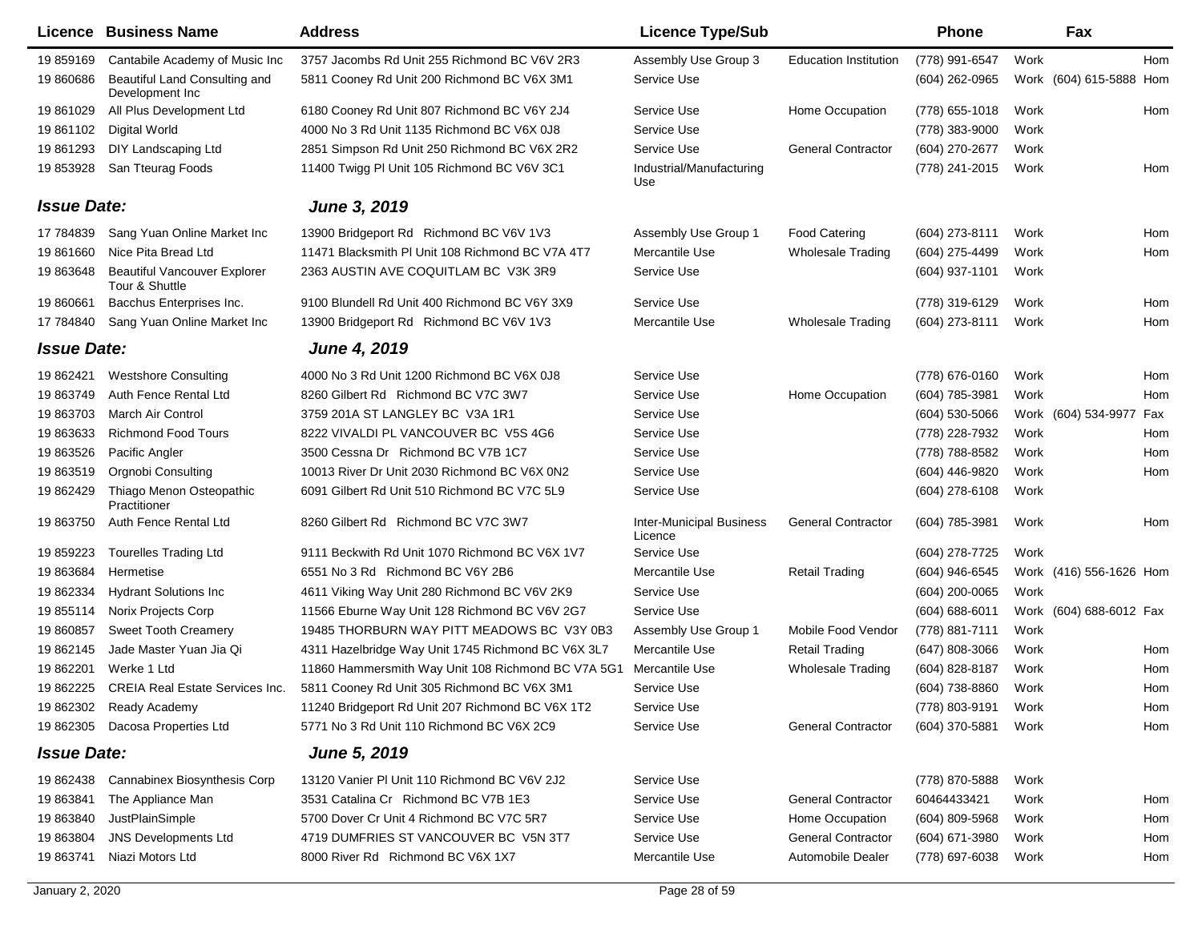| Licence | Business Name | Address | Licence Type/Sub | | Phone | | Fax | |
|---|---|---|---|---|---|---|---|---|
| 19 859169 | Cantabile Academy of Music Inc | 3757 Jacombs Rd Unit 255 Richmond BC V6V 2R3 | Assembly Use Group 3 | Education Institution | (778) 991-6547 | Work | | Hom |
| 19 860686 | Beautiful Land Consulting and Development Inc | 5811 Cooney Rd Unit 200 Richmond BC V6X 3M1 | Service Use | | (604) 262-0965 | Work | (604) 615-5888 | Hom |
| 19 861029 | All Plus Development Ltd | 6180 Cooney Rd Unit 807 Richmond BC V6Y 2J4 | Service Use | Home Occupation | (778) 655-1018 | Work | | Hom |
| 19 861102 | Digital World | 4000 No 3 Rd Unit 1135 Richmond BC V6X 0J8 | Service Use | | (778) 383-9000 | Work | | |
| 19 861293 | DIY Landscaping Ltd | 2851 Simpson Rd Unit 250 Richmond BC V6X 2R2 | Service Use | General Contractor | (604) 270-2677 | Work | | |
| 19 853928 | San Tteurag Foods | 11400 Twigg Pl Unit 105 Richmond BC V6V 3C1 | Industrial/Manufacturing Use | | (778) 241-2015 | Work | | Hom |
| ***Issue Date:*** | | ***June 3, 2019*** | | | | | | |
| 17 784839 | Sang Yuan Online Market Inc | 13900 Bridgeport Rd Richmond BC V6V 1V3 | Assembly Use Group 1 | Food Catering | (604) 273-8111 | Work | | Hom |
| 19 861660 | Nice Pita Bread Ltd | 11471 Blacksmith Pl Unit 108 Richmond BC V7A 4T7 | Mercantile Use | Wholesale Trading | (604) 275-4499 | Work | | Hom |
| 19 863648 | Beautiful Vancouver Explorer Tour & Shuttle | 2363 AUSTIN AVE COQUITLAM BC V3K 3R9 | Service Use | | (604) 937-1101 | Work | | |
| 19 860661 | Bacchus Enterprises Inc. | 9100 Blundell Rd Unit 400 Richmond BC V6Y 3X9 | Service Use | | (778) 319-6129 | Work | | Hom |
| 17 784840 | Sang Yuan Online Market Inc | 13900 Bridgeport Rd Richmond BC V6V 1V3 | Mercantile Use | Wholesale Trading | (604) 273-8111 | Work | | Hom |
| ***Issue Date:*** | | ***June 4, 2019*** | | | | | | |
| 19 862421 | Westshore Consulting | 4000 No 3 Rd Unit 1200 Richmond BC V6X 0J8 | Service Use | | (778) 676-0160 | Work | | Hom |
| 19 863749 | Auth Fence Rental Ltd | 8260 Gilbert Rd Richmond BC V7C 3W7 | Service Use | Home Occupation | (604) 785-3981 | Work | | Hom |
| 19 863703 | March Air Control | 3759 201A ST LANGLEY BC V3A 1R1 | Service Use | | (604) 530-5066 | Work | (604) 534-9977 | Fax |
| 19 863633 | Richmond Food Tours | 8222 VIVALDI PL VANCOUVER BC V5S 4G6 | Service Use | | (778) 228-7932 | Work | | Hom |
| 19 863526 | Pacific Angler | 3500 Cessna Dr Richmond BC V7B 1C7 | Service Use | | (778) 788-8582 | Work | | Hom |
| 19 863519 | Orgnobi Consulting | 10013 River Dr Unit 2030 Richmond BC V6X 0N2 | Service Use | | (604) 446-9820 | Work | | Hom |
| 19 862429 | Thiago Menon Osteopathic Practitioner | 6091 Gilbert Rd Unit 510 Richmond BC V7C 5L9 | Service Use | | (604) 278-6108 | Work | | |
| 19 863750 | Auth Fence Rental Ltd | 8260 Gilbert Rd Richmond BC V7C 3W7 | Inter-Municipal Business Licence | General Contractor | (604) 785-3981 | Work | | Hom |
| 19 859223 | Tourelles Trading Ltd | 9111 Beckwith Rd Unit 1070 Richmond BC V6X 1V7 | Service Use | | (604) 278-7725 | Work | | |
| 19 863684 | Hermetise | 6551 No 3 Rd Richmond BC V6Y 2B6 | Mercantile Use | Retail Trading | (604) 946-6545 | Work | (416) 556-1626 | Hom |
| 19 862334 | Hydrant Solutions Inc | 4611 Viking Way Unit 280 Richmond BC V6V 2K9 | Service Use | | (604) 200-0065 | Work | | |
| 19 855114 | Norix Projects Corp | 11566 Eburne Way Unit 128 Richmond BC V6V 2G7 | Service Use | | (604) 688-6011 | Work | (604) 688-6012 | Fax |
| 19 860857 | Sweet Tooth Creamery | 19485 THORBURN WAY PITT MEADOWS BC V3Y 0B3 | Assembly Use Group 1 | Mobile Food Vendor | (778) 881-7111 | Work | | |
| 19 862145 | Jade Master Yuan Jia Qi | 4311 Hazelbridge Way Unit 1745 Richmond BC V6X 3L7 | Mercantile Use | Retail Trading | (647) 808-3066 | Work | | Hom |
| 19 862201 | Werke 1 Ltd | 11860 Hammersmith Way Unit 108 Richmond BC V7A 5G1 | Mercantile Use | Wholesale Trading | (604) 828-8187 | Work | | Hom |
| 19 862225 | CREIA Real Estate Services Inc. | 5811 Cooney Rd Unit 305 Richmond BC V6X 3M1 | Service Use | | (604) 738-8860 | Work | | Hom |
| 19 862302 | Ready Academy | 11240 Bridgeport Rd Unit 207 Richmond BC V6X 1T2 | Service Use | | (778) 803-9191 | Work | | Hom |
| 19 862305 | Dacosa Properties Ltd | 5771 No 3 Rd Unit 110 Richmond BC V6X 2C9 | Service Use | General Contractor | (604) 370-5881 | Work | | Hom |
| ***Issue Date:*** | | ***June 5, 2019*** | | | | | | |
| 19 862438 | Cannabinex Biosynthesis Corp | 13120 Vanier Pl Unit 110 Richmond BC V6V 2J2 | Service Use | | (778) 870-5888 | Work | | |
| 19 863841 | The Appliance Man | 3531 Catalina Cr Richmond BC V7B 1E3 | Service Use | General Contractor | 60464433421 | Work | | Hom |
| 19 863840 | JustPlainSimple | 5700 Dover Cr Unit 4 Richmond BC V7C 5R7 | Service Use | Home Occupation | (604) 809-5968 | Work | | Hom |
| 19 863804 | JNS Developments Ltd | 4719 DUMFRIES ST VANCOUVER BC V5N 3T7 | Service Use | General Contractor | (604) 671-3980 | Work | | Hom |
| 19 863741 | Niazi Motors Ltd | 8000 River Rd Richmond BC V6X 1X7 | Mercantile Use | Automobile Dealer | (778) 697-6038 | Work | | Hom |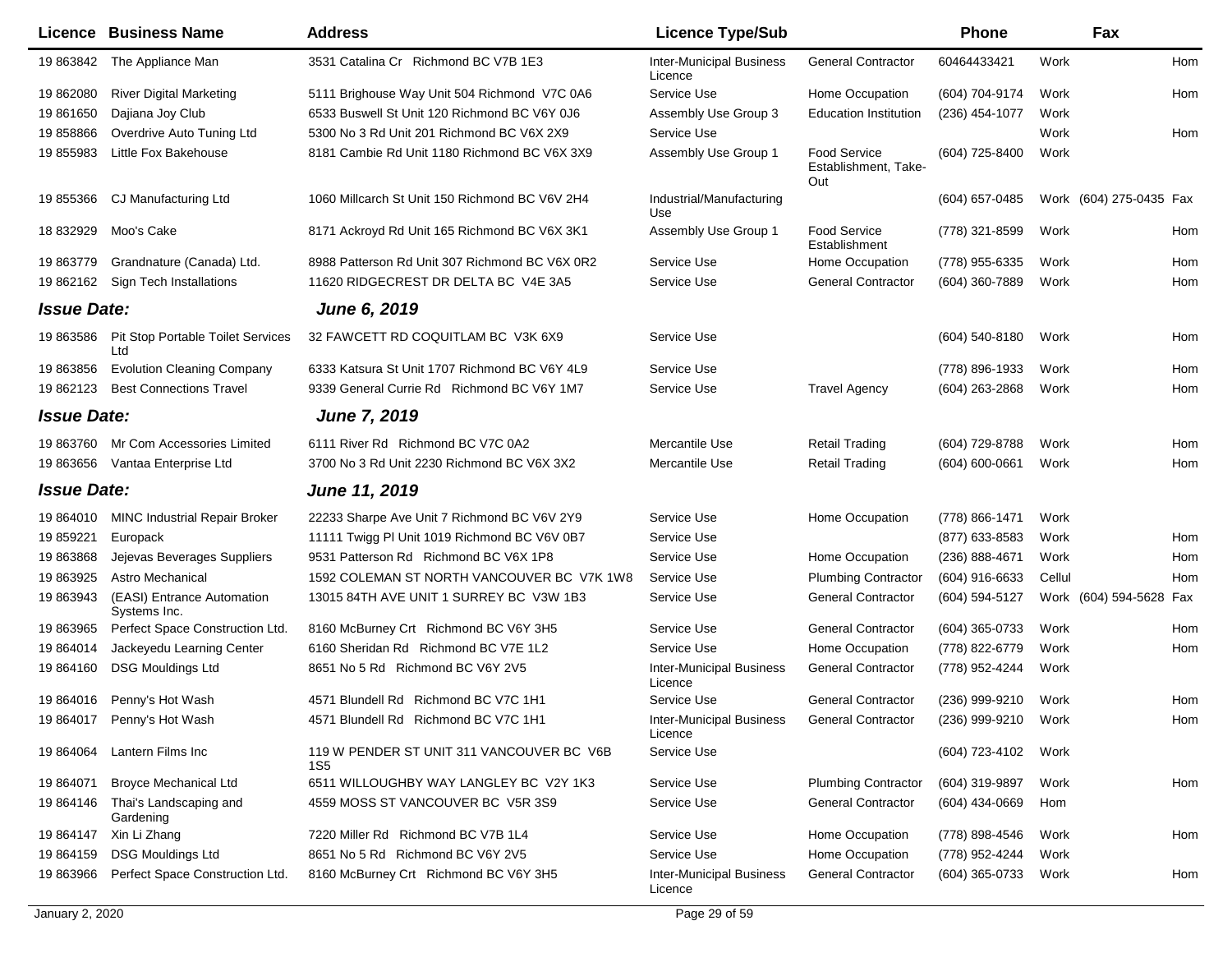| Licence | Business Name | Address | Licence Type/Sub | | Phone | | Fax | |
|---|---|---|---|---|---|---|---|---|
| 19 863842 | The Appliance Man | 3531 Catalina Cr Richmond BC V7B 1E3 | Inter-Municipal Business Licence | General Contractor | 60464433421 | Work | | Hom |
| 19 862080 | River Digital Marketing | 5111 Brighouse Way Unit 504 Richmond V7C 0A6 | Service Use | Home Occupation | (604) 704-9174 | Work | | Hom |
| 19 861650 | Dajiana Joy Club | 6533 Buswell St Unit 120 Richmond BC V6Y 0J6 | Assembly Use Group 3 | Education Institution | (236) 454-1077 | Work | | |
| 19 858866 | Overdrive Auto Tuning Ltd | 5300 No 3 Rd Unit 201 Richmond BC V6X 2X9 | Service Use | | | Work | | Hom |
| 19 855983 | Little Fox Bakehouse | 8181 Cambie Rd Unit 1180 Richmond BC V6X 3X9 | Assembly Use Group 1 | Food Service Establishment, Take-Out | (604) 725-8400 | Work | | |
| 19 855366 | CJ Manufacturing Ltd | 1060 Millcarch St Unit 150 Richmond BC V6V 2H4 | Industrial/Manufacturing Use | | (604) 657-0485 | Work | (604) 275-0435 | Fax |
| 18 832929 | Moo's Cake | 8171 Ackroyd Rd Unit 165 Richmond BC V6X 3K1 | Assembly Use Group 1 | Food Service Establishment | (778) 321-8599 | Work | | Hom |
| 19 863779 | Grandnature (Canada) Ltd. | 8988 Patterson Rd Unit 307 Richmond BC V6X 0R2 | Service Use | Home Occupation | (778) 955-6335 | Work | | Hom |
| 19 862162 | Sign Tech Installations | 11620 RIDGECREST DR DELTA BC V4E 3A5 | Service Use | General Contractor | (604) 360-7889 | Work | | Hom |
| ***Issue Date:*** | | ***June 6, 2019*** | | | | | | |
| 19 863586 | Pit Stop Portable Toilet Services Ltd | 32 FAWCETT RD COQUITLAM BC V3K 6X9 | Service Use | | (604) 540-8180 | Work | | Hom |
| 19 863856 | Evolution Cleaning Company | 6333 Katsura St Unit 1707 Richmond BC V6Y 4L9 | Service Use | | (778) 896-1933 | Work | | Hom |
| 19 862123 | Best Connections Travel | 9339 General Currie Rd Richmond BC V6Y 1M7 | Service Use | Travel Agency | (604) 263-2868 | Work | | Hom |
| ***Issue Date:*** | | ***June 7, 2019*** | | | | | | |
| 19 863760 | Mr Com Accessories Limited | 6111 River Rd Richmond BC V7C 0A2 | Mercantile Use | Retail Trading | (604) 729-8788 | Work | | Hom |
| 19 863656 | Vantaa Enterprise Ltd | 3700 No 3 Rd Unit 2230 Richmond BC V6X 3X2 | Mercantile Use | Retail Trading | (604) 600-0661 | Work | | Hom |
| ***Issue Date:*** | | ***June 11, 2019*** | | | | | | |
| 19 864010 | MINC Industrial Repair Broker | 22233 Sharpe Ave Unit 7 Richmond BC V6V 2Y9 | Service Use | Home Occupation | (778) 866-1471 | Work | | |
| 19 859221 | Europack | 11111 Twigg Pl Unit 1019 Richmond BC V6V 0B7 | Service Use | | (877) 633-8583 | Work | | Hom |
| 19 863868 | Jejevas Beverages Suppliers | 9531 Patterson Rd Richmond BC V6X 1P8 | Service Use | Home Occupation | (236) 888-4671 | Work | | Hom |
| 19 863925 | Astro Mechanical | 1592 COLEMAN ST NORTH VANCOUVER BC V7K 1W8 | Service Use | Plumbing Contractor | (604) 916-6633 | Cellul | | Hom |
| 19 863943 | (EASI) Entrance Automation Systems Inc. | 13015 84TH AVE UNIT 1 SURREY BC V3W 1B3 | Service Use | General Contractor | (604) 594-5127 | Work | (604) 594-5628 | Fax |
| 19 863965 | Perfect Space Construction Ltd. | 8160 McBurney Crt Richmond BC V6Y 3H5 | Service Use | General Contractor | (604) 365-0733 | Work | | Hom |
| 19 864014 | Jackeyedu Learning Center | 6160 Sheridan Rd Richmond BC V7E 1L2 | Service Use | Home Occupation | (778) 822-6779 | Work | | Hom |
| 19 864160 | DSG Mouldings Ltd | 8651 No 5 Rd Richmond BC V6Y 2V5 | Inter-Municipal Business Licence | General Contractor | (778) 952-4244 | Work | | |
| 19 864016 | Penny's Hot Wash | 4571 Blundell Rd Richmond BC V7C 1H1 | Service Use | General Contractor | (236) 999-9210 | Work | | Hom |
| 19 864017 | Penny's Hot Wash | 4571 Blundell Rd Richmond BC V7C 1H1 | Inter-Municipal Business Licence | General Contractor | (236) 999-9210 | Work | | Hom |
| 19 864064 | Lantern Films Inc | 119 W PENDER ST UNIT 311 VANCOUVER BC V6B 1S5 | Service Use | | (604) 723-4102 | Work | | |
| 19 864071 | Broyce Mechanical Ltd | 6511 WILLOUGHBY WAY LANGLEY BC V2Y 1K3 | Service Use | Plumbing Contractor | (604) 319-9897 | Work | | Hom |
| 19 864146 | Thai's Landscaping and Gardening | 4559 MOSS ST VANCOUVER BC V5R 3S9 | Service Use | General Contractor | (604) 434-0669 | Hom | | |
| 19 864147 | Xin Li Zhang | 7220 Miller Rd Richmond BC V7B 1L4 | Service Use | Home Occupation | (778) 898-4546 | Work | | Hom |
| 19 864159 | DSG Mouldings Ltd | 8651 No 5 Rd Richmond BC V6Y 2V5 | Service Use | Home Occupation | (778) 952-4244 | Work | | |
| 19 863966 | Perfect Space Construction Ltd. | 8160 McBurney Crt Richmond BC V6Y 3H5 | Inter-Municipal Business Licence | General Contractor | (604) 365-0733 | Work | | Hom |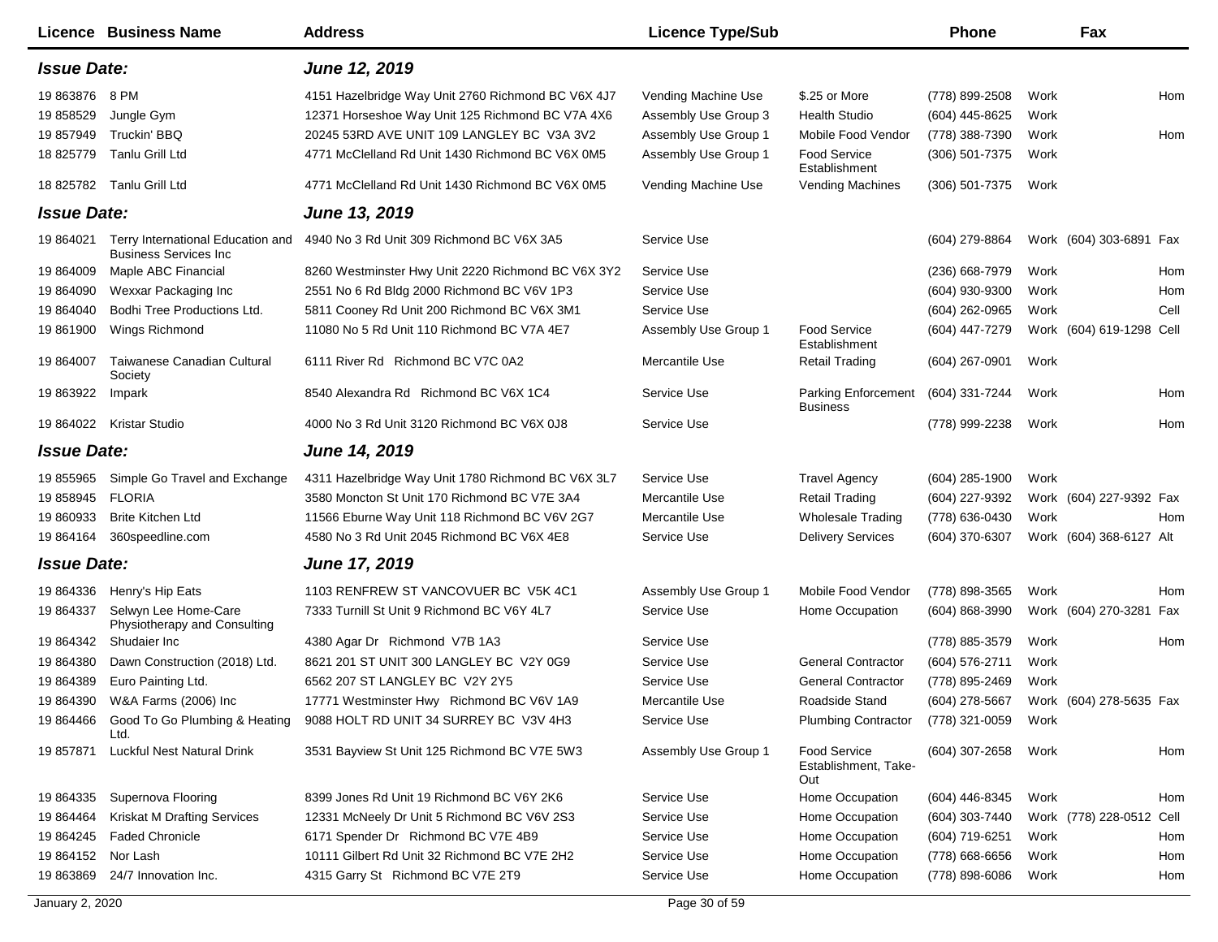| Licence | Business Name | Address | Licence Type/Sub | | Phone | | Fax | |
|---|---|---|---|---|---|---|---|---|
| ***Issue Date:*** | | ***June 12, 2019*** | | | | | | |
| 19 863876 | 8 PM | 4151 Hazelbridge Way Unit 2760 Richmond BC V6X 4J7 | Vending Machine Use | $.25 or More | (778) 899-2508 | Work | | Hom |
| 19 858529 | Jungle Gym | 12371 Horseshoe Way Unit 125 Richmond BC V7A 4X6 | Assembly Use Group 3 | Health Studio | (604) 445-8625 | Work | | |
| 19 857949 | Truckin' BBQ | 20245 53RD AVE UNIT 109 LANGLEY BC V3A 3V2 | Assembly Use Group 1 | Mobile Food Vendor | (778) 388-7390 | Work | | Hom |
| 18 825779 | Tanlu Grill Ltd | 4771 McClelland Rd Unit 1430 Richmond BC V6X 0M5 | Assembly Use Group 1 | Food Service Establishment | (306) 501-7375 | Work | | |
| 18 825782 | Tanlu Grill Ltd | 4771 McClelland Rd Unit 1430 Richmond BC V6X 0M5 | Vending Machine Use | Vending Machines | (306) 501-7375 | Work | | |
| ***Issue Date:*** | | ***June 13, 2019*** | | | | | | |
| 19 864021 | Terry International Education and Business Services Inc | 4940 No 3 Rd Unit 309 Richmond BC V6X 3A5 | Service Use | | (604) 279-8864 | Work | (604) 303-6891 | Fax |
| 19 864009 | Maple ABC Financial | 8260 Westminster Hwy Unit 2220 Richmond BC V6X 3Y2 | Service Use | | (236) 668-7979 | Work | | Hom |
| 19 864090 | Wexxar Packaging Inc | 2551 No 6 Rd Bldg 2000 Richmond BC V6V 1P3 | Service Use | | (604) 930-9300 | Work | | Hom |
| 19 864040 | Bodhi Tree Productions Ltd. | 5811 Cooney Rd Unit 200 Richmond BC V6X 3M1 | Service Use | | (604) 262-0965 | Work | | Cell |
| 19 861900 | Wings Richmond | 11080 No 5 Rd Unit 110 Richmond BC V7A 4E7 | Assembly Use Group 1 | Food Service Establishment | (604) 447-7279 | Work | (604) 619-1298 | Cell |
| 19 864007 | Taiwanese Canadian Cultural Society | 6111 River Rd Richmond BC V7C 0A2 | Mercantile Use | Retail Trading | (604) 267-0901 | Work | | |
| 19 863922 | Impark | 8540 Alexandra Rd Richmond BC V6X 1C4 | Service Use | Parking Enforcement Business | (604) 331-7244 | Work | | Hom |
| 19 864022 | Kristar Studio | 4000 No 3 Rd Unit 3120 Richmond BC V6X 0J8 | Service Use | | (778) 999-2238 | Work | | Hom |
| ***Issue Date:*** | | ***June 14, 2019*** | | | | | | |
| 19 855965 | Simple Go Travel and Exchange | 4311 Hazelbridge Way Unit 1780 Richmond BC V6X 3L7 | Service Use | Travel Agency | (604) 285-1900 | Work | | |
| 19 858945 | FLORIA | 3580 Moncton St Unit 170 Richmond BC V7E 3A4 | Mercantile Use | Retail Trading | (604) 227-9392 | Work | (604) 227-9392 | Fax |
| 19 860933 | Brite Kitchen Ltd | 11566 Eburne Way Unit 118 Richmond BC V6V 2G7 | Mercantile Use | Wholesale Trading | (778) 636-0430 | Work | | Hom |
| 19 864164 | 360speedline.com | 4580 No 3 Rd Unit 2045 Richmond BC V6X 4E8 | Service Use | Delivery Services | (604) 370-6307 | Work | (604) 368-6127 | Alt |
| ***Issue Date:*** | | ***June 17, 2019*** | | | | | | |
| 19 864336 | Henry's Hip Eats | 1103 RENFREW ST VANCOVUER BC V5K 4C1 | Assembly Use Group 1 | Mobile Food Vendor | (778) 898-3565 | Work | | Hom |
| 19 864337 | Selwyn Lee Home-Care Physiotherapy and Consulting | 7333 Turnill St Unit 9 Richmond BC V6Y 4L7 | Service Use | Home Occupation | (604) 868-3990 | Work | (604) 270-3281 | Fax |
| 19 864342 | Shudaier Inc | 4380 Agar Dr Richmond V7B 1A3 | Service Use | | (778) 885-3579 | Work | | Hom |
| 19 864380 | Dawn Construction (2018) Ltd. | 8621 201 ST UNIT 300 LANGLEY BC V2Y 0G9 | Service Use | General Contractor | (604) 576-2711 | Work | | |
| 19 864389 | Euro Painting Ltd. | 6562 207 ST LANGLEY BC V2Y 2Y5 | Service Use | General Contractor | (778) 895-2469 | Work | | |
| 19 864390 | W&A Farms (2006) Inc | 17771 Westminster Hwy Richmond BC V6V 1A9 | Mercantile Use | Roadside Stand | (604) 278-5667 | Work | (604) 278-5635 | Fax |
| 19 864466 | Good To Go Plumbing & Heating Ltd. | 9088 HOLT RD UNIT 34 SURREY BC V3V 4H3 | Service Use | Plumbing Contractor | (778) 321-0059 | Work | | |
| 19 857871 | Luckful Nest Natural Drink | 3531 Bayview St Unit 125 Richmond BC V7E 5W3 | Assembly Use Group 1 | Food Service Establishment, Take-Out | (604) 307-2658 | Work | | Hom |
| 19 864335 | Supernova Flooring | 8399 Jones Rd Unit 19 Richmond BC V6Y 2K6 | Service Use | Home Occupation | (604) 446-8345 | Work | | Hom |
| 19 864464 | Kriskat M Drafting Services | 12331 McNeely Dr Unit 5 Richmond BC V6V 2S3 | Service Use | Home Occupation | (604) 303-7440 | Work | (778) 228-0512 | Cell |
| 19 864245 | Faded Chronicle | 6171 Spender Dr Richmond BC V7E 4B9 | Service Use | Home Occupation | (604) 719-6251 | Work | | Hom |
| 19 864152 | Nor Lash | 10111 Gilbert Rd Unit 32 Richmond BC V7E 2H2 | Service Use | Home Occupation | (778) 668-6656 | Work | | Hom |
| 19 863869 | 24/7 Innovation Inc. | 4315 Garry St Richmond BC V7E 2T9 | Service Use | Home Occupation | (778) 898-6086 | Work | | Hom |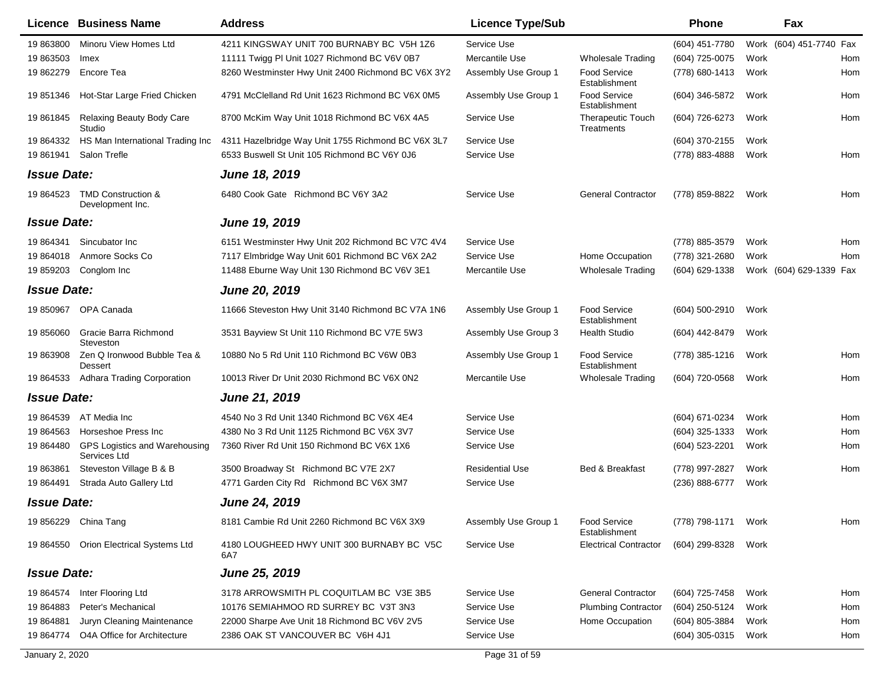| Licence | Business Name | Address | Licence Type/Sub | | Phone | | Fax | |
|---|---|---|---|---|---|---|---|---|
| 19 863800 | Minoru View Homes Ltd | 4211 KINGSWAY UNIT 700 BURNABY BC V5H 1Z6 | Service Use | | (604) 451-7780 | Work | (604) 451-7740 | Fax |
| 19 863503 | Imex | 11111 Twigg Pl Unit 1027 Richmond BC V6V 0B7 | Mercantile Use | Wholesale Trading | (604) 725-0075 | Work | | Hom |
| 19 862279 | Encore Tea | 8260 Westminster Hwy Unit 2400 Richmond BC V6X 3Y2 | Assembly Use Group 1 | Food Service Establishment | (778) 680-1413 | Work | | Hom |
| 19 851346 | Hot-Star Large Fried Chicken | 4791 McClelland Rd Unit 1623 Richmond BC V6X 0M5 | Assembly Use Group 1 | Food Service Establishment | (604) 346-5872 | Work | | Hom |
| 19 861845 | Relaxing Beauty Body Care Studio | 8700 McKim Way Unit 1018 Richmond BC V6X 4A5 | Service Use | Therapeutic Touch Treatments | (604) 726-6273 | Work | | Hom |
| 19 864332 | HS Man International Trading Inc | 4311 Hazelbridge Way Unit 1755 Richmond BC V6X 3L7 | Service Use | | (604) 370-2155 | Work | | |
| 19 861941 | Salon Trefle | 6533 Buswell St Unit 105 Richmond BC V6Y 0J6 | Service Use | | (778) 883-4888 | Work | | Hom |
| ***Issue Date:*** | | ***June 18, 2019*** | | | | | | |
| 19 864523 | TMD Construction & Development Inc. | 6480 Cook Gate Richmond BC V6Y 3A2 | Service Use | General Contractor | (778) 859-8822 | Work | | Hom |
| ***Issue Date:*** | | ***June 19, 2019*** | | | | | | |
| 19 864341 | Sincubator Inc | 6151 Westminster Hwy Unit 202 Richmond BC V7C 4V4 | Service Use | | (778) 885-3579 | Work | | Hom |
| 19 864018 | Anmore Socks Co | 7117 Elmbridge Way Unit 601 Richmond BC V6X 2A2 | Service Use | Home Occupation | (778) 321-2680 | Work | | Hom |
| 19 859203 | Conglom Inc | 11488 Eburne Way Unit 130 Richmond BC V6V 3E1 | Mercantile Use | Wholesale Trading | (604) 629-1338 | Work | (604) 629-1339 | Fax |
| ***Issue Date:*** | | ***June 20, 2019*** | | | | | | |
| 19 850967 | OPA Canada | 11666 Steveston Hwy Unit 3140 Richmond BC V7A 1N6 | Assembly Use Group 1 | Food Service Establishment | (604) 500-2910 | Work | | |
| 19 856060 | Gracie Barra Richmond Steveston | 3531 Bayview St Unit 110 Richmond BC V7E 5W3 | Assembly Use Group 3 | Health Studio | (604) 442-8479 | Work | | |
| 19 863908 | Zen Q Ironwood Bubble Tea & Dessert | 10880 No 5 Rd Unit 110 Richmond BC V6W 0B3 | Assembly Use Group 1 | Food Service Establishment | (778) 385-1216 | Work | | Hom |
| 19 864533 | Adhara Trading Corporation | 10013 River Dr Unit 2030 Richmond BC V6X 0N2 | Mercantile Use | Wholesale Trading | (604) 720-0568 | Work | | Hom |
| ***Issue Date:*** | | ***June 21, 2019*** | | | | | | |
| 19 864539 | AT Media Inc | 4540 No 3 Rd Unit 1340 Richmond BC V6X 4E4 | Service Use | | (604) 671-0234 | Work | | Hom |
| 19 864563 | Horseshoe Press Inc | 4380 No 3 Rd Unit 1125 Richmond BC V6X 3V7 | Service Use | | (604) 325-1333 | Work | | Hom |
| 19 864480 | GPS Logistics and Warehousing Services Ltd | 7360 River Rd Unit 150 Richmond BC V6X 1X6 | Service Use | | (604) 523-2201 | Work | | Hom |
| 19 863861 | Steveston Village B & B | 3500 Broadway St Richmond BC V7E 2X7 | Residential Use | Bed & Breakfast | (778) 997-2827 | Work | | Hom |
| 19 864491 | Strada Auto Gallery Ltd | 4771 Garden City Rd Richmond BC V6X 3M7 | Service Use | | (236) 888-6777 | Work | | |
| ***Issue Date:*** | | ***June 24, 2019*** | | | | | | |
| 19 856229 | China Tang | 8181 Cambie Rd Unit 2260 Richmond BC V6X 3X9 | Assembly Use Group 1 | Food Service Establishment | (778) 798-1171 | Work | | Hom |
| 19 864550 | Orion Electrical Systems Ltd | 4180 LOUGHEED HWY UNIT 300 BURNABY BC V5C 6A7 | Service Use | Electrical Contractor | (604) 299-8328 | Work | | |
| ***Issue Date:*** | | ***June 25, 2019*** | | | | | | |
| 19 864574 | Inter Flooring Ltd | 3178 ARROWSMITH PL COQUITLAM BC V3E 3B5 | Service Use | General Contractor | (604) 725-7458 | Work | | Hom |
| 19 864883 | Peter's Mechanical | 10176 SEMIAHMOO RD SURREY BC V3T 3N3 | Service Use | Plumbing Contractor | (604) 250-5124 | Work | | Hom |
| 19 864881 | Juryn Cleaning Maintenance | 22000 Sharpe Ave Unit 18 Richmond BC V6V 2V5 | Service Use | Home Occupation | (604) 805-3884 | Work | | Hom |
| 19 864774 | O4A Office for Architecture | 2386 OAK ST VANCOUVER BC V6H 4J1 | Service Use | | (604) 305-0315 | Work | | Hom |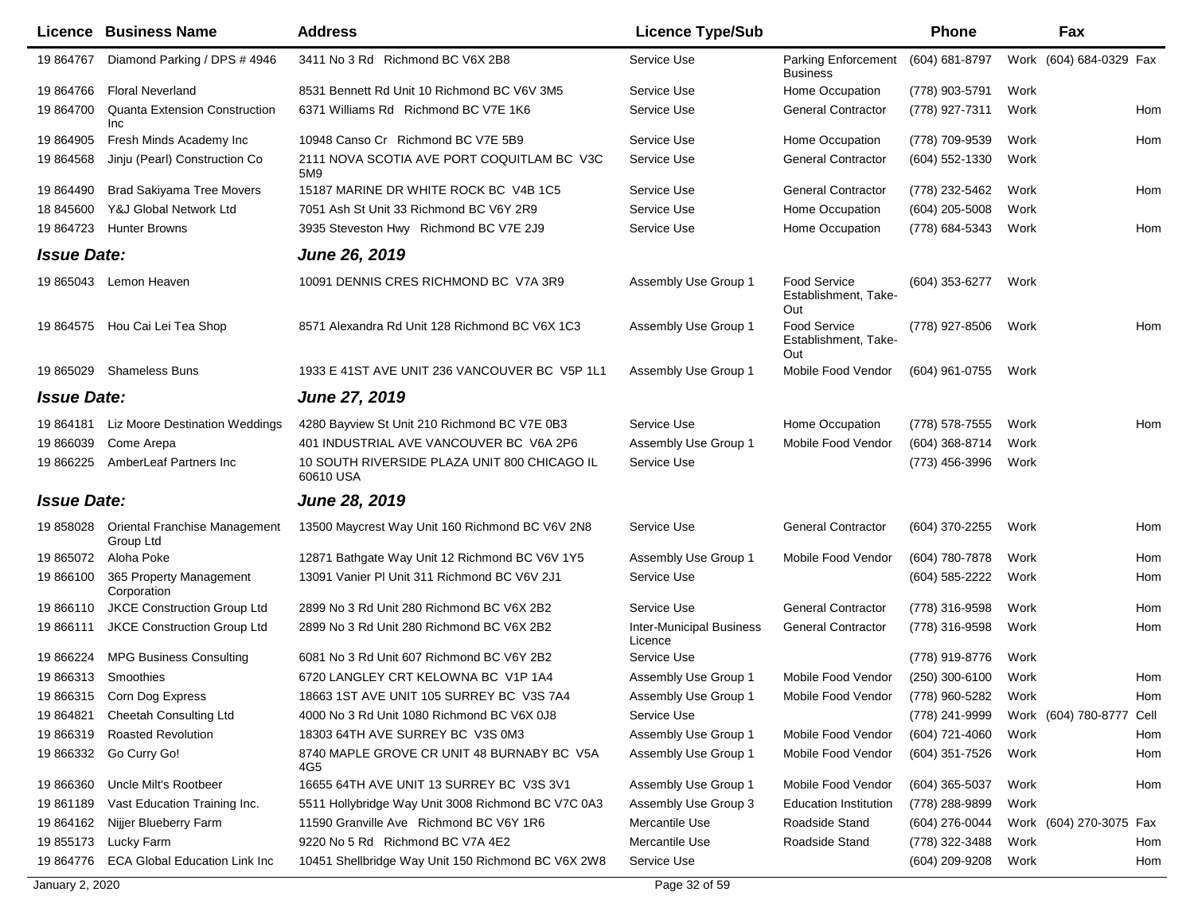| Licence | Business Name | Address | Licence Type/Sub | | Phone | | Fax | |
|---|---|---|---|---|---|---|---|---|
| 19 864767 | Diamond Parking / DPS # 4946 | 3411 No 3 Rd Richmond BC V6X 2B8 | Service Use | Parking Enforcement Business | (604) 681-8797 | Work | (604) 684-0329 | Fax |
| 19 864766 | Floral Neverland | 8531 Bennett Rd Unit 10 Richmond BC V6V 3M5 | Service Use | Home Occupation | (778) 903-5791 | Work | | |
| 19 864700 | Quanta Extension Construction Inc | 6371 Williams Rd Richmond BC V7E 1K6 | Service Use | General Contractor | (778) 927-7311 | Work | | Hom |
| 19 864905 | Fresh Minds Academy Inc | 10948 Canso Cr Richmond BC V7E 5B9 | Service Use | Home Occupation | (778) 709-9539 | Work | | Hom |
| 19 864568 | Jinju (Pearl) Construction Co | 2111 NOVA SCOTIA AVE PORT COQUITLAM BC V3C 5M9 | Service Use | General Contractor | (604) 552-1330 | Work | | |
| 19 864490 | Brad Sakiyama Tree Movers | 15187 MARINE DR WHITE ROCK BC V4B 1C5 | Service Use | General Contractor | (778) 232-5462 | Work | | Hom |
| 18 845600 | Y&J Global Network Ltd | 7051 Ash St Unit 33 Richmond BC V6Y 2R9 | Service Use | Home Occupation | (604) 205-5008 | Work | | |
| 19 864723 | Hunter Browns | 3935 Steveston Hwy Richmond BC V7E 2J9 | Service Use | Home Occupation | (778) 684-5343 | Work | | Hom |
| ***Issue Date:*** | | ***June 26, 2019*** | | | | | | |
| 19 865043 | Lemon Heaven | 10091 DENNIS CRES RICHMOND BC V7A 3R9 | Assembly Use Group 1 | Food Service Establishment, Take-Out | (604) 353-6277 | Work | | |
| 19 864575 | Hou Cai Lei Tea Shop | 8571 Alexandra Rd Unit 128 Richmond BC V6X 1C3 | Assembly Use Group 1 | Food Service Establishment, Take-Out | (778) 927-8506 | Work | | Hom |
| 19 865029 | Shameless Buns | 1933 E 41ST AVE UNIT 236 VANCOUVER BC V5P 1L1 | Assembly Use Group 1 | Mobile Food Vendor | (604) 961-0755 | Work | | |
| ***Issue Date:*** | | ***June 27, 2019*** | | | | | | |
| 19 864181 | Liz Moore Destination Weddings | 4280 Bayview St Unit 210 Richmond BC V7E 0B3 | Service Use | Home Occupation | (778) 578-7555 | Work | | Hom |
| 19 866039 | Come Arepa | 401 INDUSTRIAL AVE VANCOUVER BC V6A 2P6 | Assembly Use Group 1 | Mobile Food Vendor | (604) 368-8714 | Work | | |
| 19 866225 | AmberLeaf Partners Inc | 10 SOUTH RIVERSIDE PLAZA UNIT 800 CHICAGO IL 60610 USA | Service Use | | (773) 456-3996 | Work | | |
| ***Issue Date:*** | | ***June 28, 2019*** | | | | | | |
| 19 858028 | Oriental Franchise Management Group Ltd | 13500 Maycrest Way Unit 160 Richmond BC V6V 2N8 | Service Use | General Contractor | (604) 370-2255 | Work | | Hom |
| 19 865072 | Aloha Poke | 12871 Bathgate Way Unit 12 Richmond BC V6V 1Y5 | Assembly Use Group 1 | Mobile Food Vendor | (604) 780-7878 | Work | | Hom |
| 19 866100 | 365 Property Management Corporation | 13091 Vanier Pl Unit 311 Richmond BC V6V 2J1 | Service Use | | (604) 585-2222 | Work | | Hom |
| 19 866110 | JKCE Construction Group Ltd | 2899 No 3 Rd Unit 280 Richmond BC V6X 2B2 | Service Use | General Contractor | (778) 316-9598 | Work | | Hom |
| 19 866111 | JKCE Construction Group Ltd | 2899 No 3 Rd Unit 280 Richmond BC V6X 2B2 | Inter-Municipal Business Licence | General Contractor | (778) 316-9598 | Work | | Hom |
| 19 866224 | MPG Business Consulting | 6081 No 3 Rd Unit 607 Richmond BC V6Y 2B2 | Service Use | | (778) 919-8776 | Work | | |
| 19 866313 | Smoothies | 6720 LANGLEY CRT KELOWNA BC V1P 1A4 | Assembly Use Group 1 | Mobile Food Vendor | (250) 300-6100 | Work | | Hom |
| 19 866315 | Corn Dog Express | 18663 1ST AVE UNIT 105 SURREY BC V3S 7A4 | Assembly Use Group 1 | Mobile Food Vendor | (778) 960-5282 | Work | | Hom |
| 19 864821 | Cheetah Consulting Ltd | 4000 No 3 Rd Unit 1080 Richmond BC V6X 0J8 | Service Use | | (778) 241-9999 | Work | (604) 780-8777 | Cell |
| 19 866319 | Roasted Revolution | 18303 64TH AVE SURREY BC V3S 0M3 | Assembly Use Group 1 | Mobile Food Vendor | (604) 721-4060 | Work | | Hom |
| 19 866332 | Go Curry Go! | 8740 MAPLE GROVE CR UNIT 48 BURNABY BC V5A 4G5 | Assembly Use Group 1 | Mobile Food Vendor | (604) 351-7526 | Work | | Hom |
| 19 866360 | Uncle Milt's Rootbeer | 16655 64TH AVE UNIT 13 SURREY BC V3S 3V1 | Assembly Use Group 1 | Mobile Food Vendor | (604) 365-5037 | Work | | Hom |
| 19 861189 | Vast Education Training Inc. | 5511 Hollybridge Way Unit 3008 Richmond BC V7C 0A3 | Assembly Use Group 3 | Education Institution | (778) 288-9899 | Work | | |
| 19 864162 | Nijjer Blueberry Farm | 11590 Granville Ave Richmond BC V6Y 1R6 | Mercantile Use | Roadside Stand | (604) 276-0044 | Work | (604) 270-3075 | Fax |
| 19 855173 | Lucky Farm | 9220 No 5 Rd Richmond BC V7A 4E2 | Mercantile Use | Roadside Stand | (778) 322-3488 | Work | | Hom |
| 19 864776 | ECA Global Education Link Inc | 10451 Shellbridge Way Unit 150 Richmond BC V6X 2W8 | Service Use | | (604) 209-9208 | Work | | Hom |

January 2, 2020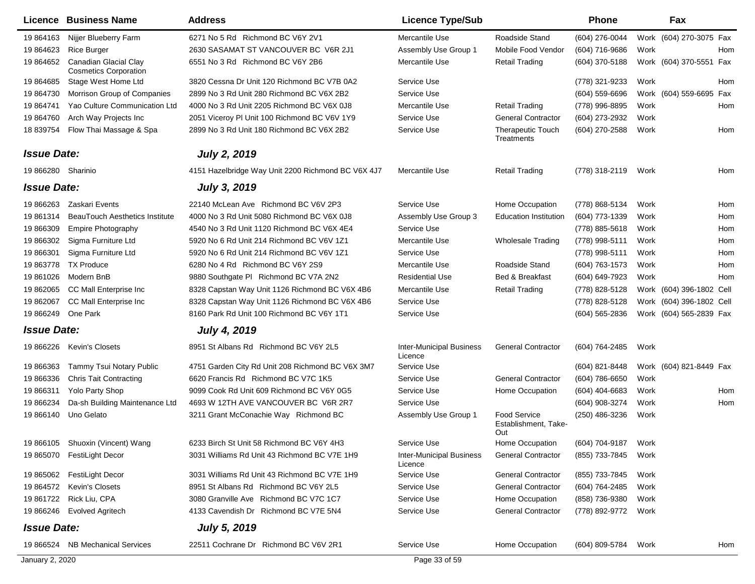| Licence | Business Name | Address | Licence Type/Sub | | Phone | | Fax | |
|---|---|---|---|---|---|---|---|---|
| 19 864163 | Nijjer Blueberry Farm | 6271 No 5 Rd Richmond BC V6Y 2V1 | Mercantile Use | Roadside Stand | (604) 276-0044 | Work | (604) 270-3075 | Fax |
| 19 864623 | Rice Burger | 2630 SASAMAT ST VANCOUVER BC V6R 2J1 | Assembly Use Group 1 | Mobile Food Vendor | (604) 716-9686 | Work | | Hom |
| 19 864652 | Canadian Glacial Clay Cosmetics Corporation | 6551 No 3 Rd Richmond BC V6Y 2B6 | Mercantile Use | Retail Trading | (604) 370-5188 | Work | (604) 370-5551 | Fax |
| 19 864685 | Stage West Home Ltd | 3820 Cessna Dr Unit 120 Richmond BC V7B 0A2 | Service Use | | (778) 321-9233 | Work | | Hom |
| 19 864730 | Morrison Group of Companies | 2899 No 3 Rd Unit 280 Richmond BC V6X 2B2 | Service Use | | (604) 559-6696 | Work | (604) 559-6695 | Fax |
| 19 864741 | Yao Culture Communication Ltd | 4000 No 3 Rd Unit 2205 Richmond BC V6X 0J8 | Mercantile Use | Retail Trading | (778) 996-8895 | Work | | Hom |
| 19 864760 | Arch Way Projects Inc | 2051 Viceroy Pl Unit 100 Richmond BC V6V 1Y9 | Service Use | General Contractor | (604) 273-2932 | Work | | |
| 18 839754 | Flow Thai Massage & Spa | 2899 No 3 Rd Unit 180 Richmond BC V6X 2B2 | Service Use | Therapeutic Touch Treatments | (604) 270-2588 | Work | | Hom |
| ***Issue Date:*** | | ***July 2, 2019*** | | | | | | |
| 19 866280 | Sharinio | 4151 Hazelbridge Way Unit 2200 Richmond BC V6X 4J7 | Mercantile Use | Retail Trading | (778) 318-2119 | Work | | Hom |
| ***Issue Date:*** | | ***July 3, 2019*** | | | | | | |
| 19 866263 | Zaskari Events | 22140 McLean Ave Richmond BC V6V 2P3 | Service Use | Home Occupation | (778) 868-5134 | Work | | Hom |
| 19 861314 | BeauTouch Aesthetics Institute | 4000 No 3 Rd Unit 5080 Richmond BC V6X 0J8 | Assembly Use Group 3 | Education Institution | (604) 773-1339 | Work | | Hom |
| 19 866309 | Empire Photography | 4540 No 3 Rd Unit 1120 Richmond BC V6X 4E4 | Service Use | | (778) 885-5618 | Work | | Hom |
| 19 866302 | Sigma Furniture Ltd | 5920 No 6 Rd Unit 214 Richmond BC V6V 1Z1 | Mercantile Use | Wholesale Trading | (778) 998-5111 | Work | | Hom |
| 19 866301 | Sigma Furniture Ltd | 5920 No 6 Rd Unit 214 Richmond BC V6V 1Z1 | Service Use | | (778) 998-5111 | Work | | Hom |
| 19 863778 | TX Produce | 6280 No 4 Rd Richmond BC V6Y 2S9 | Mercantile Use | Roadside Stand | (604) 763-1573 | Work | | Hom |
| 19 861026 | Modern BnB | 9880 Southgate Pl Richmond BC V7A 2N2 | Residential Use | Bed & Breakfast | (604) 649-7923 | Work | | Hom |
| 19 862065 | CC Mall Enterprise Inc | 8328 Capstan Way Unit 1126 Richmond BC V6X 4B6 | Mercantile Use | Retail Trading | (778) 828-5128 | Work | (604) 396-1802 | Cell |
| 19 862067 | CC Mall Enterprise Inc | 8328 Capstan Way Unit 1126 Richmond BC V6X 4B6 | Service Use | | (778) 828-5128 | Work | (604) 396-1802 | Cell |
| 19 866249 | One Park | 8160 Park Rd Unit 100 Richmond BC V6Y 1T1 | Service Use | | (604) 565-2836 | Work | (604) 565-2839 | Fax |
| ***Issue Date:*** | | ***July 4, 2019*** | | | | | | |
| 19 866226 | Kevin's Closets | 8951 St Albans Rd Richmond BC V6Y 2L5 | Inter-Municipal Business Licence | General Contractor | (604) 764-2485 | Work | | |
| 19 866363 | Tammy Tsui Notary Public | 4751 Garden City Rd Unit 208 Richmond BC V6X 3M7 | Service Use | | (604) 821-8448 | Work | (604) 821-8449 | Fax |
| 19 866336 | Chris Tait Contracting | 6620 Francis Rd Richmond BC V7C 1K5 | Service Use | General Contractor | (604) 786-6650 | Work | | |
| 19 866311 | Yolo Party Shop | 9099 Cook Rd Unit 609 Richmond BC V6Y 0G5 | Service Use | Home Occupation | (604) 404-6683 | Work | | Hom |
| 19 866234 | Da-sh Building Maintenance Ltd | 4693 W 12TH AVE VANCOUVER BC V6R 2R7 | Service Use | | (604) 908-3274 | Work | | Hom |
| 19 866140 | Uno Gelato | 3211 Grant McConachie Way Richmond BC | Assembly Use Group 1 | Food Service Establishment, Take-Out | (250) 486-3236 | Work | | |
| 19 866105 | Shuoxin (Vincent) Wang | 6233 Birch St Unit 58 Richmond BC V6Y 4H3 | Service Use | Home Occupation | (604) 704-9187 | Work | | |
| 19 865070 | FestiLight Decor | 3031 Williams Rd Unit 43 Richmond BC V7E 1H9 | Inter-Municipal Business Licence | General Contractor | (855) 733-7845 | Work | | |
| 19 865062 | FestiLight Decor | 3031 Williams Rd Unit 43 Richmond BC V7E 1H9 | Service Use | General Contractor | (855) 733-7845 | Work | | |
| 19 864572 | Kevin's Closets | 8951 St Albans Rd Richmond BC V6Y 2L5 | Service Use | General Contractor | (604) 764-2485 | Work | | |
| 19 861722 | Rick Liu, CPA | 3080 Granville Ave Richmond BC V7C 1C7 | Service Use | Home Occupation | (858) 736-9380 | Work | | |
| 19 866246 | Evolved Agritech | 4133 Cavendish Dr Richmond BC V7E 5N4 | Service Use | General Contractor | (778) 892-9772 | Work | | |
| ***Issue Date:*** | | ***July 5, 2019*** | | | | | | |
| 19 866524 | NB Mechanical Services | 22511 Cochrane Dr Richmond BC V6V 2R1 | Service Use | Home Occupation | (604) 809-5784 | Work | | Hom |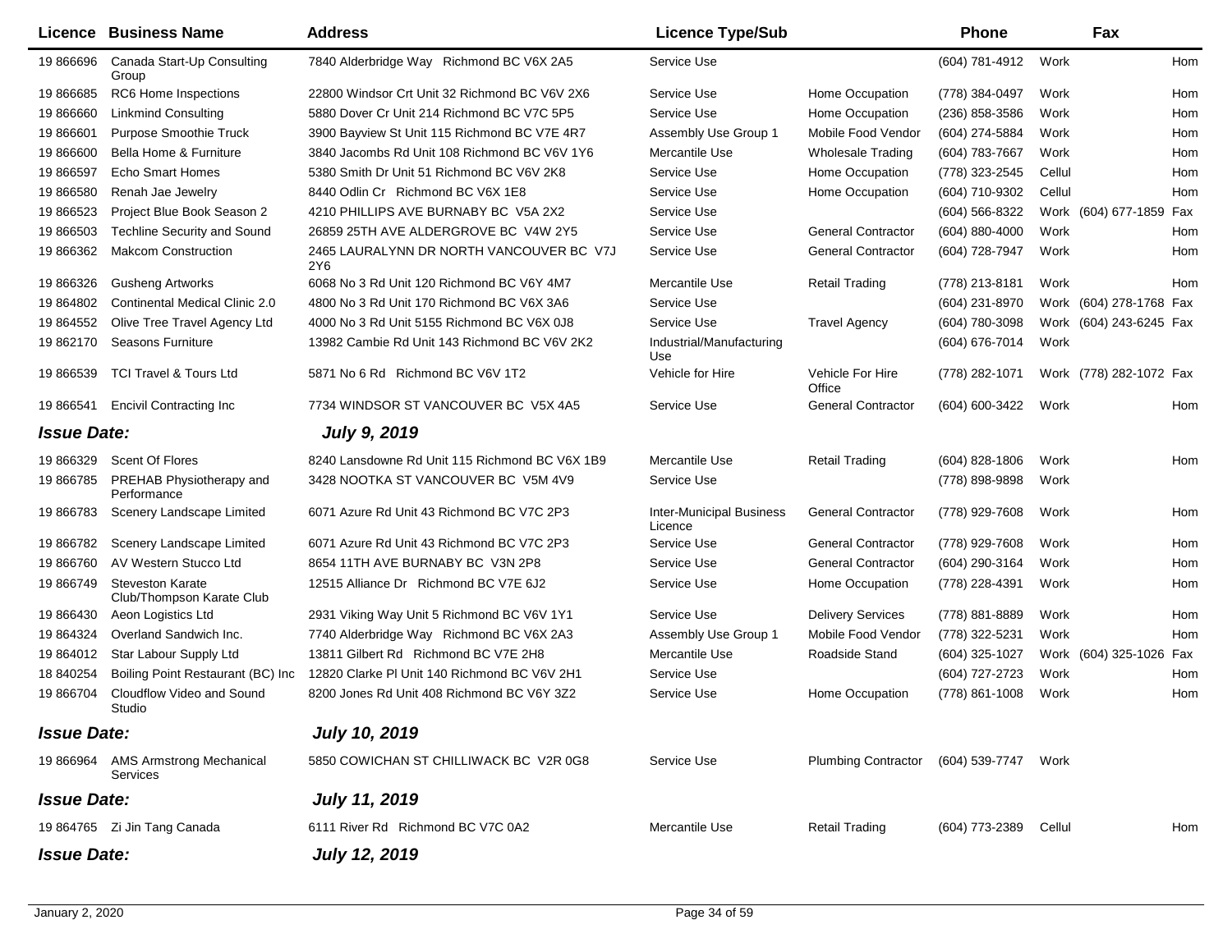| Licence | Business Name | Address | Licence Type/Sub | | Phone | | Fax | |
|---|---|---|---|---|---|---|---|---|
| 19 866696 | Canada Start-Up Consulting Group | 7840 Alderbridge Way Richmond BC V6X 2A5 | Service Use | | (604) 781-4912 | Work | | Hom |
| 19 866685 | RC6 Home Inspections | 22800 Windsor Crt Unit 32 Richmond BC V6V 2X6 | Service Use | Home Occupation | (778) 384-0497 | Work | | Hom |
| 19 866660 | Linkmind Consulting | 5880 Dover Cr Unit 214 Richmond BC V7C 5P5 | Service Use | Home Occupation | (236) 858-3586 | Work | | Hom |
| 19 866601 | Purpose Smoothie Truck | 3900 Bayview St Unit 115 Richmond BC V7E 4R7 | Assembly Use Group 1 | Mobile Food Vendor | (604) 274-5884 | Work | | Hom |
| 19 866600 | Bella Home & Furniture | 3840 Jacombs Rd Unit 108 Richmond BC V6V 1Y6 | Mercantile Use | Wholesale Trading | (604) 783-7667 | Work | | Hom |
| 19 866597 | Echo Smart Homes | 5380 Smith Dr Unit 51 Richmond BC V6V 2K8 | Service Use | Home Occupation | (778) 323-2545 | Cellul | | Hom |
| 19 866580 | Renah Jae Jewelry | 8440 Odlin Cr Richmond BC V6X 1E8 | Service Use | Home Occupation | (604) 710-9302 | Cellul | | Hom |
| 19 866523 | Project Blue Book Season 2 | 4210 PHILLIPS AVE BURNABY BC V5A 2X2 | Service Use | | (604) 566-8322 | Work | (604) 677-1859 | Fax |
| 19 866503 | Techline Security and Sound | 26859 25TH AVE ALDERGROVE BC V4W 2Y5 | Service Use | General Contractor | (604) 880-4000 | Work | | Hom |
| 19 866362 | Makcom Construction | 2465 LAURALYNN DR NORTH VANCOUVER BC V7J 2Y6 | Service Use | General Contractor | (604) 728-7947 | Work | | Hom |
| 19 866326 | Gusheng Artworks | 6068 No 3 Rd Unit 120 Richmond BC V6Y 4M7 | Mercantile Use | Retail Trading | (778) 213-8181 | Work | | Hom |
| 19 864802 | Continental Medical Clinic 2.0 | 4800 No 3 Rd Unit 170 Richmond BC V6X 3A6 | Service Use | | (604) 231-8970 | Work | (604) 278-1768 | Fax |
| 19 864552 | Olive Tree Travel Agency Ltd | 4000 No 3 Rd Unit 5155 Richmond BC V6X 0J8 | Service Use | Travel Agency | (604) 780-3098 | Work | (604) 243-6245 | Fax |
| 19 862170 | Seasons Furniture | 13982 Cambie Rd Unit 143 Richmond BC V6V 2K2 | Industrial/Manufacturing Use | | (604) 676-7014 | Work | | |
| 19 866539 | TCI Travel & Tours Ltd | 5871 No 6 Rd Richmond BC V6V 1T2 | Vehicle for Hire | Vehicle For Hire Office | (778) 282-1071 | Work | (778) 282-1072 | Fax |
| 19 866541 | Encivil Contracting Inc | 7734 WINDSOR ST VANCOUVER BC V5X 4A5 | Service Use | General Contractor | (604) 600-3422 | Work | | Hom |
| ***Issue Date:*** | | ***July 9, 2019*** | | | | | | |
| 19 866329 | Scent Of Flores | 8240 Lansdowne Rd Unit 115 Richmond BC V6X 1B9 | Mercantile Use | Retail Trading | (604) 828-1806 | Work | | Hom |
| 19 866785 | PREHAB Physiotherapy and Performance | 3428 NOOTKA ST VANCOUVER BC V5M 4V9 | Service Use | | (778) 898-9898 | Work | | |
| 19 866783 | Scenery Landscape Limited | 6071 Azure Rd Unit 43 Richmond BC V7C 2P3 | Inter-Municipal Business Licence | General Contractor | (778) 929-7608 | Work | | Hom |
| 19 866782 | Scenery Landscape Limited | 6071 Azure Rd Unit 43 Richmond BC V7C 2P3 | Service Use | General Contractor | (778) 929-7608 | Work | | Hom |
| 19 866760 | AV Western Stucco Ltd | 8654 11TH AVE BURNABY BC V3N 2P8 | Service Use | General Contractor | (604) 290-3164 | Work | | Hom |
| 19 866749 | Steveston Karate Club/Thompson Karate Club | 12515 Alliance Dr Richmond BC V7E 6J2 | Service Use | Home Occupation | (778) 228-4391 | Work | | Hom |
| 19 866430 | Aeon Logistics Ltd | 2931 Viking Way Unit 5 Richmond BC V6V 1Y1 | Service Use | Delivery Services | (778) 881-8889 | Work | | Hom |
| 19 864324 | Overland Sandwich Inc. | 7740 Alderbridge Way Richmond BC V6X 2A3 | Assembly Use Group 1 | Mobile Food Vendor | (778) 322-5231 | Work | | Hom |
| 19 864012 | Star Labour Supply Ltd | 13811 Gilbert Rd Richmond BC V7E 2H8 | Mercantile Use | Roadside Stand | (604) 325-1027 | Work | (604) 325-1026 | Fax |
| 18 840254 | Boiling Point Restaurant (BC) Inc | 12820 Clarke Pl Unit 140 Richmond BC V6V 2H1 | Service Use | | (604) 727-2723 | Work | | Hom |
| 19 866704 | Cloudflow Video and Sound Studio | 8200 Jones Rd Unit 408 Richmond BC V6Y 3Z2 | Service Use | Home Occupation | (778) 861-1008 | Work | | Hom |
| ***Issue Date:*** | | ***July 10, 2019*** | | | | | | |
| 19 866964 | AMS Armstrong Mechanical Services | 5850 COWICHAN ST CHILLIWACK BC V2R 0G8 | Service Use | Plumbing Contractor | (604) 539-7747 | Work | | |
| ***Issue Date:*** | | ***July 11, 2019*** | | | | | | |
| 19 864765 | Zi Jin Tang Canada | 6111 River Rd Richmond BC V7C 0A2 | Mercantile Use | Retail Trading | (604) 773-2389 | Cellul | | Hom |
| ***Issue Date:*** | | ***July 12, 2019*** | | | | | | |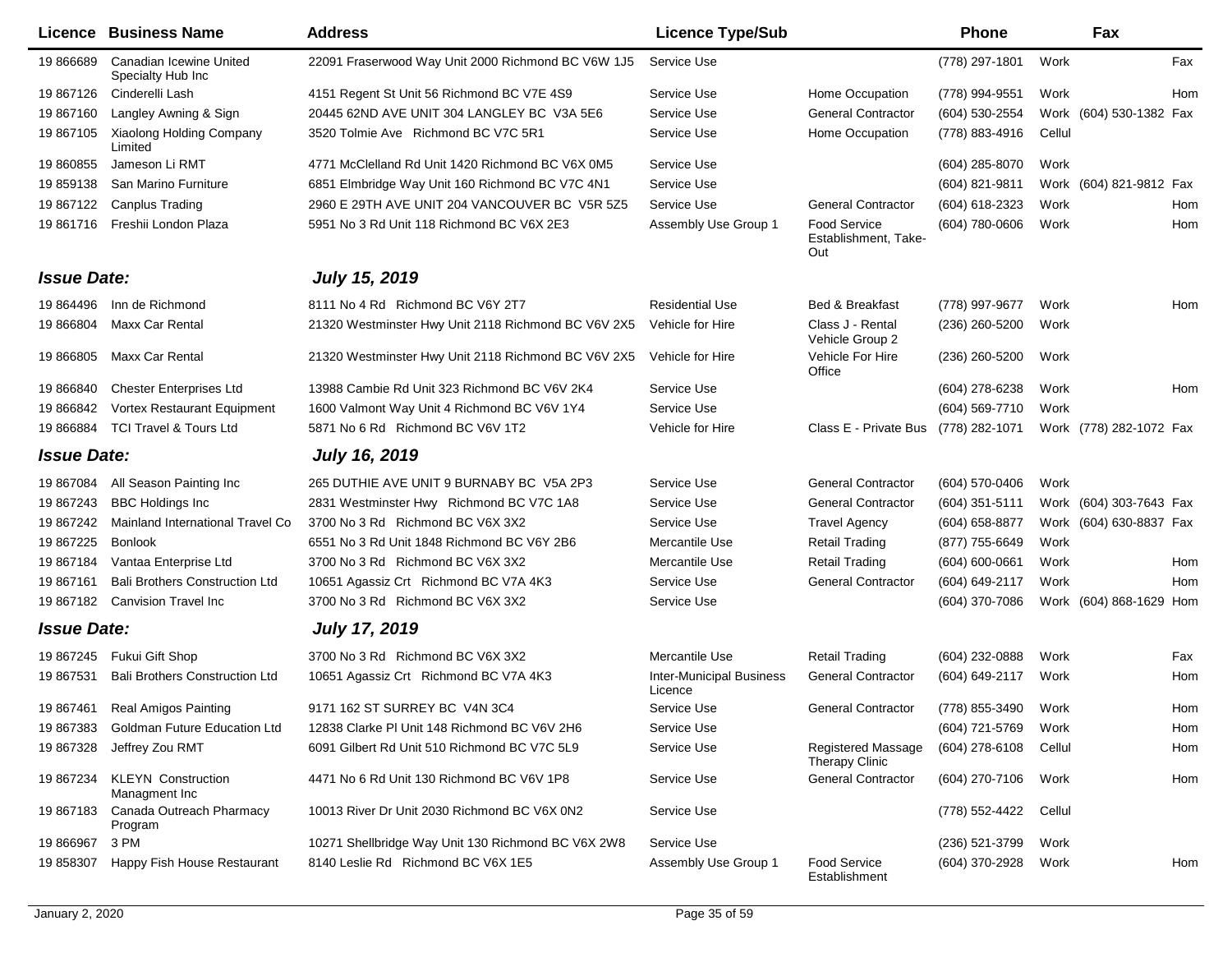| Licence | Business Name | Address | Licence Type/Sub | | Phone | | Fax | |
|---|---|---|---|---|---|---|---|---|
| 19 866689 | Canadian Icewine United Specialty Hub Inc | 22091 Fraserwood Way Unit 2000 Richmond BC V6W 1J5 | Service Use | | (778) 297-1801 | Work | | Fax |
| 19 867126 | Cinderelli Lash | 4151 Regent St Unit 56 Richmond BC V7E 4S9 | Service Use | Home Occupation | (778) 994-9551 | Work | | Hom |
| 19 867160 | Langley Awning & Sign | 20445 62ND AVE UNIT 304 LANGLEY BC V3A 5E6 | Service Use | General Contractor | (604) 530-2554 | Work | (604) 530-1382 | Fax |
| 19 867105 | Xiaolong Holding Company Limited | 3520 Tolmie Ave Richmond BC V7C 5R1 | Service Use | Home Occupation | (778) 883-4916 | Cellul | | |
| 19 860855 | Jameson Li RMT | 4771 McClelland Rd Unit 1420 Richmond BC V6X 0M5 | Service Use | | (604) 285-8070 | Work | | |
| 19 859138 | San Marino Furniture | 6851 Elmbridge Way Unit 160 Richmond BC V7C 4N1 | Service Use | | (604) 821-9811 | Work | (604) 821-9812 | Fax |
| 19 867122 | Canplus Trading | 2960 E 29TH AVE UNIT 204 VANCOUVER BC V5R 5Z5 | Service Use | General Contractor | (604) 618-2323 | Work | | Hom |
| 19 861716 | Freshii London Plaza | 5951 No 3 Rd Unit 118 Richmond BC V6X 2E3 | Assembly Use Group 1 | Food Service Establishment, Take-Out | (604) 780-0606 | Work | | Hom |
| ***Issue Date:*** | | ***July 15, 2019*** | | | | | | |
| 19 864496 | Inn de Richmond | 8111 No 4 Rd Richmond BC V6Y 2T7 | Residential Use | Bed & Breakfast | (778) 997-9677 | Work | | Hom |
| 19 866804 | Maxx Car Rental | 21320 Westminster Hwy Unit 2118 Richmond BC V6V 2X5 | Vehicle for Hire | Class J - Rental Vehicle Group 2 | (236) 260-5200 | Work | | |
| 19 866805 | Maxx Car Rental | 21320 Westminster Hwy Unit 2118 Richmond BC V6V 2X5 | Vehicle for Hire | Vehicle For Hire Office | (236) 260-5200 | Work | | |
| 19 866840 | Chester Enterprises Ltd | 13988 Cambie Rd Unit 323 Richmond BC V6V 2K4 | Service Use | | (604) 278-6238 | Work | | Hom |
| 19 866842 | Vortex Restaurant Equipment | 1600 Valmont Way Unit 4 Richmond BC V6V 1Y4 | Service Use | | (604) 569-7710 | Work | | |
| 19 866884 | TCI Travel & Tours Ltd | 5871 No 6 Rd Richmond BC V6V 1T2 | Vehicle for Hire | Class E - Private Bus | (778) 282-1071 | Work | (778) 282-1072 | Fax |
| ***Issue Date:*** | | ***July 16, 2019*** | | | | | | |
| 19 867084 | All Season Painting Inc | 265 DUTHIE AVE UNIT 9 BURNABY BC V5A 2P3 | Service Use | General Contractor | (604) 570-0406 | Work | | |
| 19 867243 | BBC Holdings Inc | 2831 Westminster Hwy Richmond BC V7C 1A8 | Service Use | General Contractor | (604) 351-5111 | Work | (604) 303-7643 | Fax |
| 19 867242 | Mainland International Travel Co | 3700 No 3 Rd Richmond BC V6X 3X2 | Service Use | Travel Agency | (604) 658-8877 | Work | (604) 630-8837 | Fax |
| 19 867225 | Bonlook | 6551 No 3 Rd Unit 1848 Richmond BC V6Y 2B6 | Mercantile Use | Retail Trading | (877) 755-6649 | Work | | |
| 19 867184 | Vantaa Enterprise Ltd | 3700 No 3 Rd Richmond BC V6X 3X2 | Mercantile Use | Retail Trading | (604) 600-0661 | Work | | Hom |
| 19 867161 | Bali Brothers Construction Ltd | 10651 Agassiz Crt Richmond BC V7A 4K3 | Service Use | General Contractor | (604) 649-2117 | Work | | Hom |
| 19 867182 | Canvision Travel Inc | 3700 No 3 Rd Richmond BC V6X 3X2 | Service Use | | (604) 370-7086 | Work | (604) 868-1629 | Hom |
| ***Issue Date:*** | | ***July 17, 2019*** | | | | | | |
| 19 867245 | Fukui Gift Shop | 3700 No 3 Rd Richmond BC V6X 3X2 | Mercantile Use | Retail Trading | (604) 232-0888 | Work | | Fax |
| 19 867531 | Bali Brothers Construction Ltd | 10651 Agassiz Crt Richmond BC V7A 4K3 | Inter-Municipal Business Licence | General Contractor | (604) 649-2117 | Work | | Hom |
| 19 867461 | Real Amigos Painting | 9171 162 ST SURREY BC V4N 3C4 | Service Use | General Contractor | (778) 855-3490 | Work | | Hom |
| 19 867383 | Goldman Future Education Ltd | 12838 Clarke Pl Unit 148 Richmond BC V6V 2H6 | Service Use | | (604) 721-5769 | Work | | Hom |
| 19 867328 | Jeffrey Zou RMT | 6091 Gilbert Rd Unit 510 Richmond BC V7C 5L9 | Service Use | Registered Massage Therapy Clinic | (604) 278-6108 | Cellul | | Hom |
| 19 867234 | KLEYN Construction Managment Inc | 4471 No 6 Rd Unit 130 Richmond BC V6V 1P8 | Service Use | General Contractor | (604) 270-7106 | Work | | Hom |
| 19 867183 | Canada Outreach Pharmacy Program | 10013 River Dr Unit 2030 Richmond BC V6X 0N2 | Service Use | | (778) 552-4422 | Cellul | | |
| 19 866967 | 3 PM | 10271 Shellbridge Way Unit 130 Richmond BC V6X 2W8 | Service Use | | (236) 521-3799 | Work | | |
| 19 858307 | Happy Fish House Restaurant | 8140 Leslie Rd Richmond BC V6X 1E5 | Assembly Use Group 1 | Food Service Establishment | (604) 370-2928 | Work | | Hom |

January 2, 2020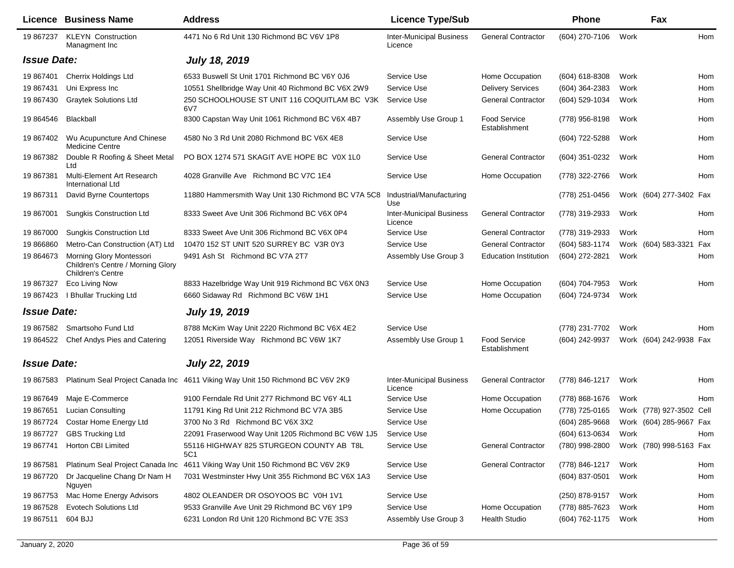| Licence | Business Name | Address | Licence Type/Sub | | Phone | | Fax | |
|---|---|---|---|---|---|---|---|---|
| 19 867237 | KLEYN Construction Managment Inc | 4471 No 6 Rd Unit 130 Richmond BC V6V 1P8 | Inter-Municipal Business Licence | General Contractor | (604) 270-7106 | Work | | Hom |
| ***Issue Date:*** | | ***July 18, 2019*** | | | | | | |
| 19 867401 | Cherrix Holdings Ltd | 6533 Buswell St Unit 1701 Richmond BC V6Y 0J6 | Service Use | Home Occupation | (604) 618-8308 | Work | | Hom |
| 19 867431 | Uni Express Inc | 10551 Shellbridge Way Unit 40 Richmond BC V6X 2W9 | Service Use | Delivery Services | (604) 364-2383 | Work | | Hom |
| 19 867430 | Graytek Solutions Ltd | 250 SCHOOLHOUSE ST UNIT 116 COQUITLAM BC V3K 6V7 | Service Use | General Contractor | (604) 529-1034 | Work | | Hom |
| 19 864546 | Blackball | 8300 Capstan Way Unit 1061 Richmond BC V6X 4B7 | Assembly Use Group 1 | Food Service Establishment | (778) 956-8198 | Work | | Hom |
| 19 867402 | Wu Acupuncture And Chinese Medicine Centre | 4580 No 3 Rd Unit 2080 Richmond BC V6X 4E8 | Service Use | | (604) 722-5288 | Work | | Hom |
| 19 867382 | Double R Roofing & Sheet Metal Ltd | PO BOX 1274 571 SKAGIT AVE HOPE BC V0X 1L0 | Service Use | General Contractor | (604) 351-0232 | Work | | Hom |
| 19 867381 | Multi-Element Art Research International Ltd | 4028 Granville Ave Richmond BC V7C 1E4 | Service Use | Home Occupation | (778) 322-2766 | Work | | Hom |
| 19 867311 | David Byrne Countertops | 11880 Hammersmith Way Unit 130 Richmond BC V7A 5C8 | Industrial/Manufacturing Use | | (778) 251-0456 | Work | (604) 277-3402 | Fax |
| 19 867001 | Sungkis Construction Ltd | 8333 Sweet Ave Unit 306 Richmond BC V6X 0P4 | Inter-Municipal Business Licence | General Contractor | (778) 319-2933 | Work | | Hom |
| 19 867000 | Sungkis Construction Ltd | 8333 Sweet Ave Unit 306 Richmond BC V6X 0P4 | Service Use | General Contractor | (778) 319-2933 | Work | | Hom |
| 19 866860 | Metro-Can Construction (AT) Ltd | 10470 152 ST UNIT 520 SURREY BC V3R 0Y3 | Service Use | General Contractor | (604) 583-1174 | Work | (604) 583-3321 | Fax |
| 19 864673 | Morning Glory Montessori Children's Centre / Morning Glory Children's Centre | 9491 Ash St Richmond BC V7A 2T7 | Assembly Use Group 3 | Education Institution | (604) 272-2821 | Work | | Hom |
| 19 867327 | Eco Living Now | 8833 Hazelbridge Way Unit 919 Richmond BC V6X 0N3 | Service Use | Home Occupation | (604) 704-7953 | Work | | Hom |
| 19 867423 | I Bhullar Trucking Ltd | 6660 Sidaway Rd Richmond BC V6W 1H1 | Service Use | Home Occupation | (604) 724-9734 | Work | | |
| ***Issue Date:*** | | ***July 19, 2019*** | | | | | | |
| 19 867582 | Smartsoho Fund Ltd | 8788 McKim Way Unit 2220 Richmond BC V6X 4E2 | Service Use | | (778) 231-7702 | Work | | Hom |
| 19 864522 | Chef Andys Pies and Catering | 12051 Riverside Way Richmond BC V6W 1K7 | Assembly Use Group 1 | Food Service Establishment | (604) 242-9937 | Work | (604) 242-9938 | Fax |
| ***Issue Date:*** | | ***July 22, 2019*** | | | | | | |
| 19 867583 | Platinum Seal Project Canada Inc | 4611 Viking Way Unit 150 Richmond BC V6V 2K9 | Inter-Municipal Business Licence | General Contractor | (778) 846-1217 | Work | | Hom |
| 19 867649 | Maje E-Commerce | 9100 Ferndale Rd Unit 277 Richmond BC V6Y 4L1 | Service Use | Home Occupation | (778) 868-1676 | Work | | Hom |
| 19 867651 | Lucian Consulting | 11791 King Rd Unit 212 Richmond BC V7A 3B5 | Service Use | Home Occupation | (778) 725-0165 | Work | (778) 927-3502 | Cell |
| 19 867724 | Costar Home Energy Ltd | 3700 No 3 Rd Richmond BC V6X 3X2 | Service Use | | (604) 285-9668 | Work | (604) 285-9667 | Fax |
| 19 867727 | GBS Trucking Ltd | 22091 Fraserwood Way Unit 1205 Richmond BC V6W 1J5 | Service Use | | (604) 613-0634 | Work | | Hom |
| 19 867741 | Horton CBI Limited | 55116 HIGHWAY 825 STURGEON COUNTY AB T8L 5C1 | Service Use | General Contractor | (780) 998-2800 | Work | (780) 998-5163 | Fax |
| 19 867581 | Platinum Seal Project Canada Inc | 4611 Viking Way Unit 150 Richmond BC V6V 2K9 | Service Use | General Contractor | (778) 846-1217 | Work | | Hom |
| 19 867720 | Dr Jacqueline Chang Dr Nam H Nguyen | 7031 Westminster Hwy Unit 355 Richmond BC V6X 1A3 | Service Use | | (604) 837-0501 | Work | | Hom |
| 19 867753 | Mac Home Energy Advisors | 4802 OLEANDER DR OSOYOOS BC V0H 1V1 | Service Use | | (250) 878-9157 | Work | | Hom |
| 19 867528 | Evotech Solutions Ltd | 9533 Granville Ave Unit 29 Richmond BC V6Y 1P9 | Service Use | Home Occupation | (778) 885-7623 | Work | | Hom |
| 19 867511 | 604 BJJ | 6231 London Rd Unit 120 Richmond BC V7E 3S3 | Assembly Use Group 3 | Health Studio | (604) 762-1175 | Work | | Hom |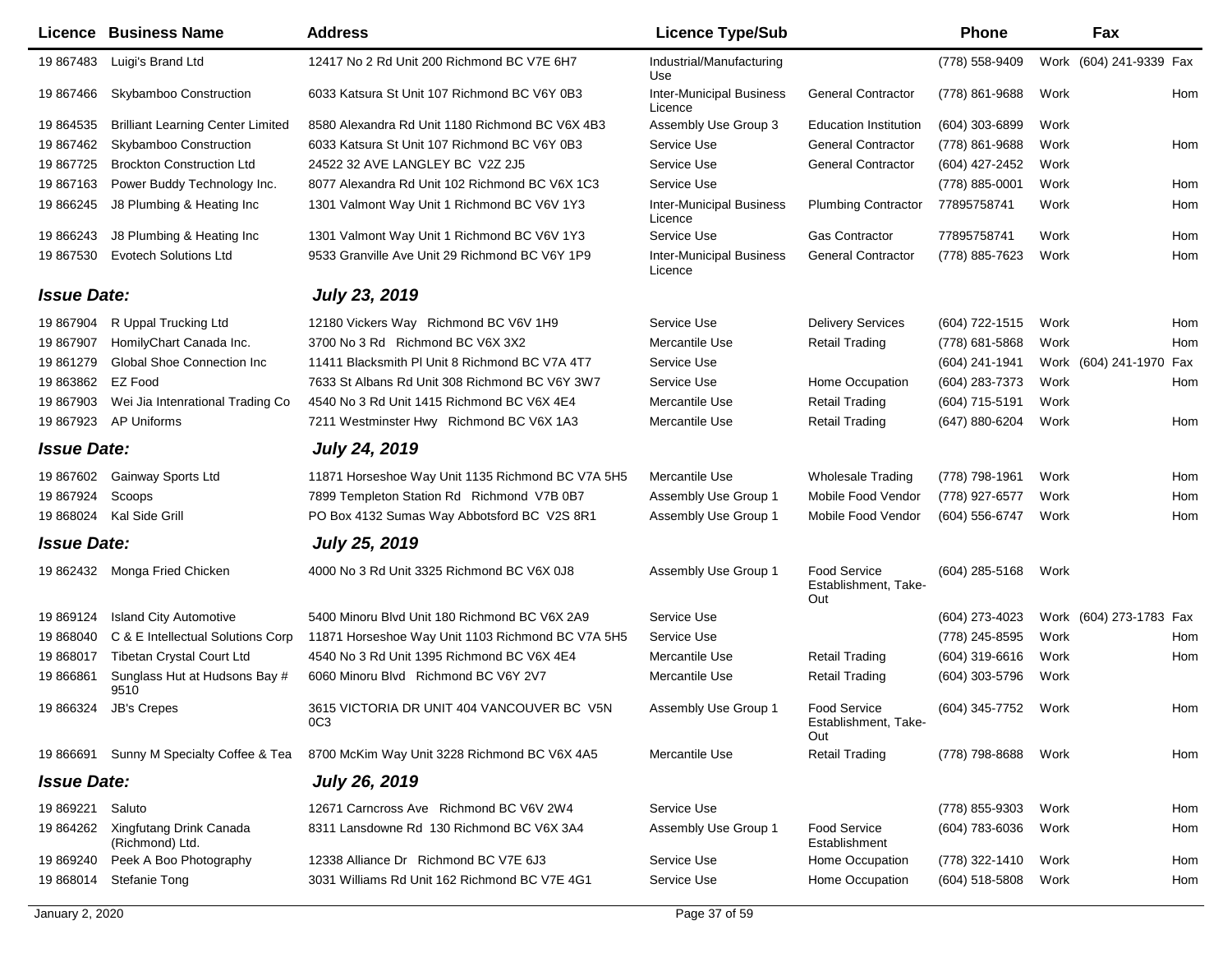| Licence | Business Name | Address | Licence Type/Sub | | Phone | | Fax | |
|---|---|---|---|---|---|---|---|---|
| 19 867483 | Luigi's Brand Ltd | 12417 No 2 Rd Unit 200 Richmond BC V7E 6H7 | Industrial/Manufacturing Use | | (778) 558-9409 | Work | (604) 241-9339 | Fax |
| 19 867466 | Skybamboo Construction | 6033 Katsura St Unit 107 Richmond BC V6Y 0B3 | Inter-Municipal Business Licence | General Contractor | (778) 861-9688 | Work | | Hom |
| 19 864535 | Brilliant Learning Center Limited | 8580 Alexandra Rd Unit 1180 Richmond BC V6X 4B3 | Assembly Use Group 3 | Education Institution | (604) 303-6899 | Work | | |
| 19 867462 | Skybamboo Construction | 6033 Katsura St Unit 107 Richmond BC V6Y 0B3 | Service Use | General Contractor | (778) 861-9688 | Work | | Hom |
| 19 867725 | Brockton Construction Ltd | 24522 32 AVE LANGLEY BC V2Z 2J5 | Service Use | General Contractor | (604) 427-2452 | Work | | |
| 19 867163 | Power Buddy Technology Inc. | 8077 Alexandra Rd Unit 102 Richmond BC V6X 1C3 | Service Use | | (778) 885-0001 | Work | | Hom |
| 19 866245 | J8 Plumbing & Heating Inc | 1301 Valmont Way Unit 1 Richmond BC V6V 1Y3 | Inter-Municipal Business Licence | Plumbing Contractor | 77895758741 | Work | | Hom |
| 19 866243 | J8 Plumbing & Heating Inc | 1301 Valmont Way Unit 1 Richmond BC V6V 1Y3 | Service Use | Gas Contractor | 77895758741 | Work | | Hom |
| 19 867530 | Evotech Solutions Ltd | 9533 Granville Ave Unit 29 Richmond BC V6Y 1P9 | Inter-Municipal Business Licence | General Contractor | (778) 885-7623 | Work | | Hom |
| ***Issue Date:*** | | ***July 23, 2019*** | | | | | | |
| 19 867904 | R Uppal Trucking Ltd | 12180 Vickers Way Richmond BC V6V 1H9 | Service Use | Delivery Services | (604) 722-1515 | Work | | Hom |
| 19 867907 | HomilyChart Canada Inc. | 3700 No 3 Rd Richmond BC V6X 3X2 | Mercantile Use | Retail Trading | (778) 681-5868 | Work | | Hom |
| 19 861279 | Global Shoe Connection Inc | 11411 Blacksmith Pl Unit 8 Richmond BC V7A 4T7 | Service Use | | (604) 241-1941 | Work | (604) 241-1970 | Fax |
| 19 863862 | EZ Food | 7633 St Albans Rd Unit 308 Richmond BC V6Y 3W7 | Service Use | Home Occupation | (604) 283-7373 | Work | | Hom |
| 19 867903 | Wei Jia Intenrational Trading Co | 4540 No 3 Rd Unit 1415 Richmond BC V6X 4E4 | Mercantile Use | Retail Trading | (604) 715-5191 | Work | | |
| 19 867923 | AP Uniforms | 7211 Westminster Hwy Richmond BC V6X 1A3 | Mercantile Use | Retail Trading | (647) 880-6204 | Work | | Hom |
| ***Issue Date:*** | | ***July 24, 2019*** | | | | | | |
| 19 867602 | Gainway Sports Ltd | 11871 Horseshoe Way Unit 1135 Richmond BC V7A 5H5 | Mercantile Use | Wholesale Trading | (778) 798-1961 | Work | | Hom |
| 19 867924 | Scoops | 7899 Templeton Station Rd Richmond V7B 0B7 | Assembly Use Group 1 | Mobile Food Vendor | (778) 927-6577 | Work | | Hom |
| 19 868024 | Kal Side Grill | PO Box 4132 Sumas Way Abbotsford BC V2S 8R1 | Assembly Use Group 1 | Mobile Food Vendor | (604) 556-6747 | Work | | Hom |
| ***Issue Date:*** | | ***July 25, 2019*** | | | | | | |
| 19 862432 | Monga Fried Chicken | 4000 No 3 Rd Unit 3325 Richmond BC V6X 0J8 | Assembly Use Group 1 | Food Service Establishment, Take-Out | (604) 285-5168 | Work | | |
| 19 869124 | Island City Automotive | 5400 Minoru Blvd Unit 180 Richmond BC V6X 2A9 | Service Use | | (604) 273-4023 | Work | (604) 273-1783 | Fax |
| 19 868040 | C & E Intellectual Solutions Corp | 11871 Horseshoe Way Unit 1103 Richmond BC V7A 5H5 | Service Use | | (778) 245-8595 | Work | | Hom |
| 19 868017 | Tibetan Crystal Court Ltd | 4540 No 3 Rd Unit 1395 Richmond BC V6X 4E4 | Mercantile Use | Retail Trading | (604) 319-6616 | Work | | Hom |
| 19 866861 | Sunglass Hut at Hudsons Bay # 9510 | 6060 Minoru Blvd Richmond BC V6Y 2V7 | Mercantile Use | Retail Trading | (604) 303-5796 | Work | | |
| 19 866324 | JB's Crepes | 3615 VICTORIA DR UNIT 404 VANCOUVER BC V5N 0C3 | Assembly Use Group 1 | Food Service Establishment, Take-Out | (604) 345-7752 | Work | | Hom |
| 19 866691 | Sunny M Specialty Coffee & Tea | 8700 McKim Way Unit 3228 Richmond BC V6X 4A5 | Mercantile Use | Retail Trading | (778) 798-8688 | Work | | Hom |
| ***Issue Date:*** | | ***July 26, 2019*** | | | | | | |
| 19 869221 | Saluto | 12671 Carncross Ave Richmond BC V6V 2W4 | Service Use | | (778) 855-9303 | Work | | Hom |
| 19 864262 | Xingfutang Drink Canada (Richmond) Ltd. | 8311 Lansdowne Rd 130 Richmond BC V6X 3A4 | Assembly Use Group 1 | Food Service Establishment | (604) 783-6036 | Work | | Hom |
| 19 869240 | Peek A Boo Photography | 12338 Alliance Dr Richmond BC V7E 6J3 | Service Use | Home Occupation | (778) 322-1410 | Work | | Hom |
| 19 868014 | Stefanie Tong | 3031 Williams Rd Unit 162 Richmond BC V7E 4G1 | Service Use | Home Occupation | (604) 518-5808 | Work | | Hom |

January 2, 2020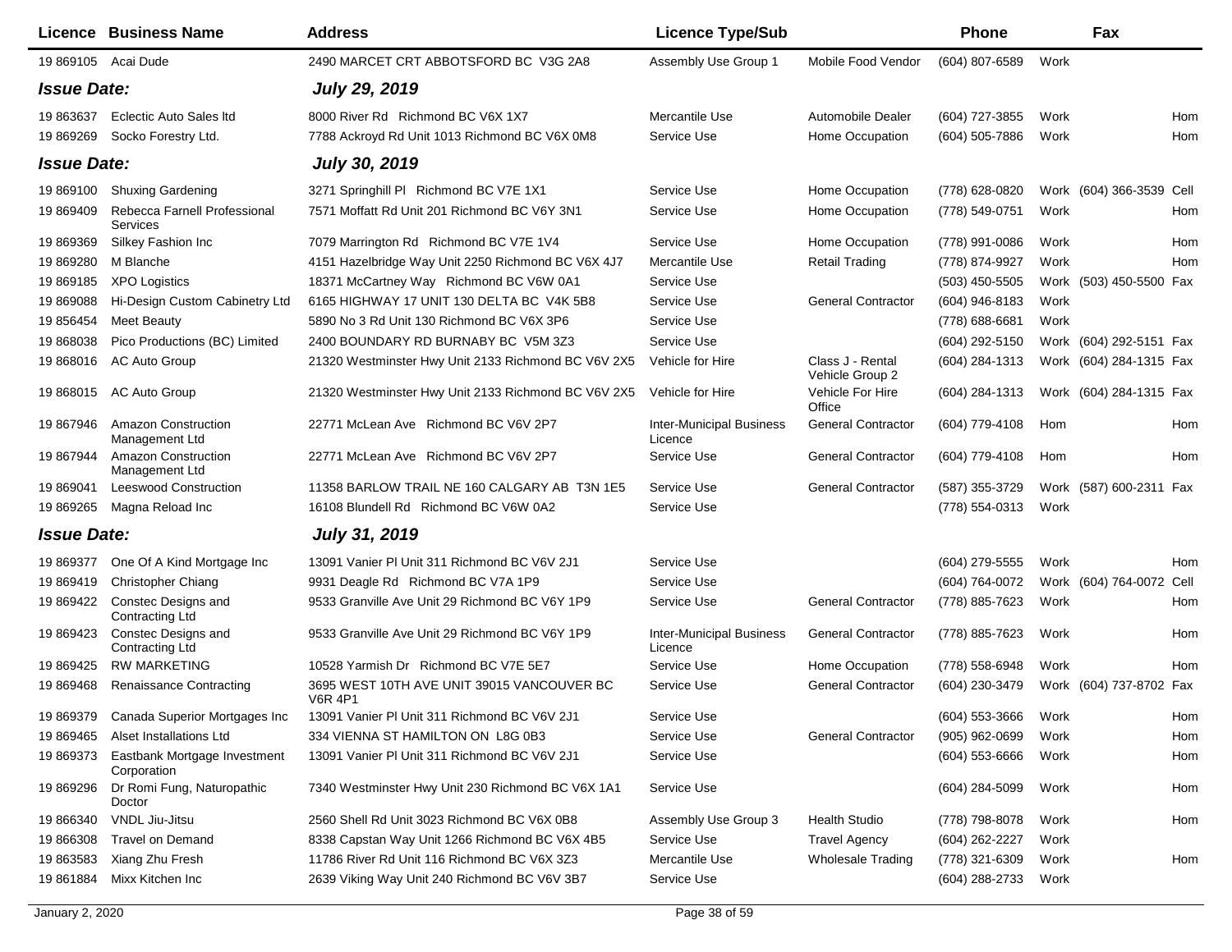| Licence | Business Name | Address | Licence Type/Sub | | Phone | | Fax | |
|---|---|---|---|---|---|---|---|---|
| 19 869105 | Acai Dude | 2490 MARCET CRT ABBOTSFORD BC V3G 2A8 | Assembly Use Group 1 | Mobile Food Vendor | (604) 807-6589 | Work | | |
| ***Issue Date:*** | | ***July 29, 2019*** | | | | | | |
| 19 863637 | Eclectic Auto Sales ltd | 8000 River Rd Richmond BC V6X 1X7 | Mercantile Use | Automobile Dealer | (604) 727-3855 | Work | | Hom |
| 19 869269 | Socko Forestry Ltd. | 7788 Ackroyd Rd Unit 1013 Richmond BC V6X 0M8 | Service Use | Home Occupation | (604) 505-7886 | Work | | Hom |
| ***Issue Date:*** | | ***July 30, 2019*** | | | | | | |
| 19 869100 | Shuxing Gardening | 3271 Springhill Pl Richmond BC V7E 1X1 | Service Use | Home Occupation | (778) 628-0820 | Work | (604) 366-3539 | Cell |
| 19 869409 | Rebecca Farnell Professional Services | 7571 Moffatt Rd Unit 201 Richmond BC V6Y 3N1 | Service Use | Home Occupation | (778) 549-0751 | Work | | Hom |
| 19 869369 | Silkey Fashion Inc | 7079 Marrington Rd Richmond BC V7E 1V4 | Service Use | Home Occupation | (778) 991-0086 | Work | | Hom |
| 19 869280 | M Blanche | 4151 Hazelbridge Way Unit 2250 Richmond BC V6X 4J7 | Mercantile Use | Retail Trading | (778) 874-9927 | Work | | Hom |
| 19 869185 | XPO Logistics | 18371 McCartney Way Richmond BC V6W 0A1 | Service Use | | (503) 450-5505 | Work | (503) 450-5500 | Fax |
| 19 869088 | Hi-Design Custom Cabinetry Ltd | 6165 HIGHWAY 17 UNIT 130 DELTA BC V4K 5B8 | Service Use | General Contractor | (604) 946-8183 | Work | | |
| 19 856454 | Meet Beauty | 5890 No 3 Rd Unit 130 Richmond BC V6X 3P6 | Service Use | | (778) 688-6681 | Work | | |
| 19 868038 | Pico Productions (BC) Limited | 2400 BOUNDARY RD BURNABY BC V5M 3Z3 | Service Use | | (604) 292-5150 | Work | (604) 292-5151 | Fax |
| 19 868016 | AC Auto Group | 21320 Westminster Hwy Unit 2133 Richmond BC V6V 2X5 | Vehicle for Hire | Class J - Rental Vehicle Group 2 | (604) 284-1313 | Work | (604) 284-1315 | Fax |
| 19 868015 | AC Auto Group | 21320 Westminster Hwy Unit 2133 Richmond BC V6V 2X5 | Vehicle for Hire | Vehicle For Hire Office | (604) 284-1313 | Work | (604) 284-1315 | Fax |
| 19 867946 | Amazon Construction Management Ltd | 22771 McLean Ave Richmond BC V6V 2P7 | Inter-Municipal Business Licence | General Contractor | (604) 779-4108 | Hom | | Hom |
| 19 867944 | Amazon Construction Management Ltd | 22771 McLean Ave Richmond BC V6V 2P7 | Service Use | General Contractor | (604) 779-4108 | Hom | | Hom |
| 19 869041 | Leeswood Construction | 11358 BARLOW TRAIL NE 160 CALGARY AB T3N 1E5 | Service Use | General Contractor | (587) 355-3729 | Work | (587) 600-2311 | Fax |
| 19 869265 | Magna Reload Inc | 16108 Blundell Rd Richmond BC V6W 0A2 | Service Use | | (778) 554-0313 | Work | | |
| ***Issue Date:*** | | ***July 31, 2019*** | | | | | | |
| 19 869377 | One Of A Kind Mortgage Inc | 13091 Vanier Pl Unit 311 Richmond BC V6V 2J1 | Service Use | | (604) 279-5555 | Work | | Hom |
| 19 869419 | Christopher Chiang | 9931 Deagle Rd Richmond BC V7A 1P9 | Service Use | | (604) 764-0072 | Work | (604) 764-0072 | Cell |
| 19 869422 | Constec Designs and Contracting Ltd | 9533 Granville Ave Unit 29 Richmond BC V6Y 1P9 | Service Use | General Contractor | (778) 885-7623 | Work | | Hom |
| 19 869423 | Constec Designs and Contracting Ltd | 9533 Granville Ave Unit 29 Richmond BC V6Y 1P9 | Inter-Municipal Business Licence | General Contractor | (778) 885-7623 | Work | | Hom |
| 19 869425 | RW MARKETING | 10528 Yarmish Dr Richmond BC V7E 5E7 | Service Use | Home Occupation | (778) 558-6948 | Work | | Hom |
| 19 869468 | Renaissance Contracting | 3695 WEST 10TH AVE UNIT 39015 VANCOUVER BC V6R 4P1 | Service Use | General Contractor | (604) 230-3479 | Work | (604) 737-8702 | Fax |
| 19 869379 | Canada Superior Mortgages Inc | 13091 Vanier Pl Unit 311 Richmond BC V6V 2J1 | Service Use | | (604) 553-3666 | Work | | Hom |
| 19 869465 | Alset Installations Ltd | 334 VIENNA ST HAMILTON ON L8G 0B3 | Service Use | General Contractor | (905) 962-0699 | Work | | Hom |
| 19 869373 | Eastbank Mortgage Investment Corporation | 13091 Vanier Pl Unit 311 Richmond BC V6V 2J1 | Service Use | | (604) 553-6666 | Work | | Hom |
| 19 869296 | Dr Romi Fung, Naturopathic Doctor | 7340 Westminster Hwy Unit 230 Richmond BC V6X 1A1 | Service Use | | (604) 284-5099 | Work | | Hom |
| 19 866340 | VNDL Jiu-Jitsu | 2560 Shell Rd Unit 3023 Richmond BC V6X 0B8 | Assembly Use Group 3 | Health Studio | (778) 798-8078 | Work | | Hom |
| 19 866308 | Travel on Demand | 8338 Capstan Way Unit 1266 Richmond BC V6X 4B5 | Service Use | Travel Agency | (604) 262-2227 | Work | | |
| 19 863583 | Xiang Zhu Fresh | 11786 River Rd Unit 116 Richmond BC V6X 3Z3 | Mercantile Use | Wholesale Trading | (778) 321-6309 | Work | | Hom |
| 19 861884 | Mixx Kitchen Inc | 2639 Viking Way Unit 240 Richmond BC V6V 3B7 | Service Use | | (604) 288-2733 | Work | | |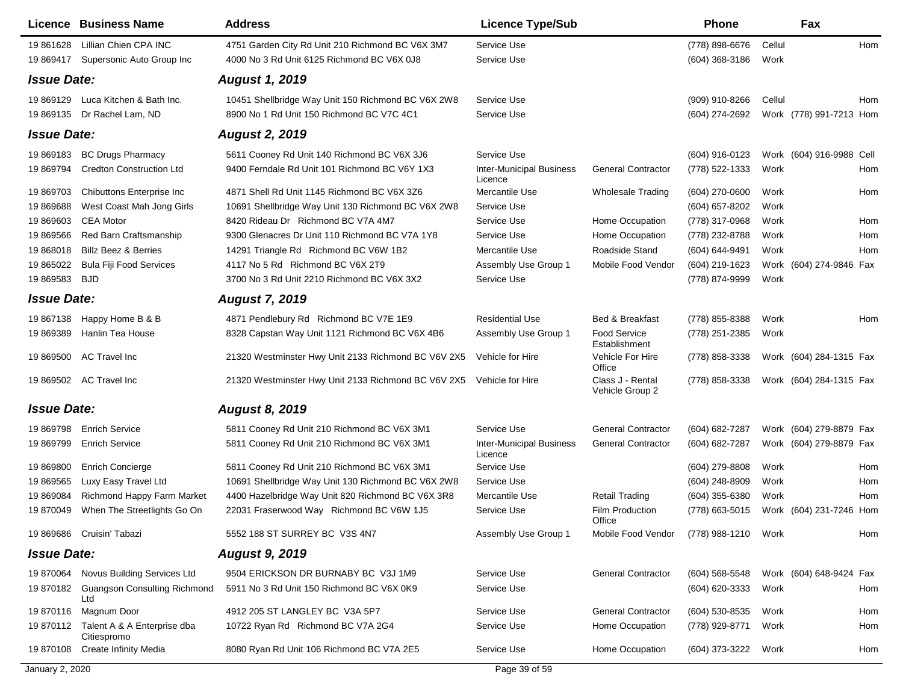| Licence | Business Name | Address | Licence Type/Sub | | Phone | Fax | |
|---|---|---|---|---|---|---|---|
| 19 861628 | Lillian Chien CPA INC | 4751 Garden City Rd Unit 210 Richmond BC V6X 3M7 | Service Use | | (778) 898-6676 | Cellul | Hom |
| 19 869417 | Supersonic Auto Group Inc | 4000 No 3 Rd Unit 6125 Richmond BC V6X 0J8 | Service Use | | (604) 368-3186 | Work | |
| ***Issue Date:*** | | ***August 1, 2019*** | | | | | |
| 19 869129 | Luca Kitchen & Bath Inc. | 10451 Shellbridge Way Unit 150 Richmond BC V6X 2W8 | Service Use | | (909) 910-8266 | Cellul | Hom |
| 19 869135 | Dr Rachel Lam, ND | 8900 No 1 Rd Unit 150 Richmond BC V7C 4C1 | Service Use | | (604) 274-2692 | Work (778) 991-7213 | Hom |
| ***Issue Date:*** | | ***August 2, 2019*** | | | | | |
| 19 869183 | BC Drugs Pharmacy | 5611 Cooney Rd Unit 140 Richmond BC V6X 3J6 | Service Use | | (604) 916-0123 | Work (604) 916-9988 | Cell |
| 19 869794 | Credton Construction Ltd | 9400 Ferndale Rd Unit 101 Richmond BC V6Y 1X3 | Inter-Municipal Business Licence | General Contractor | (778) 522-1333 | Work | Hom |
| 19 869703 | Chibuttons Enterprise Inc | 4871 Shell Rd Unit 1145 Richmond BC V6X 3Z6 | Mercantile Use | Wholesale Trading | (604) 270-0600 | Work | Hom |
| 19 869688 | West Coast Mah Jong Girls | 10691 Shellbridge Way Unit 130 Richmond BC V6X 2W8 | Service Use | | (604) 657-8202 | Work | |
| 19 869603 | CEA Motor | 8420 Rideau Dr Richmond BC V7A 4M7 | Service Use | Home Occupation | (778) 317-0968 | Work | Hom |
| 19 869566 | Red Barn Craftsmanship | 9300 Glenacres Dr Unit 110 Richmond BC V7A 1Y8 | Service Use | Home Occupation | (778) 232-8788 | Work | Hom |
| 19 868018 | Billz Beez & Berries | 14291 Triangle Rd Richmond BC V6W 1B2 | Mercantile Use | Roadside Stand | (604) 644-9491 | Work | Hom |
| 19 865022 | Bula Fiji Food Services | 4117 No 5 Rd Richmond BC V6X 2T9 | Assembly Use Group 1 | Mobile Food Vendor | (604) 219-1623 | Work (604) 274-9846 | Fax |
| 19 869583 | BJD | 3700 No 3 Rd Unit 2210 Richmond BC V6X 3X2 | Service Use | | (778) 874-9999 | Work | |
| ***Issue Date:*** | | ***August 7, 2019*** | | | | | |
| 19 867138 | Happy Home B & B | 4871 Pendlebury Rd Richmond BC V7E 1E9 | Residential Use | Bed & Breakfast | (778) 855-8388 | Work | Hom |
| 19 869389 | Hanlin Tea House | 8328 Capstan Way Unit 1121 Richmond BC V6X 4B6 | Assembly Use Group 1 | Food Service Establishment | (778) 251-2385 | Work | |
| 19 869500 | AC Travel Inc | 21320 Westminster Hwy Unit 2133 Richmond BC V6V 2X5 | Vehicle for Hire | Vehicle For Hire Office | (778) 858-3338 | Work (604) 284-1315 | Fax |
| 19 869502 | AC Travel Inc | 21320 Westminster Hwy Unit 2133 Richmond BC V6V 2X5 | Vehicle for Hire | Class J - Rental Vehicle Group 2 | (778) 858-3338 | Work (604) 284-1315 | Fax |
| ***Issue Date:*** | | ***August 8, 2019*** | | | | | |
| 19 869798 | Enrich Service | 5811 Cooney Rd Unit 210 Richmond BC V6X 3M1 | Service Use | General Contractor | (604) 682-7287 | Work (604) 279-8879 | Fax |
| 19 869799 | Enrich Service | 5811 Cooney Rd Unit 210 Richmond BC V6X 3M1 | Inter-Municipal Business Licence | General Contractor | (604) 682-7287 | Work (604) 279-8879 | Fax |
| 19 869800 | Enrich Concierge | 5811 Cooney Rd Unit 210 Richmond BC V6X 3M1 | Service Use | | (604) 279-8808 | Work | Hom |
| 19 869565 | Luxy Easy Travel Ltd | 10691 Shellbridge Way Unit 130 Richmond BC V6X 2W8 | Service Use | | (604) 248-8909 | Work | Hom |
| 19 869084 | Richmond Happy Farm Market | 4400 Hazelbridge Way Unit 820 Richmond BC V6X 3R8 | Mercantile Use | Retail Trading | (604) 355-6380 | Work | Hom |
| 19 870049 | When The Streetlights Go On | 22031 Fraserwood Way Richmond BC V6W 1J5 | Service Use | Film Production Office | (778) 663-5015 | Work (604) 231-7246 | Hom |
| 19 869686 | Cruisin' Tabazi | 5552 188 ST SURREY BC V3S 4N7 | Assembly Use Group 1 | Mobile Food Vendor | (778) 988-1210 | Work | Hom |
| ***Issue Date:*** | | ***August 9, 2019*** | | | | | |
| 19 870064 | Novus Building Services Ltd | 9504 ERICKSON DR BURNABY BC V3J 1M9 | Service Use | General Contractor | (604) 568-5548 | Work (604) 648-9424 | Fax |
| 19 870182 | Guangson Consulting Richmond Ltd | 5911 No 3 Rd Unit 150 Richmond BC V6X 0K9 | Service Use | | (604) 620-3333 | Work | Hom |
| 19 870116 | Magnum Door | 4912 205 ST LANGLEY BC V3A 5P7 | Service Use | General Contractor | (604) 530-8535 | Work | Hom |
| 19 870112 | Talent A & A Enterprise dba Citiespromo | 10722 Ryan Rd Richmond BC V7A 2G4 | Service Use | Home Occupation | (778) 929-8771 | Work | Hom |
| 19 870108 | Create Infinity Media | 8080 Ryan Rd Unit 106 Richmond BC V7A 2E5 | Service Use | Home Occupation | (604) 373-3222 | Work | Hom |

January 2, 2020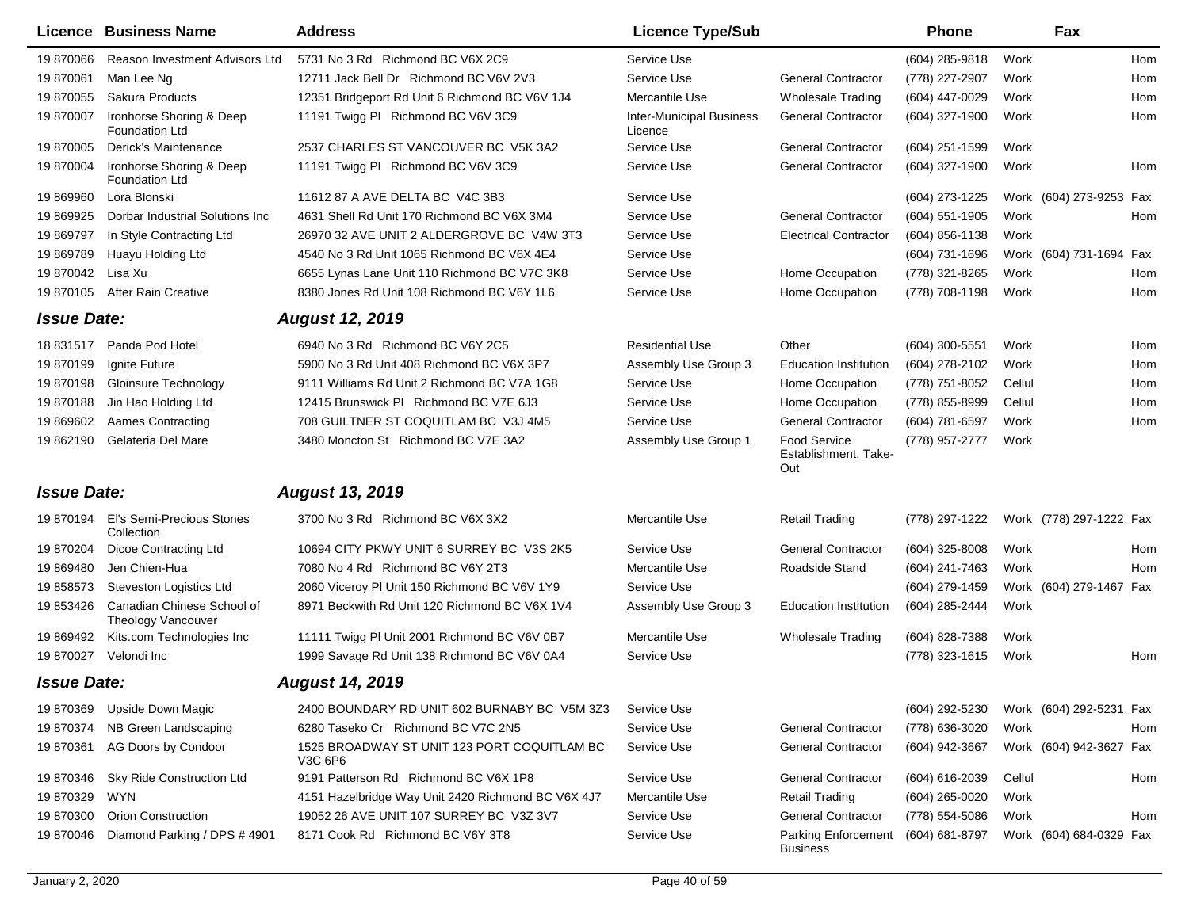| Licence | Business Name | Address | Licence Type/Sub | | Phone | | Fax | |
|---|---|---|---|---|---|---|---|---|
| 19 870066 | Reason Investment Advisors Ltd | 5731 No 3 Rd Richmond BC V6X 2C9 | Service Use | | (604) 285-9818 | Work | | Hom |
| 19 870061 | Man Lee Ng | 12711 Jack Bell Dr Richmond BC V6V 2V3 | Service Use | General Contractor | (778) 227-2907 | Work | | Hom |
| 19 870055 | Sakura Products | 12351 Bridgeport Rd Unit 6 Richmond BC V6V 1J4 | Mercantile Use | Wholesale Trading | (604) 447-0029 | Work | | Hom |
| 19 870007 | Ironhorse Shoring & Deep Foundation Ltd | 11191 Twigg Pl Richmond BC V6V 3C9 | Inter-Municipal Business Licence | General Contractor | (604) 327-1900 | Work | | Hom |
| 19 870005 | Derick's Maintenance | 2537 CHARLES ST VANCOUVER BC V5K 3A2 | Service Use | General Contractor | (604) 251-1599 | Work | | |
| 19 870004 | Ironhorse Shoring & Deep Foundation Ltd | 11191 Twigg Pl Richmond BC V6V 3C9 | Service Use | General Contractor | (604) 327-1900 | Work | | Hom |
| 19 869960 | Lora Blonski | 11612 87 A AVE DELTA BC V4C 3B3 | Service Use | | (604) 273-1225 | Work | (604) 273-9253 | Fax |
| 19 869925 | Dorbar Industrial Solutions Inc | 4631 Shell Rd Unit 170 Richmond BC V6X 3M4 | Service Use | General Contractor | (604) 551-1905 | Work | | Hom |
| 19 869797 | In Style Contracting Ltd | 26970 32 AVE UNIT 2 ALDERGROVE BC V4W 3T3 | Service Use | Electrical Contractor | (604) 856-1138 | Work | | |
| 19 869789 | Huayu Holding Ltd | 4540 No 3 Rd Unit 1065 Richmond BC V6X 4E4 | Service Use | | (604) 731-1696 | Work | (604) 731-1694 | Fax |
| 19 870042 | Lisa Xu | 6655 Lynas Lane Unit 110 Richmond BC V7C 3K8 | Service Use | Home Occupation | (778) 321-8265 | Work | | Hom |
| 19 870105 | After Rain Creative | 8380 Jones Rd Unit 108 Richmond BC V6Y 1L6 | Service Use | Home Occupation | (778) 708-1198 | Work | | Hom |
| ***Issue Date:*** | | ***August 12, 2019*** | | | | | | |
| 18 831517 | Panda Pod Hotel | 6940 No 3 Rd Richmond BC V6Y 2C5 | Residential Use | Other | (604) 300-5551 | Work | | Hom |
| 19 870199 | Ignite Future | 5900 No 3 Rd Unit 408 Richmond BC V6X 3P7 | Assembly Use Group 3 | Education Institution | (604) 278-2102 | Work | | Hom |
| 19 870198 | Gloinsure Technology | 9111 Williams Rd Unit 2 Richmond BC V7A 1G8 | Service Use | Home Occupation | (778) 751-8052 | Cellul | | Hom |
| 19 870188 | Jin Hao Holding Ltd | 12415 Brunswick Pl Richmond BC V7E 6J3 | Service Use | Home Occupation | (778) 855-8999 | Cellul | | Hom |
| 19 869602 | Aames Contracting | 708 GUILTNER ST COQUITLAM BC V3J 4M5 | Service Use | General Contractor | (604) 781-6597 | Work | | Hom |
| 19 862190 | Gelateria Del Mare | 3480 Moncton St Richmond BC V7E 3A2 | Assembly Use Group 1 | Food Service Establishment, Take-Out | (778) 957-2777 | Work | | |
| ***Issue Date:*** | | ***August 13, 2019*** | | | | | | |
| 19 870194 | El's Semi-Precious Stones Collection | 3700 No 3 Rd Richmond BC V6X 3X2 | Mercantile Use | Retail Trading | (778) 297-1222 | Work | (778) 297-1222 | Fax |
| 19 870204 | Dicoe Contracting Ltd | 10694 CITY PKWY UNIT 6 SURREY BC V3S 2K5 | Service Use | General Contractor | (604) 325-8008 | Work | | Hom |
| 19 869480 | Jen Chien-Hua | 7080 No 4 Rd Richmond BC V6Y 2T3 | Mercantile Use | Roadside Stand | (604) 241-7463 | Work | | Hom |
| 19 858573 | Steveston Logistics Ltd | 2060 Viceroy Pl Unit 150 Richmond BC V6V 1Y9 | Service Use | | (604) 279-1459 | Work | (604) 279-1467 | Fax |
| 19 853426 | Canadian Chinese School of Theology Vancouver | 8971 Beckwith Rd Unit 120 Richmond BC V6X 1V4 | Assembly Use Group 3 | Education Institution | (604) 285-2444 | Work | | |
| 19 869492 | Kits.com Technologies Inc | 11111 Twigg Pl Unit 2001 Richmond BC V6V 0B7 | Mercantile Use | Wholesale Trading | (604) 828-7388 | Work | | |
| 19 870027 | Velondi Inc | 1999 Savage Rd Unit 138 Richmond BC V6V 0A4 | Service Use | | (778) 323-1615 | Work | | Hom |
| ***Issue Date:*** | | ***August 14, 2019*** | | | | | | |
| 19 870369 | Upside Down Magic | 2400 BOUNDARY RD UNIT 602 BURNABY BC V5M 3Z3 | Service Use | | (604) 292-5230 | Work | (604) 292-5231 | Fax |
| 19 870374 | NB Green Landscaping | 6280 Taseko Cr Richmond BC V7C 2N5 | Service Use | General Contractor | (778) 636-3020 | Work | | Hom |
| 19 870361 | AG Doors by Condoor | 1525 BROADWAY ST UNIT 123 PORT COQUITLAM BC V3C 6P6 | Service Use | General Contractor | (604) 942-3667 | Work | (604) 942-3627 | Fax |
| 19 870346 | Sky Ride Construction Ltd | 9191 Patterson Rd Richmond BC V6X 1P8 | Service Use | General Contractor | (604) 616-2039 | Cellul | | Hom |
| 19 870329 | WYN | 4151 Hazelbridge Way Unit 2420 Richmond BC V6X 4J7 | Mercantile Use | Retail Trading | (604) 265-0020 | Work | | |
| 19 870300 | Orion Construction | 19052 26 AVE UNIT 107 SURREY BC V3Z 3V7 | Service Use | General Contractor | (778) 554-5086 | Work | | Hom |
| 19 870046 | Diamond Parking / DPS # 4901 | 8171 Cook Rd Richmond BC V6Y 3T8 | Service Use | Parking Enforcement Business | (604) 681-8797 | Work | (604) 684-0329 | Fax |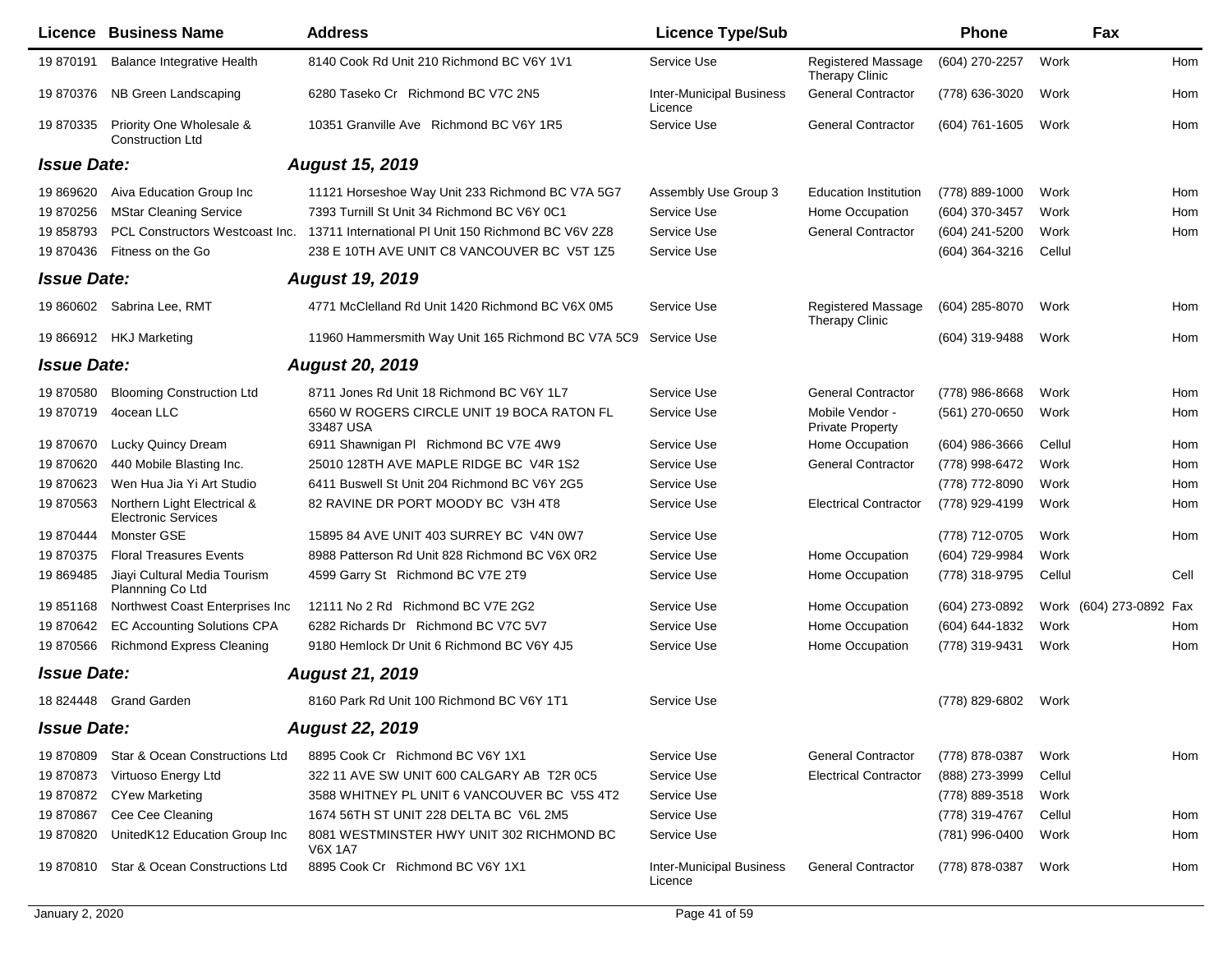| Licence | Business Name | Address | Licence Type/Sub | | Phone | | Fax | |
|---|---|---|---|---|---|---|---|---|
| 19 870191 | Balance Integrative Health | 8140 Cook Rd Unit 210 Richmond BC V6Y 1V1 | Service Use | Registered Massage Therapy Clinic | (604) 270-2257 | Work | | Hom |
| 19 870376 | NB Green Landscaping | 6280 Taseko Cr Richmond BC V7C 2N5 | Inter-Municipal Business Licence | General Contractor | (778) 636-3020 | Work | | Hom |
| 19 870335 | Priority One Wholesale & Construction Ltd | 10351 Granville Ave Richmond BC V6Y 1R5 | Service Use | General Contractor | (604) 761-1605 | Work | | Hom |
| ***Issue Date:*** | | ***August 15, 2019*** | | | | | | |
| 19 869620 | Aiva Education Group Inc | 11121 Horseshoe Way Unit 233 Richmond BC V7A 5G7 | Assembly Use Group 3 | Education Institution | (778) 889-1000 | Work | | Hom |
| 19 870256 | MStar Cleaning Service | 7393 Turnill St Unit 34 Richmond BC V6Y 0C1 | Service Use | Home Occupation | (604) 370-3457 | Work | | Hom |
| 19 858793 | PCL Constructors Westcoast Inc. | 13711 International Pl Unit 150 Richmond BC V6V 2Z8 | Service Use | General Contractor | (604) 241-5200 | Work | | Hom |
| 19 870436 | Fitness on the Go | 238 E 10TH AVE UNIT C8 VANCOUVER BC V5T 1Z5 | Service Use | | (604) 364-3216 | Cellul | | |
| ***Issue Date:*** | | ***August 19, 2019*** | | | | | | |
| 19 860602 | Sabrina Lee, RMT | 4771 McClelland Rd Unit 1420 Richmond BC V6X 0M5 | Service Use | Registered Massage Therapy Clinic | (604) 285-8070 | Work | | Hom |
| 19 866912 | HKJ Marketing | 11960 Hammersmith Way Unit 165 Richmond BC V7A 5C9 | Service Use | | (604) 319-9488 | Work | | Hom |
| ***Issue Date:*** | | ***August 20, 2019*** | | | | | | |
| 19 870580 | Blooming Construction Ltd | 8711 Jones Rd Unit 18 Richmond BC V6Y 1L7 | Service Use | General Contractor | (778) 986-8668 | Work | | Hom |
| 19 870719 | 4ocean LLC | 6560 W ROGERS CIRCLE UNIT 19 BOCA RATON FL 33487 USA | Service Use | Mobile Vendor - Private Property | (561) 270-0650 | Work | | Hom |
| 19 870670 | Lucky Quincy Dream | 6911 Shawnigan Pl Richmond BC V7E 4W9 | Service Use | Home Occupation | (604) 986-3666 | Cellul | | Hom |
| 19 870620 | 440 Mobile Blasting Inc. | 25010 128TH AVE MAPLE RIDGE BC V4R 1S2 | Service Use | General Contractor | (778) 998-6472 | Work | | Hom |
| 19 870623 | Wen Hua Jia Yi Art Studio | 6411 Buswell St Unit 204 Richmond BC V6Y 2G5 | Service Use | | (778) 772-8090 | Work | | Hom |
| 19 870563 | Northern Light Electrical & Electronic Services | 82 RAVINE DR PORT MOODY BC V3H 4T8 | Service Use | Electrical Contractor | (778) 929-4199 | Work | | Hom |
| 19 870444 | Monster GSE | 15895 84 AVE UNIT 403 SURREY BC V4N 0W7 | Service Use | | (778) 712-0705 | Work | | Hom |
| 19 870375 | Floral Treasures Events | 8988 Patterson Rd Unit 828 Richmond BC V6X 0R2 | Service Use | Home Occupation | (604) 729-9984 | Work | | |
| 19 869485 | Jiayi Cultural Media Tourism Plannning Co Ltd | 4599 Garry St Richmond BC V7E 2T9 | Service Use | Home Occupation | (778) 318-9795 | Cellul | | Cell |
| 19 851168 | Northwest Coast Enterprises Inc | 12111 No 2 Rd Richmond BC V7E 2G2 | Service Use | Home Occupation | (604) 273-0892 | Work | (604) 273-0892 | Fax |
| 19 870642 | EC Accounting Solutions CPA | 6282 Richards Dr Richmond BC V7C 5V7 | Service Use | Home Occupation | (604) 644-1832 | Work | | Hom |
| 19 870566 | Richmond Express Cleaning | 9180 Hemlock Dr Unit 6 Richmond BC V6Y 4J5 | Service Use | Home Occupation | (778) 319-9431 | Work | | Hom |
| ***Issue Date:*** | | ***August 21, 2019*** | | | | | | |
| 18 824448 | Grand Garden | 8160 Park Rd Unit 100 Richmond BC V6Y 1T1 | Service Use | | (778) 829-6802 | Work | | |
| ***Issue Date:*** | | ***August 22, 2019*** | | | | | | |
| 19 870809 | Star & Ocean Constructions Ltd | 8895 Cook Cr Richmond BC V6Y 1X1 | Service Use | General Contractor | (778) 878-0387 | Work | | Hom |
| 19 870873 | Virtuoso Energy Ltd | 322 11 AVE SW UNIT 600 CALGARY AB T2R 0C5 | Service Use | Electrical Contractor | (888) 273-3999 | Cellul | | |
| 19 870872 | CYew Marketing | 3588 WHITNEY PL UNIT 6 VANCOUVER BC V5S 4T2 | Service Use | | (778) 889-3518 | Work | | |
| 19 870867 | Cee Cee Cleaning | 1674 56TH ST UNIT 228 DELTA BC V6L 2M5 | Service Use | | (778) 319-4767 | Cellul | | Hom |
| 19 870820 | UnitedK12 Education Group Inc | 8081 WESTMINSTER HWY UNIT 302 RICHMOND BC V6X 1A7 | Service Use | | (781) 996-0400 | Work | | Hom |
| 19 870810 | Star & Ocean Constructions Ltd | 8895 Cook Cr Richmond BC V6Y 1X1 | Inter-Municipal Business Licence | General Contractor | (778) 878-0387 | Work | | Hom |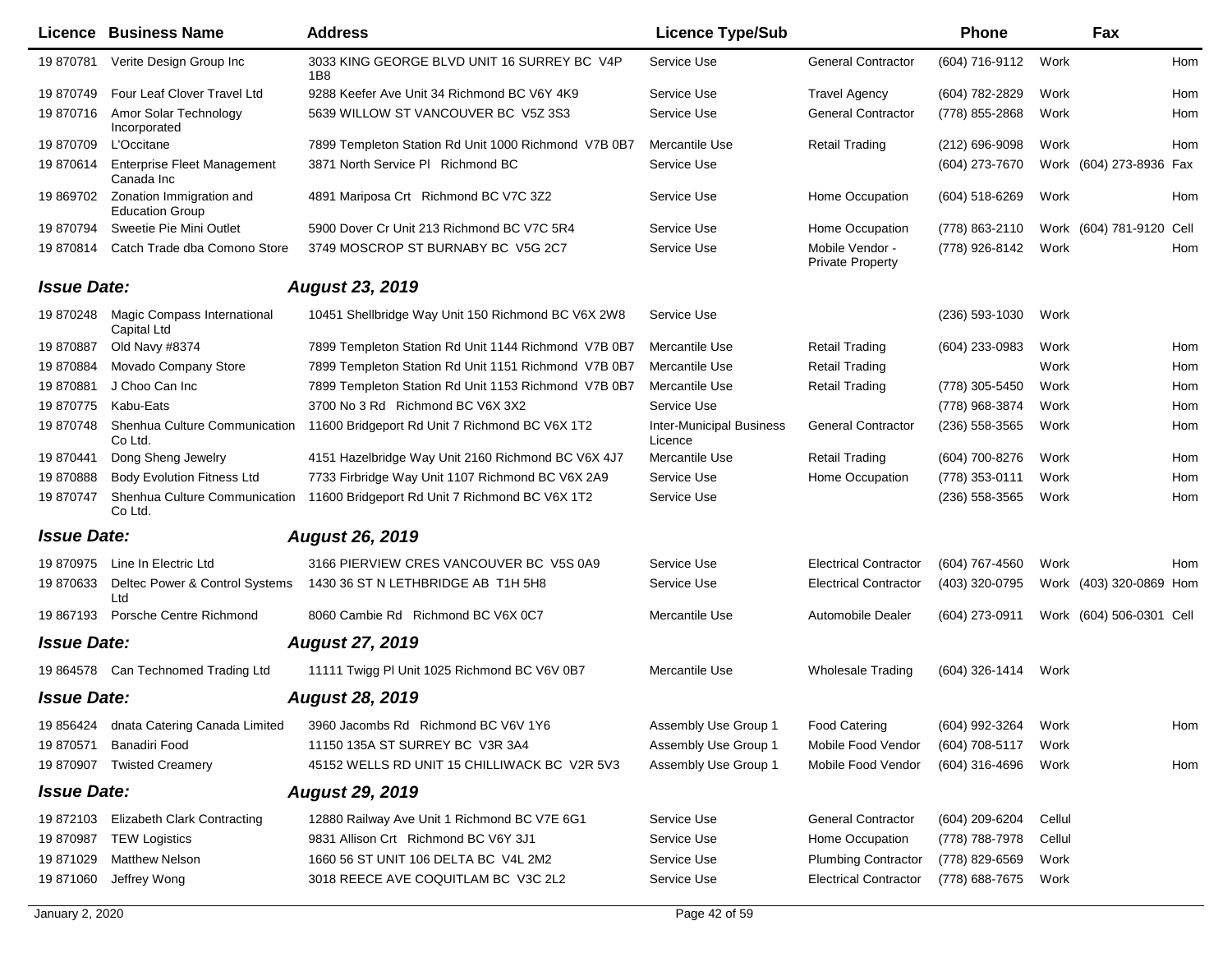| Licence | Business Name | Address | Licence Type/Sub | | Phone | | Fax | |
|---|---|---|---|---|---|---|---|---|
| 19 870781 | Verite Design Group Inc | 3033 KING GEORGE BLVD UNIT 16 SURREY BC V4P 1B8 | Service Use | General Contractor | (604) 716-9112 | Work | | Hom |
| 19 870749 | Four Leaf Clover Travel Ltd | 9288 Keefer Ave Unit 34 Richmond BC V6Y 4K9 | Service Use | Travel Agency | (604) 782-2829 | Work | | Hom |
| 19 870716 | Amor Solar Technology Incorporated | 5639 WILLOW ST VANCOUVER BC V5Z 3S3 | Service Use | General Contractor | (778) 855-2868 | Work | | Hom |
| 19 870709 | L'Occitane | 7899 Templeton Station Rd Unit 1000 Richmond V7B 0B7 | Mercantile Use | Retail Trading | (212) 696-9098 | Work | | Hom |
| 19 870614 | Enterprise Fleet Management Canada Inc | 3871 North Service Pl Richmond BC | Service Use | | (604) 273-7670 | Work | (604) 273-8936 | Fax |
| 19 869702 | Zonation Immigration and Education Group | 4891 Mariposa Crt Richmond BC V7C 3Z2 | Service Use | Home Occupation | (604) 518-6269 | Work | | Hom |
| 19 870794 | Sweetie Pie Mini Outlet | 5900 Dover Cr Unit 213 Richmond BC V7C 5R4 | Service Use | Home Occupation | (778) 863-2110 | Work | (604) 781-9120 | Cell |
| 19 870814 | Catch Trade dba Comono Store | 3749 MOSCROP ST BURNABY BC V5G 2C7 | Service Use | Mobile Vendor - Private Property | (778) 926-8142 | Work | | Hom |
| ***Issue Date:*** | | ***August 23, 2019*** | | | | | | |
| 19 870248 | Magic Compass International Capital Ltd | 10451 Shellbridge Way Unit 150 Richmond BC V6X 2W8 | Service Use | | (236) 593-1030 | Work | | |
| 19 870887 | Old Navy #8374 | 7899 Templeton Station Rd Unit 1144 Richmond V7B 0B7 | Mercantile Use | Retail Trading | (604) 233-0983 | Work | | Hom |
| 19 870884 | Movado Company Store | 7899 Templeton Station Rd Unit 1151 Richmond V7B 0B7 | Mercantile Use | Retail Trading | | Work | | Hom |
| 19 870881 | J Choo Can Inc | 7899 Templeton Station Rd Unit 1153 Richmond V7B 0B7 | Mercantile Use | Retail Trading | (778) 305-5450 | Work | | Hom |
| 19 870775 | Kabu-Eats | 3700 No 3 Rd Richmond BC V6X 3X2 | Service Use | | (778) 968-3874 | Work | | Hom |
| 19 870748 | Shenhua Culture Communication Co Ltd. | 11600 Bridgeport Rd Unit 7 Richmond BC V6X 1T2 | Inter-Municipal Business Licence | General Contractor | (236) 558-3565 | Work | | Hom |
| 19 870441 | Dong Sheng Jewelry | 4151 Hazelbridge Way Unit 2160 Richmond BC V6X 4J7 | Mercantile Use | Retail Trading | (604) 700-8276 | Work | | Hom |
| 19 870888 | Body Evolution Fitness Ltd | 7733 Firbridge Way Unit 1107 Richmond BC V6X 2A9 | Service Use | Home Occupation | (778) 353-0111 | Work | | Hom |
| 19 870747 | Shenhua Culture Communication Co Ltd. | 11600 Bridgeport Rd Unit 7 Richmond BC V6X 1T2 | Service Use | | (236) 558-3565 | Work | | Hom |
| ***Issue Date:*** | | ***August 26, 2019*** | | | | | | |
| 19 870975 | Line In Electric Ltd | 3166 PIERVIEW CRES VANCOUVER BC V5S 0A9 | Service Use | Electrical Contractor | (604) 767-4560 | Work | | Hom |
| 19 870633 | Deltec Power & Control Systems Ltd | 1430 36 ST N LETHBRIDGE AB T1H 5H8 | Service Use | Electrical Contractor | (403) 320-0795 | Work | (403) 320-0869 | Hom |
| 19 867193 | Porsche Centre Richmond | 8060 Cambie Rd Richmond BC V6X 0C7 | Mercantile Use | Automobile Dealer | (604) 273-0911 | Work | (604) 506-0301 | Cell |
| ***Issue Date:*** | | ***August 27, 2019*** | | | | | | |
| 19 864578 | Can Technomed Trading Ltd | 11111 Twigg Pl Unit 1025 Richmond BC V6V 0B7 | Mercantile Use | Wholesale Trading | (604) 326-1414 | Work | | |
| ***Issue Date:*** | | ***August 28, 2019*** | | | | | | |
| 19 856424 | dnata Catering Canada Limited | 3960 Jacombs Rd Richmond BC V6V 1Y6 | Assembly Use Group 1 | Food Catering | (604) 992-3264 | Work | | Hom |
| 19 870571 | Banadiri Food | 11150 135A ST SURREY BC V3R 3A4 | Assembly Use Group 1 | Mobile Food Vendor | (604) 708-5117 | Work | | |
| 19 870907 | Twisted Creamery | 45152 WELLS RD UNIT 15 CHILLIWACK BC V2R 5V3 | Assembly Use Group 1 | Mobile Food Vendor | (604) 316-4696 | Work | | Hom |
| ***Issue Date:*** | | ***August 29, 2019*** | | | | | | |
| 19 872103 | Elizabeth Clark Contracting | 12880 Railway Ave Unit 1 Richmond BC V7E 6G1 | Service Use | General Contractor | (604) 209-6204 | Cellul | | |
| 19 870987 | TEW Logistics | 9831 Allison Crt Richmond BC V6Y 3J1 | Service Use | Home Occupation | (778) 788-7978 | Cellul | | |
| 19 871029 | Matthew Nelson | 1660 56 ST UNIT 106 DELTA BC V4L 2M2 | Service Use | Plumbing Contractor | (778) 829-6569 | Work | | |
| 19 871060 | Jeffrey Wong | 3018 REECE AVE COQUITLAM BC V3C 2L2 | Service Use | Electrical Contractor | (778) 688-7675 | Work | | |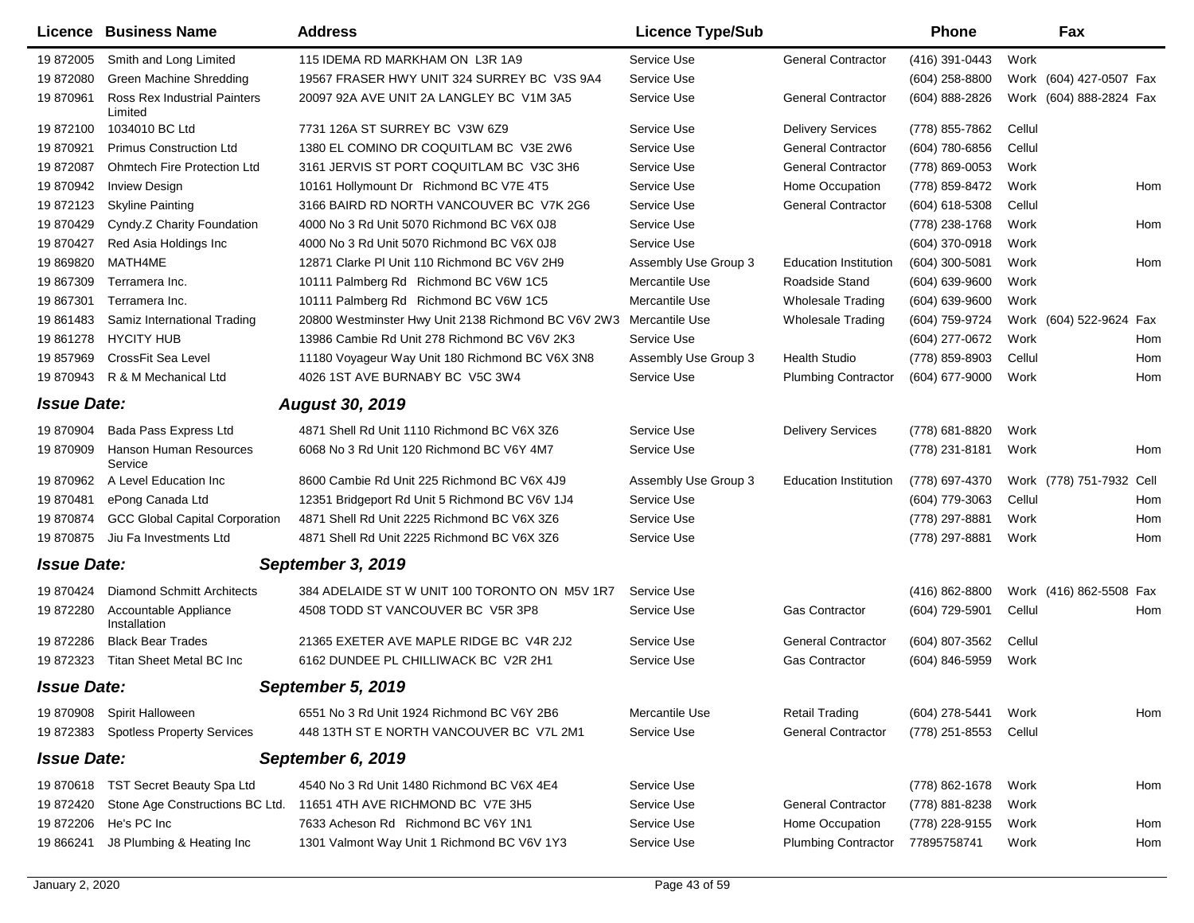| Licence | Business Name | Address | Licence Type/Sub | | Phone | | Fax | |
|---|---|---|---|---|---|---|---|---|
| 19 872005 | Smith and Long Limited | 115 IDEMA RD MARKHAM ON L3R 1A9 | Service Use | General Contractor | (416) 391-0443 | Work | | |
| 19 872080 | Green Machine Shredding | 19567 FRASER HWY UNIT 324 SURREY BC V3S 9A4 | Service Use | | (604) 258-8800 | Work | (604) 427-0507 | Fax |
| 19 870961 | Ross Rex Industrial Painters Limited | 20097 92A AVE UNIT 2A LANGLEY BC V1M 3A5 | Service Use | General Contractor | (604) 888-2826 | Work | (604) 888-2824 | Fax |
| 19 872100 | 1034010 BC Ltd | 7731 126A ST SURREY BC V3W 6Z9 | Service Use | Delivery Services | (778) 855-7862 | Cellul | | |
| 19 870921 | Primus Construction Ltd | 1380 EL COMINO DR COQUITLAM BC V3E 2W6 | Service Use | General Contractor | (604) 780-6856 | Cellul | | |
| 19 872087 | Ohmtech Fire Protection Ltd | 3161 JERVIS ST PORT COQUITLAM BC V3C 3H6 | Service Use | General Contractor | (778) 869-0053 | Work | | |
| 19 870942 | Inview Design | 10161 Hollymount Dr Richmond BC V7E 4T5 | Service Use | Home Occupation | (778) 859-8472 | Work | | Hom |
| 19 872123 | Skyline Painting | 3166 BAIRD RD NORTH VANCOUVER BC V7K 2G6 | Service Use | General Contractor | (604) 618-5308 | Cellul | | |
| 19 870429 | Cyndy.Z Charity Foundation | 4000 No 3 Rd Unit 5070 Richmond BC V6X 0J8 | Service Use | | (778) 238-1768 | Work | | Hom |
| 19 870427 | Red Asia Holdings Inc | 4000 No 3 Rd Unit 5070 Richmond BC V6X 0J8 | Service Use | | (604) 370-0918 | Work | | |
| 19 869820 | MATH4ME | 12871 Clarke Pl Unit 110 Richmond BC V6V 2H9 | Assembly Use Group 3 | Education Institution | (604) 300-5081 | Work | | Hom |
| 19 867309 | Terramera Inc. | 10111 Palmberg Rd Richmond BC V6W 1C5 | Mercantile Use | Roadside Stand | (604) 639-9600 | Work | | |
| 19 867301 | Terramera Inc. | 10111 Palmberg Rd Richmond BC V6W 1C5 | Mercantile Use | Wholesale Trading | (604) 639-9600 | Work | | |
| 19 861483 | Samiz International Trading | 20800 Westminster Hwy Unit 2138 Richmond BC V6V 2W3 | Mercantile Use | Wholesale Trading | (604) 759-9724 | Work | (604) 522-9624 | Fax |
| 19 861278 | HYCITY HUB | 13986 Cambie Rd Unit 278 Richmond BC V6V 2K3 | Service Use | | (604) 277-0672 | Work | | Hom |
| 19 857969 | CrossFit Sea Level | 11180 Voyageur Way Unit 180 Richmond BC V6X 3N8 | Assembly Use Group 3 | Health Studio | (778) 859-8903 | Cellul | | Hom |
| 19 870943 | R & M Mechanical Ltd | 4026 1ST AVE BURNABY BC V5C 3W4 | Service Use | Plumbing Contractor | (604) 677-9000 | Work | | Hom |
| ***Issue Date:*** | | ***August 30, 2019*** | | | | | | |
| 19 870904 | Bada Pass Express Ltd | 4871 Shell Rd Unit 1110 Richmond BC V6X 3Z6 | Service Use | Delivery Services | (778) 681-8820 | Work | | |
| 19 870909 | Hanson Human Resources Service | 6068 No 3 Rd Unit 120 Richmond BC V6Y 4M7 | Service Use | | (778) 231-8181 | Work | | Hom |
| 19 870962 | A Level Education Inc | 8600 Cambie Rd Unit 225 Richmond BC V6X 4J9 | Assembly Use Group 3 | Education Institution | (778) 697-4370 | Work | (778) 751-7932 | Cell |
| 19 870481 | ePong Canada Ltd | 12351 Bridgeport Rd Unit 5 Richmond BC V6V 1J4 | Service Use | | (604) 779-3063 | Cellul | | Hom |
| 19 870874 | GCC Global Capital Corporation | 4871 Shell Rd Unit 2225 Richmond BC V6X 3Z6 | Service Use | | (778) 297-8881 | Work | | Hom |
| 19 870875 | Jiu Fa Investments Ltd | 4871 Shell Rd Unit 2225 Richmond BC V6X 3Z6 | Service Use | | (778) 297-8881 | Work | | Hom |
| ***Issue Date:*** | | ***September 3, 2019*** | | | | | | |
| 19 870424 | Diamond Schmitt Architects | 384 ADELAIDE ST W UNIT 100 TORONTO ON M5V 1R7 | Service Use | | (416) 862-8800 | Work | (416) 862-5508 | Fax |
| 19 872280 | Accountable Appliance Installation | 4508 TODD ST VANCOUVER BC V5R 3P8 | Service Use | Gas Contractor | (604) 729-5901 | Cellul | | Hom |
| 19 872286 | Black Bear Trades | 21365 EXETER AVE MAPLE RIDGE BC V4R 2J2 | Service Use | General Contractor | (604) 807-3562 | Cellul | | |
| 19 872323 | Titan Sheet Metal BC Inc | 6162 DUNDEE PL CHILLIWACK BC V2R 2H1 | Service Use | Gas Contractor | (604) 846-5959 | Work | | |
| ***Issue Date:*** | | ***September 5, 2019*** | | | | | | |
| 19 870908 | Spirit Halloween | 6551 No 3 Rd Unit 1924 Richmond BC V6Y 2B6 | Mercantile Use | Retail Trading | (604) 278-5441 | Work | | Hom |
| 19 872383 | Spotless Property Services | 448 13TH ST E NORTH VANCOUVER BC V7L 2M1 | Service Use | General Contractor | (778) 251-8553 | Cellul | | |
| ***Issue Date:*** | | ***September 6, 2019*** | | | | | | |
| 19 870618 | TST Secret Beauty Spa Ltd | 4540 No 3 Rd Unit 1480 Richmond BC V6X 4E4 | Service Use | | (778) 862-1678 | Work | | Hom |
| 19 872420 | Stone Age Constructions BC Ltd. | 11651 4TH AVE RICHMOND BC V7E 3H5 | Service Use | General Contractor | (778) 881-8238 | Work | | |
| 19 872206 | He's PC Inc | 7633 Acheson Rd Richmond BC V6Y 1N1 | Service Use | Home Occupation | (778) 228-9155 | Work | | Hom |
| 19 866241 | J8 Plumbing & Heating Inc | 1301 Valmont Way Unit 1 Richmond BC V6V 1Y3 | Service Use | Plumbing Contractor | 77895758741 | Work | | Hom |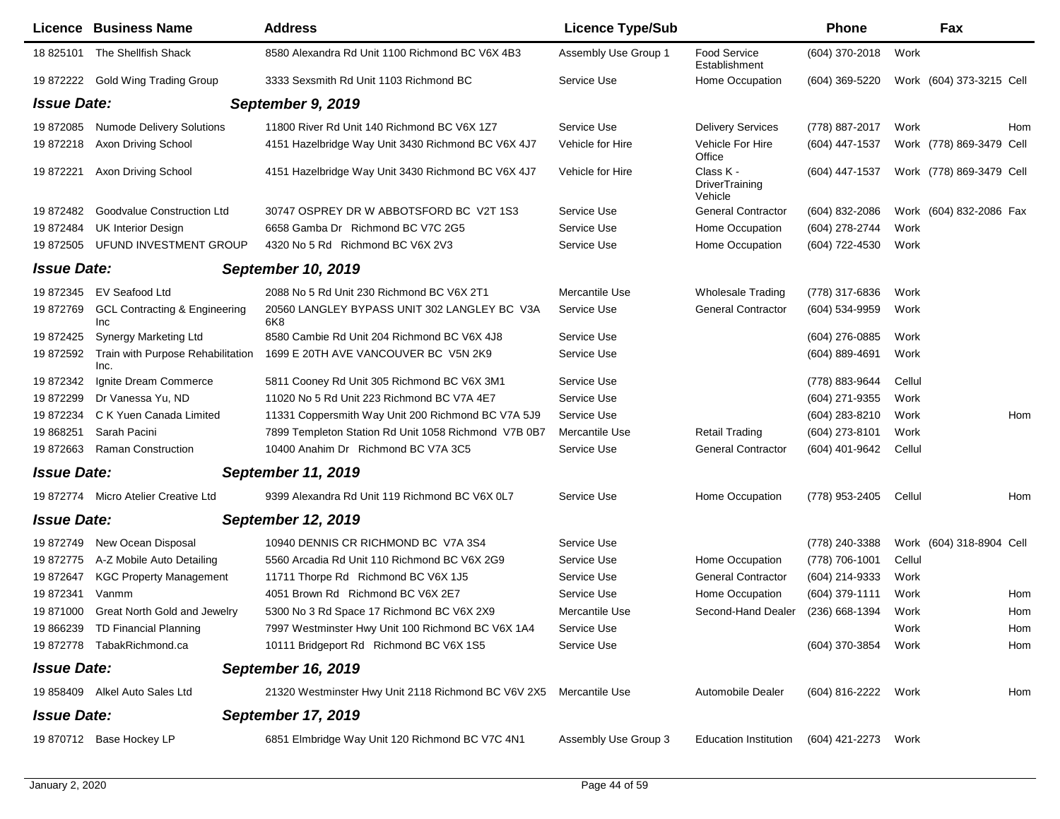| Licence | Business Name | Address | Licence Type/Sub | | Phone | | Fax | |
|---|---|---|---|---|---|---|---|---|
| 18 825101 | The Shellfish Shack | 8580 Alexandra Rd Unit 1100 Richmond BC V6X 4B3 | Assembly Use Group 1 | Food Service Establishment | (604) 370-2018 | Work | | |
| 19 872222 | Gold Wing Trading Group | 3333 Sexsmith Rd Unit 1103 Richmond BC | Service Use | Home Occupation | (604) 369-5220 | Work | (604) 373-3215 | Cell |
| ***Issue Date:*** | | ***September 9, 2019*** | | | | | | |
| 19 872085 | Numode Delivery Solutions | 11800 River Rd Unit 140 Richmond BC V6X 1Z7 | Service Use | Delivery Services | (778) 887-2017 | Work | | Hom |
| 19 872218 | Axon Driving School | 4151 Hazelbridge Way Unit 3430 Richmond BC V6X 4J7 | Vehicle for Hire | Vehicle For Hire Office | (604) 447-1537 | Work | (778) 869-3479 | Cell |
| 19 872221 | Axon Driving School | 4151 Hazelbridge Way Unit 3430 Richmond BC V6X 4J7 | Vehicle for Hire | Class K - DriverTraining Vehicle | (604) 447-1537 | Work | (778) 869-3479 | Cell |
| 19 872482 | Goodvalue Construction Ltd | 30747 OSPREY DR W ABBOTSFORD BC V2T 1S3 | Service Use | General Contractor | (604) 832-2086 | Work | (604) 832-2086 | Fax |
| 19 872484 | UK Interior Design | 6658 Gamba Dr Richmond BC V7C 2G5 | Service Use | Home Occupation | (604) 278-2744 | Work | | |
| 19 872505 | UFUND INVESTMENT GROUP | 4320 No 5 Rd Richmond BC V6X 2V3 | Service Use | Home Occupation | (604) 722-4530 | Work | | |
| ***Issue Date:*** | | ***September 10, 2019*** | | | | | | |
| 19 872345 | EV Seafood Ltd | 2088 No 5 Rd Unit 230 Richmond BC V6X 2T1 | Mercantile Use | Wholesale Trading | (778) 317-6836 | Work | | |
| 19 872769 | GCL Contracting & Engineering Inc | 20560 LANGLEY BYPASS UNIT 302 LANGLEY BC V3A 6K8 | Service Use | General Contractor | (604) 534-9959 | Work | | |
| 19 872425 | Synergy Marketing Ltd | 8580 Cambie Rd Unit 204 Richmond BC V6X 4J8 | Service Use | | (604) 276-0885 | Work | | |
| 19 872592 | Train with Purpose Rehabilitation Inc. | 1699 E 20TH AVE VANCOUVER BC V5N 2K9 | Service Use | | (604) 889-4691 | Work | | |
| 19 872342 | Ignite Dream Commerce | 5811 Cooney Rd Unit 305 Richmond BC V6X 3M1 | Service Use | | (778) 883-9644 | Cellul | | |
| 19 872299 | Dr Vanessa Yu, ND | 11020 No 5 Rd Unit 223 Richmond BC V7A 4E7 | Service Use | | (604) 271-9355 | Work | | |
| 19 872234 | C K Yuen Canada Limited | 11331 Coppersmith Way Unit 200 Richmond BC V7A 5J9 | Service Use | | (604) 283-8210 | Work | | Hom |
| 19 868251 | Sarah Pacini | 7899 Templeton Station Rd Unit 1058 Richmond V7B 0B7 | Mercantile Use | Retail Trading | (604) 273-8101 | Work | | |
| 19 872663 | Raman Construction | 10400 Anahim Dr Richmond BC V7A 3C5 | Service Use | General Contractor | (604) 401-9642 | Cellul | | |
| ***Issue Date:*** | | ***September 11, 2019*** | | | | | | |
| 19 872774 | Micro Atelier Creative Ltd | 9399 Alexandra Rd Unit 119 Richmond BC V6X 0L7 | Service Use | Home Occupation | (778) 953-2405 | Cellul | | Hom |
| ***Issue Date:*** | | ***September 12, 2019*** | | | | | | |
| 19 872749 | New Ocean Disposal | 10940 DENNIS CR RICHMOND BC V7A 3S4 | Service Use | | (778) 240-3388 | Work | (604) 318-8904 | Cell |
| 19 872775 | A-Z Mobile Auto Detailing | 5560 Arcadia Rd Unit 110 Richmond BC V6X 2G9 | Service Use | Home Occupation | (778) 706-1001 | Cellul | | |
| 19 872647 | KGC Property Management | 11711 Thorpe Rd Richmond BC V6X 1J5 | Service Use | General Contractor | (604) 214-9333 | Work | | |
| 19 872341 | Vanmm | 4051 Brown Rd Richmond BC V6X 2E7 | Service Use | Home Occupation | (604) 379-1111 | Work | | Hom |
| 19 871000 | Great North Gold and Jewelry | 5300 No 3 Rd Space 17 Richmond BC V6X 2X9 | Mercantile Use | Second-Hand Dealer | (236) 668-1394 | Work | | Hom |
| 19 866239 | TD Financial Planning | 7997 Westminster Hwy Unit 100 Richmond BC V6X 1A4 | Service Use | | | Work | | Hom |
| 19 872778 | TabakRichmond.ca | 10111 Bridgeport Rd Richmond BC V6X 1S5 | Service Use | | (604) 370-3854 | Work | | Hom |
| ***Issue Date:*** | | ***September 16, 2019*** | | | | | | |
| 19 858409 | Alkel Auto Sales Ltd | 21320 Westminster Hwy Unit 2118 Richmond BC V6V 2X5 | Mercantile Use | Automobile Dealer | (604) 816-2222 | Work | | Hom |
| ***Issue Date:*** | | ***September 17, 2019*** | | | | | | |
| 19 870712 | Base Hockey LP | 6851 Elmbridge Way Unit 120 Richmond BC V7C 4N1 | Assembly Use Group 3 | Education Institution | (604) 421-2273 | Work | | |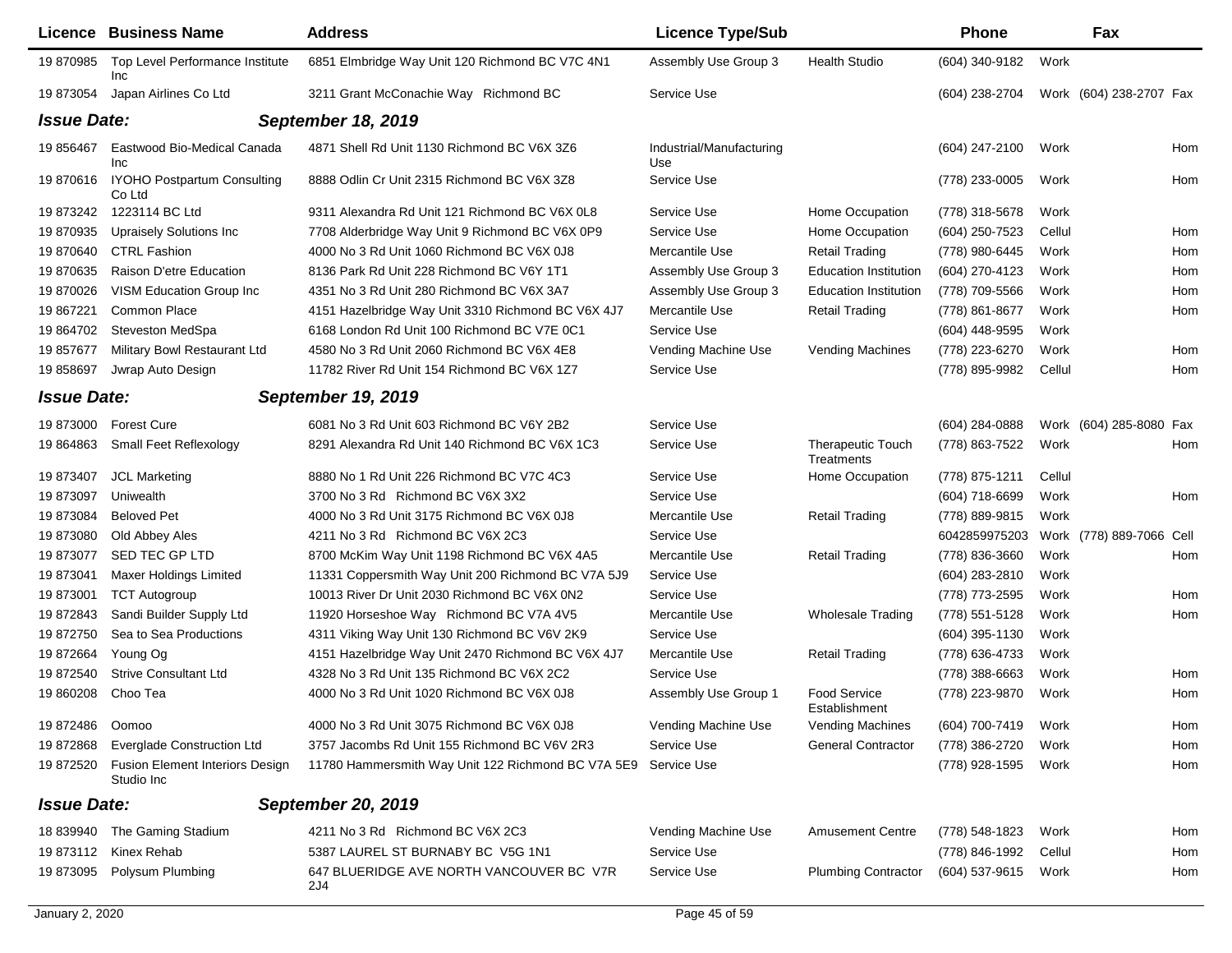| Licence | Business Name | Address | Licence Type/Sub | | Phone | | Fax | |
|---|---|---|---|---|---|---|---|---|
| 19 870985 | Top Level Performance Institute Inc | 6851 Elmbridge Way Unit 120 Richmond BC V7C 4N1 | Assembly Use Group 3 | Health Studio | (604) 340-9182 | Work | | |
| 19 873054 | Japan Airlines Co Ltd | 3211 Grant McConachie Way Richmond BC | Service Use | | (604) 238-2704 | Work | (604) 238-2707 | Fax |
| ***Issue Date:*** | | ***September 18, 2019*** | | | | | | |
| 19 856467 | Eastwood Bio-Medical Canada Inc | 4871 Shell Rd Unit 1130 Richmond BC V6X 3Z6 | Industrial/Manufacturing Use | | (604) 247-2100 | Work | | Hom |
| 19 870616 | IYOHO Postpartum Consulting Co Ltd | 8888 Odlin Cr Unit 2315 Richmond BC V6X 3Z8 | Service Use | | (778) 233-0005 | Work | | Hom |
| 19 873242 | 1223114 BC Ltd | 9311 Alexandra Rd Unit 121 Richmond BC V6X 0L8 | Service Use | Home Occupation | (778) 318-5678 | Work | | |
| 19 870935 | Upraisely Solutions Inc | 7708 Alderbridge Way Unit 9 Richmond BC V6X 0P9 | Service Use | Home Occupation | (604) 250-7523 | Cellul | | Hom |
| 19 870640 | CTRL Fashion | 4000 No 3 Rd Unit 1060 Richmond BC V6X 0J8 | Mercantile Use | Retail Trading | (778) 980-6445 | Work | | Hom |
| 19 870635 | Raison D'etre Education | 8136 Park Rd Unit 228 Richmond BC V6Y 1T1 | Assembly Use Group 3 | Education Institution | (604) 270-4123 | Work | | Hom |
| 19 870026 | VISM Education Group Inc | 4351 No 3 Rd Unit 280 Richmond BC V6X 3A7 | Assembly Use Group 3 | Education Institution | (778) 709-5566 | Work | | Hom |
| 19 867221 | Common Place | 4151 Hazelbridge Way Unit 3310 Richmond BC V6X 4J7 | Mercantile Use | Retail Trading | (778) 861-8677 | Work | | Hom |
| 19 864702 | Steveston MedSpa | 6168 London Rd Unit 100 Richmond BC V7E 0C1 | Service Use | | (604) 448-9595 | Work | | |
| 19 857677 | Military Bowl Restaurant Ltd | 4580 No 3 Rd Unit 2060 Richmond BC V6X 4E8 | Vending Machine Use | Vending Machines | (778) 223-6270 | Work | | Hom |
| 19 858697 | Jwrap Auto Design | 11782 River Rd Unit 154 Richmond BC V6X 1Z7 | Service Use | | (778) 895-9982 | Cellul | | Hom |
| ***Issue Date:*** | | ***September 19, 2019*** | | | | | | |
| 19 873000 | Forest Cure | 6081 No 3 Rd Unit 603 Richmond BC V6Y 2B2 | Service Use | | (604) 284-0888 | Work | (604) 285-8080 | Fax |
| 19 864863 | Small Feet Reflexology | 8291 Alexandra Rd Unit 140 Richmond BC V6X 1C3 | Service Use | Therapeutic Touch Treatments | (778) 863-7522 | Work | | Hom |
| 19 873407 | JCL Marketing | 8880 No 1 Rd Unit 226 Richmond BC V7C 4C3 | Service Use | Home Occupation | (778) 875-1211 | Cellul | | |
| 19 873097 | Uniwealth | 3700 No 3 Rd Richmond BC V6X 3X2 | Service Use | | (604) 718-6699 | Work | | Hom |
| 19 873084 | Beloved Pet | 4000 No 3 Rd Unit 3175 Richmond BC V6X 0J8 | Mercantile Use | Retail Trading | (778) 889-9815 | Work | | |
| 19 873080 | Old Abbey Ales | 4211 No 3 Rd Richmond BC V6X 2C3 | Service Use | | 6042859975203 | Work | (778) 889-7066 | Cell |
| 19 873077 | SED TEC GP LTD | 8700 McKim Way Unit 1198 Richmond BC V6X 4A5 | Mercantile Use | Retail Trading | (778) 836-3660 | Work | | Hom |
| 19 873041 | Maxer Holdings Limited | 11331 Coppersmith Way Unit 200 Richmond BC V7A 5J9 | Service Use | | (604) 283-2810 | Work | | |
| 19 873001 | TCT Autogroup | 10013 River Dr Unit 2030 Richmond BC V6X 0N2 | Service Use | | (778) 773-2595 | Work | | Hom |
| 19 872843 | Sandi Builder Supply Ltd | 11920 Horseshoe Way Richmond BC V7A 4V5 | Mercantile Use | Wholesale Trading | (778) 551-5128 | Work | | Hom |
| 19 872750 | Sea to Sea Productions | 4311 Viking Way Unit 130 Richmond BC V6V 2K9 | Service Use | | (604) 395-1130 | Work | | |
| 19 872664 | Young Og | 4151 Hazelbridge Way Unit 2470 Richmond BC V6X 4J7 | Mercantile Use | Retail Trading | (778) 636-4733 | Work | | |
| 19 872540 | Strive Consultant Ltd | 4328 No 3 Rd Unit 135 Richmond BC V6X 2C2 | Service Use | | (778) 388-6663 | Work | | Hom |
| 19 860208 | Choo Tea | 4000 No 3 Rd Unit 1020 Richmond BC V6X 0J8 | Assembly Use Group 1 | Food Service Establishment | (778) 223-9870 | Work | | Hom |
| 19 872486 | Oomoo | 4000 No 3 Rd Unit 3075 Richmond BC V6X 0J8 | Vending Machine Use | Vending Machines | (604) 700-7419 | Work | | Hom |
| 19 872868 | Everglade Construction Ltd | 3757 Jacombs Rd Unit 155 Richmond BC V6V 2R3 | Service Use | General Contractor | (778) 386-2720 | Work | | Hom |
| 19 872520 | Fusion Element Interiors Design Studio Inc | 11780 Hammersmith Way Unit 122 Richmond BC V7A 5E9 | Service Use | | (778) 928-1595 | Work | | Hom |
| ***Issue Date:*** | | ***September 20, 2019*** | | | | | | |
| 18 839940 | The Gaming Stadium | 4211 No 3 Rd Richmond BC V6X 2C3 | Vending Machine Use | Amusement Centre | (778) 548-1823 | Work | | Hom |
| 19 873112 | Kinex Rehab | 5387 LAUREL ST BURNABY BC V5G 1N1 | Service Use | | (778) 846-1992 | Cellul | | Hom |
| 19 873095 | Polysum Plumbing | 647 BLUERIDGE AVE NORTH VANCOUVER BC V7R 2J4 | Service Use | Plumbing Contractor | (604) 537-9615 | Work | | Hom |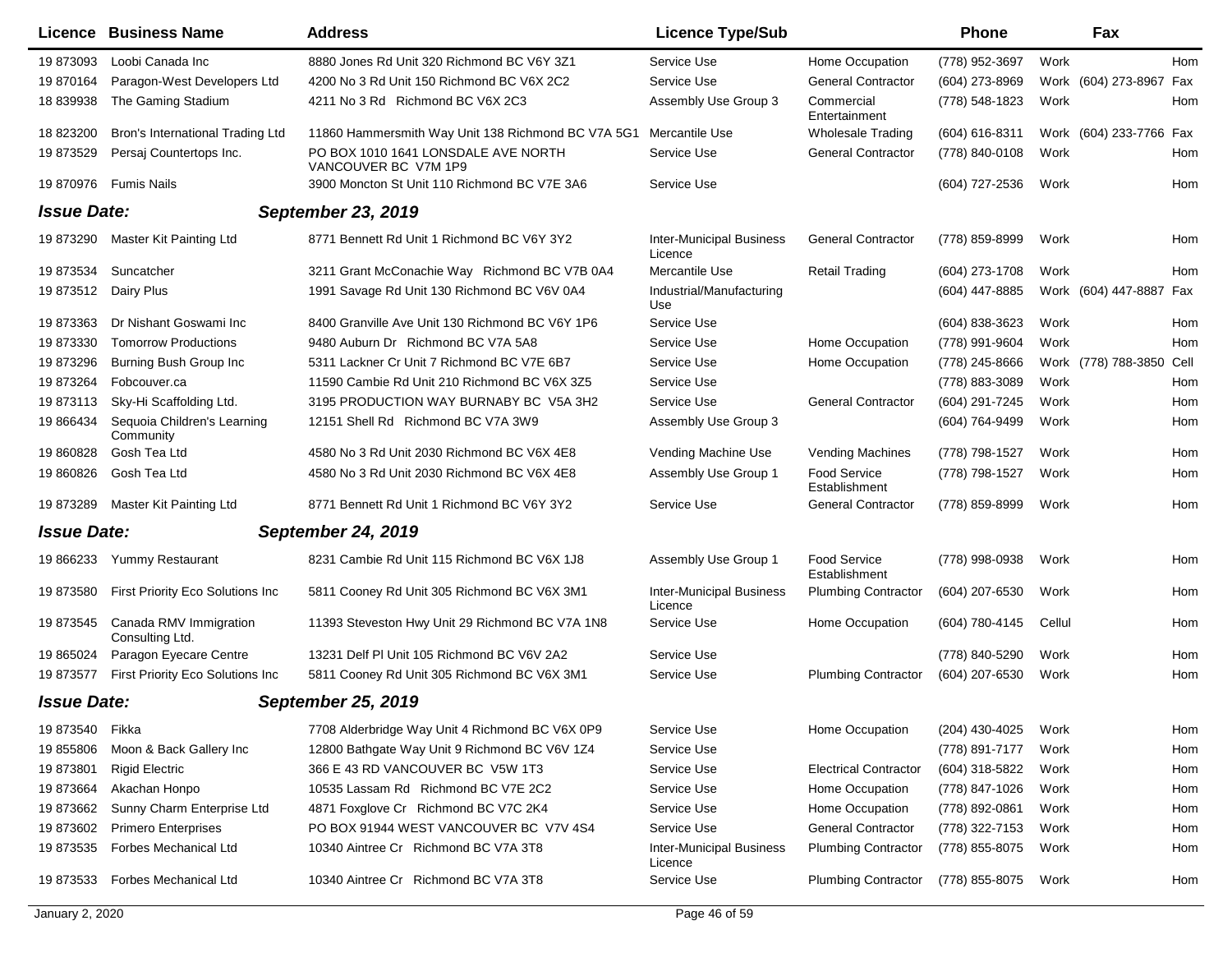| Licence | Business Name | Address | Licence Type/Sub | | Phone | | Fax | |
|---|---|---|---|---|---|---|---|---|
| 19 873093 | Loobi Canada Inc | 8880 Jones Rd Unit 320 Richmond BC V6Y 3Z1 | Service Use | Home Occupation | (778) 952-3697 | Work | | Hom |
| 19 870164 | Paragon-West Developers Ltd | 4200 No 3 Rd Unit 150 Richmond BC V6X 2C2 | Service Use | General Contractor | (604) 273-8969 | Work | (604) 273-8967 | Fax |
| 18 839938 | The Gaming Stadium | 4211 No 3 Rd Richmond BC V6X 2C3 | Assembly Use Group 3 | Commercial Entertainment | (778) 548-1823 | Work | | Hom |
| 18 823200 | Bron's International Trading Ltd | 11860 Hammersmith Way Unit 138 Richmond BC V7A 5G1 | Mercantile Use | Wholesale Trading | (604) 616-8311 | Work | (604) 233-7766 | Fax |
| 19 873529 | Persaj Countertops Inc. | PO BOX 1010 1641 LONSDALE AVE NORTH VANCOUVER BC V7M 1P9 | Service Use | General Contractor | (778) 840-0108 | Work | | Hom |
| 19 870976 | Fumis Nails | 3900 Moncton St Unit 110 Richmond BC V7E 3A6 | Service Use | | (604) 727-2536 | Work | | Hom |
| ***Issue Date:*** | ***September 23, 2019*** | | | | | | | |
| 19 873290 | Master Kit Painting Ltd | 8771 Bennett Rd Unit 1 Richmond BC V6Y 3Y2 | Inter-Municipal Business Licence | General Contractor | (778) 859-8999 | Work | | Hom |
| 19 873534 | Suncatcher | 3211 Grant McConachie Way Richmond BC V7B 0A4 | Mercantile Use | Retail Trading | (604) 273-1708 | Work | | Hom |
| 19 873512 | Dairy Plus | 1991 Savage Rd Unit 130 Richmond BC V6V 0A4 | Industrial/Manufacturing Use | | (604) 447-8885 | Work | (604) 447-8887 | Fax |
| 19 873363 | Dr Nishant Goswami Inc | 8400 Granville Ave Unit 130 Richmond BC V6Y 1P6 | Service Use | | (604) 838-3623 | Work | | Hom |
| 19 873330 | Tomorrow Productions | 9480 Auburn Dr Richmond BC V7A 5A8 | Service Use | Home Occupation | (778) 991-9604 | Work | | Hom |
| 19 873296 | Burning Bush Group Inc | 5311 Lackner Cr Unit 7 Richmond BC V7E 6B7 | Service Use | Home Occupation | (778) 245-8666 | Work | (778) 788-3850 | Cell |
| 19 873264 | Fobcouver.ca | 11590 Cambie Rd Unit 210 Richmond BC V6X 3Z5 | Service Use | | (778) 883-3089 | Work | | Hom |
| 19 873113 | Sky-Hi Scaffolding Ltd. | 3195 PRODUCTION WAY BURNABY BC V5A 3H2 | Service Use | General Contractor | (604) 291-7245 | Work | | Hom |
| 19 866434 | Sequoia Children's Learning Community | 12151 Shell Rd Richmond BC V7A 3W9 | Assembly Use Group 3 | | (604) 764-9499 | Work | | Hom |
| 19 860828 | Gosh Tea Ltd | 4580 No 3 Rd Unit 2030 Richmond BC V6X 4E8 | Vending Machine Use | Vending Machines | (778) 798-1527 | Work | | Hom |
| 19 860826 | Gosh Tea Ltd | 4580 No 3 Rd Unit 2030 Richmond BC V6X 4E8 | Assembly Use Group 1 | Food Service Establishment | (778) 798-1527 | Work | | Hom |
| 19 873289 | Master Kit Painting Ltd | 8771 Bennett Rd Unit 1 Richmond BC V6Y 3Y2 | Service Use | General Contractor | (778) 859-8999 | Work | | Hom |
| ***Issue Date:*** | ***September 24, 2019*** | | | | | | | |
| 19 866233 | Yummy Restaurant | 8231 Cambie Rd Unit 115 Richmond BC V6X 1J8 | Assembly Use Group 1 | Food Service Establishment | (778) 998-0938 | Work | | Hom |
| 19 873580 | First Priority Eco Solutions Inc | 5811 Cooney Rd Unit 305 Richmond BC V6X 3M1 | Inter-Municipal Business Licence | Plumbing Contractor | (604) 207-6530 | Work | | Hom |
| 19 873545 | Canada RMV Immigration Consulting Ltd. | 11393 Steveston Hwy Unit 29 Richmond BC V7A 1N8 | Service Use | Home Occupation | (604) 780-4145 | Cellul | | Hom |
| 19 865024 | Paragon Eyecare Centre | 13231 Delf Pl Unit 105 Richmond BC V6V 2A2 | Service Use | | (778) 840-5290 | Work | | Hom |
| 19 873577 | First Priority Eco Solutions Inc | 5811 Cooney Rd Unit 305 Richmond BC V6X 3M1 | Service Use | Plumbing Contractor | (604) 207-6530 | Work | | Hom |
| ***Issue Date:*** | ***September 25, 2019*** | | | | | | | |
| 19 873540 | Fikka | 7708 Alderbridge Way Unit 4 Richmond BC V6X 0P9 | Service Use | Home Occupation | (204) 430-4025 | Work | | Hom |
| 19 855806 | Moon & Back Gallery Inc | 12800 Bathgate Way Unit 9 Richmond BC V6V 1Z4 | Service Use | | (778) 891-7177 | Work | | Hom |
| 19 873801 | Rigid Electric | 366 E 43 RD VANCOUVER BC V5W 1T3 | Service Use | Electrical Contractor | (604) 318-5822 | Work | | Hom |
| 19 873664 | Akachan Honpo | 10535 Lassam Rd Richmond BC V7E 2C2 | Service Use | Home Occupation | (778) 847-1026 | Work | | Hom |
| 19 873662 | Sunny Charm Enterprise Ltd | 4871 Foxglove Cr Richmond BC V7C 2K4 | Service Use | Home Occupation | (778) 892-0861 | Work | | Hom |
| 19 873602 | Primero Enterprises | PO BOX 91944 WEST VANCOUVER BC V7V 4S4 | Service Use | General Contractor | (778) 322-7153 | Work | | Hom |
| 19 873535 | Forbes Mechanical Ltd | 10340 Aintree Cr Richmond BC V7A 3T8 | Inter-Municipal Business Licence | Plumbing Contractor | (778) 855-8075 | Work | | Hom |
| 19 873533 | Forbes Mechanical Ltd | 10340 Aintree Cr Richmond BC V7A 3T8 | Service Use | Plumbing Contractor | (778) 855-8075 | Work | | Hom |

January 2, 2020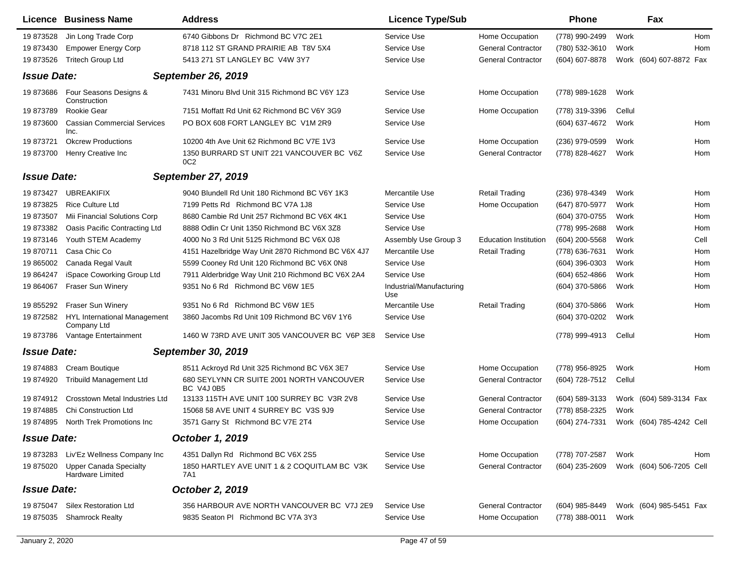| Licence | Business Name | Address | Licence Type/Sub | | Phone | | Fax | |
|---|---|---|---|---|---|---|---|---|
| 19 873528 | Jin Long Trade Corp | 6740 Gibbons Dr Richmond BC V7C 2E1 | Service Use | Home Occupation | (778) 990-2499 | Work | | Hom |
| 19 873430 | Empower Energy Corp | 8718 112 ST GRAND PRAIRIE AB T8V 5X4 | Service Use | General Contractor | (780) 532-3610 | Work | | Hom |
| 19 873526 | Tritech Group Ltd | 5413 271 ST LANGLEY BC V4W 3Y7 | Service Use | General Contractor | (604) 607-8878 | Work | (604) 607-8872 | Fax |
| ***Issue Date:*** | | ***September 26, 2019*** | | | | | | |
| 19 873686 | Four Seasons Designs & Construction | 7431 Minoru Blvd Unit 315 Richmond BC V6Y 1Z3 | Service Use | Home Occupation | (778) 989-1628 | Work | | |
| 19 873789 | Rookie Gear | 7151 Moffatt Rd Unit 62 Richmond BC V6Y 3G9 | Service Use | Home Occupation | (778) 319-3396 | Cellul | | |
| 19 873600 | Cassian Commercial Services Inc. | PO BOX 608 FORT LANGLEY BC V1M 2R9 | Service Use | | (604) 637-4672 | Work | | Hom |
| 19 873721 | Okcrew Productions | 10200 4th Ave Unit 62 Richmond BC V7E 1V3 | Service Use | Home Occupation | (236) 979-0599 | Work | | Hom |
| 19 873700 | Henry Creative Inc | 1350 BURRARD ST UNIT 221 VANCOUVER BC V6Z 0C2 | Service Use | General Contractor | (778) 828-4627 | Work | | Hom |
| ***Issue Date:*** | | ***September 27, 2019*** | | | | | | |
| 19 873427 | UBREAKIFIX | 9040 Blundell Rd Unit 180 Richmond BC V6Y 1K3 | Mercantile Use | Retail Trading | (236) 978-4349 | Work | | Hom |
| 19 873825 | Rice Culture Ltd | 7199 Petts Rd Richmond BC V7A 1J8 | Service Use | Home Occupation | (647) 870-5977 | Work | | Hom |
| 19 873507 | Mii Financial Solutions Corp | 8680 Cambie Rd Unit 257 Richmond BC V6X 4K1 | Service Use | | (604) 370-0755 | Work | | Hom |
| 19 873382 | Oasis Pacific Contracting Ltd | 8888 Odlin Cr Unit 1350 Richmond BC V6X 3Z8 | Service Use | | (778) 995-2688 | Work | | Hom |
| 19 873146 | Youth STEM Academy | 4000 No 3 Rd Unit 5125 Richmond BC V6X 0J8 | Assembly Use Group 3 | Education Institution | (604) 200-5568 | Work | | Cell |
| 19 870711 | Casa Chic Co | 4151 Hazelbridge Way Unit 2870 Richmond BC V6X 4J7 | Mercantile Use | Retail Trading | (778) 636-7631 | Work | | Hom |
| 19 865002 | Canada Regal Vault | 5599 Cooney Rd Unit 120 Richmond BC V6X 0N8 | Service Use | | (604) 396-0303 | Work | | Hom |
| 19 864247 | iSpace Coworking Group Ltd | 7911 Alderbridge Way Unit 210 Richmond BC V6X 2A4 | Service Use | | (604) 652-4866 | Work | | Hom |
| 19 864067 | Fraser Sun Winery | 9351 No 6 Rd Richmond BC V6W 1E5 | Industrial/Manufacturing Use | | (604) 370-5866 | Work | | Hom |
| 19 855292 | Fraser Sun Winery | 9351 No 6 Rd Richmond BC V6W 1E5 | Mercantile Use | Retail Trading | (604) 370-5866 | Work | | Hom |
| 19 872582 | HYL International Management Company Ltd | 3860 Jacombs Rd Unit 109 Richmond BC V6V 1Y6 | Service Use | | (604) 370-0202 | Work | | |
| 19 873786 | Vantage Entertainment | 1460 W 73RD AVE UNIT 305 VANCOUVER BC V6P 3E8 | Service Use | | (778) 999-4913 | Cellul | | Hom |
| ***Issue Date:*** | | ***September 30, 2019*** | | | | | | |
| 19 874883 | Cream Boutique | 8511 Ackroyd Rd Unit 325 Richmond BC V6X 3E7 | Service Use | Home Occupation | (778) 956-8925 | Work | | Hom |
| 19 874920 | Tribuild Management Ltd | 680 SEYLYNN CR SUITE 2001 NORTH VANCOUVER BC V4J 0B5 | Service Use | General Contractor | (604) 728-7512 | Cellul | | |
| 19 874912 | Crosstown Metal Industries Ltd | 13133 115TH AVE UNIT 100 SURREY BC V3R 2V8 | Service Use | General Contractor | (604) 589-3133 | Work | (604) 589-3134 | Fax |
| 19 874885 | Chi Construction Ltd | 15068 58 AVE UNIT 4 SURREY BC V3S 9J9 | Service Use | General Contractor | (778) 858-2325 | Work | | |
| 19 874895 | North Trek Promotions Inc | 3571 Garry St Richmond BC V7E 2T4 | Service Use | Home Occupation | (604) 274-7331 | Work | (604) 785-4242 | Cell |
| ***Issue Date:*** | | ***October 1, 2019*** | | | | | | |
| 19 873283 | Liv'Ez Wellness Company Inc | 4351 Dallyn Rd Richmond BC V6X 2S5 | Service Use | Home Occupation | (778) 707-2587 | Work | | Hom |
| 19 875020 | Upper Canada Specialty Hardware Limited | 1850 HARTLEY AVE UNIT 1 & 2 COQUITLAM BC V3K 7A1 | Service Use | General Contractor | (604) 235-2609 | Work | (604) 506-7205 | Cell |
| ***Issue Date:*** | | ***October 2, 2019*** | | | | | | |
| 19 875047 | Silex Restoration Ltd | 356 HARBOUR AVE NORTH VANCOUVER BC V7J 2E9 | Service Use | General Contractor | (604) 985-8449 | Work | (604) 985-5451 | Fax |
| 19 875035 | Shamrock Realty | 9835 Seaton Pl Richmond BC V7A 3Y3 | Service Use | Home Occupation | (778) 388-0011 | Work | | |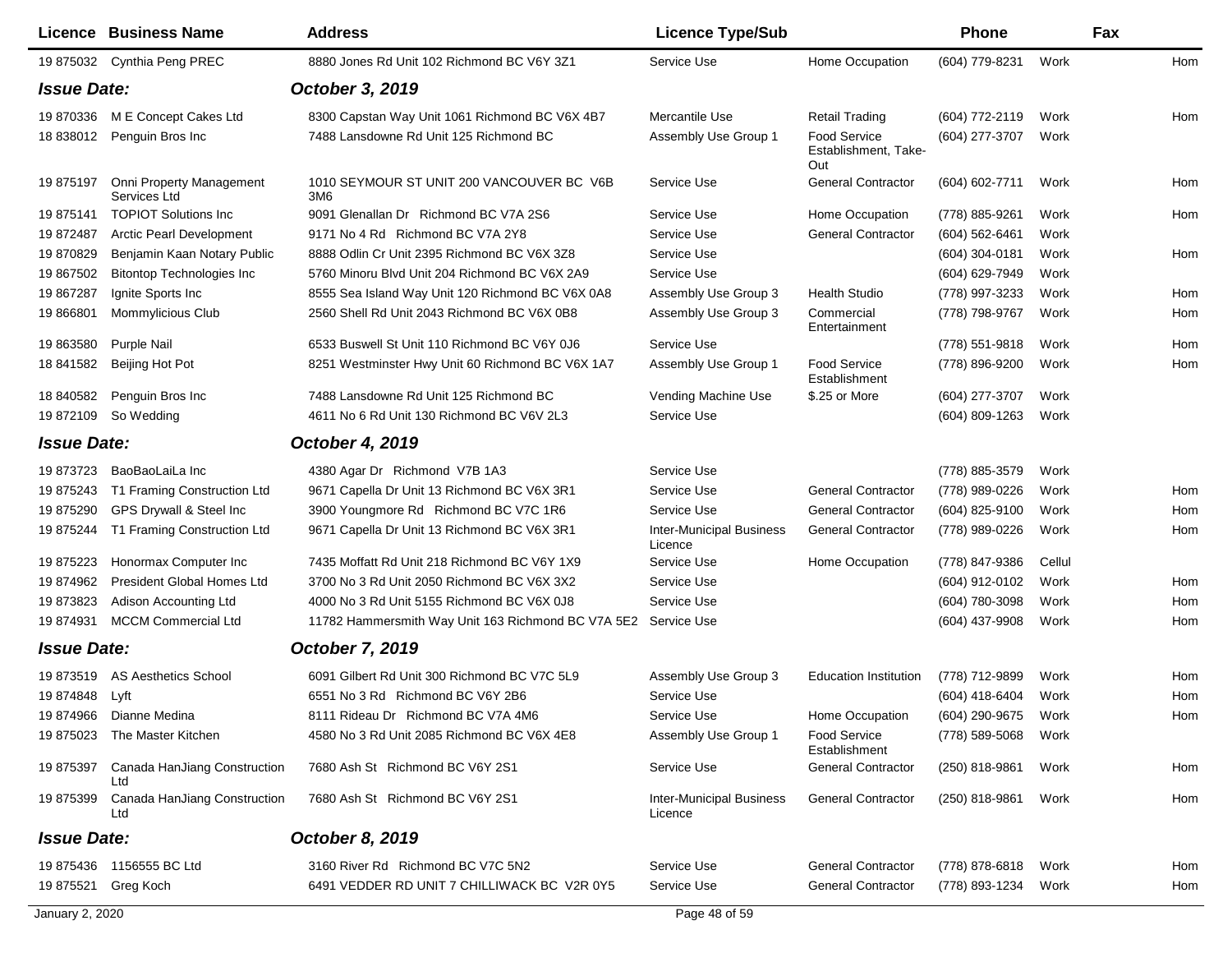| Licence | Business Name | Address | Licence Type/Sub | | Phone | | Fax |
|---|---|---|---|---|---|---|---|
| 19 875032 | Cynthia Peng PREC | 8880 Jones Rd Unit 102 Richmond BC V6Y 3Z1 | Service Use | Home Occupation | (604) 779-8231 | Work | Hom |
| ***Issue Date:*** | | ***October 3, 2019*** | | | | | |
| 19 870336 | M E Concept Cakes Ltd | 8300 Capstan Way Unit 1061 Richmond BC V6X 4B7 | Mercantile Use | Retail Trading | (604) 772-2119 | Work | Hom |
| 18 838012 | Penguin Bros Inc | 7488 Lansdowne Rd Unit 125 Richmond BC | Assembly Use Group 1 | Food Service Establishment, Take-Out | (604) 277-3707 | Work | |
| 19 875197 | Onni Property Management Services Ltd | 1010 SEYMOUR ST UNIT 200 VANCOUVER BC V6B 3M6 | Service Use | General Contractor | (604) 602-7711 | Work | Hom |
| 19 875141 | TOPIOT Solutions Inc | 9091 Glenallan Dr Richmond BC V7A 2S6 | Service Use | Home Occupation | (778) 885-9261 | Work | Hom |
| 19 872487 | Arctic Pearl Development | 9171 No 4 Rd Richmond BC V7A 2Y8 | Service Use | General Contractor | (604) 562-6461 | Work | |
| 19 870829 | Benjamin Kaan Notary Public | 8888 Odlin Cr Unit 2395 Richmond BC V6X 3Z8 | Service Use | | (604) 304-0181 | Work | Hom |
| 19 867502 | Bitontop Technologies Inc | 5760 Minoru Blvd Unit 204 Richmond BC V6X 2A9 | Service Use | | (604) 629-7949 | Work | |
| 19 867287 | Ignite Sports Inc | 8555 Sea Island Way Unit 120 Richmond BC V6X 0A8 | Assembly Use Group 3 | Health Studio | (778) 997-3233 | Work | Hom |
| 19 866801 | Mommylicious Club | 2560 Shell Rd Unit 2043 Richmond BC V6X 0B8 | Assembly Use Group 3 | Commercial Entertainment | (778) 798-9767 | Work | Hom |
| 19 863580 | Purple Nail | 6533 Buswell St Unit 110 Richmond BC V6Y 0J6 | Service Use | | (778) 551-9818 | Work | Hom |
| 18 841582 | Beijing Hot Pot | 8251 Westminster Hwy Unit 60 Richmond BC V6X 1A7 | Assembly Use Group 1 | Food Service Establishment | (778) 896-9200 | Work | Hom |
| 18 840582 | Penguin Bros Inc | 7488 Lansdowne Rd Unit 125 Richmond BC | Vending Machine Use | $.25 or More | (604) 277-3707 | Work | |
| 19 872109 | So Wedding | 4611 No 6 Rd Unit 130 Richmond BC V6V 2L3 | Service Use | | (604) 809-1263 | Work | |
| ***Issue Date:*** | | ***October 4, 2019*** | | | | | |
| 19 873723 | BaoBaoLaiLa Inc | 4380 Agar Dr Richmond V7B 1A3 | Service Use | | (778) 885-3579 | Work | |
| 19 875243 | T1 Framing Construction Ltd | 9671 Capella Dr Unit 13 Richmond BC V6X 3R1 | Service Use | General Contractor | (778) 989-0226 | Work | Hom |
| 19 875290 | GPS Drywall & Steel Inc | 3900 Youngmore Rd Richmond BC V7C 1R6 | Service Use | General Contractor | (604) 825-9100 | Work | Hom |
| 19 875244 | T1 Framing Construction Ltd | 9671 Capella Dr Unit 13 Richmond BC V6X 3R1 | Inter-Municipal Business Licence | General Contractor | (778) 989-0226 | Work | Hom |
| 19 875223 | Honormax Computer Inc | 7435 Moffatt Rd Unit 218 Richmond BC V6Y 1X9 | Service Use | Home Occupation | (778) 847-9386 | Cellul | |
| 19 874962 | President Global Homes Ltd | 3700 No 3 Rd Unit 2050 Richmond BC V6X 3X2 | Service Use | | (604) 912-0102 | Work | Hom |
| 19 873823 | Adison Accounting Ltd | 4000 No 3 Rd Unit 5155 Richmond BC V6X 0J8 | Service Use | | (604) 780-3098 | Work | Hom |
| 19 874931 | MCCM Commercial Ltd | 11782 Hammersmith Way Unit 163 Richmond BC V7A 5E2 | Service Use | | (604) 437-9908 | Work | Hom |
| ***Issue Date:*** | | ***October 7, 2019*** | | | | | |
| 19 873519 | AS Aesthetics School | 6091 Gilbert Rd Unit 300 Richmond BC V7C 5L9 | Assembly Use Group 3 | Education Institution | (778) 712-9899 | Work | Hom |
| 19 874848 | Lyft | 6551 No 3 Rd Richmond BC V6Y 2B6 | Service Use | | (604) 418-6404 | Work | Hom |
| 19 874966 | Dianne Medina | 8111 Rideau Dr Richmond BC V7A 4M6 | Service Use | Home Occupation | (604) 290-9675 | Work | Hom |
| 19 875023 | The Master Kitchen | 4580 No 3 Rd Unit 2085 Richmond BC V6X 4E8 | Assembly Use Group 1 | Food Service Establishment | (778) 589-5068 | Work | |
| 19 875397 | Canada HanJiang Construction Ltd | 7680 Ash St Richmond BC V6Y 2S1 | Service Use | General Contractor | (250) 818-9861 | Work | Hom |
| 19 875399 | Canada HanJiang Construction Ltd | 7680 Ash St Richmond BC V6Y 2S1 | Inter-Municipal Business Licence | General Contractor | (250) 818-9861 | Work | Hom |
| ***Issue Date:*** | | ***October 8, 2019*** | | | | | |
| 19 875436 | 1156555 BC Ltd | 3160 River Rd Richmond BC V7C 5N2 | Service Use | General Contractor | (778) 878-6818 | Work | Hom |
| 19 875521 | Greg Koch | 6491 VEDDER RD UNIT 7 CHILLIWACK BC V2R 0Y5 | Service Use | General Contractor | (778) 893-1234 | Work | Hom |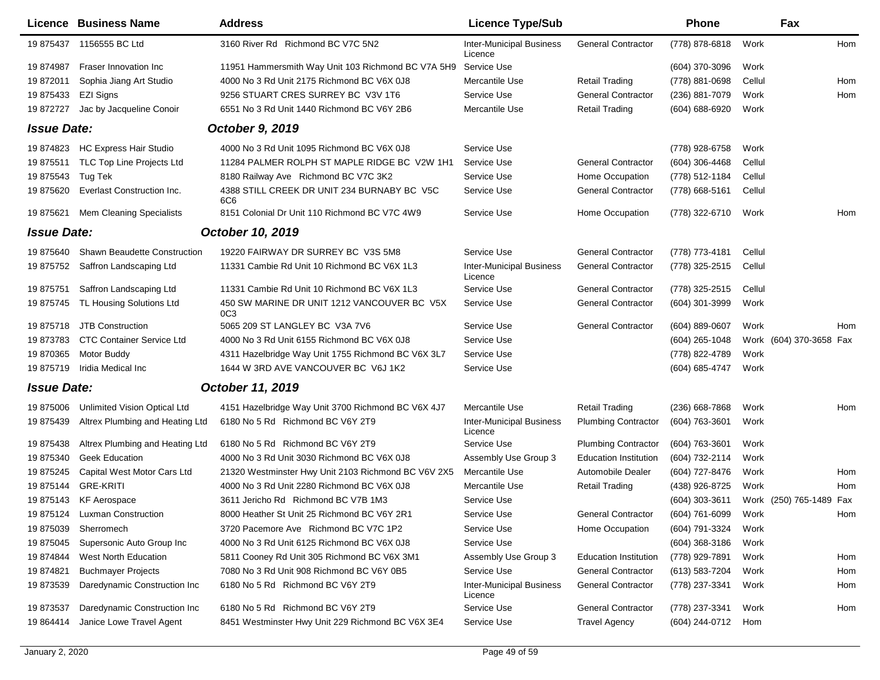| Licence | Business Name | Address | Licence Type/Sub | | Phone | | Fax | |
|---|---|---|---|---|---|---|---|---|
| 19 875437 | 1156555 BC Ltd | 3160 River Rd Richmond BC V7C 5N2 | Inter-Municipal Business Licence | General Contractor | (778) 878-6818 | Work | | Hom |
| 19 874987 | Fraser Innovation Inc | 11951 Hammersmith Way Unit 103 Richmond BC V7A 5H9 | Service Use | | (604) 370-3096 | Work | | |
| 19 872011 | Sophia Jiang Art Studio | 4000 No 3 Rd Unit 2175 Richmond BC V6X 0J8 | Mercantile Use | Retail Trading | (778) 881-0698 | Cellul | | Hom |
| 19 875433 | EZI Signs | 9256 STUART CRES SURREY BC V3V 1T6 | Service Use | General Contractor | (236) 881-7079 | Work | | Hom |
| 19 872727 | Jac by Jacqueline Conoir | 6551 No 3 Rd Unit 1440 Richmond BC V6Y 2B6 | Mercantile Use | Retail Trading | (604) 688-6920 | Work | | |
| ***Issue Date:*** | | ***October 9, 2019*** | | | | | | |
| 19 874823 | HC Express Hair Studio | 4000 No 3 Rd Unit 1095 Richmond BC V6X 0J8 | Service Use | | (778) 928-6758 | Work | | |
| 19 875511 | TLC Top Line Projects Ltd | 11284 PALMER ROLPH ST MAPLE RIDGE BC V2W 1H1 | Service Use | General Contractor | (604) 306-4468 | Cellul | | |
| 19 875543 | Tug Tek | 8180 Railway Ave Richmond BC V7C 3K2 | Service Use | Home Occupation | (778) 512-1184 | Cellul | | |
| 19 875620 | Everlast Construction Inc. | 4388 STILL CREEK DR UNIT 234 BURNABY BC V5C 6C6 | Service Use | General Contractor | (778) 668-5161 | Cellul | | |
| 19 875621 | Mem Cleaning Specialists | 8151 Colonial Dr Unit 110 Richmond BC V7C 4W9 | Service Use | Home Occupation | (778) 322-6710 | Work | | Hom |
| ***Issue Date:*** | | ***October 10, 2019*** | | | | | | |
| 19 875640 | Shawn Beaudette Construction | 19220 FAIRWAY DR SURREY BC V3S 5M8 | Service Use | General Contractor | (778) 773-4181 | Cellul | | |
| 19 875752 | Saffron Landscaping Ltd | 11331 Cambie Rd Unit 10 Richmond BC V6X 1L3 | Inter-Municipal Business Licence | General Contractor | (778) 325-2515 | Cellul | | |
| 19 875751 | Saffron Landscaping Ltd | 11331 Cambie Rd Unit 10 Richmond BC V6X 1L3 | Service Use | General Contractor | (778) 325-2515 | Cellul | | |
| 19 875745 | TL Housing Solutions Ltd | 450 SW MARINE DR UNIT 1212 VANCOUVER BC V5X 0C3 | Service Use | General Contractor | (604) 301-3999 | Work | | |
| 19 875718 | JTB Construction | 5065 209 ST LANGLEY BC V3A 7V6 | Service Use | General Contractor | (604) 889-0607 | Work | | Hom |
| 19 873783 | CTC Container Service Ltd | 4000 No 3 Rd Unit 6155 Richmond BC V6X 0J8 | Service Use | | (604) 265-1048 | Work | (604) 370-3658 | Fax |
| 19 870365 | Motor Buddy | 4311 Hazelbridge Way Unit 1755 Richmond BC V6X 3L7 | Service Use | | (778) 822-4789 | Work | | |
| 19 875719 | Iridia Medical Inc | 1644 W 3RD AVE VANCOUVER BC V6J 1K2 | Service Use | | (604) 685-4747 | Work | | |
| ***Issue Date:*** | | ***October 11, 2019*** | | | | | | |
| 19 875006 | Unlimited Vision Optical Ltd | 4151 Hazelbridge Way Unit 3700 Richmond BC V6X 4J7 | Mercantile Use | Retail Trading | (236) 668-7868 | Work | | Hom |
| 19 875439 | Altrex Plumbing and Heating Ltd | 6180 No 5 Rd Richmond BC V6Y 2T9 | Inter-Municipal Business Licence | Plumbing Contractor | (604) 763-3601 | Work | | |
| 19 875438 | Altrex Plumbing and Heating Ltd | 6180 No 5 Rd Richmond BC V6Y 2T9 | Service Use | Plumbing Contractor | (604) 763-3601 | Work | | |
| 19 875340 | Geek Education | 4000 No 3 Rd Unit 3030 Richmond BC V6X 0J8 | Assembly Use Group 3 | Education Institution | (604) 732-2114 | Work | | |
| 19 875245 | Capital West Motor Cars Ltd | 21320 Westminster Hwy Unit 2103 Richmond BC V6V 2X5 | Mercantile Use | Automobile Dealer | (604) 727-8476 | Work | | Hom |
| 19 875144 | GRE-KRITI | 4000 No 3 Rd Unit 2280 Richmond BC V6X 0J8 | Mercantile Use | Retail Trading | (438) 926-8725 | Work | | Hom |
| 19 875143 | KF Aerospace | 3611 Jericho Rd Richmond BC V7B 1M3 | Service Use | | (604) 303-3611 | Work | (250) 765-1489 | Fax |
| 19 875124 | Luxman Construction | 8000 Heather St Unit 25 Richmond BC V6Y 2R1 | Service Use | General Contractor | (604) 761-6099 | Work | | Hom |
| 19 875039 | Sherromech | 3720 Pacemore Ave Richmond BC V7C 1P2 | Service Use | Home Occupation | (604) 791-3324 | Work | | |
| 19 875045 | Supersonic Auto Group Inc | 4000 No 3 Rd Unit 6125 Richmond BC V6X 0J8 | Service Use | | (604) 368-3186 | Work | | |
| 19 874844 | West North Education | 5811 Cooney Rd Unit 305 Richmond BC V6X 3M1 | Assembly Use Group 3 | Education Institution | (778) 929-7891 | Work | | Hom |
| 19 874821 | Buchmayer Projects | 7080 No 3 Rd Unit 908 Richmond BC V6Y 0B5 | Service Use | General Contractor | (613) 583-7204 | Work | | Hom |
| 19 873539 | Daredynamic Construction Inc | 6180 No 5 Rd Richmond BC V6Y 2T9 | Inter-Municipal Business Licence | General Contractor | (778) 237-3341 | Work | | Hom |
| 19 873537 | Daredynamic Construction Inc | 6180 No 5 Rd Richmond BC V6Y 2T9 | Service Use | General Contractor | (778) 237-3341 | Work | | Hom |
| 19 864414 | Janice Lowe Travel Agent | 8451 Westminster Hwy Unit 229 Richmond BC V6X 3E4 | Service Use | Travel Agency | (604) 244-0712 | Hom | | |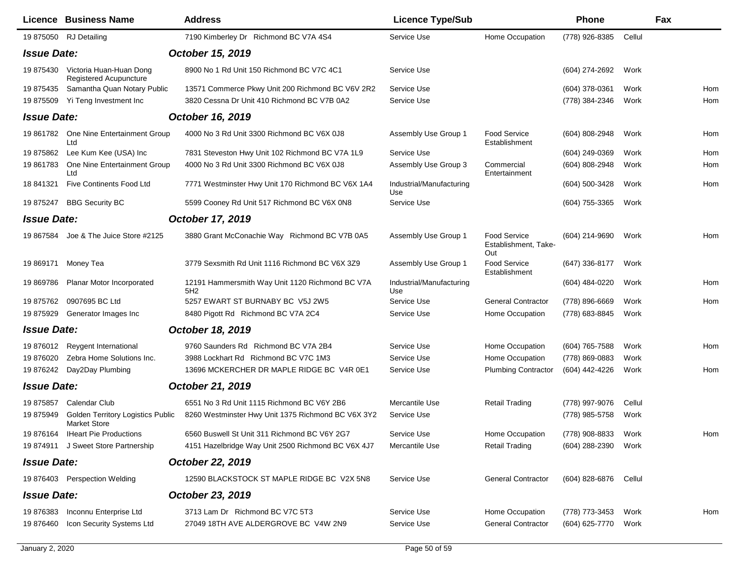| Licence | Business Name | Address | Licence Type/Sub | | Phone | | Fax |
|---|---|---|---|---|---|---|---|
| 19 875050 | RJ Detailing | 7190 Kimberley Dr Richmond BC V7A 4S4 | Service Use | Home Occupation | (778) 926-8385 | Cellul | |
| ***Issue Date:*** | | ***October 15, 2019*** | | | | | |
| 19 875430 | Victoria Huan-Huan Dong Registered Acupuncture | 8900 No 1 Rd Unit 150 Richmond BC V7C 4C1 | Service Use | | (604) 274-2692 | Work | |
| 19 875435 | Samantha Quan Notary Public | 13571 Commerce Pkwy Unit 200 Richmond BC V6V 2R2 | Service Use | | (604) 378-0361 | Work | Hom |
| 19 875509 | Yi Teng Investment Inc | 3820 Cessna Dr Unit 410 Richmond BC V7B 0A2 | Service Use | | (778) 384-2346 | Work | Hom |
| ***Issue Date:*** | | ***October 16, 2019*** | | | | | |
| 19 861782 | One Nine Entertainment Group Ltd | 4000 No 3 Rd Unit 3300 Richmond BC V6X 0J8 | Assembly Use Group 1 | Food Service Establishment | (604) 808-2948 | Work | Hom |
| 19 875862 | Lee Kum Kee (USA) Inc | 7831 Steveston Hwy Unit 102 Richmond BC V7A 1L9 | Service Use | | (604) 249-0369 | Work | Hom |
| 19 861783 | One Nine Entertainment Group Ltd | 4000 No 3 Rd Unit 3300 Richmond BC V6X 0J8 | Assembly Use Group 3 | Commercial Entertainment | (604) 808-2948 | Work | Hom |
| 18 841321 | Five Continents Food Ltd | 7771 Westminster Hwy Unit 170 Richmond BC V6X 1A4 | Industrial/Manufacturing Use | | (604) 500-3428 | Work | Hom |
| 19 875247 | BBG Security BC | 5599 Cooney Rd Unit 517 Richmond BC V6X 0N8 | Service Use | | (604) 755-3365 | Work | |
| ***Issue Date:*** | | ***October 17, 2019*** | | | | | |
| 19 867584 | Joe & The Juice Store #2125 | 3880 Grant McConachie Way Richmond BC V7B 0A5 | Assembly Use Group 1 | Food Service Establishment, Take-Out | (604) 214-9690 | Work | Hom |
| 19 869171 | Money Tea | 3779 Sexsmith Rd Unit 1116 Richmond BC V6X 3Z9 | Assembly Use Group 1 | Food Service Establishment | (647) 336-8177 | Work | |
| 19 869786 | Planar Motor Incorporated | 12191 Hammersmith Way Unit 1120 Richmond BC V7A 5H2 | Industrial/Manufacturing Use | | (604) 484-0220 | Work | Hom |
| 19 875762 | 0907695 BC Ltd | 5257 EWART ST BURNABY BC V5J 2W5 | Service Use | General Contractor | (778) 896-6669 | Work | Hom |
| 19 875929 | Generator Images Inc | 8480 Pigott Rd Richmond BC V7A 2C4 | Service Use | Home Occupation | (778) 683-8845 | Work | |
| ***Issue Date:*** | | ***October 18, 2019*** | | | | | |
| 19 876012 | Reygent International | 9760 Saunders Rd Richmond BC V7A 2B4 | Service Use | Home Occupation | (604) 765-7588 | Work | Hom |
| 19 876020 | Zebra Home Solutions Inc. | 3988 Lockhart Rd Richmond BC V7C 1M3 | Service Use | Home Occupation | (778) 869-0883 | Work | |
| 19 876242 | Day2Day Plumbing | 13696 MCKERCHER DR MAPLE RIDGE BC V4R 0E1 | Service Use | Plumbing Contractor | (604) 442-4226 | Work | Hom |
| ***Issue Date:*** | | ***October 21, 2019*** | | | | | |
| 19 875857 | Calendar Club | 6551 No 3 Rd Unit 1115 Richmond BC V6Y 2B6 | Mercantile Use | Retail Trading | (778) 997-9076 | Cellul | |
| 19 875949 | Golden Territory Logistics Public Market Store | 8260 Westminster Hwy Unit 1375 Richmond BC V6X 3Y2 | Service Use | | (778) 985-5758 | Work | |
| 19 876164 | IHeart Pie Productions | 6560 Buswell St Unit 311 Richmond BC V6Y 2G7 | Service Use | Home Occupation | (778) 908-8833 | Work | Hom |
| 19 874911 | J Sweet Store Partnership | 4151 Hazelbridge Way Unit 2500 Richmond BC V6X 4J7 | Mercantile Use | Retail Trading | (604) 288-2390 | Work | |
| ***Issue Date:*** | | ***October 22, 2019*** | | | | | |
| 19 876403 | Perspection Welding | 12590 BLACKSTOCK ST MAPLE RIDGE BC V2X 5N8 | Service Use | General Contractor | (604) 828-6876 | Cellul | |
| ***Issue Date:*** | | ***October 23, 2019*** | | | | | |
| 19 876383 | Inconnu Enterprise Ltd | 3713 Lam Dr Richmond BC V7C 5T3 | Service Use | Home Occupation | (778) 773-3453 | Work | Hom |
| 19 876460 | Icon Security Systems Ltd | 27049 18TH AVE ALDERGROVE BC V4W 2N9 | Service Use | General Contractor | (604) 625-7770 | Work | |

January 2, 2020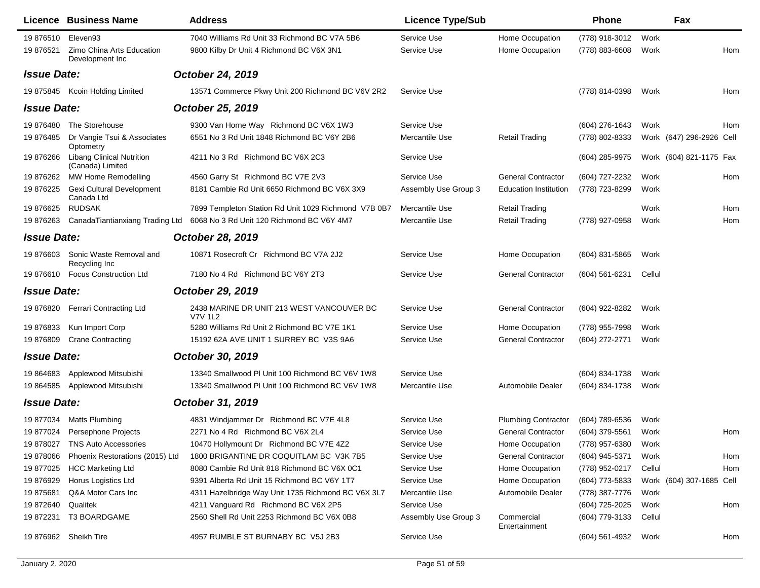| Licence | Business Name | Address | Licence Type/Sub | | Phone | | Fax | |
|---|---|---|---|---|---|---|---|---|
| 19 876510 | Eleven93 | 7040 Williams Rd Unit 33 Richmond BC V7A 5B6 | Service Use | Home Occupation | (778) 918-3012 | Work | | |
| 19 876521 | Zimo China Arts Education Development Inc | 9800 Kilby Dr Unit 4 Richmond BC V6X 3N1 | Service Use | Home Occupation | (778) 883-6608 | Work | | Hom |
| ***Issue Date:*** | | ***October 24, 2019*** | | | | | | |
| 19 875845 | Kcoin Holding Limited | 13571 Commerce Pkwy Unit 200 Richmond BC V6V 2R2 | Service Use | | (778) 814-0398 | Work | | Hom |
| ***Issue Date:*** | | ***October 25, 2019*** | | | | | | |
| 19 876480 | The Storehouse | 9300 Van Horne Way Richmond BC V6X 1W3 | Service Use | | (604) 276-1643 | Work | | Hom |
| 19 876485 | Dr Vangie Tsui & Associates Optometry | 6551 No 3 Rd Unit 1848 Richmond BC V6Y 2B6 | Mercantile Use | Retail Trading | (778) 802-8333 | Work | (647) 296-2926 | Cell |
| 19 876266 | Libang Clinical Nutrition (Canada) Limited | 4211 No 3 Rd Richmond BC V6X 2C3 | Service Use | | (604) 285-9975 | Work | (604) 821-1175 | Fax |
| 19 876262 | MW Home Remodelling | 4560 Garry St Richmond BC V7E 2V3 | Service Use | General Contractor | (604) 727-2232 | Work | | Hom |
| 19 876225 | Gexi Cultural Development Canada Ltd | 8181 Cambie Rd Unit 6650 Richmond BC V6X 3X9 | Assembly Use Group 3 | Education Institution | (778) 723-8299 | Work | | |
| 19 876625 | RUDSAK | 7899 Templeton Station Rd Unit 1029 Richmond V7B 0B7 | Mercantile Use | Retail Trading | | Work | | Hom |
| 19 876263 | CanadaTiantianxiang Trading Ltd | 6068 No 3 Rd Unit 120 Richmond BC V6Y 4M7 | Mercantile Use | Retail Trading | (778) 927-0958 | Work | | Hom |
| ***Issue Date:*** | | ***October 28, 2019*** | | | | | | |
| 19 876603 | Sonic Waste Removal and Recycling Inc | 10871 Rosecroft Cr Richmond BC V7A 2J2 | Service Use | Home Occupation | (604) 831-5865 | Work | | |
| 19 876610 | Focus Construction Ltd | 7180 No 4 Rd Richmond BC V6Y 2T3 | Service Use | General Contractor | (604) 561-6231 | Cellul | | |
| ***Issue Date:*** | | ***October 29, 2019*** | | | | | | |
| 19 876820 | Ferrari Contracting Ltd | 2438 MARINE DR UNIT 213 WEST VANCOUVER BC V7V 1L2 | Service Use | General Contractor | (604) 922-8282 | Work | | |
| 19 876833 | Kun Import Corp | 5280 Williams Rd Unit 2 Richmond BC V7E 1K1 | Service Use | Home Occupation | (778) 955-7998 | Work | | |
| 19 876809 | Crane Contracting | 15192 62A AVE UNIT 1 SURREY BC V3S 9A6 | Service Use | General Contractor | (604) 272-2771 | Work | | |
| ***Issue Date:*** | | ***October 30, 2019*** | | | | | | |
| 19 864683 | Applewood Mitsubishi | 13340 Smallwood Pl Unit 100 Richmond BC V6V 1W8 | Service Use | | (604) 834-1738 | Work | | |
| 19 864585 | Applewood Mitsubishi | 13340 Smallwood Pl Unit 100 Richmond BC V6V 1W8 | Mercantile Use | Automobile Dealer | (604) 834-1738 | Work | | |
| ***Issue Date:*** | | ***October 31, 2019*** | | | | | | |
| 19 877034 | Matts Plumbing | 4831 Windjammer Dr Richmond BC V7E 4L8 | Service Use | Plumbing Contractor | (604) 789-6536 | Work | | |
| 19 877024 | Persephone Projects | 2271 No 4 Rd Richmond BC V6X 2L4 | Service Use | General Contractor | (604) 379-5561 | Work | | Hom |
| 19 878027 | TNS Auto Accessories | 10470 Hollymount Dr Richmond BC V7E 4Z2 | Service Use | Home Occupation | (778) 957-6380 | Work | | |
| 19 878066 | Phoenix Restorations (2015) Ltd | 1800 BRIGANTINE DR COQUITLAM BC V3K 7B5 | Service Use | General Contractor | (604) 945-5371 | Work | | Hom |
| 19 877025 | HCC Marketing Ltd | 8080 Cambie Rd Unit 818 Richmond BC V6X 0C1 | Service Use | Home Occupation | (778) 952-0217 | Cellul | | Hom |
| 19 876929 | Horus Logistics Ltd | 9391 Alberta Rd Unit 15 Richmond BC V6Y 1T7 | Service Use | Home Occupation | (604) 773-5833 | Work | (604) 307-1685 | Cell |
| 19 875681 | Q&A Motor Cars Inc | 4311 Hazelbridge Way Unit 1735 Richmond BC V6X 3L7 | Mercantile Use | Automobile Dealer | (778) 387-7776 | Work | | |
| 19 872640 | Qualitek | 4211 Vanguard Rd Richmond BC V6X 2P5 | Service Use | | (604) 725-2025 | Work | | Hom |
| 19 872231 | T3 BOARDGAME | 2560 Shell Rd Unit 2253 Richmond BC V6X 0B8 | Assembly Use Group 3 | Commercial Entertainment | (604) 779-3133 | Cellul | | |
| 19 876962 | Sheikh Tire | 4957 RUMBLE ST BURNABY BC V5J 2B3 | Service Use | | (604) 561-4932 | Work | | Hom |

January 2, 2020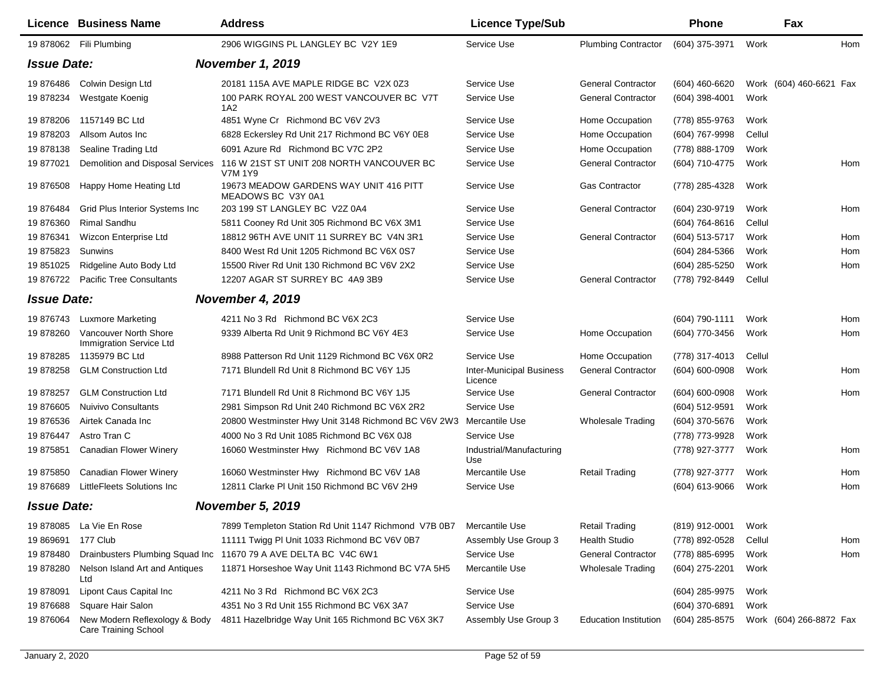| Licence | Business Name | Address | Licence Type/Sub | | Phone | | Fax | |
|---|---|---|---|---|---|---|---|---|
| 19 878062 | Fili Plumbing | 2906 WIGGINS PL LANGLEY BC V2Y 1E9 | Service Use | Plumbing Contractor | (604) 375-3971 | Work | | Hom |

***Issue Date:*** ***November 1, 2019***

| Licence | Business Name | Address | Licence Type/Sub | | Phone | | Fax | |
|---|---|---|---|---|---|---|---|---|
| 19 876486 | Colwin Design Ltd | 20181 115A AVE MAPLE RIDGE BC V2X 0Z3 | Service Use | General Contractor | (604) 460-6620 | Work | (604) 460-6621 | Fax |
| 19 878234 | Westgate Koenig | 100 PARK ROYAL 200 WEST VANCOUVER BC V7T 1A2 | Service Use | General Contractor | (604) 398-4001 | Work | | |
| 19 878206 | 1157149 BC Ltd | 4851 Wyne Cr Richmond BC V6V 2V3 | Service Use | Home Occupation | (778) 855-9763 | Work | | |
| 19 878203 | Allsom Autos Inc | 6828 Eckersley Rd Unit 217 Richmond BC V6Y 0E8 | Service Use | Home Occupation | (604) 767-9998 | Cellul | | |
| 19 878138 | Sealine Trading Ltd | 6091 Azure Rd Richmond BC V7C 2P2 | Service Use | Home Occupation | (778) 888-1709 | Work | | |
| 19 877021 | Demolition and Disposal Services | 116 W 21ST ST UNIT 208 NORTH VANCOUVER BC V7M 1Y9 | Service Use | General Contractor | (604) 710-4775 | Work | | Hom |
| 19 876508 | Happy Home Heating Ltd | 19673 MEADOW GARDENS WAY UNIT 416 PITT MEADOWS BC V3Y 0A1 | Service Use | Gas Contractor | (778) 285-4328 | Work | | |
| 19 876484 | Grid Plus Interior Systems Inc | 203 199 ST LANGLEY BC V2Z 0A4 | Service Use | General Contractor | (604) 230-9719 | Work | | Hom |
| 19 876360 | Rimal Sandhu | 5811 Cooney Rd Unit 305 Richmond BC V6X 3M1 | Service Use | | (604) 764-8616 | Cellul | | |
| 19 876341 | Wizcon Enterprise Ltd | 18812 96TH AVE UNIT 11 SURREY BC V4N 3R1 | Service Use | General Contractor | (604) 513-5717 | Work | | Hom |
| 19 875823 | Sunwins | 8400 West Rd Unit 1205 Richmond BC V6X 0S7 | Service Use | | (604) 284-5366 | Work | | Hom |
| 19 851025 | Ridgeline Auto Body Ltd | 15500 River Rd Unit 130 Richmond BC V6V 2X2 | Service Use | | (604) 285-5250 | Work | | Hom |
| 19 876722 | Pacific Tree Consultants | 12207 AGAR ST SURREY BC 4A9 3B9 | Service Use | General Contractor | (778) 792-8449 | Cellul | | |

***Issue Date:*** ***November 4, 2019***

| Licence | Business Name | Address | Licence Type/Sub | | Phone | | Fax | |
|---|---|---|---|---|---|---|---|---|
| 19 876743 | Luxmore Marketing | 4211 No 3 Rd Richmond BC V6X 2C3 | Service Use | | (604) 790-1111 | Work | | Hom |
| 19 878260 | Vancouver North Shore Immigration Service Ltd | 9339 Alberta Rd Unit 9 Richmond BC V6Y 4E3 | Service Use | Home Occupation | (604) 770-3456 | Work | | Hom |
| 19 878285 | 1135979 BC Ltd | 8988 Patterson Rd Unit 1129 Richmond BC V6X 0R2 | Service Use | Home Occupation | (778) 317-4013 | Cellul | | |
| 19 878258 | GLM Construction Ltd | 7171 Blundell Rd Unit 8 Richmond BC V6Y 1J5 | Inter-Municipal Business Licence | General Contractor | (604) 600-0908 | Work | | Hom |
| 19 878257 | GLM Construction Ltd | 7171 Blundell Rd Unit 8 Richmond BC V6Y 1J5 | Service Use | General Contractor | (604) 600-0908 | Work | | Hom |
| 19 876605 | Nuivivo Consultants | 2981 Simpson Rd Unit 240 Richmond BC V6X 2R2 | Service Use | | (604) 512-9591 | Work | | |
| 19 876536 | Airtek Canada Inc | 20800 Westminster Hwy Unit 3148 Richmond BC V6V 2W3 | Mercantile Use | Wholesale Trading | (604) 370-5676 | Work | | |
| 19 876447 | Astro Tran C | 4000 No 3 Rd Unit 1085 Richmond BC V6X 0J8 | Service Use | | (778) 773-9928 | Work | | |
| 19 875851 | Canadian Flower Winery | 16060 Westminster Hwy Richmond BC V6V 1A8 | Industrial/Manufacturing Use | | (778) 927-3777 | Work | | Hom |
| 19 875850 | Canadian Flower Winery | 16060 Westminster Hwy Richmond BC V6V 1A8 | Mercantile Use | Retail Trading | (778) 927-3777 | Work | | Hom |
| 19 876689 | LittleFleets Solutions Inc | 12811 Clarke Pl Unit 150 Richmond BC V6V 2H9 | Service Use | | (604) 613-9066 | Work | | Hom |

***Issue Date:*** ***November 5, 2019***

| Licence | Business Name | Address | Licence Type/Sub | | Phone | | Fax | |
|---|---|---|---|---|---|---|---|---|
| 19 878085 | La Vie En Rose | 7899 Templeton Station Rd Unit 1147 Richmond V7B 0B7 | Mercantile Use | Retail Trading | (819) 912-0001 | Work | | |
| 19 869691 | 177 Club | 11111 Twigg Pl Unit 1033 Richmond BC V6V 0B7 | Assembly Use Group 3 | Health Studio | (778) 892-0528 | Cellul | | Hom |
| 19 878480 | Drainbusters Plumbing Squad Inc | 11670 79 A AVE DELTA BC V4C 6W1 | Service Use | General Contractor | (778) 885-6995 | Work | | Hom |
| 19 878280 | Nelson Island Art and Antiques Ltd | 11871 Horseshoe Way Unit 1143 Richmond BC V7A 5H5 | Mercantile Use | Wholesale Trading | (604) 275-2201 | Work | | |
| 19 878091 | Lipont Caus Capital Inc | 4211 No 3 Rd Richmond BC V6X 2C3 | Service Use | | (604) 285-9975 | Work | | |
| 19 876688 | Square Hair Salon | 4351 No 3 Rd Unit 155 Richmond BC V6X 3A7 | Service Use | | (604) 370-6891 | Work | | |
| 19 876064 | New Modern Reflexology & Body Care Training School | 4811 Hazelbridge Way Unit 165 Richmond BC V6X 3K7 | Assembly Use Group 3 | Education Institution | (604) 285-8575 | Work | (604) 266-8872 | Fax |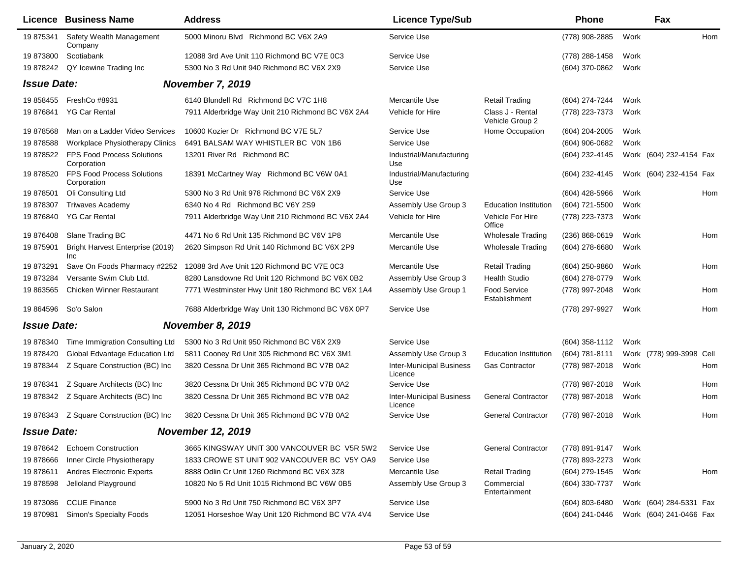| Licence | Business Name | Address | Licence Type/Sub | | Phone | | Fax | |
|---|---|---|---|---|---|---|---|---|
| 19 875341 | Safety Wealth Management Company | 5000 Minoru Blvd Richmond BC V6X 2A9 | Service Use | | (778) 908-2885 | Work | | Hom |
| 19 873800 | Scotiabank | 12088 3rd Ave Unit 110 Richmond BC V7E 0C3 | Service Use | | (778) 288-1458 | Work | | |
| 19 878242 | QY Icewine Trading Inc | 5300 No 3 Rd Unit 940 Richmond BC V6X 2X9 | Service Use | | (604) 370-0862 | Work | | |
| ***Issue Date:*** | | ***November 7, 2019*** | | | | | | |
| 19 858455 | FreshCo #8931 | 6140 Blundell Rd Richmond BC V7C 1H8 | Mercantile Use | Retail Trading | (604) 274-7244 | Work | | |
| 19 876841 | YG Car Rental | 7911 Alderbridge Way Unit 210 Richmond BC V6X 2A4 | Vehicle for Hire | Class J - Rental Vehicle Group 2 | (778) 223-7373 | Work | | |
| 19 878568 | Man on a Ladder Video Services | 10600 Kozier Dr Richmond BC V7E 5L7 | Service Use | Home Occupation | (604) 204-2005 | Work | | |
| 19 878588 | Workplace Physiotherapy Clinics | 6491 BALSAM WAY WHISTLER BC V0N 1B6 | Service Use | | (604) 906-0682 | Work | | |
| 19 878522 | FPS Food Process Solutions Corporation | 13201 River Rd Richmond BC | Industrial/Manufacturing Use | | (604) 232-4145 | Work | (604) 232-4154 | Fax |
| 19 878520 | FPS Food Process Solutions Corporation | 18391 McCartney Way Richmond BC V6W 0A1 | Industrial/Manufacturing Use | | (604) 232-4145 | Work | (604) 232-4154 | Fax |
| 19 878501 | Oli Consulting Ltd | 5300 No 3 Rd Unit 978 Richmond BC V6X 2X9 | Service Use | | (604) 428-5966 | Work | | Hom |
| 19 878307 | Triwaves Academy | 6340 No 4 Rd Richmond BC V6Y 2S9 | Assembly Use Group 3 | Education Institution | (604) 721-5500 | Work | | |
| 19 876840 | YG Car Rental | 7911 Alderbridge Way Unit 210 Richmond BC V6X 2A4 | Vehicle for Hire | Vehicle For Hire Office | (778) 223-7373 | Work | | |
| 19 876408 | Slane Trading BC | 4471 No 6 Rd Unit 135 Richmond BC V6V 1P8 | Mercantile Use | Wholesale Trading | (236) 868-0619 | Work | | Hom |
| 19 875901 | Bright Harvest Enterprise (2019) Inc | 2620 Simpson Rd Unit 140 Richmond BC V6X 2P9 | Mercantile Use | Wholesale Trading | (604) 278-6680 | Work | | |
| 19 873291 | Save On Foods Pharmacy #2252 | 12088 3rd Ave Unit 120 Richmond BC V7E 0C3 | Mercantile Use | Retail Trading | (604) 250-9860 | Work | | Hom |
| 19 873284 | Versante Swim Club Ltd. | 8280 Lansdowne Rd Unit 120 Richmond BC V6X 0B2 | Assembly Use Group 3 | Health Studio | (604) 278-0779 | Work | | |
| 19 863565 | Chicken Winner Restaurant | 7771 Westminster Hwy Unit 180 Richmond BC V6X 1A4 | Assembly Use Group 1 | Food Service Establishment | (778) 997-2048 | Work | | Hom |
| 19 864596 | So'o Salon | 7688 Alderbridge Way Unit 130 Richmond BC V6X 0P7 | Service Use | | (778) 297-9927 | Work | | Hom |
| ***Issue Date:*** | | ***November 8, 2019*** | | | | | | |
| 19 878340 | Time Immigration Consulting Ltd | 5300 No 3 Rd Unit 950 Richmond BC V6X 2X9 | Service Use | | (604) 358-1112 | Work | | |
| 19 878420 | Global Edvantage Education Ltd | 5811 Cooney Rd Unit 305 Richmond BC V6X 3M1 | Assembly Use Group 3 | Education Institution | (604) 781-8111 | Work | (778) 999-3998 | Cell |
| 19 878344 | Z Square Construction (BC) Inc | 3820 Cessna Dr Unit 365 Richmond BC V7B 0A2 | Inter-Municipal Business Licence | Gas Contractor | (778) 987-2018 | Work | | Hom |
| 19 878341 | Z Square Architects (BC) Inc | 3820 Cessna Dr Unit 365 Richmond BC V7B 0A2 | Service Use | | (778) 987-2018 | Work | | Hom |
| 19 878342 | Z Square Architects (BC) Inc | 3820 Cessna Dr Unit 365 Richmond BC V7B 0A2 | Inter-Municipal Business Licence | General Contractor | (778) 987-2018 | Work | | Hom |
| 19 878343 | Z Square Construction (BC) Inc | 3820 Cessna Dr Unit 365 Richmond BC V7B 0A2 | Service Use | General Contractor | (778) 987-2018 | Work | | Hom |
| ***Issue Date:*** | | ***November 12, 2019*** | | | | | | |
| 19 878642 | Echoem Construction | 3665 KINGSWAY UNIT 300 VANCOUVER BC V5R 5W2 | Service Use | General Contractor | (778) 891-9147 | Work | | |
| 19 878666 | Inner Circle Physiotherapy | 1833 CROWE ST UNIT 902 VANCOUVER BC V5Y OA9 | Service Use | | (778) 893-2273 | Work | | |
| 19 878611 | Andres Electronic Experts | 8888 Odlin Cr Unit 1260 Richmond BC V6X 3Z8 | Mercantile Use | Retail Trading | (604) 279-1545 | Work | | Hom |
| 19 878598 | Jelloland Playground | 10820 No 5 Rd Unit 1015 Richmond BC V6W 0B5 | Assembly Use Group 3 | Commercial Entertainment | (604) 330-7737 | Work | | |
| 19 873086 | CCUE Finance | 5900 No 3 Rd Unit 750 Richmond BC V6X 3P7 | Service Use | | (604) 803-6480 | Work | (604) 284-5331 | Fax |
| 19 870981 | Simon's Specialty Foods | 12051 Horseshoe Way Unit 120 Richmond BC V7A 4V4 | Service Use | | (604) 241-0446 | Work | (604) 241-0466 | Fax |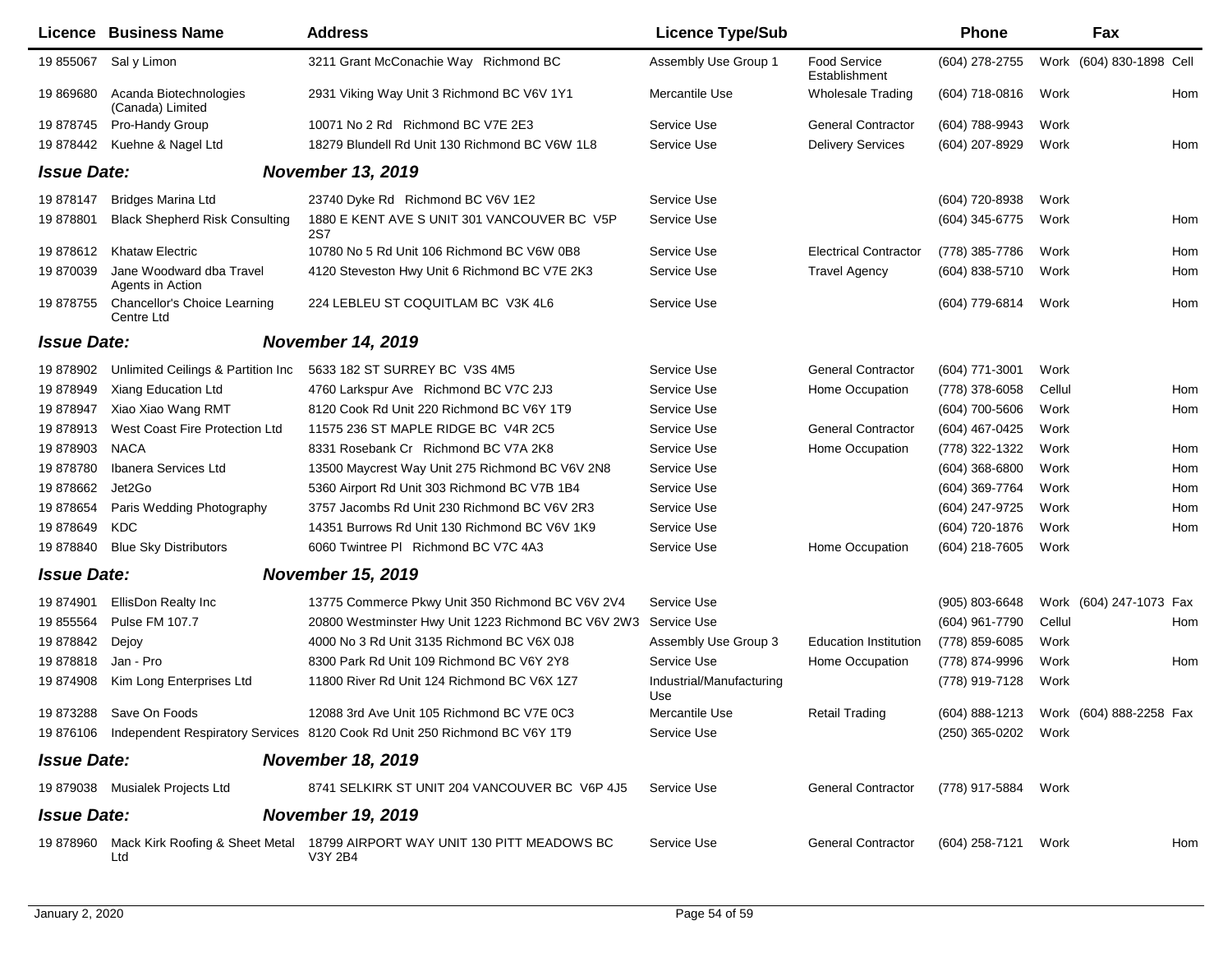| Licence | Business Name | Address | Licence Type/Sub | | Phone | | Fax | |
|---|---|---|---|---|---|---|---|---|
| 19 855067 | Sal y Limon | 3211 Grant McConachie Way Richmond BC | Assembly Use Group 1 | Food Service Establishment | (604) 278-2755 | Work | (604) 830-1898 | Cell |
| 19 869680 | Acanda Biotechnologies (Canada) Limited | 2931 Viking Way Unit 3 Richmond BC V6V 1Y1 | Mercantile Use | Wholesale Trading | (604) 718-0816 | Work | | Hom |
| 19 878745 | Pro-Handy Group | 10071 No 2 Rd Richmond BC V7E 2E3 | Service Use | General Contractor | (604) 788-9943 | Work | | |
| 19 878442 | Kuehne & Nagel Ltd | 18279 Blundell Rd Unit 130 Richmond BC V6W 1L8 | Service Use | Delivery Services | (604) 207-8929 | Work | | Hom |
| ***Issue Date:*** | | ***November 13, 2019*** | | | | | | |
| 19 878147 | Bridges Marina Ltd | 23740 Dyke Rd Richmond BC V6V 1E2 | Service Use | | (604) 720-8938 | Work | | |
| 19 878801 | Black Shepherd Risk Consulting | 1880 E KENT AVE S UNIT 301 VANCOUVER BC V5P 2S7 | Service Use | | (604) 345-6775 | Work | | Hom |
| 19 878612 | Khataw Electric | 10780 No 5 Rd Unit 106 Richmond BC V6W 0B8 | Service Use | Electrical Contractor | (778) 385-7786 | Work | | Hom |
| 19 870039 | Jane Woodward dba Travel Agents in Action | 4120 Steveston Hwy Unit 6 Richmond BC V7E 2K3 | Service Use | Travel Agency | (604) 838-5710 | Work | | Hom |
| 19 878755 | Chancellor's Choice Learning Centre Ltd | 224 LEBLEU ST COQUITLAM BC V3K 4L6 | Service Use | | (604) 779-6814 | Work | | Hom |
| ***Issue Date:*** | | ***November 14, 2019*** | | | | | | |
| 19 878902 | Unlimited Ceilings & Partition Inc | 5633 182 ST SURREY BC V3S 4M5 | Service Use | General Contractor | (604) 771-3001 | Work | | |
| 19 878949 | Xiang Education Ltd | 4760 Larkspur Ave Richmond BC V7C 2J3 | Service Use | Home Occupation | (778) 378-6058 | Cellul | | Hom |
| 19 878947 | Xiao Xiao Wang RMT | 8120 Cook Rd Unit 220 Richmond BC V6Y 1T9 | Service Use | | (604) 700-5606 | Work | | Hom |
| 19 878913 | West Coast Fire Protection Ltd | 11575 236 ST MAPLE RIDGE BC V4R 2C5 | Service Use | General Contractor | (604) 467-0425 | Work | | |
| 19 878903 | NACA | 8331 Rosebank Cr Richmond BC V7A 2K8 | Service Use | Home Occupation | (778) 322-1322 | Work | | Hom |
| 19 878780 | Ibanera Services Ltd | 13500 Maycrest Way Unit 275 Richmond BC V6V 2N8 | Service Use | | (604) 368-6800 | Work | | Hom |
| 19 878662 | Jet2Go | 5360 Airport Rd Unit 303 Richmond BC V7B 1B4 | Service Use | | (604) 369-7764 | Work | | Hom |
| 19 878654 | Paris Wedding Photography | 3757 Jacombs Rd Unit 230 Richmond BC V6V 2R3 | Service Use | | (604) 247-9725 | Work | | Hom |
| 19 878649 | KDC | 14351 Burrows Rd Unit 130 Richmond BC V6V 1K9 | Service Use | | (604) 720-1876 | Work | | Hom |
| 19 878840 | Blue Sky Distributors | 6060 Twintree Pl Richmond BC V7C 4A3 | Service Use | Home Occupation | (604) 218-7605 | Work | | |
| ***Issue Date:*** | | ***November 15, 2019*** | | | | | | |
| 19 874901 | EllisDon Realty Inc | 13775 Commerce Pkwy Unit 350 Richmond BC V6V 2V4 | Service Use | | (905) 803-6648 | Work | (604) 247-1073 | Fax |
| 19 855564 | Pulse FM 107.7 | 20800 Westminster Hwy Unit 1223 Richmond BC V6V 2W3 | Service Use | | (604) 961-7790 | Cellul | | Hom |
| 19 878842 | Dejoy | 4000 No 3 Rd Unit 3135 Richmond BC V6X 0J8 | Assembly Use Group 3 | Education Institution | (778) 859-6085 | Work | | |
| 19 878818 | Jan - Pro | 8300 Park Rd Unit 109 Richmond BC V6Y 2Y8 | Service Use | Home Occupation | (778) 874-9996 | Work | | Hom |
| 19 874908 | Kim Long Enterprises Ltd | 11800 River Rd Unit 124 Richmond BC V6X 1Z7 | Industrial/Manufacturing Use | | (778) 919-7128 | Work | | |
| 19 873288 | Save On Foods | 12088 3rd Ave Unit 105 Richmond BC V7E 0C3 | Mercantile Use | Retail Trading | (604) 888-1213 | Work | (604) 888-2258 | Fax |
| 19 876106 | Independent Respiratory Services | 8120 Cook Rd Unit 250 Richmond BC V6Y 1T9 | Service Use | | (250) 365-0202 | Work | | |
| ***Issue Date:*** | | ***November 18, 2019*** | | | | | | |
| 19 879038 | Musialek Projects Ltd | 8741 SELKIRK ST UNIT 204 VANCOUVER BC V6P 4J5 | Service Use | General Contractor | (778) 917-5884 | Work | | |
| ***Issue Date:*** | | ***November 19, 2019*** | | | | | | |
| 19 878960 | Mack Kirk Roofing & Sheet Metal Ltd | 18799 AIRPORT WAY UNIT 130 PITT MEADOWS BC V3Y 2B4 | Service Use | General Contractor | (604) 258-7121 | Work | | Hom |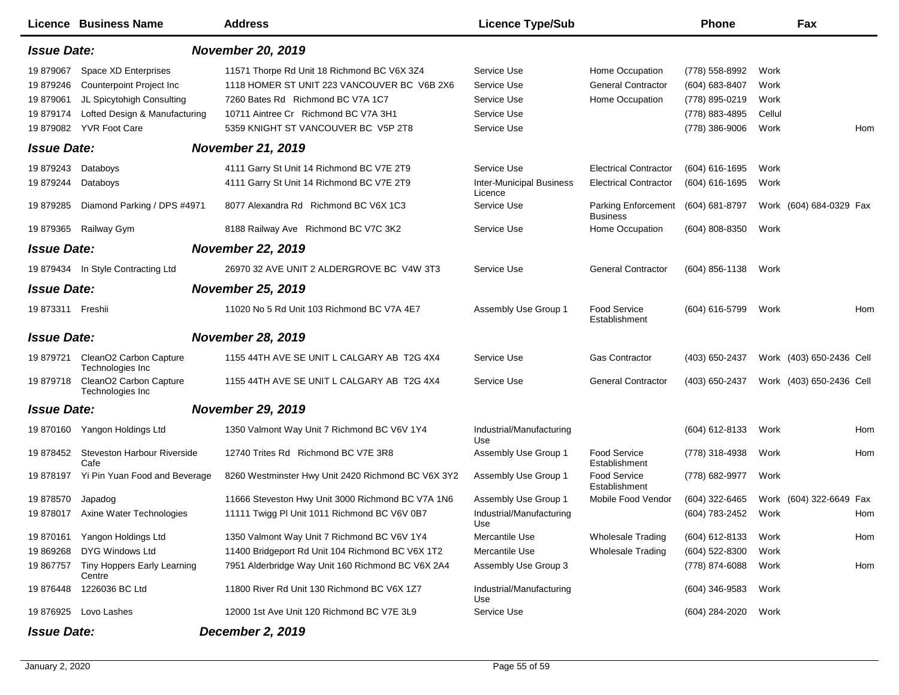| Licence | Business Name | Address | Licence Type/Sub | | Phone | | Fax | |
|---|---|---|---|---|---|---|---|---|
| ***Issue Date:*** | | ***November 20, 2019*** | | | | | | |
| 19 879067 | Space XD Enterprises | 11571 Thorpe Rd Unit 18 Richmond BC V6X 3Z4 | Service Use | Home Occupation | (778) 558-8992 | Work | | |
| 19 879246 | Counterpoint Project Inc | 1118 HOMER ST UNIT 223 VANCOUVER BC V6B 2X6 | Service Use | General Contractor | (604) 683-8407 | Work | | |
| 19 879061 | JL Spicytohigh Consulting | 7260 Bates Rd Richmond BC V7A 1C7 | Service Use | Home Occupation | (778) 895-0219 | Work | | |
| 19 879174 | Lofted Design & Manufacturing | 10711 Aintree Cr Richmond BC V7A 3H1 | Service Use | | (778) 883-4895 | Cellul | | |
| 19 879082 | YVR Foot Care | 5359 KNIGHT ST VANCOUVER BC V5P 2T8 | Service Use | | (778) 386-9006 | Work | | Hom |
| ***Issue Date:*** | | ***November 21, 2019*** | | | | | | |
| 19 879243 | Databoys | 4111 Garry St Unit 14 Richmond BC V7E 2T9 | Service Use | Electrical Contractor | (604) 616-1695 | Work | | |
| 19 879244 | Databoys | 4111 Garry St Unit 14 Richmond BC V7E 2T9 | Inter-Municipal Business Licence | Electrical Contractor | (604) 616-1695 | Work | | |
| 19 879285 | Diamond Parking / DPS #4971 | 8077 Alexandra Rd Richmond BC V6X 1C3 | Service Use | Parking Enforcement Business | (604) 681-8797 | Work | (604) 684-0329 | Fax |
| 19 879365 | Railway Gym | 8188 Railway Ave Richmond BC V7C 3K2 | Service Use | Home Occupation | (604) 808-8350 | Work | | |
| ***Issue Date:*** | | ***November 22, 2019*** | | | | | | |
| 19 879434 | In Style Contracting Ltd | 26970 32 AVE UNIT 2 ALDERGROVE BC V4W 3T3 | Service Use | General Contractor | (604) 856-1138 | Work | | |
| ***Issue Date:*** | | ***November 25, 2019*** | | | | | | |
| 19 873311 | Freshii | 11020 No 5 Rd Unit 103 Richmond BC V7A 4E7 | Assembly Use Group 1 | Food Service Establishment | (604) 616-5799 | Work | | Hom |
| ***Issue Date:*** | | ***November 28, 2019*** | | | | | | |
| 19 879721 | CleanO2 Carbon Capture Technologies Inc | 1155 44TH AVE SE UNIT L CALGARY AB T2G 4X4 | Service Use | Gas Contractor | (403) 650-2437 | Work | (403) 650-2436 | Cell |
| 19 879718 | CleanO2 Carbon Capture Technologies Inc | 1155 44TH AVE SE UNIT L CALGARY AB T2G 4X4 | Service Use | General Contractor | (403) 650-2437 | Work | (403) 650-2436 | Cell |
| ***Issue Date:*** | | ***November 29, 2019*** | | | | | | |
| 19 870160 | Yangon Holdings Ltd | 1350 Valmont Way Unit 7 Richmond BC V6V 1Y4 | Industrial/Manufacturing Use | | (604) 612-8133 | Work | | Hom |
| 19 878452 | Steveston Harbour Riverside Cafe | 12740 Trites Rd Richmond BC V7E 3R8 | Assembly Use Group 1 | Food Service Establishment | (778) 318-4938 | Work | | Hom |
| 19 878197 | Yi Pin Yuan Food and Beverage | 8260 Westminster Hwy Unit 2420 Richmond BC V6X 3Y2 | Assembly Use Group 1 | Food Service Establishment | (778) 682-9977 | Work | | |
| 19 878570 | Japadog | 11666 Steveston Hwy Unit 3000 Richmond BC V7A 1N6 | Assembly Use Group 1 | Mobile Food Vendor | (604) 322-6465 | Work | (604) 322-6649 | Fax |
| 19 878017 | Axine Water Technologies | 11111 Twigg Pl Unit 1011 Richmond BC V6V 0B7 | Industrial/Manufacturing Use | | (604) 783-2452 | Work | | Hom |
| 19 870161 | Yangon Holdings Ltd | 1350 Valmont Way Unit 7 Richmond BC V6V 1Y4 | Mercantile Use | Wholesale Trading | (604) 612-8133 | Work | | Hom |
| 19 869268 | DYG Windows Ltd | 11400 Bridgeport Rd Unit 104 Richmond BC V6X 1T2 | Mercantile Use | Wholesale Trading | (604) 522-8300 | Work | | |
| 19 867757 | Tiny Hoppers Early Learning Centre | 7951 Alderbridge Way Unit 160 Richmond BC V6X 2A4 | Assembly Use Group 3 | | (778) 874-6088 | Work | | Hom |
| 19 876448 | 1226036 BC Ltd | 11800 River Rd Unit 130 Richmond BC V6X 1Z7 | Industrial/Manufacturing Use | | (604) 346-9583 | Work | | |
| 19 876925 | Lovo Lashes | 12000 1st Ave Unit 120 Richmond BC V7E 3L9 | Service Use | | (604) 284-2020 | Work | | |
| ***Issue Date:*** | | ***December 2, 2019*** | | | | | | |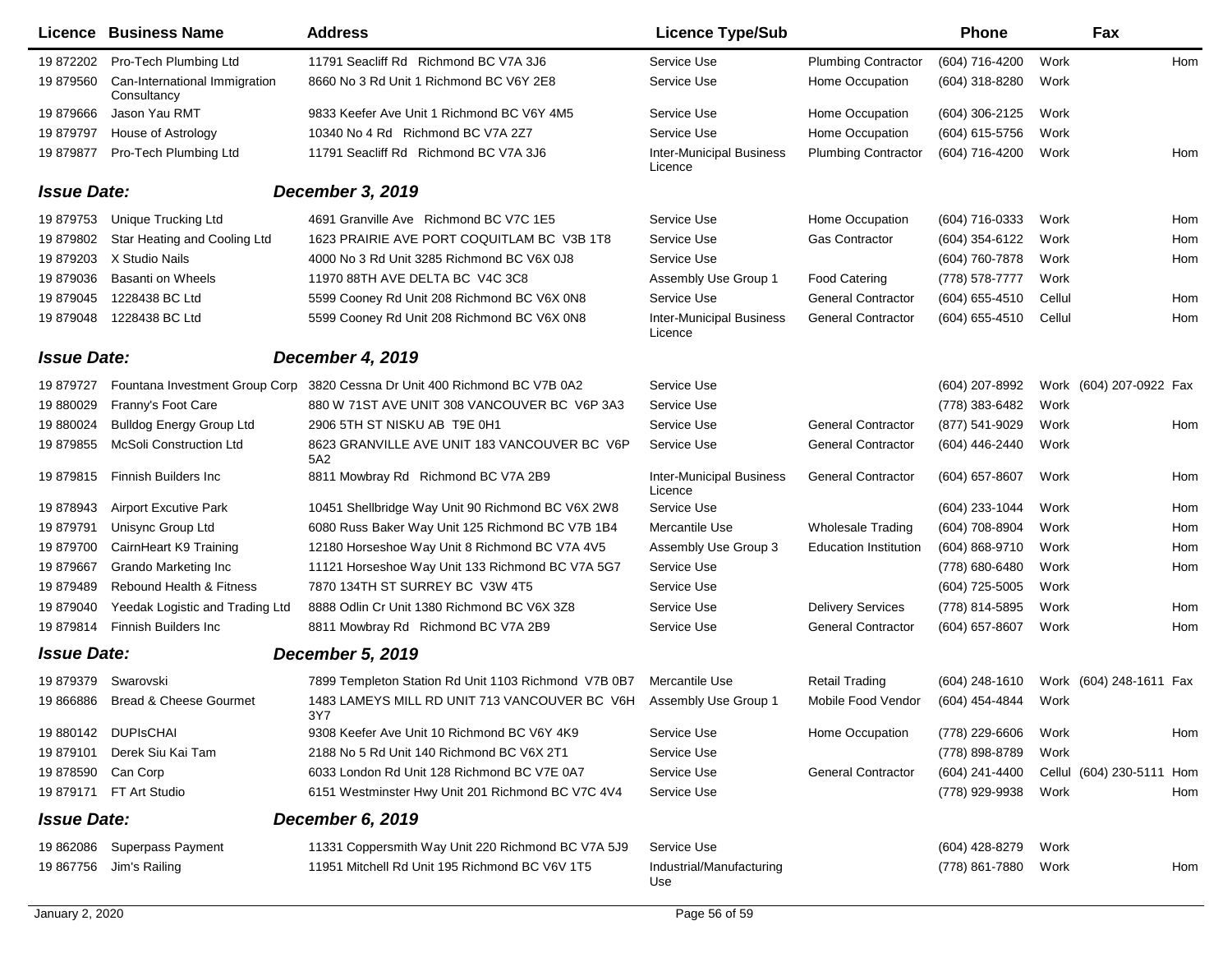| Licence | Business Name | Address | Licence Type/Sub | | Phone | | Fax | |
|---|---|---|---|---|---|---|---|---|
| 19 872202 | Pro-Tech Plumbing Ltd | 11791 Seacliff Rd Richmond BC V7A 3J6 | Service Use | Plumbing Contractor | (604) 716-4200 | Work | | Hom |
| 19 879560 | Can-International Immigration Consultancy | 8660 No 3 Rd Unit 1 Richmond BC V6Y 2E8 | Service Use | Home Occupation | (604) 318-8280 | Work | | |
| 19 879666 | Jason Yau RMT | 9833 Keefer Ave Unit 1 Richmond BC V6Y 4M5 | Service Use | Home Occupation | (604) 306-2125 | Work | | |
| 19 879797 | House of Astrology | 10340 No 4 Rd Richmond BC V7A 2Z7 | Service Use | Home Occupation | (604) 615-5756 | Work | | |
| 19 879877 | Pro-Tech Plumbing Ltd | 11791 Seacliff Rd Richmond BC V7A 3J6 | Inter-Municipal Business Licence | Plumbing Contractor | (604) 716-4200 | Work | | Hom |
| ***Issue Date:*** | | ***December 3, 2019*** | | | | | | |
| 19 879753 | Unique Trucking Ltd | 4691 Granville Ave Richmond BC V7C 1E5 | Service Use | Home Occupation | (604) 716-0333 | Work | | Hom |
| 19 879802 | Star Heating and Cooling Ltd | 1623 PRAIRIE AVE PORT COQUITLAM BC V3B 1T8 | Service Use | Gas Contractor | (604) 354-6122 | Work | | Hom |
| 19 879203 | X Studio Nails | 4000 No 3 Rd Unit 3285 Richmond BC V6X 0J8 | Service Use | | (604) 760-7878 | Work | | Hom |
| 19 879036 | Basanti on Wheels | 11970 88TH AVE DELTA BC V4C 3C8 | Assembly Use Group 1 | Food Catering | (778) 578-7777 | Work | | |
| 19 879045 | 1228438 BC Ltd | 5599 Cooney Rd Unit 208 Richmond BC V6X 0N8 | Service Use | General Contractor | (604) 655-4510 | Cellul | | Hom |
| 19 879048 | 1228438 BC Ltd | 5599 Cooney Rd Unit 208 Richmond BC V6X 0N8 | Inter-Municipal Business Licence | General Contractor | (604) 655-4510 | Cellul | | Hom |
| ***Issue Date:*** | | ***December 4, 2019*** | | | | | | |
| 19 879727 | Fountana Investment Group Corp | 3820 Cessna Dr Unit 400 Richmond BC V7B 0A2 | Service Use | | (604) 207-8992 | Work | (604) 207-0922 | Fax |
| 19 880029 | Franny's Foot Care | 880 W 71ST AVE UNIT 308 VANCOUVER BC V6P 3A3 | Service Use | | (778) 383-6482 | Work | | |
| 19 880024 | Bulldog Energy Group Ltd | 2906 5TH ST NISKU AB T9E 0H1 | Service Use | General Contractor | (877) 541-9029 | Work | | Hom |
| 19 879855 | McSoli Construction Ltd | 8623 GRANVILLE AVE UNIT 183 VANCOUVER BC V6P 5A2 | Service Use | General Contractor | (604) 446-2440 | Work | | |
| 19 879815 | Finnish Builders Inc | 8811 Mowbray Rd Richmond BC V7A 2B9 | Inter-Municipal Business Licence | General Contractor | (604) 657-8607 | Work | | Hom |
| 19 878943 | Airport Excutive Park | 10451 Shellbridge Way Unit 90 Richmond BC V6X 2W8 | Service Use | | (604) 233-1044 | Work | | Hom |
| 19 879791 | Unisync Group Ltd | 6080 Russ Baker Way Unit 125 Richmond BC V7B 1B4 | Mercantile Use | Wholesale Trading | (604) 708-8904 | Work | | Hom |
| 19 879700 | CairnHeart K9 Training | 12180 Horseshoe Way Unit 8 Richmond BC V7A 4V5 | Assembly Use Group 3 | Education Institution | (604) 868-9710 | Work | | Hom |
| 19 879667 | Grando Marketing Inc | 11121 Horseshoe Way Unit 133 Richmond BC V7A 5G7 | Service Use | | (778) 680-6480 | Work | | Hom |
| 19 879489 | Rebound Health & Fitness | 7870 134TH ST SURREY BC V3W 4T5 | Service Use | | (604) 725-5005 | Work | | |
| 19 879040 | Yeedak Logistic and Trading Ltd | 8888 Odlin Cr Unit 1380 Richmond BC V6X 3Z8 | Service Use | Delivery Services | (778) 814-5895 | Work | | Hom |
| 19 879814 | Finnish Builders Inc | 8811 Mowbray Rd Richmond BC V7A 2B9 | Service Use | General Contractor | (604) 657-8607 | Work | | Hom |
| ***Issue Date:*** | | ***December 5, 2019*** | | | | | | |
| 19 879379 | Swarovski | 7899 Templeton Station Rd Unit 1103 Richmond V7B 0B7 | Mercantile Use | Retail Trading | (604) 248-1610 | Work | (604) 248-1611 | Fax |
| 19 866886 | Bread & Cheese Gourmet | 1483 LAMEYS MILL RD UNIT 713 VANCOUVER BC V6H 3Y7 | Assembly Use Group 1 | Mobile Food Vendor | (604) 454-4844 | Work | | |
| 19 880142 | DUPIsCHAI | 9308 Keefer Ave Unit 10 Richmond BC V6Y 4K9 | Service Use | Home Occupation | (778) 229-6606 | Work | | Hom |
| 19 879101 | Derek Siu Kai Tam | 2188 No 5 Rd Unit 140 Richmond BC V6X 2T1 | Service Use | | (778) 898-8789 | Work | | |
| 19 878590 | Can Corp | 6033 London Rd Unit 128 Richmond BC V7E 0A7 | Service Use | General Contractor | (604) 241-4400 | Cellul | (604) 230-5111 | Hom |
| 19 879171 | FT Art Studio | 6151 Westminster Hwy Unit 201 Richmond BC V7C 4V4 | Service Use | | (778) 929-9938 | Work | | Hom |
| ***Issue Date:*** | | ***December 6, 2019*** | | | | | | |
| 19 862086 | Superpass Payment | 11331 Coppersmith Way Unit 220 Richmond BC V7A 5J9 | Service Use | | (604) 428-8279 | Work | | |
| 19 867756 | Jim's Railing | 11951 Mitchell Rd Unit 195 Richmond BC V6V 1T5 | Industrial/Manufacturing Use | | (778) 861-7880 | Work | | Hom |

January 2, 2020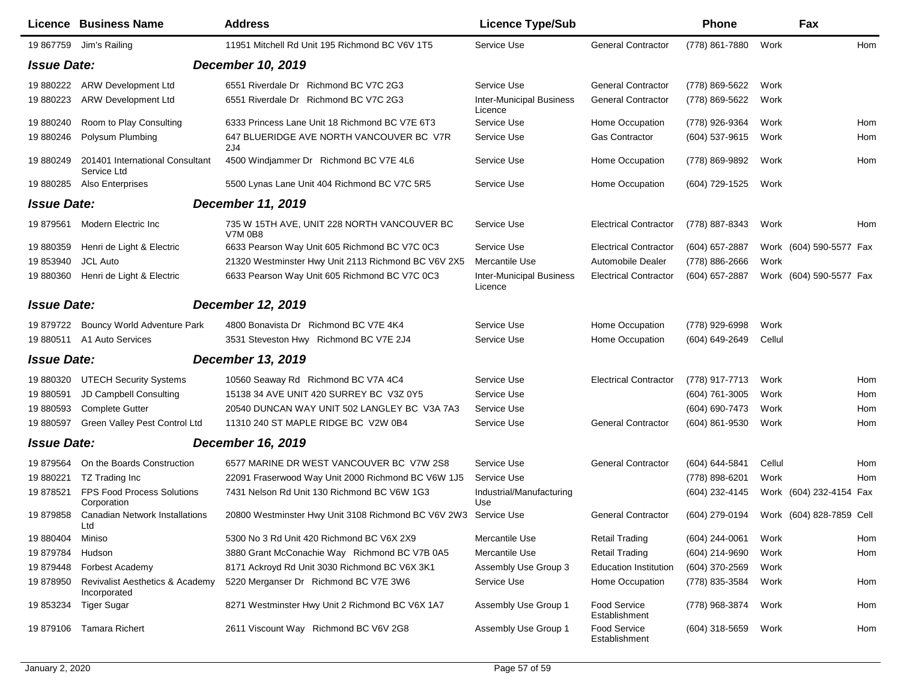| Licence | Business Name | Address | Licence Type/Sub | | Phone | | Fax | |
|---|---|---|---|---|---|---|---|---|
| 19 867759 | Jim's Railing | 11951 Mitchell Rd Unit 195 Richmond BC V6V 1T5 | Service Use | General Contractor | (778) 861-7880 | Work | | Hom |
| ***Issue Date:*** | | ***December 10, 2019*** | | | | | | |
| 19 880222 | ARW Development Ltd | 6551 Riverdale Dr Richmond BC V7C 2G3 | Service Use | General Contractor | (778) 869-5622 | Work | | |
| 19 880223 | ARW Development Ltd | 6551 Riverdale Dr Richmond BC V7C 2G3 | Inter-Municipal Business Licence | General Contractor | (778) 869-5622 | Work | | |
| 19 880240 | Room to Play Consulting | 6333 Princess Lane Unit 18 Richmond BC V7E 6T3 | Service Use | Home Occupation | (778) 926-9364 | Work | | Hom |
| 19 880246 | Polysum Plumbing | 647 BLUERIDGE AVE NORTH VANCOUVER BC V7R 2J4 | Service Use | Gas Contractor | (604) 537-9615 | Work | | Hom |
| 19 880249 | 201401 International Consultant Service Ltd | 4500 Windjammer Dr Richmond BC V7E 4L6 | Service Use | Home Occupation | (778) 869-9892 | Work | | Hom |
| 19 880285 | Also Enterprises | 5500 Lynas Lane Unit 404 Richmond BC V7C 5R5 | Service Use | Home Occupation | (604) 729-1525 | Work | | |
| ***Issue Date:*** | | ***December 11, 2019*** | | | | | | |
| 19 879561 | Modern Electric Inc | 735 W 15TH AVE, UNIT 228 NORTH VANCOUVER BC V7M 0B8 | Service Use | Electrical Contractor | (778) 887-8343 | Work | | Hom |
| 19 880359 | Henri de Light & Electric | 6633 Pearson Way Unit 605 Richmond BC V7C 0C3 | Service Use | Electrical Contractor | (604) 657-2887 | Work | (604) 590-5577 | Fax |
| 19 853940 | JCL Auto | 21320 Westminster Hwy Unit 2113 Richmond BC V6V 2X5 | Mercantile Use | Automobile Dealer | (778) 886-2666 | Work | | |
| 19 880360 | Henri de Light & Electric | 6633 Pearson Way Unit 605 Richmond BC V7C 0C3 | Inter-Municipal Business Licence | Electrical Contractor | (604) 657-2887 | Work | (604) 590-5577 | Fax |
| ***Issue Date:*** | | ***December 12, 2019*** | | | | | | |
| 19 879722 | Bouncy World Adventure Park | 4800 Bonavista Dr Richmond BC V7E 4K4 | Service Use | Home Occupation | (778) 929-6998 | Work | | |
| 19 880511 | A1 Auto Services | 3531 Steveston Hwy Richmond BC V7E 2J4 | Service Use | Home Occupation | (604) 649-2649 | Cellul | | |
| ***Issue Date:*** | | ***December 13, 2019*** | | | | | | |
| 19 880320 | UTECH Security Systems | 10560 Seaway Rd Richmond BC V7A 4C4 | Service Use | Electrical Contractor | (778) 917-7713 | Work | | Hom |
| 19 880591 | JD Campbell Consulting | 15138 34 AVE UNIT 420 SURREY BC V3Z 0Y5 | Service Use | | (604) 761-3005 | Work | | Hom |
| 19 880593 | Complete Gutter | 20540 DUNCAN WAY UNIT 502 LANGLEY BC V3A 7A3 | Service Use | | (604) 690-7473 | Work | | Hom |
| 19 880597 | Green Valley Pest Control Ltd | 11310 240 ST MAPLE RIDGE BC V2W 0B4 | Service Use | General Contractor | (604) 861-9530 | Work | | Hom |
| ***Issue Date:*** | | ***December 16, 2019*** | | | | | | |
| 19 879564 | On the Boards Construction | 6577 MARINE DR WEST VANCOUVER BC V7W 2S8 | Service Use | General Contractor | (604) 644-5841 | Cellul | | Hom |
| 19 880221 | TZ Trading Inc | 22091 Fraserwood Way Unit 2000 Richmond BC V6W 1J5 | Service Use | | (778) 898-6201 | Work | | Hom |
| 19 878521 | FPS Food Process Solutions Corporation | 7431 Nelson Rd Unit 130 Richmond BC V6W 1G3 | Industrial/Manufacturing Use | | (604) 232-4145 | Work | (604) 232-4154 | Fax |
| 19 879858 | Canadian Network Installations Ltd | 20800 Westminster Hwy Unit 3108 Richmond BC V6V 2W3 | Service Use | General Contractor | (604) 279-0194 | Work | (604) 828-7859 | Cell |
| 19 880404 | Miniso | 5300 No 3 Rd Unit 420 Richmond BC V6X 2X9 | Mercantile Use | Retail Trading | (604) 244-0061 | Work | | Hom |
| 19 879784 | Hudson | 3880 Grant McConachie Way Richmond BC V7B 0A5 | Mercantile Use | Retail Trading | (604) 214-9690 | Work | | Hom |
| 19 879448 | Forbest Academy | 8171 Ackroyd Rd Unit 3030 Richmond BC V6X 3K1 | Assembly Use Group 3 | Education Institution | (604) 370-2569 | Work | | |
| 19 878950 | Revivalist Aesthetics & Academy Incorporated | 5220 Merganser Dr Richmond BC V7E 3W6 | Service Use | Home Occupation | (778) 835-3584 | Work | | Hom |
| 19 853234 | Tiger Sugar | 8271 Westminster Hwy Unit 2 Richmond BC V6X 1A7 | Assembly Use Group 1 | Food Service Establishment | (778) 968-3874 | Work | | Hom |
| 19 879106 | Tamara Richert | 2611 Viscount Way Richmond BC V6V 2G8 | Assembly Use Group 1 | Food Service Establishment | (604) 318-5659 | Work | | Hom |

January 2, 2020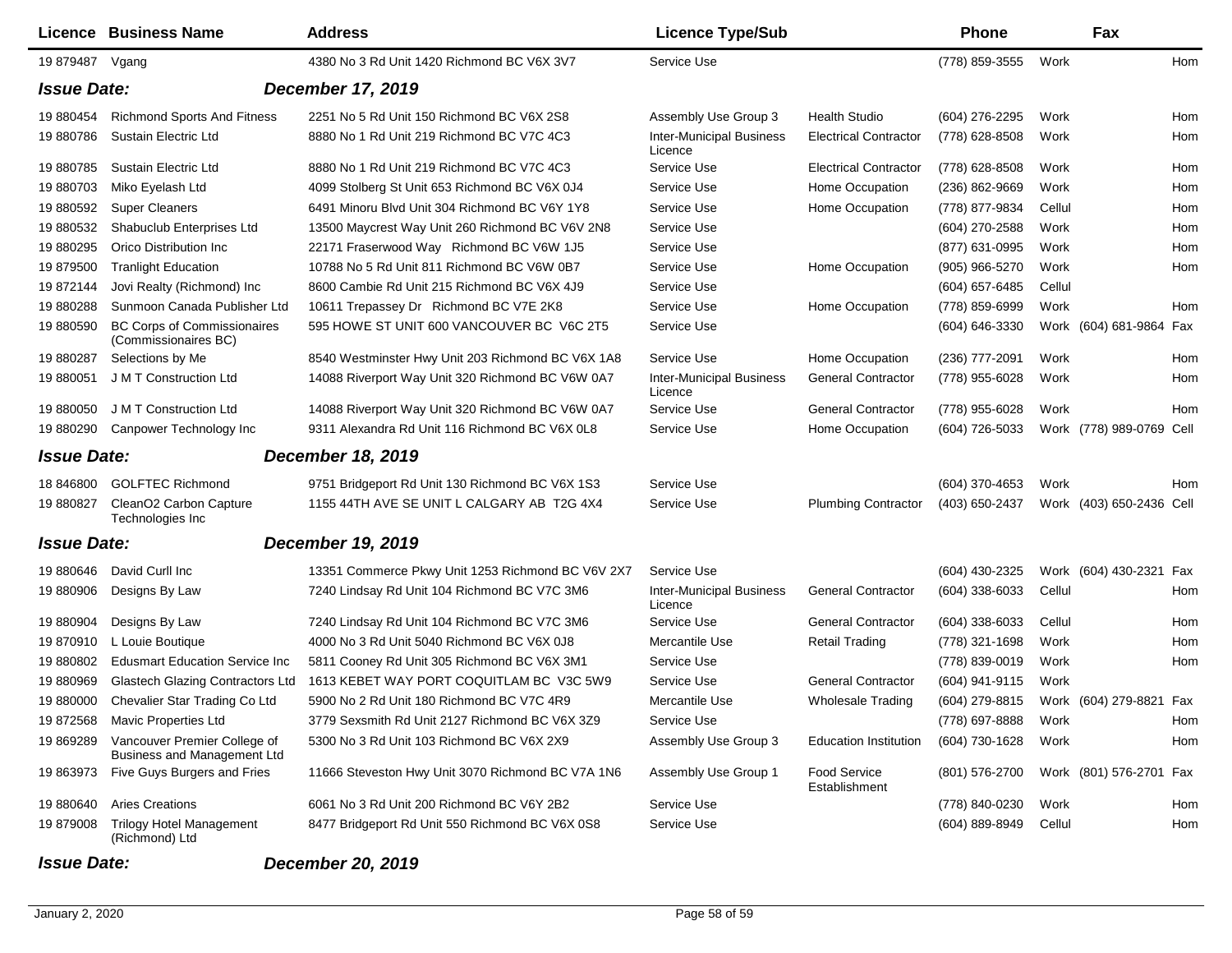| Licence | Business Name | Address | Licence Type/Sub | | Phone | | Fax | |
|---|---|---|---|---|---|---|---|---|
| 19 879487 | Vgang | 4380 No 3 Rd Unit 1420 Richmond BC V6X 3V7 | Service Use | | (778) 859-3555 | Work | | Hom |
| ***Issue Date:*** | | ***December 17, 2019*** | | | | | | |
| 19 880454 | Richmond Sports And Fitness | 2251 No 5 Rd Unit 150 Richmond BC V6X 2S8 | Assembly Use Group 3 | Health Studio | (604) 276-2295 | Work | | Hom |
| 19 880786 | Sustain Electric Ltd | 8880 No 1 Rd Unit 219 Richmond BC V7C 4C3 | Inter-Municipal Business Licence | Electrical Contractor | (778) 628-8508 | Work | | Hom |
| 19 880785 | Sustain Electric Ltd | 8880 No 1 Rd Unit 219 Richmond BC V7C 4C3 | Service Use | Electrical Contractor | (778) 628-8508 | Work | | Hom |
| 19 880703 | Miko Eyelash Ltd | 4099 Stolberg St Unit 653 Richmond BC V6X 0J4 | Service Use | Home Occupation | (236) 862-9669 | Work | | Hom |
| 19 880592 | Super Cleaners | 6491 Minoru Blvd Unit 304 Richmond BC V6Y 1Y8 | Service Use | Home Occupation | (778) 877-9834 | Cellul | | Hom |
| 19 880532 | Shabuclub Enterprises Ltd | 13500 Maycrest Way Unit 260 Richmond BC V6V 2N8 | Service Use | | (604) 270-2588 | Work | | Hom |
| 19 880295 | Orico Distribution Inc | 22171 Fraserwood Way Richmond BC V6W 1J5 | Service Use | | (877) 631-0995 | Work | | Hom |
| 19 879500 | Tranlight Education | 10788 No 5 Rd Unit 811 Richmond BC V6W 0B7 | Service Use | Home Occupation | (905) 966-5270 | Work | | Hom |
| 19 872144 | Jovi Realty (Richmond) Inc | 8600 Cambie Rd Unit 215 Richmond BC V6X 4J9 | Service Use | | (604) 657-6485 | Cellul | | |
| 19 880288 | Sunmoon Canada Publisher Ltd | 10611 Trepassey Dr Richmond BC V7E 2K8 | Service Use | Home Occupation | (778) 859-6999 | Work | | Hom |
| 19 880590 | BC Corps of Commissionaires (Commissionaires BC) | 595 HOWE ST UNIT 600 VANCOUVER BC V6C 2T5 | Service Use | | (604) 646-3330 | Work | (604) 681-9864 | Fax |
| 19 880287 | Selections by Me | 8540 Westminster Hwy Unit 203 Richmond BC V6X 1A8 | Service Use | Home Occupation | (236) 777-2091 | Work | | Hom |
| 19 880051 | J M T Construction Ltd | 14088 Riverport Way Unit 320 Richmond BC V6W 0A7 | Inter-Municipal Business Licence | General Contractor | (778) 955-6028 | Work | | Hom |
| 19 880050 | J M T Construction Ltd | 14088 Riverport Way Unit 320 Richmond BC V6W 0A7 | Service Use | General Contractor | (778) 955-6028 | Work | | Hom |
| 19 880290 | Canpower Technology Inc | 9311 Alexandra Rd Unit 116 Richmond BC V6X 0L8 | Service Use | Home Occupation | (604) 726-5033 | Work | (778) 989-0769 | Cell |
| ***Issue Date:*** | | ***December 18, 2019*** | | | | | | |
| 18 846800 | GOLFTEC Richmond | 9751 Bridgeport Rd Unit 130 Richmond BC V6X 1S3 | Service Use | | (604) 370-4653 | Work | | Hom |
| 19 880827 | CleanO2 Carbon Capture Technologies Inc | 1155 44TH AVE SE UNIT L CALGARY AB T2G 4X4 | Service Use | Plumbing Contractor | (403) 650-2437 | Work | (403) 650-2436 | Cell |
| ***Issue Date:*** | | ***December 19, 2019*** | | | | | | |
| 19 880646 | David Curll Inc | 13351 Commerce Pkwy Unit 1253 Richmond BC V6V 2X7 | Service Use | | (604) 430-2325 | Work | (604) 430-2321 | Fax |
| 19 880906 | Designs By Law | 7240 Lindsay Rd Unit 104 Richmond BC V7C 3M6 | Inter-Municipal Business Licence | General Contractor | (604) 338-6033 | Cellul | | Hom |
| 19 880904 | Designs By Law | 7240 Lindsay Rd Unit 104 Richmond BC V7C 3M6 | Service Use | General Contractor | (604) 338-6033 | Cellul | | Hom |
| 19 870910 | L Louie Boutique | 4000 No 3 Rd Unit 5040 Richmond BC V6X 0J8 | Mercantile Use | Retail Trading | (778) 321-1698 | Work | | Hom |
| 19 880802 | Edusmart Education Service Inc | 5811 Cooney Rd Unit 305 Richmond BC V6X 3M1 | Service Use | | (778) 839-0019 | Work | | Hom |
| 19 880969 | Glastech Glazing Contractors Ltd | 1613 KEBET WAY PORT COQUITLAM BC V3C 5W9 | Service Use | General Contractor | (604) 941-9115 | Work | | |
| 19 880000 | Chevalier Star Trading Co Ltd | 5900 No 2 Rd Unit 180 Richmond BC V7C 4R9 | Mercantile Use | Wholesale Trading | (604) 279-8815 | Work | (604) 279-8821 | Fax |
| 19 872568 | Mavic Properties Ltd | 3779 Sexsmith Rd Unit 2127 Richmond BC V6X 3Z9 | Service Use | | (778) 697-8888 | Work | | Hom |
| 19 869289 | Vancouver Premier College of Business and Management Ltd | 5300 No 3 Rd Unit 103 Richmond BC V6X 2X9 | Assembly Use Group 3 | Education Institution | (604) 730-1628 | Work | | Hom |
| 19 863973 | Five Guys Burgers and Fries | 11666 Steveston Hwy Unit 3070 Richmond BC V7A 1N6 | Assembly Use Group 1 | Food Service Establishment | (801) 576-2700 | Work | (801) 576-2701 | Fax |
| 19 880640 | Aries Creations | 6061 No 3 Rd Unit 200 Richmond BC V6Y 2B2 | Service Use | | (778) 840-0230 | Work | | Hom |
| 19 879008 | Trilogy Hotel Management (Richmond) Ltd | 8477 Bridgeport Rd Unit 550 Richmond BC V6X 0S8 | Service Use | | (604) 889-8949 | Cellul | | Hom |
| ***Issue Date:*** | | ***December 20, 2019*** | | | | | | |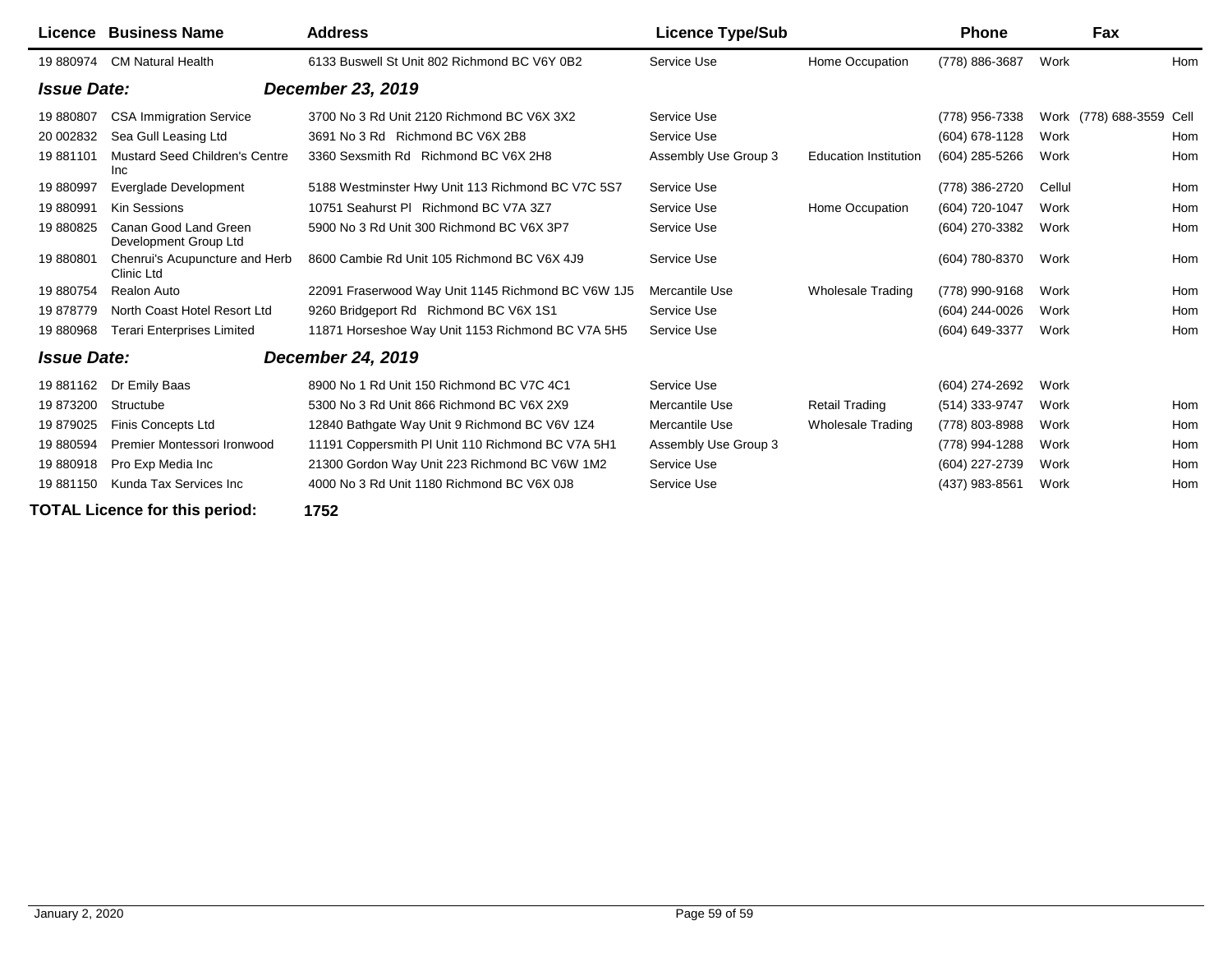| Licence | Business Name | Address | Licence Type/Sub | | Phone | | Fax | |
|---|---|---|---|---|---|---|---|---|
| 19 880974 | CM Natural Health | 6133 Buswell St Unit 802 Richmond BC V6Y 0B2 | Service Use | Home Occupation | (778) 886-3687 | Work | | Hom |
| ***Issue Date:*** | | ***December 23, 2019*** | | | | | | |
| 19 880807 | CSA Immigration Service | 3700 No 3 Rd Unit 2120 Richmond BC V6X 3X2 | Service Use | | (778) 956-7338 | Work | (778) 688-3559 | Cell |
| 20 002832 | Sea Gull Leasing Ltd | 3691 No 3 Rd Richmond BC V6X 2B8 | Service Use | | (604) 678-1128 | Work | | Hom |
| 19 881101 | Mustard Seed Children's Centre Inc | 3360 Sexsmith Rd Richmond BC V6X 2H8 | Assembly Use Group 3 | Education Institution | (604) 285-5266 | Work | | Hom |
| 19 880997 | Everglade Development | 5188 Westminster Hwy Unit 113 Richmond BC V7C 5S7 | Service Use | | (778) 386-2720 | Cellul | | Hom |
| 19 880991 | Kin Sessions | 10751 Seahurst Pl Richmond BC V7A 3Z7 | Service Use | Home Occupation | (604) 720-1047 | Work | | Hom |
| 19 880825 | Canan Good Land Green Development Group Ltd | 5900 No 3 Rd Unit 300 Richmond BC V6X 3P7 | Service Use | | (604) 270-3382 | Work | | Hom |
| 19 880801 | Chenrui's Acupuncture and Herb Clinic Ltd | 8600 Cambie Rd Unit 105 Richmond BC V6X 4J9 | Service Use | | (604) 780-8370 | Work | | Hom |
| 19 880754 | Realon Auto | 22091 Fraserwood Way Unit 1145 Richmond BC V6W 1J5 | Mercantile Use | Wholesale Trading | (778) 990-9168 | Work | | Hom |
| 19 878779 | North Coast Hotel Resort Ltd | 9260 Bridgeport Rd Richmond BC V6X 1S1 | Service Use | | (604) 244-0026 | Work | | Hom |
| 19 880968 | Terari Enterprises Limited | 11871 Horseshoe Way Unit 1153 Richmond BC V7A 5H5 | Service Use | | (604) 649-3377 | Work | | Hom |
| ***Issue Date:*** | | ***December 24, 2019*** | | | | | | |
| 19 881162 | Dr Emily Baas | 8900 No 1 Rd Unit 150 Richmond BC V7C 4C1 | Service Use | | (604) 274-2692 | Work | | |
| 19 873200 | Structube | 5300 No 3 Rd Unit 866 Richmond BC V6X 2X9 | Mercantile Use | Retail Trading | (514) 333-9747 | Work | | Hom |
| 19 879025 | Finis Concepts Ltd | 12840 Bathgate Way Unit 9 Richmond BC V6V 1Z4 | Mercantile Use | Wholesale Trading | (778) 803-8988 | Work | | Hom |
| 19 880594 | Premier Montessori Ironwood | 11191 Coppersmith Pl Unit 110 Richmond BC V7A 5H1 | Assembly Use Group 3 | | (778) 994-1288 | Work | | Hom |
| 19 880918 | Pro Exp Media Inc | 21300 Gordon Way Unit 223 Richmond BC V6W 1M2 | Service Use | | (604) 227-2739 | Work | | Hom |
| 19 881150 | Kunda Tax Services Inc | 4000 No 3 Rd Unit 1180 Richmond BC V6X 0J8 | Service Use | | (437) 983-8561 | Work | | Hom |

**TOTAL Licence for this period:** **1752**